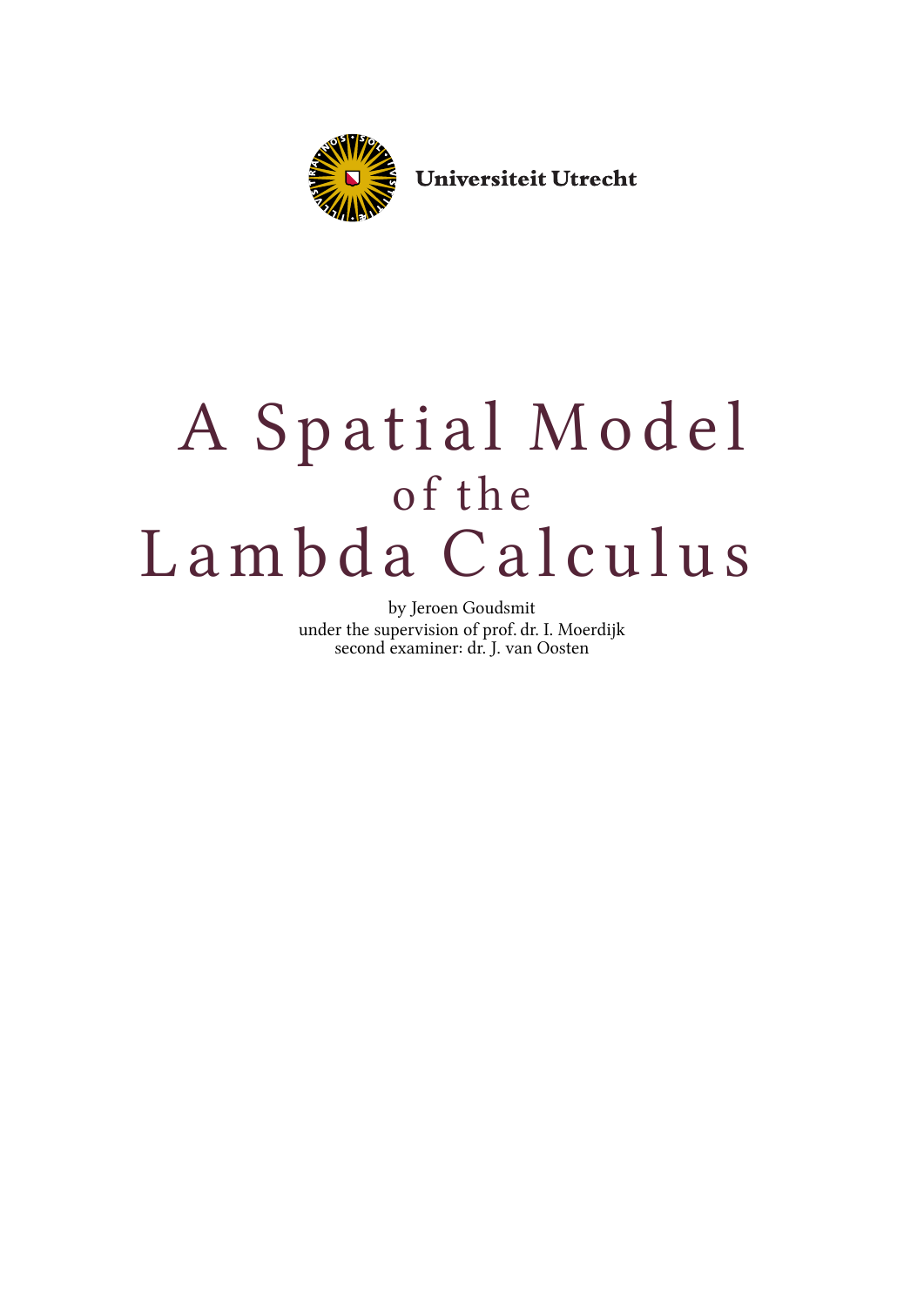Universiteit Utrecht

# A Spatial Model of the Lambda Calculus

by Jeroen Goudsmit
under the supervision of prof. dr. I. Moerdijk
second examiner: dr. J. van Oosten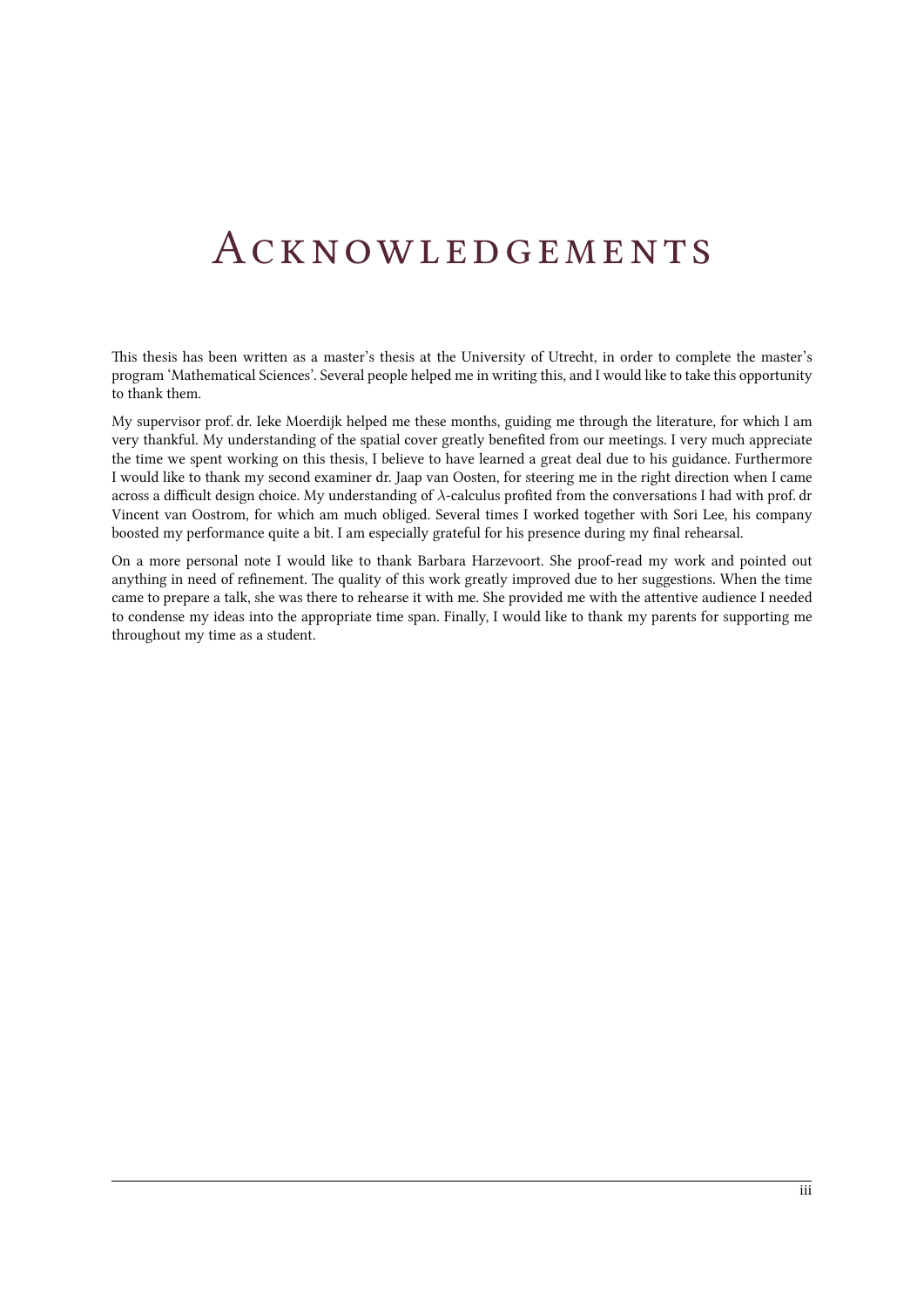# Acknowledgements

This thesis has been written as a master's thesis at the University of Utrecht, in order to complete the master's program 'Mathematical Sciences'. Several people helped me in writing this, and I would like to take this opportunity to thank them.

My supervisor prof. dr. Ieke Moerdijk helped me these months, guiding me through the literature, for which I am very thankful. My understanding of the spatial cover greatly benefited from our meetings. I very much appreciate the time we spent working on this thesis, I believe to have learned a great deal due to his guidance. Furthermore I would like to thank my second examiner dr. Jaap van Oosten, for steering me in the right direction when I came across a difficult design choice. My understanding of $\lambda$-calculus profited from the conversations I had with prof. dr Vincent van Oostrom, for which am much obliged. Several times I worked together with Sori Lee, his company boosted my performance quite a bit. I am especially grateful for his presence during my final rehearsal.

On a more personal note I would like to thank Barbara Harzevoort. She proof-read my work and pointed out anything in need of refinement. The quality of this work greatly improved due to her suggestions. When the time came to prepare a talk, she was there to rehearse it with me. She provided me with the attentive audience I needed to condense my ideas into the appropriate time span. Finally, I would like to thank my parents for supporting me throughout my time as a student.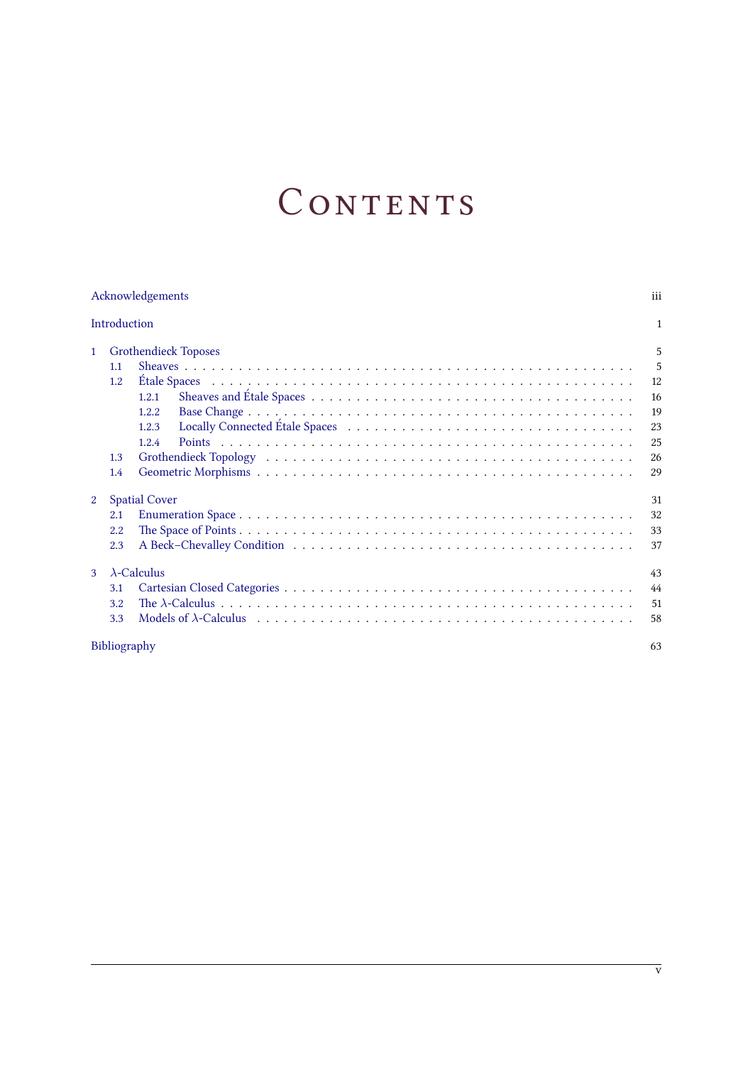# Contents

Acknowledgements iii

Introduction 1

1 Grothendieck Toposes 5
- 1.1 Sheaves 5
- 1.2 Étale Spaces 12
  - 1.2.1 Sheaves and Étale Spaces 16
  - 1.2.2 Base Change 19
  - 1.2.3 Locally Connected Étale Spaces 23
  - 1.2.4 Points 25
- 1.3 Grothendieck Topology 26
- 1.4 Geometric Morphisms 29

2 Spatial Cover 31
- 2.1 Enumeration Space 32
- 2.2 The Space of Points 33
- 2.3 A Beck–Chevalley Condition 37

3 $\lambda$-Calculus 43
- 3.1 Cartesian Closed Categories 44
- 3.2 The $\lambda$-Calculus 51
- 3.3 Models of $\lambda$-Calculus 58

Bibliography 63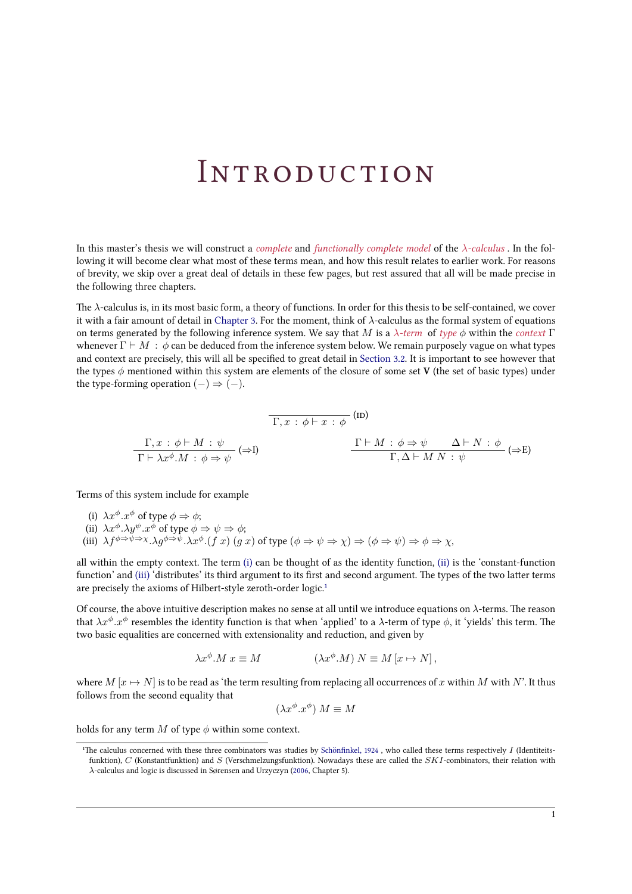# Introduction

In this master's thesis we will construct a *complete* and *functionally complete model* of the *$\lambda$-calculus* . In the following it will become clear what most of these terms mean, and how this result relates to earlier work. For reasons of brevity, we skip over a great deal of details in these few pages, but rest assured that all will be made precise in the following three chapters.

The $\lambda$-calculus is, in its most basic form, a theory of functions. In order for this thesis to be self-contained, we cover it with a fair amount of detail in Chapter 3. For the moment, think of $\lambda$-calculus as the formal system of equations on terms generated by the following inference system. We say that $M$ is a *$\lambda$-term* of *type* $\phi$ within the *context* $\Gamma$ whenever $\Gamma \vdash M : \phi$ can be deduced from the inference system below. We remain purposely vague on what types and context are precisely, this will all be specified to great detail in Section 3.2. It is important to see however that the types $\phi$ mentioned within this system are elements of the closure of some set **V** (the set of basic types) under the type-forming operation $(-) \Rightarrow (-)$.

$$\frac{}{\Gamma, x : \phi \vdash x : \phi}\ (\textsc{id})$$

$$\frac{\Gamma, x : \phi \vdash M : \psi}{\Gamma \vdash \lambda x^{\phi}.M : \phi \Rightarrow \psi}\ (\Rightarrow\text{I}) \qquad\qquad \frac{\Gamma \vdash M : \phi \Rightarrow \psi \qquad \Delta \vdash N : \phi}{\Gamma, \Delta \vdash M\ N : \psi}\ (\Rightarrow\text{E})$$

Terms of this system include for example

(i) $\lambda x^{\phi}.x^{\phi}$ of type $\phi \Rightarrow \phi$;
(ii) $\lambda x^{\phi}.\lambda y^{\psi}.x^{\phi}$ of type $\phi \Rightarrow \psi \Rightarrow \phi$;
(iii) $\lambda f^{\phi \Rightarrow \psi \Rightarrow \chi}.\lambda g^{\phi \Rightarrow \psi}.\lambda x^{\phi}.(f\ x)\ (g\ x)$ of type $(\phi \Rightarrow \psi \Rightarrow \chi) \Rightarrow (\phi \Rightarrow \psi) \Rightarrow \phi \Rightarrow \chi$,

all within the empty context. The term (i) can be thought of as the identity function, (ii) is the 'constant-function function' and (iii) 'distributes' its third argument to its first and second argument. The types of the two latter terms are precisely the axioms of Hilbert-style zeroth-order logic.[1]

Of course, the above intuitive description makes no sense at all until we introduce equations on $\lambda$-terms. The reason that $\lambda x^{\phi}.x^{\phi}$ resembles the identity function is that when 'applied' to a $\lambda$-term of type $\phi$, it 'yields' this term. The two basic equalities are concerned with extensionality and reduction, and given by

$$\lambda x^{\phi}.M\ x \equiv M \qquad\qquad (\lambda x^{\phi}.M)\ N \equiv M\,[x \mapsto N]\,,$$

where $M\,[x \mapsto N]$ is to be read as 'the term resulting from replacing all occurrences of $x$ within $M$ with $N$'. It thus follows from the second equality that

$$(\lambda x^{\phi}.x^{\phi})\ M \equiv M$$

holds for any term $M$ of type $\phi$ within some context.

[1] The calculus concerned with these three combinators was studies by Schönfinkel, 1924 , who called these terms respectively $I$ (Identiteitsfunktion), $C$ (Konstantfunktion) and $S$ (Verschmelzungsfunktion). Nowadays these are called the $SKI$-combinators, their relation with $\lambda$-calculus and logic is discussed in Sørensen and Urzyczyn (2006, Chapter 5).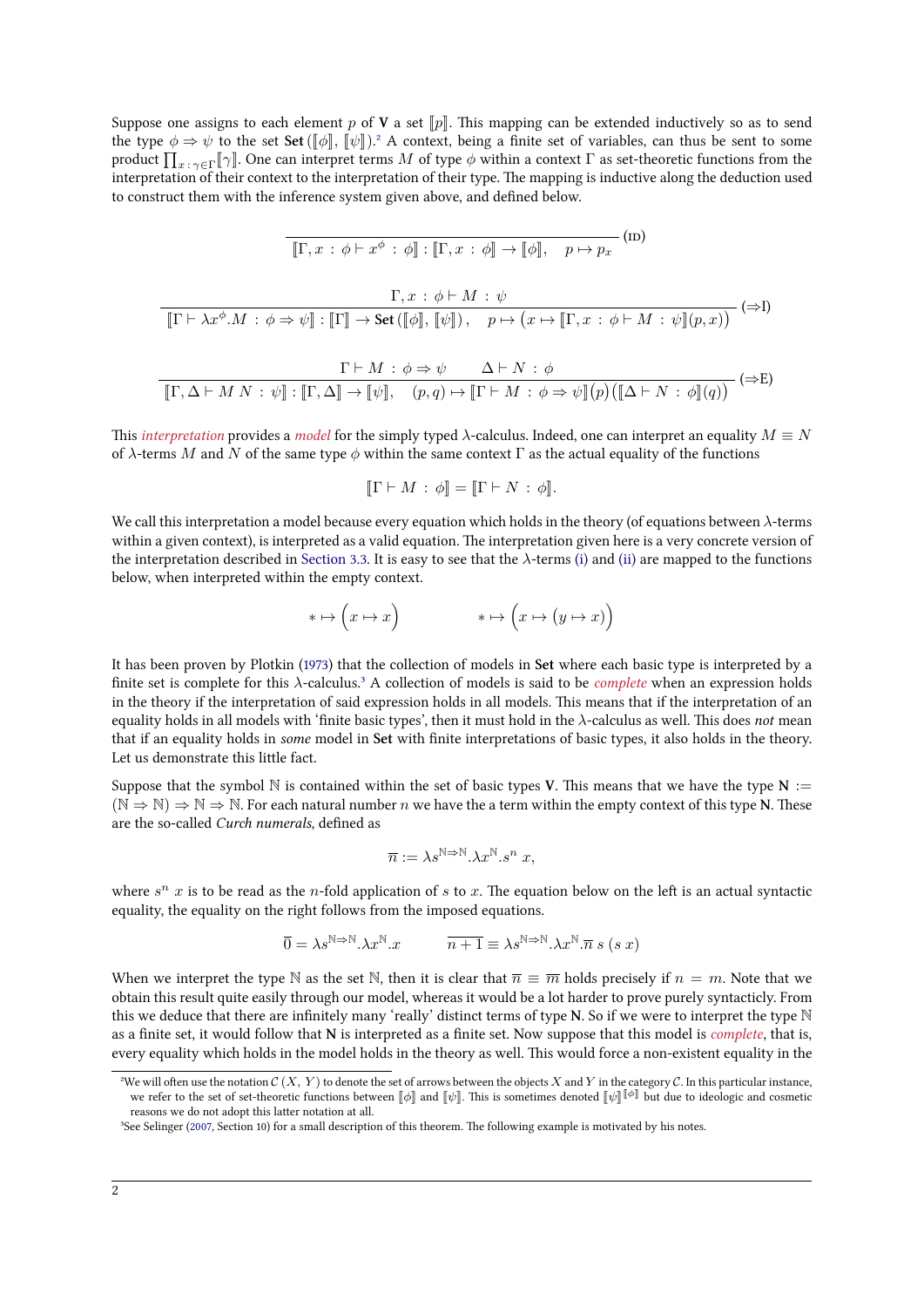Suppose one assigns to each element $p$ of $\mathbf{V}$ a set $[\![p]\!]$. This mapping can be extended inductively so as to send the type $\phi \Rightarrow \psi$ to the set $\mathbf{Set}\left([\![\phi]\!], [\![\psi]\!]\right)$.[2] A context, being a finite set of variables, can thus be sent to some product $\prod_{x\,:\,\gamma \in \Gamma}[\![\gamma]\!]$. One can interpret terms $M$ of type $\phi$ within a context $\Gamma$ as set-theoretic functions from the interpretation of their context to the interpretation of their type. The mapping is inductive along the deduction used to construct them with the inference system given above, and defined below.

$$\frac{}{[\![\Gamma, x : \phi \vdash x^{\phi} : \phi]\!] : [\![\Gamma, x : \phi]\!] \to [\![\phi]\!], \quad p \mapsto p_x} \text{(ID)}$$

$$\frac{\Gamma, x : \phi \vdash M : \psi}{[\![\Gamma \vdash \lambda x^{\phi}.M : \phi \Rightarrow \psi]\!] : [\![\Gamma]\!] \to \mathbf{Set}\left([\![\phi]\!], [\![\psi]\!]\right), \quad p \mapsto \left(x \mapsto [\![\Gamma, x : \phi \vdash M : \psi]\!](p, x)\right)} (\Rightarrow\text{I})$$

$$\frac{\Gamma \vdash M : \phi \Rightarrow \psi \qquad \Delta \vdash N : \phi}{[\![\Gamma, \Delta \vdash M\ N : \psi]\!] : [\![\Gamma, \Delta]\!] \to [\![\psi]\!], \quad (p, q) \mapsto [\![\Gamma \vdash M : \phi \Rightarrow \psi]\!](p)\left([\![\Delta \vdash N : \phi]\!](q)\right)} (\Rightarrow\text{E})$$

This *interpretation* provides a *model* for the simply typed $\lambda$-calculus. Indeed, one can interpret an equality $M \equiv N$ of $\lambda$-terms $M$ and $N$ of the same type $\phi$ within the same context $\Gamma$ as the actual equality of the functions

$$[\![\Gamma \vdash M : \phi]\!] = [\![\Gamma \vdash N : \phi]\!].$$

We call this interpretation a model because every equation which holds in the theory (of equations between $\lambda$-terms within a given context), is interpreted as a valid equation. The interpretation given here is a very concrete version of the interpretation described in Section 3.3. It is easy to see that the $\lambda$-terms (i) and (ii) are mapped to the functions below, when interpreted within the empty context.

$$* \mapsto \left(x \mapsto x\right) \qquad\qquad * \mapsto \left(x \mapsto \left(y \mapsto x\right)\right)$$

It has been proven by Plotkin (1973) that the collection of models in $\mathbf{Set}$ where each basic type is interpreted by a finite set is complete for this $\lambda$-calculus.[3] A collection of models is said to be *complete* when an expression holds in the theory if the interpretation of said expression holds in all models. This means that if the interpretation of an equality holds in all models with 'finite basic types', then it must hold in the $\lambda$-calculus as well. This does *not* mean that if an equality holds in *some* model in $\mathbf{Set}$ with finite interpretations of basic types, it also holds in the theory. Let us demonstrate this little fact.

Suppose that the symbol $\mathbb{N}$ is contained within the set of basic types $\mathbf{V}$. This means that we have the type $\mathbf{N} := (\mathbb{N} \Rightarrow \mathbb{N}) \Rightarrow \mathbb{N} \Rightarrow \mathbb{N}$. For each natural number $n$ we have the a term within the empty context of this type $\mathbf{N}$. These are the so-called *Curch numerals*, defined as

$$\overline{n} := \lambda s^{\mathbb{N} \Rightarrow \mathbb{N}}.\lambda x^{\mathbb{N}}.s^n\ x,$$

where $s^n\ x$ is to be read as the $n$-fold application of $s$ to $x$. The equation below on the left is an actual syntactic equality, the equality on the right follows from the imposed equations.

$$\overline{0} = \lambda s^{\mathbb{N} \Rightarrow \mathbb{N}}.\lambda x^{\mathbb{N}}.x \qquad\qquad \overline{n+1} \equiv \lambda s^{\mathbb{N} \Rightarrow \mathbb{N}}.\lambda x^{\mathbb{N}}.\overline{n}\ s\ (s\ x)$$

When we interpret the type $\mathbb{N}$ as the set $\mathbb{N}$, then it is clear that $\overline{n} \equiv \overline{m}$ holds precisely if $n = m$. Note that we obtain this result quite easily through our model, whereas it would be a lot harder to prove purely syntacticly. From this we deduce that there are infinitely many 'really' distinct terms of type $\mathbf{N}$. So if we were to interpret the type $\mathbb{N}$ as a finite set, it would follow that $\mathbf{N}$ is interpreted as a finite set. Now suppose that this model is *complete*, that is, every equality which holds in the model holds in the theory as well. This would force a non-existent equality in the

[2] We will often use the notation $\mathcal{C}(X, Y)$ to denote the set of arrows between the objects $X$ and $Y$ in the category $\mathcal{C}$. In this particular instance, we refer to the set of set-theoretic functions between $[\![\phi]\!]$ and $[\![\psi]\!]$. This is sometimes denoted $[\![\psi]\!]^{[\![\phi]\!]}$ but due to ideologic and cosmetic reasons we do not adopt this latter notation at all.

[3] See Selinger (2007, Section 10) for a small description of this theorem. The following example is motivated by his notes.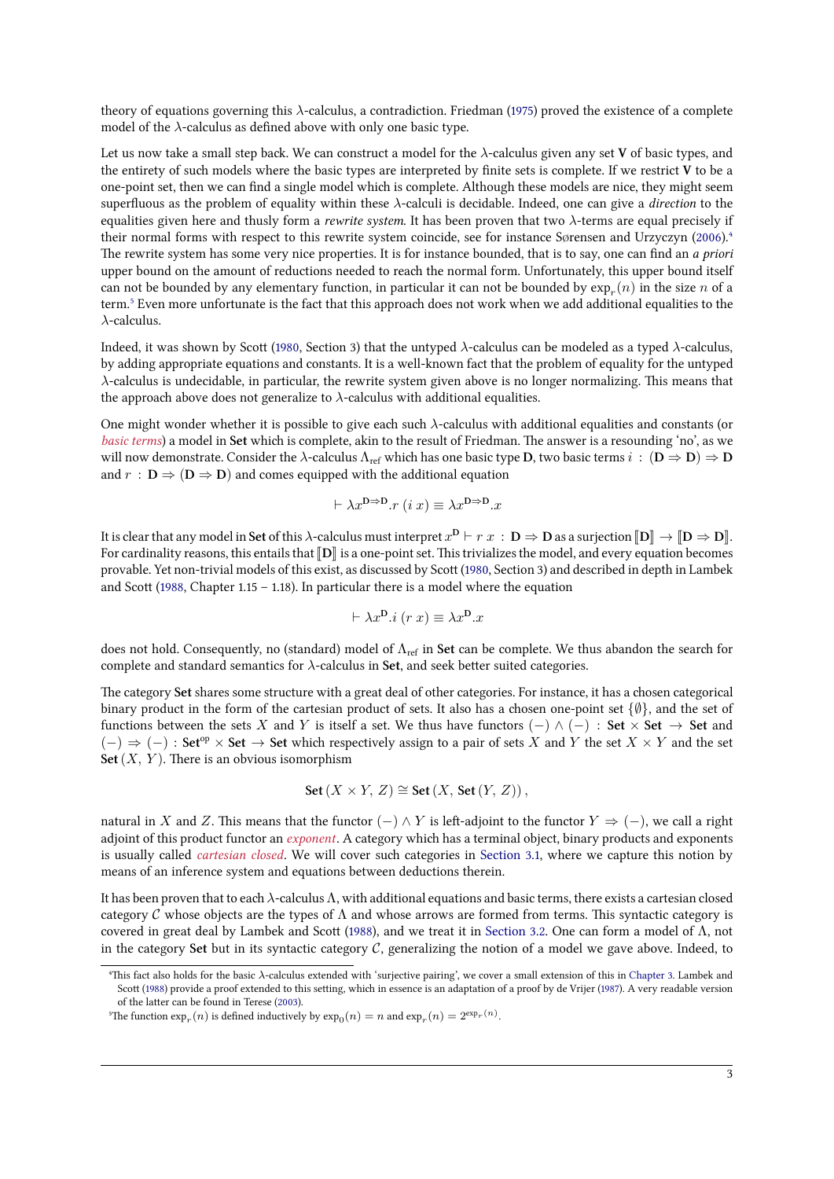theory of equations governing this $\lambda$-calculus, a contradiction. Friedman (1975) proved the existence of a complete model of the $\lambda$-calculus as defined above with only one basic type.

Let us now take a small step back. We can construct a model for the $\lambda$-calculus given any set **V** of basic types, and the entirety of such models where the basic types are interpreted by finite sets is complete. If we restrict **V** to be a one-point set, then we can find a single model which is complete. Although these models are nice, they might seem superfluous as the problem of equality within these $\lambda$-calculi is decidable. Indeed, one can give a *direction* to the equalities given here and thusly form a *rewrite system*. It has been proven that two $\lambda$-terms are equal precisely if their normal forms with respect to this rewrite system coincide, see for instance Sørensen and Urzyczyn (2006).[4] The rewrite system has some very nice properties. It is for instance bounded, that is to say, one can find an *a priori* upper bound on the amount of reductions needed to reach the normal form. Unfortunately, this upper bound itself can not be bounded by any elementary function, in particular it can not be bounded by $\exp_r(n)$ in the size $n$ of a term.[5] Even more unfortunate is the fact that this approach does not work when we add additional equalities to the $\lambda$-calculus.

Indeed, it was shown by Scott (1980, Section 3) that the untyped $\lambda$-calculus can be modeled as a typed $\lambda$-calculus, by adding appropriate equations and constants. It is a well-known fact that the problem of equality for the untyped $\lambda$-calculus is undecidable, in particular, the rewrite system given above is no longer normalizing. This means that the approach above does not generalize to $\lambda$-calculus with additional equalities.

One might wonder whether it is possible to give each such $\lambda$-calculus with additional equalities and constants (or *basic terms*) a model in **Set** which is complete, akin to the result of Friedman. The answer is a resounding 'no', as we will now demonstrate. Consider the $\lambda$-calculus $\Lambda_{\text{ref}}$ which has one basic type **D**, two basic terms $i : (\mathbf{D} \Rightarrow \mathbf{D}) \Rightarrow \mathbf{D}$ and $r : \mathbf{D} \Rightarrow (\mathbf{D} \Rightarrow \mathbf{D})$ and comes equipped with the additional equation

$$\vdash \lambda x^{\mathbf{D}\Rightarrow\mathbf{D}}.r\ (i\ x) \equiv \lambda x^{\mathbf{D}\Rightarrow\mathbf{D}}.x$$

It is clear that any model in **Set** of this $\lambda$-calculus must interpret $x^{\mathbf{D}} \vdash r\ x : \mathbf{D} \Rightarrow \mathbf{D}$ as a surjection $[\![\mathbf{D}]\!] \to [\![\mathbf{D} \Rightarrow \mathbf{D}]\!]$. For cardinality reasons, this entails that $[\![\mathbf{D}]\!]$ is a one-point set. This trivializes the model, and every equation becomes provable. Yet non-trivial models of this exist, as discussed by Scott (1980, Section 3) and described in depth in Lambek and Scott (1988, Chapter 1.15 – 1.18). In particular there is a model where the equation

$$\vdash \lambda x^{\mathbf{D}}.i\ (r\ x) \equiv \lambda x^{\mathbf{D}}.x$$

does not hold. Consequently, no (standard) model of $\Lambda_{\text{ref}}$ in **Set** can be complete. We thus abandon the search for complete and standard semantics for $\lambda$-calculus in **Set**, and seek better suited categories.

The category **Set** shares some structure with a great deal of other categories. For instance, it has a chosen categorical binary product in the form of the cartesian product of sets. It also has a chosen one-point set $\{\emptyset\}$, and the set of functions between the sets $X$ and $Y$ is itself a set. We thus have functors $(-) \wedge (-) : \mathbf{Set} \times \mathbf{Set} \to \mathbf{Set}$ and $(-) \Rightarrow (-) : \mathbf{Set}^{\text{op}} \times \mathbf{Set} \to \mathbf{Set}$ which respectively assign to a pair of sets $X$ and $Y$ the set $X \times Y$ and the set $\mathbf{Set}(X, Y)$. There is an obvious isomorphism

$$\mathbf{Set}(X \times Y, Z) \cong \mathbf{Set}(X, \mathbf{Set}(Y, Z)),$$

natural in $X$ and $Z$. This means that the functor $(-) \wedge Y$ is left-adjoint to the functor $Y \Rightarrow (-)$, we call a right adjoint of this product functor an *exponent*. A category which has a terminal object, binary products and exponents is usually called *cartesian closed*. We will cover such categories in Section 3.1, where we capture this notion by means of an inference system and equations between deductions therein.

It has been proven that to each $\lambda$-calculus $\Lambda$, with additional equations and basic terms, there exists a cartesian closed category $\mathcal{C}$ whose objects are the types of $\Lambda$ and whose arrows are formed from terms. This syntactic category is covered in great deal by Lambek and Scott (1988), and we treat it in Section 3.2. One can form a model of $\Lambda$, not in the category **Set** but in its syntactic category $\mathcal{C}$, generalizing the notion of a model we gave above. Indeed, to

[4] This fact also holds for the basic $\lambda$-calculus extended with 'surjective pairing', we cover a small extension of this in Chapter 3. Lambek and Scott (1988) provide a proof extended to this setting, which in essence is an adaptation of a proof by de Vrijer (1987). A very readable version of the latter can be found in Terese (2003).

[5] The function $\exp_r(n)$ is defined inductively by $\exp_0(n) = n$ and $\exp_r(n) = 2^{\exp_r(n)}$.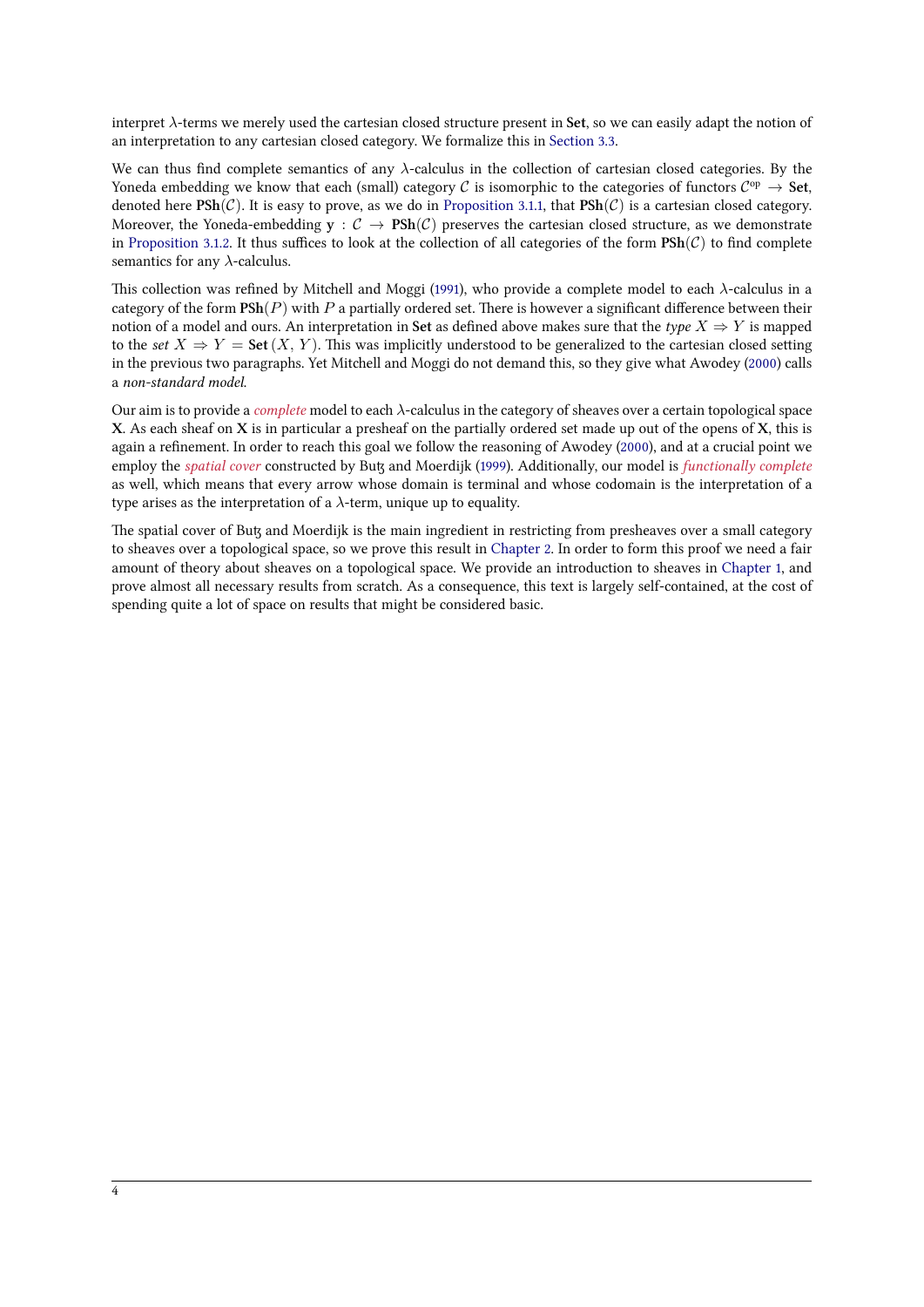interpret $\lambda$-terms we merely used the cartesian closed structure present in **Set**, so we can easily adapt the notion of an interpretation to any cartesian closed category. We formalize this in Section 3.3.

We can thus find complete semantics of any $\lambda$-calculus in the collection of cartesian closed categories. By the Yoneda embedding we know that each (small) category $\mathcal{C}$ is isomorphic to the categories of functors $\mathcal{C}^{\text{op}} \to \mathbf{Set}$, denoted here $\mathbf{PSh}(\mathcal{C})$. It is easy to prove, as we do in Proposition 3.1.1, that $\mathbf{PSh}(\mathcal{C})$ is a cartesian closed category. Moreover, the Yoneda-embedding $\mathbf{y} : \mathcal{C} \to \mathbf{PSh}(\mathcal{C})$ preserves the cartesian closed structure, as we demonstrate in Proposition 3.1.2. It thus suffices to look at the collection of all categories of the form $\mathbf{PSh}(\mathcal{C})$ to find complete semantics for any $\lambda$-calculus.

This collection was refined by Mitchell and Moggi (1991), who provide a complete model to each $\lambda$-calculus in a category of the form $\mathbf{PSh}(P)$ with $P$ a partially ordered set. There is however a significant difference between their notion of a model and ours. An interpretation in **Set** as defined above makes sure that the *type* $X \Rightarrow Y$ is mapped to the *set* $X \Rightarrow Y = \mathbf{Set}(X, Y)$. This was implicitly understood to be generalized to the cartesian closed setting in the previous two paragraphs. Yet Mitchell and Moggi do not demand this, so they give what Awodey (2000) calls a *non-standard model*.

Our aim is to provide a *complete* model to each $\lambda$-calculus in the category of sheaves over a certain topological space $\mathbf{X}$. As each sheaf on $\mathbf{X}$ is in particular a presheaf on the partially ordered set made up out of the opens of $\mathbf{X}$, this is again a refinement. In order to reach this goal we follow the reasoning of Awodey (2000), and at a crucial point we employ the *spatial cover* constructed by Butz and Moerdijk (1999). Additionally, our model is *functionally complete* as well, which means that every arrow whose domain is terminal and whose codomain is the interpretation of a type arises as the interpretation of a $\lambda$-term, unique up to equality.

The spatial cover of Butz and Moerdijk is the main ingredient in restricting from presheaves over a small category to sheaves over a topological space, so we prove this result in Chapter 2. In order to form this proof we need a fair amount of theory about sheaves on a topological space. We provide an introduction to sheaves in Chapter 1, and prove almost all necessary results from scratch. As a consequence, this text is largely self-contained, at the cost of spending quite a lot of space on results that might be considered basic.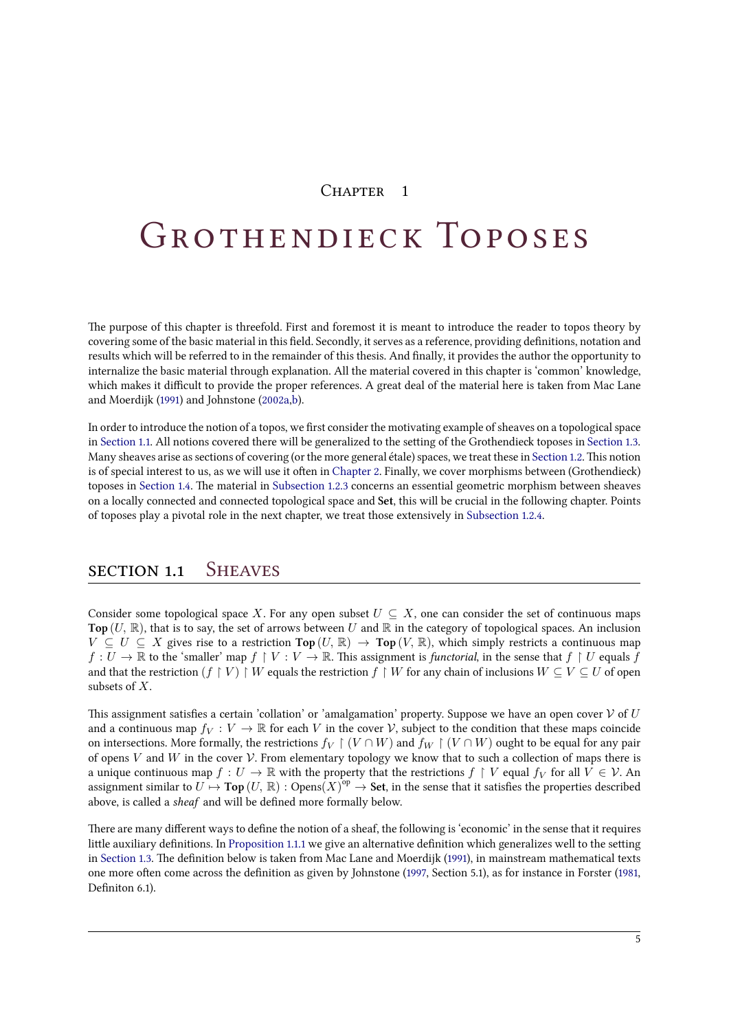# Chapter 1

# Grothendieck Toposes

The purpose of this chapter is threefold. First and foremost it is meant to introduce the reader to topos theory by covering some of the basic material in this field. Secondly, it serves as a reference, providing definitions, notation and results which will be referred to in the remainder of this thesis. And finally, it provides the author the opportunity to internalize the basic material through explanation. All the material covered in this chapter is 'common' knowledge, which makes it difficult to provide the proper references. A great deal of the material here is taken from Mac Lane and Moerdijk (1991) and Johnstone (2002a,b).

In order to introduce the notion of a topos, we first consider the motivating example of sheaves on a topological space in Section 1.1. All notions covered there will be generalized to the setting of the Grothendieck toposes in Section 1.3. Many sheaves arise as sections of covering (or the more general étale) spaces, we treat these in Section 1.2. This notion is of special interest to us, as we will use it often in Chapter 2. Finally, we cover morphisms between (Grothendieck) toposes in Section 1.4. The material in Subsection 1.2.3 concerns an essential geometric morphism between sheaves on a locally connected and connected topological space and **Set**, this will be crucial in the following chapter. Points of toposes play a pivotal role in the next chapter, we treat those extensively in Subsection 1.2.4.

## Section 1.1 Sheaves

Consider some topological space $X$. For any open subset $U \subseteq X$, one can consider the set of continuous maps $\mathbf{Top}(U, \mathbb{R})$, that is to say, the set of arrows between $U$ and $\mathbb{R}$ in the category of topological spaces. An inclusion $V \subseteq U \subseteq X$ gives rise to a restriction $\mathbf{Top}(U, \mathbb{R}) \to \mathbf{Top}(V, \mathbb{R})$, which simply restricts a continuous map $f : U \to \mathbb{R}$ to the 'smaller' map $f \upharpoonright V : V \to \mathbb{R}$. This assignment is *functorial*, in the sense that $f \upharpoonright U$ equals $f$ and that the restriction $(f \upharpoonright V) \upharpoonright W$ equals the restriction $f \upharpoonright W$ for any chain of inclusions $W \subseteq V \subseteq U$ of open subsets of $X$.

This assignment satisfies a certain 'collation' or 'amalgamation' property. Suppose we have an open cover $\mathcal{V}$ of $U$ and a continuous map $f_V : V \to \mathbb{R}$ for each $V$ in the cover $\mathcal{V}$, subject to the condition that these maps coincide on intersections. More formally, the restrictions $f_V \upharpoonright (V \cap W)$ and $f_W \upharpoonright (V \cap W)$ ought to be equal for any pair of opens $V$ and $W$ in the cover $\mathcal{V}$. From elementary topology we know that to such a collection of maps there is a unique continuous map $f : U \to \mathbb{R}$ with the property that the restrictions $f \upharpoonright V$ equal $f_V$ for all $V \in \mathcal{V}$. An assignment similar to $U \mapsto \mathbf{Top}(U, \mathbb{R}) : \mathrm{Opens}(X)^{\mathrm{op}} \to \mathbf{Set}$, in the sense that it satisfies the properties described above, is called a *sheaf* and will be defined more formally below.

There are many different ways to define the notion of a sheaf, the following is 'economic' in the sense that it requires little auxiliary definitions. In Proposition 1.1.1 we give an alternative definition which generalizes well to the setting in Section 1.3. The definition below is taken from Mac Lane and Moerdijk (1991), in mainstream mathematical texts one more often come across the definition as given by Johnstone (1997, Section 5.1), as for instance in Forster (1981, Definiton 6.1).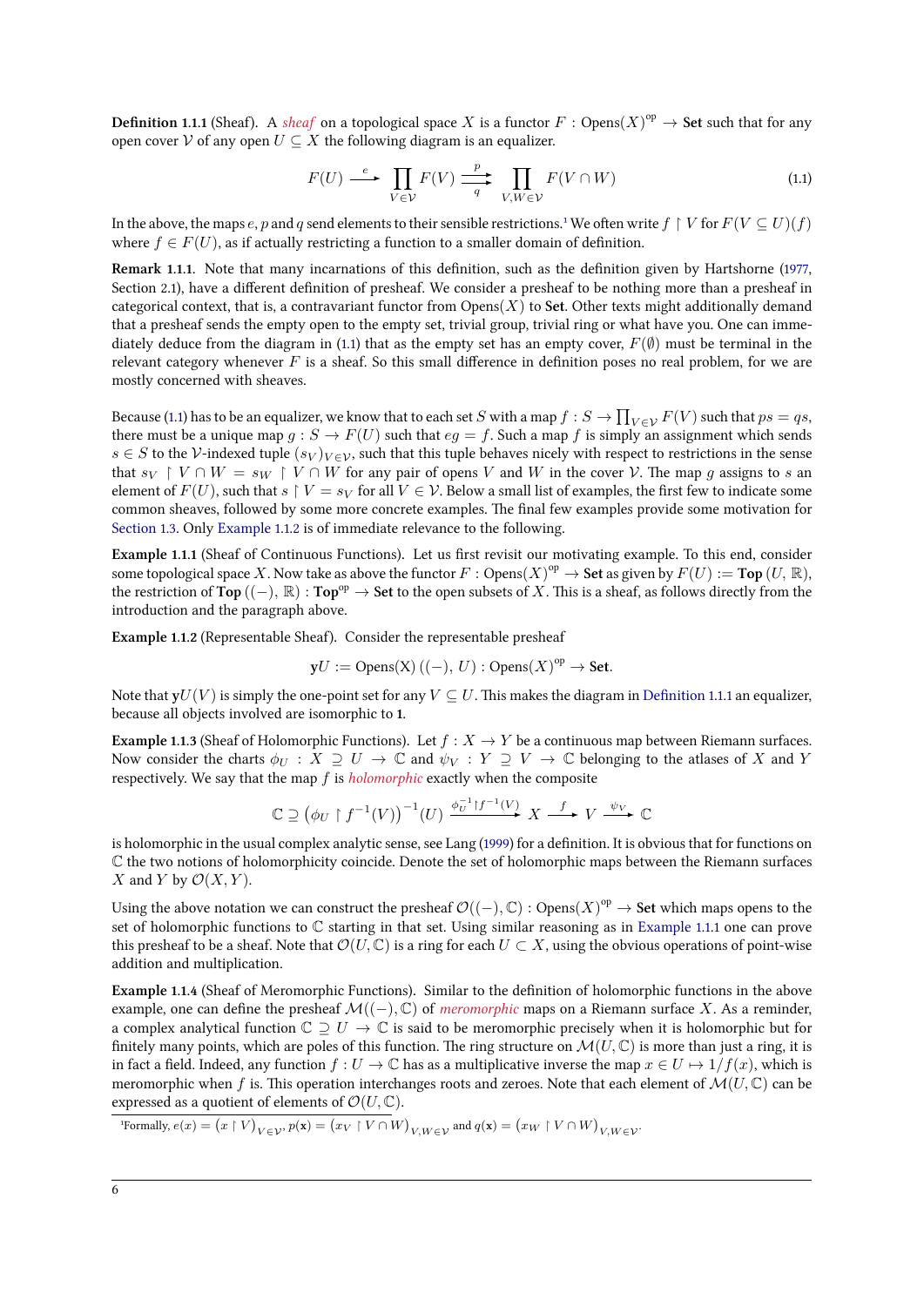**Definition 1.1.1** (Sheaf). A *sheaf* on a topological space $X$ is a functor $F : \mathrm{Opens}(X)^{\mathrm{op}} \to \mathbf{Set}$ such that for any open cover $\mathcal{V}$ of any open $U \subseteq X$ the following diagram is an equalizer.

$$F(U) \xrightarrow{e} \prod_{V \in \mathcal{V}} F(V) \overset{p}{\underset{q}{\rightrightarrows}} \prod_{V,W \in \mathcal{V}} F(V \cap W) \tag{1.1}$$

In the above, the maps $e, p$ and $q$ send elements to their sensible restrictions.[1] We often write $f \restriction V$ for $F(V \subseteq U)(f)$ where $f \in F(U)$, as if actually restricting a function to a smaller domain of definition.

**Remark 1.1.1.** Note that many incarnations of this definition, such as the definition given by Hartshorne (1977, Section 2.1), have a different definition of presheaf. We consider a presheaf to be nothing more than a presheaf in categorical context, that is, a contravariant functor from $\mathrm{Opens}(X)$ to $\mathbf{Set}$. Other texts might additionally demand that a presheaf sends the empty open to the empty set, trivial group, trivial ring or what have you. One can immediately deduce from the diagram in (1.1) that as the empty set has an empty cover, $F(\emptyset)$ must be terminal in the relevant category whenever $F$ is a sheaf. So this small difference in definition poses no real problem, for we are mostly concerned with sheaves.

Because (1.1) has to be an equalizer, we know that to each set $S$ with a map $f : S \to \prod_{V \in \mathcal{V}} F(V)$ such that $ps = qs$, there must be a unique map $g : S \to F(U)$ such that $eg = f$. Such a map $f$ is simply an assignment which sends $s \in S$ to the $\mathcal{V}$-indexed tuple $(s_V)_{V \in \mathcal{V}}$, such that this tuple behaves nicely with respect to restrictions in the sense that $s_V \restriction V \cap W = s_W \restriction V \cap W$ for any pair of opens $V$ and $W$ in the cover $\mathcal{V}$. The map $g$ assigns to $s$ an element of $F(U)$, such that $s \restriction V = s_V$ for all $V \in \mathcal{V}$. Below a small list of examples, the first few to indicate some common sheaves, followed by some more concrete examples. The final few examples provide some motivation for Section 1.3. Only Example 1.1.2 is of immediate relevance to the following.

**Example 1.1.1** (Sheaf of Continuous Functions). Let us first revisit our motivating example. To this end, consider some topological space $X$. Now take as above the functor $F : \mathrm{Opens}(X)^{\mathrm{op}} \to \mathbf{Set}$ as given by $F(U) := \mathbf{Top}\,(U, \mathbb{R})$, the restriction of $\mathbf{Top}\,((-), \mathbb{R}) : \mathbf{Top}^{\mathrm{op}} \to \mathbf{Set}$ to the open subsets of $X$. This is a sheaf, as follows directly from the introduction and the paragraph above.

**Example 1.1.2** (Representable Sheaf). Consider the representable presheaf

$$\mathbf{y}U := \mathrm{Opens(X)}\,((-), U) : \mathrm{Opens}(X)^{\mathrm{op}} \to \mathbf{Set}.$$

Note that $\mathbf{y}U(V)$ is simply the one-point set for any $V \subseteq U$. This makes the diagram in Definition 1.1.1 an equalizer, because all objects involved are isomorphic to $\mathbf{1}$.

**Example 1.1.3** (Sheaf of Holomorphic Functions). Let $f : X \to Y$ be a continuous map between Riemann surfaces. Now consider the charts $\phi_U : X \supseteq U \to \mathbb{C}$ and $\psi_V : Y \supseteq V \to \mathbb{C}$ belonging to the atlases of $X$ and $Y$ respectively. We say that the map $f$ is *holomorphic* exactly when the composite

$$\mathbb{C} \supseteq \left(\phi_U \restriction f^{-1}(V)\right)^{-1}(U) \xrightarrow{\phi_U^{-1} \restriction f^{-1}(V)} X \xrightarrow{f} V \xrightarrow{\psi_V} \mathbb{C}$$

is holomorphic in the usual complex analytic sense, see Lang (1999) for a definition. It is obvious that for functions on $\mathbb{C}$ the two notions of holomorphicity coincide. Denote the set of holomorphic maps between the Riemann surfaces $X$ and $Y$ by $\mathcal{O}(X, Y)$.

Using the above notation we can construct the presheaf $\mathcal{O}((-), \mathbb{C}) : \mathrm{Opens}(X)^{\mathrm{op}} \to \mathbf{Set}$ which maps opens to the set of holomorphic functions to $\mathbb{C}$ starting in that set. Using similar reasoning as in Example 1.1.1 one can prove this presheaf to be a sheaf. Note that $\mathcal{O}(U, \mathbb{C})$ is a ring for each $U \subset X$, using the obvious operations of point-wise addition and multiplication.

**Example 1.1.4** (Sheaf of Meromorphic Functions). Similar to the definition of holomorphic functions in the above example, one can define the presheaf $\mathcal{M}((-), \mathbb{C})$ of *meromorphic* maps on a Riemann surface $X$. As a reminder, a complex analytical function $\mathbb{C} \supseteq U \to \mathbb{C}$ is said to be meromorphic precisely when it is holomorphic but for finitely many points, which are poles of this function. The ring structure on $\mathcal{M}(U, \mathbb{C})$ is more than just a ring, it is in fact a field. Indeed, any function $f : U \to \mathbb{C}$ has as a multiplicative inverse the map $x \in U \mapsto 1/f(x)$, which is meromorphic when $f$ is. This operation interchanges roots and zeroes. Note that each element of $\mathcal{M}(U, \mathbb{C})$ can be expressed as a quotient of elements of $\mathcal{O}(U, \mathbb{C})$.

[1] Formally, $e(x) = \left(x \restriction V\right)_{V \in \mathcal{V}}$, $p(\mathbf{x}) = \left(x_V \restriction V \cap W\right)_{V,W \in \mathcal{V}}$ and $q(\mathbf{x}) = \left(x_W \restriction V \cap W\right)_{V,W \in \mathcal{V}}$.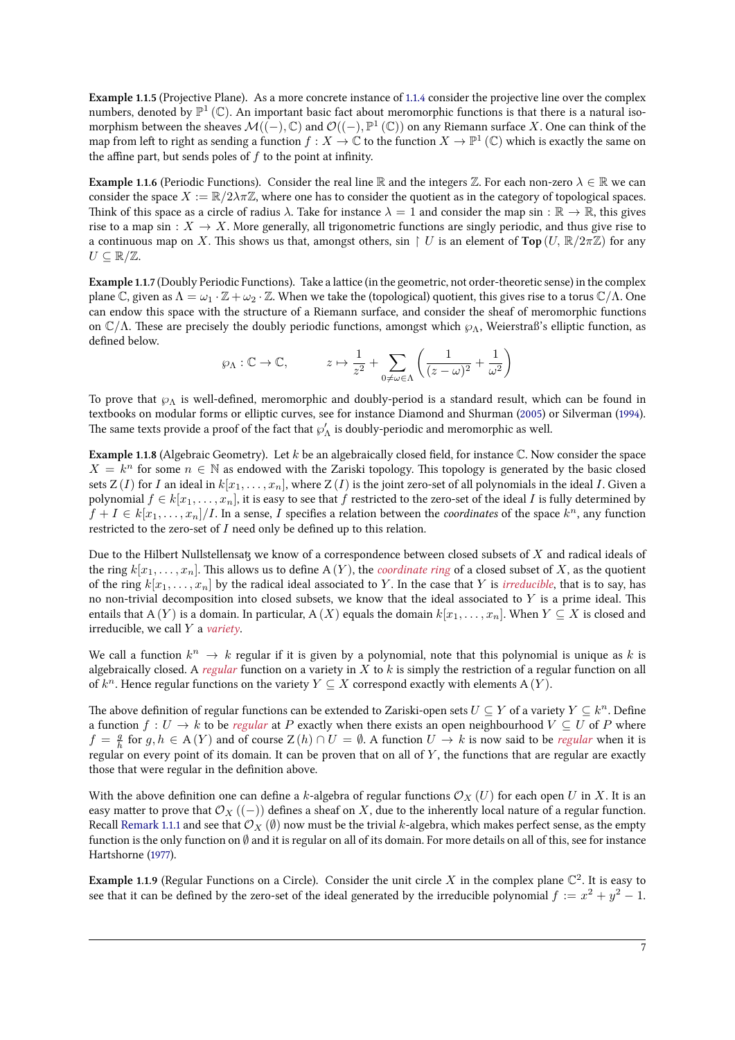**Example 1.1.5** (Projective Plane). As a more concrete instance of 1.1.4 consider the projective line over the complex numbers, denoted by $\mathbb{P}^1(\mathbb{C})$. An important basic fact about meromorphic functions is that there is a natural isomorphism between the sheaves $\mathcal{M}((-), \mathbb{C})$ and $\mathcal{O}((-), \mathbb{P}^1(\mathbb{C}))$ on any Riemann surface $X$. One can think of the map from left to right as sending a function $f : X \to \mathbb{C}$ to the function $X \to \mathbb{P}^1(\mathbb{C})$ which is exactly the same on the affine part, but sends poles of $f$ to the point at infinity.

**Example 1.1.6** (Periodic Functions). Consider the real line $\mathbb{R}$ and the integers $\mathbb{Z}$. For each non-zero $\lambda \in \mathbb{R}$ we can consider the space $X := \mathbb{R}/2\lambda\pi\mathbb{Z}$, where one has to consider the quotient as in the category of topological spaces. Think of this space as a circle of radius $\lambda$. Take for instance $\lambda = 1$ and consider the map $\sin : \mathbb{R} \to \mathbb{R}$, this gives rise to a map $\sin : X \to X$. More generally, all trigonometric functions are singly periodic, and thus give rise to a continuous map on $X$. This shows us that, amongst others, $\sin \restriction U$ is an element of $\mathbf{Top}(U, \mathbb{R}/2\pi\mathbb{Z})$ for any $U \subseteq \mathbb{R}/\mathbb{Z}$.

**Example 1.1.7** (Doubly Periodic Functions). Take a lattice (in the geometric, not order-theoretic sense) in the complex plane $\mathbb{C}$, given as $\Lambda = \omega_1 \cdot \mathbb{Z} + \omega_2 \cdot \mathbb{Z}$. When we take the (topological) quotient, this gives rise to a torus $\mathbb{C}/\Lambda$. One can endow this space with the structure of a Riemann surface, and consider the sheaf of meromorphic functions on $\mathbb{C}/\Lambda$. These are precisely the doubly periodic functions, amongst which $\wp_\Lambda$, Weierstraß's elliptic function, as defined below.

$$\wp_\Lambda : \mathbb{C} \to \mathbb{C}, \qquad z \mapsto \frac{1}{z^2} + \sum_{0 \neq \omega \in \Lambda} \left( \frac{1}{(z-\omega)^2} + \frac{1}{\omega^2} \right)$$

To prove that $\wp_\Lambda$ is well-defined, meromorphic and doubly-period is a standard result, which can be found in textbooks on modular forms or elliptic curves, see for instance Diamond and Shurman (2005) or Silverman (1994). The same texts provide a proof of the fact that $\wp'_\Lambda$ is doubly-periodic and meromorphic as well.

**Example 1.1.8** (Algebraic Geometry). Let $k$ be an algebraically closed field, for instance $\mathbb{C}$. Now consider the space $X = k^n$ for some $n \in \mathbb{N}$ as endowed with the Zariski topology. This topology is generated by the basic closed sets $\mathrm{Z}(I)$ for $I$ an ideal in $k[x_1, \ldots, x_n]$, where $\mathrm{Z}(I)$ is the joint zero-set of all polynomials in the ideal $I$. Given a polynomial $f \in k[x_1, \ldots, x_n]$, it is easy to see that $f$ restricted to the zero-set of the ideal $I$ is fully determined by $f + I \in k[x_1, \ldots, x_n]/I$. In a sense, $I$ specifies a relation between the *coordinates* of the space $k^n$, any function restricted to the zero-set of $I$ need only be defined up to this relation.

Due to the Hilbert Nullstellensatz we know of a correspondence between closed subsets of $X$ and radical ideals of the ring $k[x_1, \ldots, x_n]$. This allows us to define $\mathrm{A}(Y)$, the *coordinate ring* of a closed subset of $X$, as the quotient of the ring $k[x_1, \ldots, x_n]$ by the radical ideal associated to $Y$. In the case that $Y$ is *irreducible*, that is to say, has no non-trivial decomposition into closed subsets, we know that the ideal associated to $Y$ is a prime ideal. This entails that $\mathrm{A}(Y)$ is a domain. In particular, $\mathrm{A}(X)$ equals the domain $k[x_1, \ldots, x_n]$. When $Y \subseteq X$ is closed and irreducible, we call $Y$ a *variety*.

We call a function $k^n \to k$ regular if it is given by a polynomial, note that this polynomial is unique as $k$ is algebraically closed. A *regular* function on a variety in $X$ to $k$ is simply the restriction of a regular function on all of $k^n$. Hence regular functions on the variety $Y \subseteq X$ correspond exactly with elements $\mathrm{A}(Y)$.

The above definition of regular functions can be extended to Zariski-open sets $U \subseteq Y$ of a variety $Y \subseteq k^n$. Define a function $f : U \to k$ to be *regular* at $P$ exactly when there exists an open neighbourhood $V \subseteq U$ of $P$ where $f = \frac{g}{h}$ for $g, h \in \mathrm{A}(Y)$ and of course $\mathrm{Z}(h) \cap U = \emptyset$. A function $U \to k$ is now said to be *regular* when it is regular on every point of its domain. It can be proven that on all of $Y$, the functions that are regular are exactly those that were regular in the definition above.

With the above definition one can define a $k$-algebra of regular functions $\mathcal{O}_X(U)$ for each open $U$ in $X$. It is an easy matter to prove that $\mathcal{O}_X((-))$ defines a sheaf on $X$, due to the inherently local nature of a regular function. Recall Remark 1.1.1 and see that $\mathcal{O}_X(\emptyset)$ now must be the trivial $k$-algebra, which makes perfect sense, as the empty function is the only function on $\emptyset$ and it is regular on all of its domain. For more details on all of this, see for instance Hartshorne (1977).

**Example 1.1.9** (Regular Functions on a Circle). Consider the unit circle $X$ in the complex plane $\mathbb{C}^2$. It is easy to see that it can be defined by the zero-set of the ideal generated by the irreducible polynomial $f := x^2 + y^2 - 1$.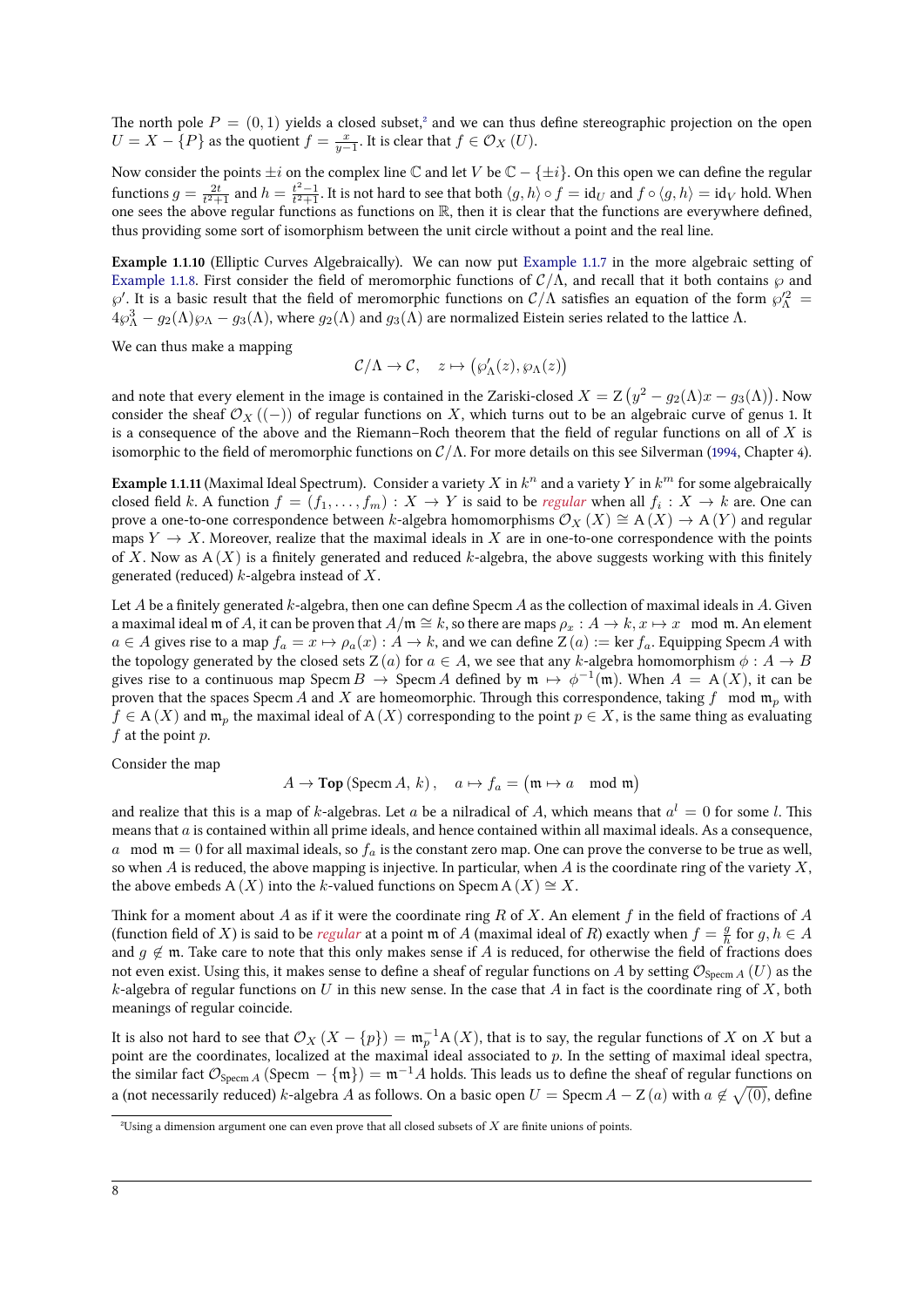The north pole $P = (0, 1)$ yields a closed subset,[2] and we can thus define stereographic projection on the open $U = X - \{P\}$ as the quotient $f = \frac{x}{y-1}$. It is clear that $f \in \mathcal{O}_X(U)$.

Now consider the points $\pm i$ on the complex line $\mathbb{C}$ and let $V$ be $\mathbb{C} - \{\pm i\}$. On this open we can define the regular functions $g = \frac{2t}{t^2+1}$ and $h = \frac{t^2-1}{t^2+1}$. It is not hard to see that both $\langle g, h\rangle \circ f = \mathrm{id}_U$ and $f \circ \langle g, h\rangle = \mathrm{id}_V$ hold. When one sees the above regular functions as functions on $\mathbb{R}$, then it is clear that the functions are everywhere defined, thus providing some sort of isomorphism between the unit circle without a point and the real line.

**Example 1.1.10** (Elliptic Curves Algebraically). We can now put Example 1.1.7 in the more algebraic setting of Example 1.1.8. First consider the field of meromorphic functions of $\mathcal{C}/\Lambda$, and recall that it both contains $\wp$ and $\wp'$. It is a basic result that the field of meromorphic functions on $\mathcal{C}/\Lambda$ satisfies an equation of the form $\wp_\Lambda'^2 = 4\wp_\Lambda^3 - g_2(\Lambda)\wp_\Lambda - g_3(\Lambda)$, where $g_2(\Lambda)$ and $g_3(\Lambda)$ are normalized Eistein series related to the lattice $\Lambda$.

We can thus make a mapping

$$\mathcal{C}/\Lambda \to \mathcal{C}, \quad z \mapsto \left(\wp_\Lambda'(z), \wp_\Lambda(z)\right)$$

and note that every element in the image is contained in the Zariski-closed $X = \mathrm{Z}\left(y^2 - g_2(\Lambda)x - g_3(\Lambda)\right)$. Now consider the sheaf $\mathcal{O}_X((-))$ of regular functions on $X$, which turns out to be an algebraic curve of genus 1. It is a consequence of the above and the Riemann–Roch theorem that the field of regular functions on all of $X$ is isomorphic to the field of meromorphic functions on $\mathcal{C}/\Lambda$. For more details on this see Silverman (1994, Chapter 4).

**Example 1.1.11** (Maximal Ideal Spectrum). Consider a variety $X$ in $k^n$ and a variety $Y$ in $k^m$ for some algebraically closed field $k$. A function $f = (f_1, \ldots, f_m) : X \to Y$ is said to be *regular* when all $f_i : X \to k$ are. One can prove a one-to-one correspondence between $k$-algebra homomorphisms $\mathcal{O}_X(X) \cong \mathrm{A}(X) \to \mathrm{A}(Y)$ and regular maps $Y \to X$. Moreover, realize that the maximal ideals in $X$ are in one-to-one correspondence with the points of $X$. Now as $\mathrm{A}(X)$ is a finitely generated and reduced $k$-algebra, the above suggests working with this finitely generated (reduced) $k$-algebra instead of $X$.

Let $A$ be a finitely generated $k$-algebra, then one can define $\operatorname{Specm} A$ as the collection of maximal ideals in $A$. Given a maximal ideal $\mathfrak{m}$ of $A$, it can be proven that $A/\mathfrak{m} \cong k$, so there are maps $\rho_x : A \to k, x \mapsto x \mod \mathfrak{m}$. An element $a \in A$ gives rise to a map $f_a = x \mapsto \rho_a(x) : A \to k$, and we can define $\mathrm{Z}(a) := \ker f_a$. Equipping $\operatorname{Specm} A$ with the topology generated by the closed sets $\mathrm{Z}(a)$ for $a \in A$, we see that any $k$-algebra homomorphism $\phi : A \to B$ gives rise to a continuous map $\operatorname{Specm} B \to \operatorname{Specm} A$ defined by $\mathfrak{m} \mapsto \phi^{-1}(\mathfrak{m})$. When $A = \mathrm{A}(X)$, it can be proven that the spaces $\operatorname{Specm} A$ and $X$ are homeomorphic. Through this correspondence, taking $f \mod \mathfrak{m}_p$ with $f \in \mathrm{A}(X)$ and $\mathfrak{m}_p$ the maximal ideal of $\mathrm{A}(X)$ corresponding to the point $p \in X$, is the same thing as evaluating $f$ at the point $p$.

Consider the map

$$A \to \mathbf{Top}(\operatorname{Specm} A, k), \quad a \mapsto f_a = \left(\mathfrak{m} \mapsto a \mod \mathfrak{m}\right)$$

and realize that this is a map of $k$-algebras. Let $a$ be a nilradical of $A$, which means that $a^l = 0$ for some $l$. This means that $a$ is contained within all prime ideals, and hence contained within all maximal ideals. As a consequence, $a \mod \mathfrak{m} = 0$ for all maximal ideals, so $f_a$ is the constant zero map. One can prove the converse to be true as well, so when $A$ is reduced, the above mapping is injective. In particular, when $A$ is the coordinate ring of the variety $X$, the above embeds $\mathrm{A}(X)$ into the $k$-valued functions on $\operatorname{Specm} \mathrm{A}(X) \cong X$.

Think for a moment about $A$ as if it were the coordinate ring $R$ of $X$. An element $f$ in the field of fractions of $A$ (function field of $X$) is said to be *regular* at a point $\mathfrak{m}$ of $A$ (maximal ideal of $R$) exactly when $f = \frac{g}{h}$ for $g, h \in A$ and $g \notin \mathfrak{m}$. Take care to note that this only makes sense if $A$ is reduced, for otherwise the field of fractions does not even exist. Using this, it makes sense to define a sheaf of regular functions on $A$ by setting $\mathcal{O}_{\operatorname{Specm} A}(U)$ as the $k$-algebra of regular functions on $U$ in this new sense. In the case that $A$ in fact is the coordinate ring of $X$, both meanings of regular coincide.

It is also not hard to see that $\mathcal{O}_X(X - \{p\}) = \mathfrak{m}_p^{-1}\mathrm{A}(X)$, that is to say, the regular functions of $X$ on $X$ but a point are the coordinates, localized at the maximal ideal associated to $p$. In the setting of maximal ideal spectra, the similar fact $\mathcal{O}_{\operatorname{Specm} A}(\operatorname{Specm} - \{\mathfrak{m}\}) = \mathfrak{m}^{-1}A$ holds. This leads us to define the sheaf of regular functions on a (not necessarily reduced) $k$-algebra $A$ as follows. On a basic open $U = \operatorname{Specm} A - \mathrm{Z}(a)$ with $a \notin \sqrt{(0)}$, define

[2] Using a dimension argument one can even prove that all closed subsets of $X$ are finite unions of points.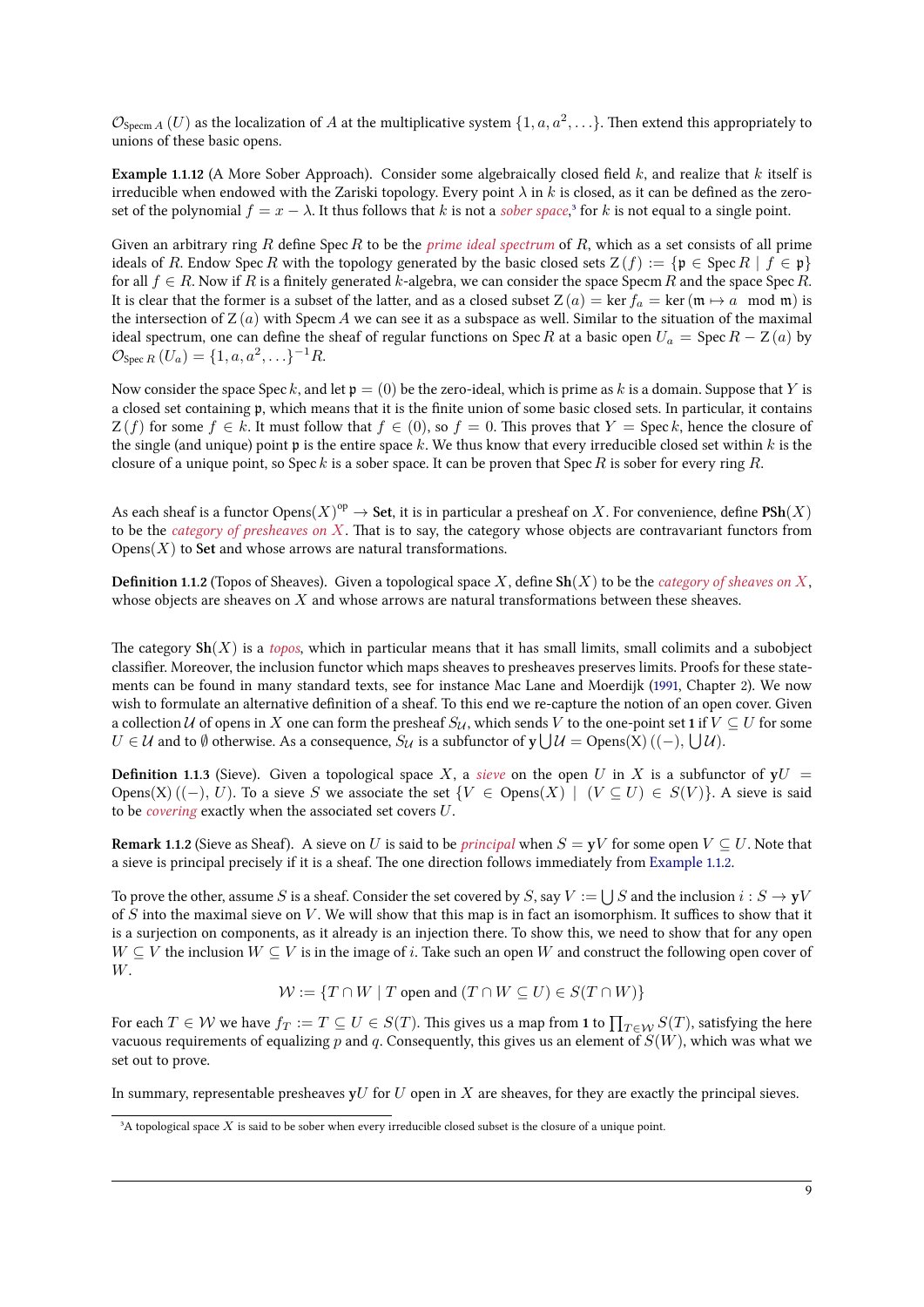$\mathcal{O}_{\text{Specm } A}(U)$ as the localization of $A$ at the multiplicative system $\{1, a, a^2, \ldots\}$. Then extend this appropriately to unions of these basic opens.

**Example 1.1.12** (A More Sober Approach). Consider some algebraically closed field $k$, and realize that $k$ itself is irreducible when endowed with the Zariski topology. Every point $\lambda$ in $k$ is closed, as it can be defined as the zero-set of the polynomial $f = x - \lambda$. It thus follows that $k$ is not a *sober space*,[3] for $k$ is not equal to a single point.

Given an arbitrary ring $R$ define Spec $R$ to be the *prime ideal spectrum* of $R$, which as a set consists of all prime ideals of $R$. Endow Spec $R$ with the topology generated by the basic closed sets $\mathrm{Z}(f) := \{\mathfrak{p} \in \operatorname{Spec} R \mid f \in \mathfrak{p}\}$ for all $f \in R$. Now if $R$ is a finitely generated $k$-algebra, we can consider the space Specm $R$ and the space Spec $R$. It is clear that the former is a subset of the latter, and as a closed subset $\mathrm{Z}(a) = \ker f_a = \ker(\mathfrak{m} \mapsto a \mod \mathfrak{m})$ is the intersection of $\mathrm{Z}(a)$ with Specm $A$ we can see it as a subspace as well. Similar to the situation of the maximal ideal spectrum, one can define the sheaf of regular functions on Spec $R$ at a basic open $U_a = \operatorname{Spec} R - \mathrm{Z}(a)$ by $\mathcal{O}_{\operatorname{Spec} R}(U_a) = \{1, a, a^2, \ldots\}^{-1} R$.

Now consider the space Spec $k$, and let $\mathfrak{p} = (0)$ be the zero-ideal, which is prime as $k$ is a domain. Suppose that $Y$ is a closed set containing $\mathfrak{p}$, which means that it is the finite union of some basic closed sets. In particular, it contains $\mathrm{Z}(f)$ for some $f \in k$. It must follow that $f \in (0)$, so $f = 0$. This proves that $Y = \operatorname{Spec} k$, hence the closure of the single (and unique) point $\mathfrak{p}$ is the entire space $k$. We thus know that every irreducible closed set within $k$ is the closure of a unique point, so Spec $k$ is a sober space. It can be proven that Spec $R$ is sober for every ring $R$.

As each sheaf is a functor $\operatorname{Opens}(X)^{\text{op}} \to \mathbf{Set}$, it is in particular a presheaf on $X$. For convenience, define $\mathbf{PSh}(X)$ to be the *category of presheaves on $X$*. That is to say, the category whose objects are contravariant functors from $\operatorname{Opens}(X)$ to $\mathbf{Set}$ and whose arrows are natural transformations.

**Definition 1.1.2** (Topos of Sheaves). Given a topological space $X$, define $\mathbf{Sh}(X)$ to be the *category of sheaves on $X$*, whose objects are sheaves on $X$ and whose arrows are natural transformations between these sheaves.

The category $\mathbf{Sh}(X)$ is a *topos*, which in particular means that it has small limits, small colimits and a subobject classifier. Moreover, the inclusion functor which maps sheaves to presheaves preserves limits. Proofs for these statements can be found in many standard texts, for instance Mac Lane and Moerdijk (1991, Chapter 2). We now wish to formulate an alternative definition of a sheaf. To this end we re-capture the notion of an open cover. Given a collection $\mathcal{U}$ of opens in $X$ one can form the presheaf $S_{\mathcal{U}}$, which sends $V$ to the one-point set $\mathbf{1}$ if $V \subseteq U$ for some $U \in \mathcal{U}$ and to $\emptyset$ otherwise. As a consequence, $S_{\mathcal{U}}$ is a subfunctor of $\mathbf{y} \bigcup \mathcal{U} = \operatorname{Opens(X)}((-), \bigcup \mathcal{U})$.

**Definition 1.1.3** (Sieve). Given a topological space $X$, a *sieve* on the open $U$ in $X$ is a subfunctor of $\mathbf{y}U = \operatorname{Opens(X)}((-), U)$. To a sieve $S$ we associate the set $\{V \in \operatorname{Opens}(X) \mid (V \subseteq U) \in S(V)\}$. A sieve is said to be *covering* exactly when the associated set covers $U$.

**Remark 1.1.2** (Sieve as Sheaf). A sieve on $U$ is said to be *principal* when $S = \mathbf{y}V$ for some open $V \subseteq U$. Note that a sieve is principal precisely if it is a sheaf. The one direction follows immediately from Example 1.1.2.

To prove the other, assume $S$ is a sheaf. Consider the set covered by $S$, say $V := \bigcup S$ and the inclusion $i : S \to \mathbf{y}V$ of $S$ into the maximal sieve on $V$. We will show that this map is in fact an isomorphism. It suffices to show that it is a surjection on components, as it already is an injection there. To show this, we need to show that for any open $W \subseteq V$ the inclusion $W \subseteq V$ is in the image of $i$. Take such an open $W$ and construct the following open cover of $W$.

$$\mathcal{W} := \{T \cap W \mid T \text{ open and } (T \cap W \subseteq U) \in S(T \cap W)\}$$

For each $T \in \mathcal{W}$ we have $f_T := T \subseteq U \in S(T)$. This gives us a map from $\mathbf{1}$ to $\prod_{T \in \mathcal{W}} S(T)$, satisfying the here vacuous requirements of equalizing $p$ and $q$. Consequently, this gives us an element of $S(W)$, which was what we set out to prove.

In summary, representable presheaves $\mathbf{y}U$ for $U$ open in $X$ are sheaves, for they are exactly the principal sieves.

[3] A topological space $X$ is said to be sober when every irreducible closed subset is the closure of a unique point.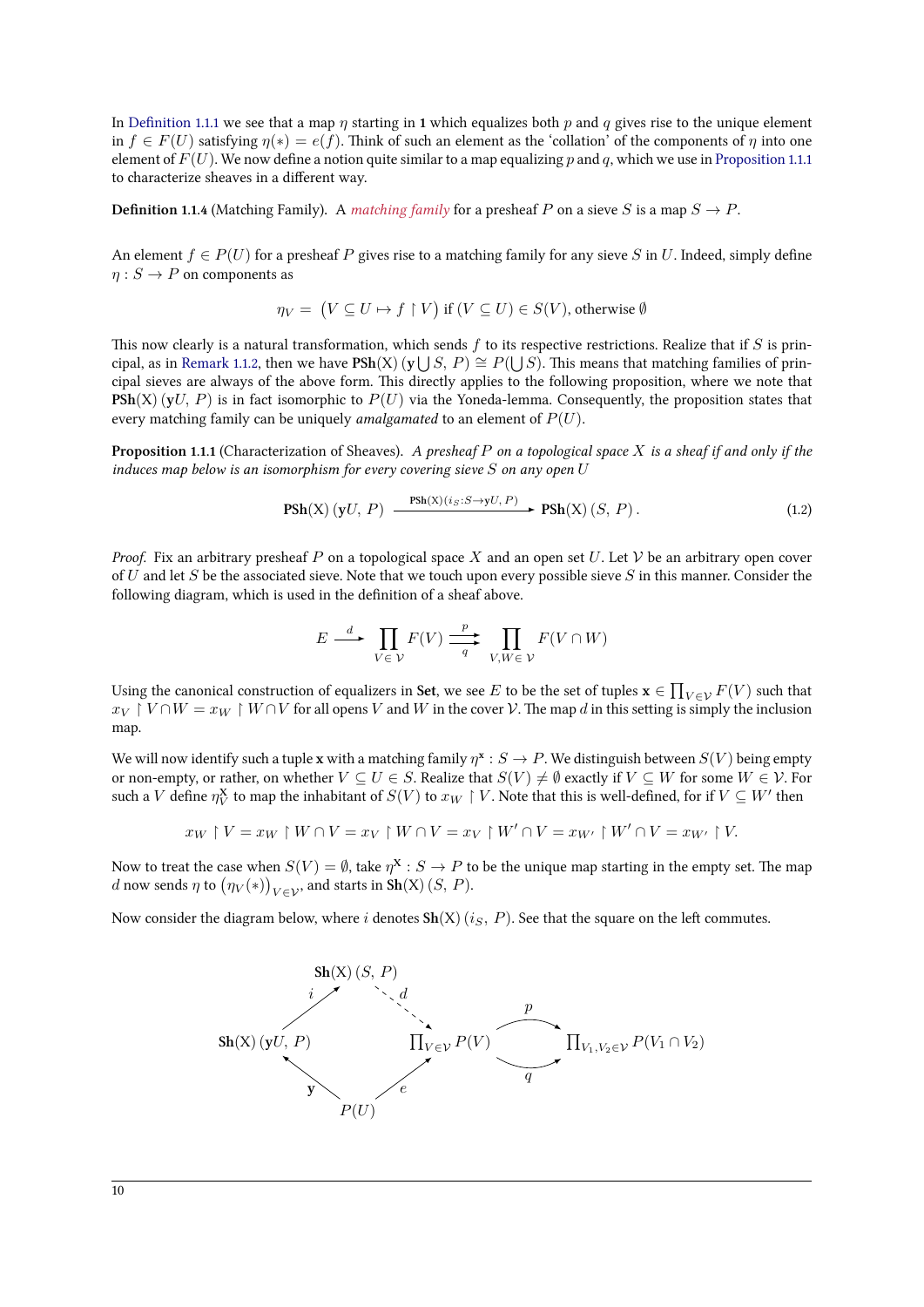In Definition 1.1.1 we see that a map $\eta$ starting in $\mathbf{1}$ which equalizes both $p$ and $q$ gives rise to the unique element in $f \in F(U)$ satisfying $\eta(*) = e(f)$. Think of such an element as the 'collation' of the components of $\eta$ into one element of $F(U)$. We now define a notion quite similar to a map equalizing $p$ and $q$, which we use in Proposition 1.1.1 to characterize sheaves in a different way.

**Definition 1.1.4** (Matching Family). A *matching family* for a presheaf $P$ on a sieve $S$ is a map $S \to P$.

An element $f \in P(U)$ for a presheaf $P$ gives rise to a matching family for any sieve $S$ in $U$. Indeed, simply define $\eta : S \to P$ on components as

$$\eta_V = \left(V \subseteq U \mapsto f \restriction V\right) \text{ if } (V \subseteq U) \in S(V) \text{, otherwise } \emptyset$$

This now clearly is a natural transformation, which sends $f$ to its respective restrictions. Realize that if $S$ is principal, as in Remark 1.1.2, then we have $\mathbf{PSh}(\mathrm{X})\left(\mathbf{y} \bigcup S,\ P\right) \cong P(\bigcup S)$. This means that matching families of principal sieves are always of the above form. This directly applies to the following proposition, where we note that $\mathbf{PSh}(\mathrm{X})\left(\mathbf{y}U,\ P\right)$ is in fact isomorphic to $P(U)$ via the Yoneda-lemma. Consequently, the proposition states that every matching family can be uniquely *amalgamated* to an element of $P(U)$.

**Proposition 1.1.1** (Characterization of Sheaves). *A presheaf $P$ on a topological space $X$ is a sheaf if and only if the induces map below is an isomorphism for every covering sieve $S$ on any open $U$*

$$\mathbf{PSh}(\mathrm{X})\left(\mathbf{y}U,\ P\right) \xrightarrow{\mathbf{PSh}(\mathrm{X})\left(i_S : S \to \mathbf{y}U,\ P\right)} \mathbf{PSh}(\mathrm{X})\left(S,\ P\right). \tag{1.2}$$

*Proof.* Fix an arbitrary presheaf $P$ on a topological space $X$ and an open set $U$. Let $\mathcal{V}$ be an arbitrary open cover of $U$ and let $S$ be the associated sieve. Note that we touch upon every possible sieve $S$ in this manner. Consider the following diagram, which is used in the definition of a sheaf above.

$$E \xrightarrow{d} \prod_{V \in \mathcal{V}} F(V) \underset{q}{\overset{p}{\rightrightarrows}} \prod_{V, W \in \mathcal{V}} F(V \cap W)$$

Using the canonical construction of equalizers in **Set**, we see $E$ to be the set of tuples $\mathbf{x} \in \prod_{V \in \mathcal{V}} F(V)$ such that $x_V \restriction V \cap W = x_W \restriction W \cap V$ for all opens $V$ and $W$ in the cover $\mathcal{V}$. The map $d$ in this setting is simply the inclusion map.

We will now identify such a tuple $\mathbf{x}$ with a matching family $\eta^{\mathbf{x}} : S \to P$. We distinguish between $S(V)$ being empty or non-empty, or rather, on whether $V \subseteq U \in S$. Realize that $S(V) \neq \emptyset$ exactly if $V \subseteq W$ for some $W \in \mathcal{V}$. For such a $V$ define $\eta^{\mathbf{X}}_V$ to map the inhabitant of $S(V)$ to $x_W \restriction V$. Note that this is well-defined, for if $V \subseteq W'$ then

$$x_W \restriction V = x_W \restriction W \cap V = x_V \restriction W \cap V = x_V \restriction W' \cap V = x_{W'} \restriction W' \cap V = x_{W'} \restriction V.$$

Now to treat the case when $S(V) = \emptyset$, take $\eta^{\mathbf{X}} : S \to P$ to be the unique map starting in the empty set. The map $d$ now sends $\eta$ to $\left(\eta_V(*)\right)_{V \in \mathcal{V}}$, and starts in $\mathbf{Sh}(\mathrm{X})\left(S,\ P\right)$.

Now consider the diagram below, where $i$ denotes $\mathbf{Sh}(\mathrm{X})\left(i_S,\ P\right)$. See that the square on the left commutes.

$$\begin{array}{ccccc}
 & \mathbf{Sh}(\mathrm{X})\left(S,\ P\right) & & & \\
 {}^{i}\nearrow & & \searrow^{d} & & \\
\mathbf{Sh}(\mathrm{X})\left(\mathbf{y}U,\ P\right) & & \prod_{V \in \mathcal{V}} P(V) & \underset{q}{\overset{p}{\rightrightarrows}} & \prod_{V_1, V_2 \in \mathcal{V}} P(V_1 \cap V_2) \\
 {}_{\mathbf{y}}\nwarrow & & \nearrow_{e} & & \\
 & P(U) & & &
\end{array}$$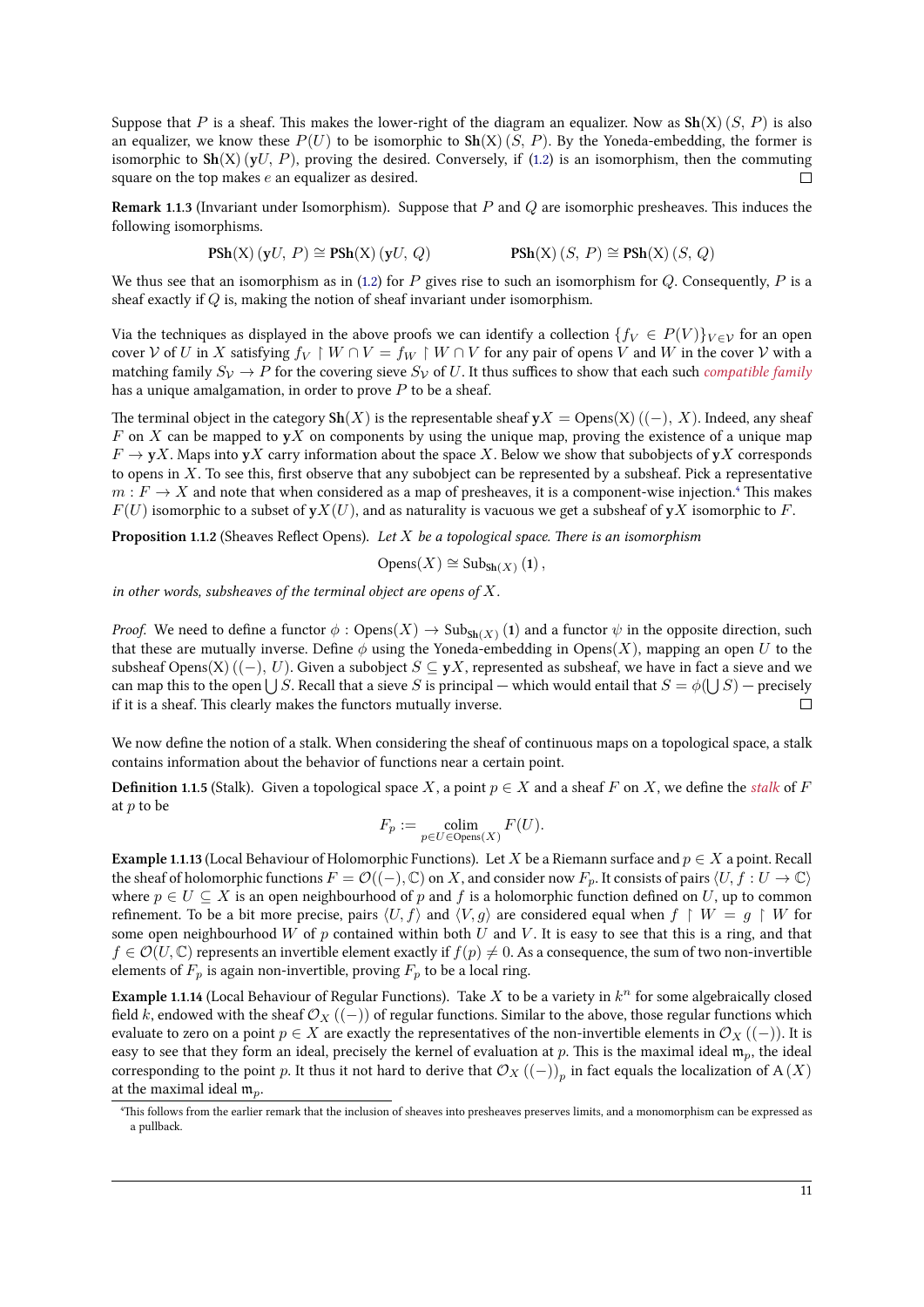Suppose that $P$ is a sheaf. This makes the lower-right of the diagram an equalizer. Now as $\mathbf{Sh}(\mathrm{X})(S,\, P)$ is also an equalizer, we know these $P(U)$ to be isomorphic to $\mathbf{Sh}(\mathrm{X})(S,\, P)$. By the Yoneda-embedding, the former is isomorphic to $\mathbf{Sh}(\mathrm{X})(\mathbf{y}U,\, P)$, proving the desired. Conversely, if (1.2) is an isomorphism, then the commuting square on the top makes $e$ an equalizer as desired. □

**Remark 1.1.3** (Invariant under Isomorphism). Suppose that $P$ and $Q$ are isomorphic presheaves. This induces the following isomorphisms.

$$\mathbf{PSh}(\mathrm{X})(\mathbf{y}U,\, P) \cong \mathbf{PSh}(\mathrm{X})(\mathbf{y}U,\, Q) \qquad\qquad \mathbf{PSh}(\mathrm{X})(S,\, P) \cong \mathbf{PSh}(\mathrm{X})(S,\, Q)$$

We thus see that an isomorphism as in (1.2) for $P$ gives rise to such an isomorphism for $Q$. Consequently, $P$ is a sheaf exactly if $Q$ is, making the notion of sheaf invariant under isomorphism.

Via the techniques as displayed in the above proofs we can identify a collection $\{f_V \in P(V)\}_{V\in\mathcal{V}}$ for an open cover $\mathcal{V}$ of $U$ in $X$ satisfying $f_V \restriction W\cap V = f_W \restriction W \cap V$ for any pair of opens $V$ and $W$ in the cover $\mathcal{V}$ with a matching family $S_{\mathcal{V}} \to P$ for the covering sieve $S_{\mathcal{V}}$ of $U$. It thus suffices to show that each such *compatible family* has a unique amalgamation, in order to prove $P$ to be a sheaf.

The terminal object in the category $\mathbf{Sh}(X)$ is the representable sheaf $\mathbf{y}X = \mathrm{Opens}(\mathrm{X})((-),\, X)$. Indeed, any sheaf $F$ on $X$ can be mapped to $\mathbf{y}X$ on components by using the unique map, proving the existence of a unique map $F \to \mathbf{y}X$. Maps into $\mathbf{y}X$ carry information about the space $X$. Below we show that subobjects of $\mathbf{y}X$ corresponds to opens in $X$. To see this, first observe that any subobject can be represented by a subsheaf. Pick a representative $m : F \to X$ and note that when considered as a map of presheaves, it is a component-wise injection.[4] This makes $F(U)$ isomorphic to a subset of $\mathbf{y}X(U)$, and as naturality is vacuous we get a subsheaf of $\mathbf{y}X$ isomorphic to $F$.

**Proposition 1.1.2** (Sheaves Reflect Opens). *Let $X$ be a topological space. There is an isomorphism*

$$\mathrm{Opens}(X) \cong \mathrm{Sub}_{\mathbf{Sh}(X)}(\mathbf{1}),$$

*in other words, subsheaves of the terminal object are opens of $X$.*

*Proof.* We need to define a functor $\phi : \mathrm{Opens}(X) \to \mathrm{Sub}_{\mathbf{Sh}(X)}(\mathbf{1})$ and a functor $\psi$ in the opposite direction, such that these are mutually inverse. Define $\phi$ using the Yoneda-embedding in $\mathrm{Opens}(X)$, mapping an open $U$ to the subsheaf $\mathrm{Opens}(\mathrm{X})((-),\, U)$. Given a subobject $S \subseteq \mathbf{y}X$, represented as subsheaf, we have in fact a sieve and we can map this to the open $\bigcup S$. Recall that a sieve $S$ is principal — which would entail that $S = \phi(\bigcup S)$ — precisely if it is a sheaf. This clearly makes the functors mutually inverse. □

We now define the notion of a stalk. When considering the sheaf of continuous maps on a topological space, a stalk contains information about the behavior of functions near a certain point.

**Definition 1.1.5** (Stalk). Given a topological space $X$, a point $p \in X$ and a sheaf $F$ on $X$, we define the *stalk* of $F$ at $p$ to be

$$F_p := \operatorname*{colim}_{p\in U\in\mathrm{Opens}(X)} F(U).$$

**Example 1.1.13** (Local Behaviour of Holomorphic Functions). Let $X$ be a Riemann surface and $p \in X$ a point. Recall the sheaf of holomorphic functions $F = \mathcal{O}((-), \mathbb{C})$ on $X$, and consider now $F_p$. It consists of pairs $\langle U, f : U \to \mathbb{C}\rangle$ where $p \in U \subseteq X$ is an open neighbourhood of $p$ and $f$ is a holomorphic function defined on $U$, up to common refinement. To be a bit more precise, pairs $\langle U, f\rangle$ and $\langle V, g\rangle$ are considered equal when $f \restriction W = g \restriction W$ for some open neighbourhood $W$ of $p$ contained within both $U$ and $V$. It is easy to see that this is a ring, and that $f \in \mathcal{O}(U, \mathbb{C})$ represents an invertible element exactly if $f(p) \neq 0$. As a consequence, the sum of two non-invertible elements of $F_p$ is again non-invertible, proving $F_p$ to be a local ring.

**Example 1.1.14** (Local Behaviour of Regular Functions). Take $X$ to be a variety in $k^n$ for some algebraically closed field $k$, endowed with the sheaf $\mathcal{O}_X((-))$ of regular functions. Similar to the above, those regular functions which evaluate to zero on a point $p \in X$ are exactly the representatives of the non-invertible elements in $\mathcal{O}_X((-))$. It is easy to see that they form an ideal, precisely the kernel of evaluation at $p$. This is the maximal ideal $\mathfrak{m}_p$, the ideal corresponding to the point $p$. It thus not hard to derive that $\mathcal{O}_X((-))_p$ in fact equals the localization of $\mathrm{A}(X)$ at the maximal ideal $\mathfrak{m}_p$.

[4]This follows from the earlier remark that the inclusion of sheaves into presheaves preserves limits, and a monomorphism can be expressed as a pullback.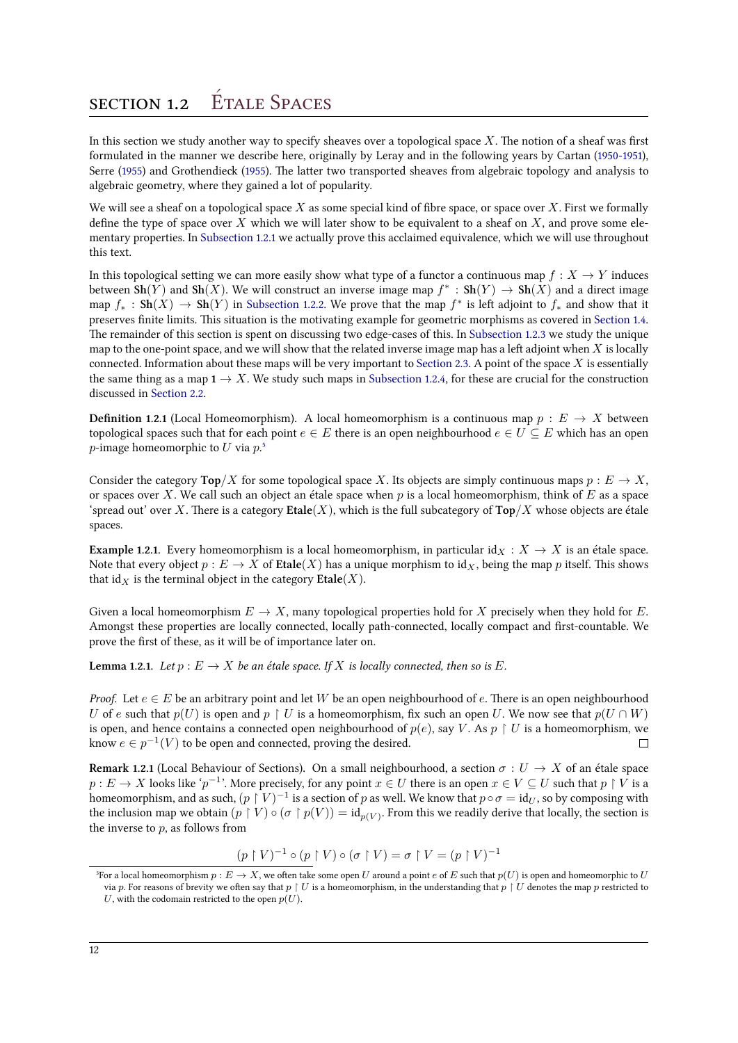## SECTION 1.2 Étale Spaces

In this section we study another way to specify sheaves over a topological space $X$. The notion of a sheaf was first formulated in the manner we describe here, originally by Leray and in the following years by Cartan (1950-1951), Serre (1955) and Grothendieck (1955). The latter two transported sheaves from algebraic topology and analysis to algebraic geometry, where they gained a lot of popularity.

We will see a sheaf on a topological space $X$ as some special kind of fibre space, or space over $X$. First we formally define the type of space over $X$ which we will later show to be equivalent to a sheaf on $X$, and prove some elementary properties. In Subsection 1.2.1 we actually prove this acclaimed equivalence, which we will use throughout this text.

In this topological setting we can more easily show what type of a functor a continuous map $f : X \to Y$ induces between $\mathbf{Sh}(Y)$ and $\mathbf{Sh}(X)$. We will construct an inverse image map $f^* : \mathbf{Sh}(Y) \to \mathbf{Sh}(X)$ and a direct image map $f_* : \mathbf{Sh}(X) \to \mathbf{Sh}(Y)$ in Subsection 1.2.2. We prove that the map $f^*$ is left adjoint to $f_*$ and show that it preserves finite limits. This situation is the motivating example for geometric morphisms as covered in Section 1.4. The remainder of this section is spent on discussing two edge-cases of this. In Subsection 1.2.3 we study the unique map to the one-point space, and we will show that the related inverse image map has a left adjoint when $X$ is locally connected. Information about these maps will be very important to Section 2.3. A point of the space $X$ is essentially the same thing as a map $\mathbf{1} \to X$. We study such maps in Subsection 1.2.4, for these are crucial for the construction discussed in Section 2.2.

**Definition 1.2.1** (Local Homeomorphism). A local homeomorphism is a continuous map $p : E \to X$ between topological spaces such that for each point $e \in E$ there is an open neighbourhood $e \in U \subseteq E$ which has an open $p$-image homeomorphic to $U$ via $p$.[5]

Consider the category $\mathbf{Top}/X$ for some topological space $X$. Its objects are simply continuous maps $p : E \to X$, or spaces over $X$. We call such an object an étale space when $p$ is a local homeomorphism, think of $E$ as a space 'spread out' over $X$. There is a category $\mathbf{Etale}(X)$, which is the full subcategory of $\mathbf{Top}/X$ whose objects are étale spaces.

**Example 1.2.1.** Every homeomorphism is a local homeomorphism, in particular $\mathrm{id}_X : X \to X$ is an étale space. Note that every object $p : E \to X$ of $\mathbf{Etale}(X)$ has a unique morphism to $\mathrm{id}_X$, being the map $p$ itself. This shows that $\mathrm{id}_X$ is the terminal object in the category $\mathbf{Etale}(X)$.

Given a local homeomorphism $E \to X$, many topological properties hold for $X$ precisely when they hold for $E$. Amongst these properties are locally connected, locally path-connected, locally compact and first-countable. We prove the first of these, as it will be of importance later on.

**Lemma 1.2.1.** *Let $p : E \to X$ be an étale space. If $X$ is locally connected, then so is $E$.*

*Proof.* Let $e \in E$ be an arbitrary point and let $W$ be an open neighbourhood of $e$. There is an open neighbourhood $U$ of $e$ such that $p(U)$ is open and $p \restriction U$ is a homeomorphism, fix such an open $U$. We now see that $p(U \cap W)$ is open, and hence contains a connected open neighbourhood of $p(e)$, say $V$. As $p \restriction U$ is a homeomorphism, we know $e \in p^{-1}(V)$ to be open and connected, proving the desired. ◻

**Remark 1.2.1** (Local Behaviour of Sections). On a small neighbourhood, a section $\sigma : U \to X$ of an étale space $p : E \to X$ looks like '$p^{-1}$'. More precisely, for any point $x \in U$ there is an open $x \in V \subseteq U$ such that $p \restriction V$ is a homeomorphism, and as such, $(p \restriction V)^{-1}$ is a section of $p$ as well. We know that $p \circ \sigma = \mathrm{id}_U$, so by composing with the inclusion map we obtain $(p \restriction V) \circ (\sigma \restriction p(V)) = \mathrm{id}_{p(V)}$. From this we readily derive that locally, the section is the inverse to $p$, as follows from

$$(p \restriction V)^{-1} \circ (p \restriction V) \circ (\sigma \restriction V) = \sigma \restriction V = (p \restriction V)^{-1}$$

[5] For a local homeomorphism $p : E \to X$, we often take some open $U$ around a point $e$ of $E$ such that $p(U)$ is open and homeomorphic to $U$ via $p$. For reasons of brevity we often say that $p \restriction U$ is a homeomorphism, in the understanding that $p \restriction U$ denotes the map $p$ restricted to $U$, with the codomain restricted to the open $p(U)$.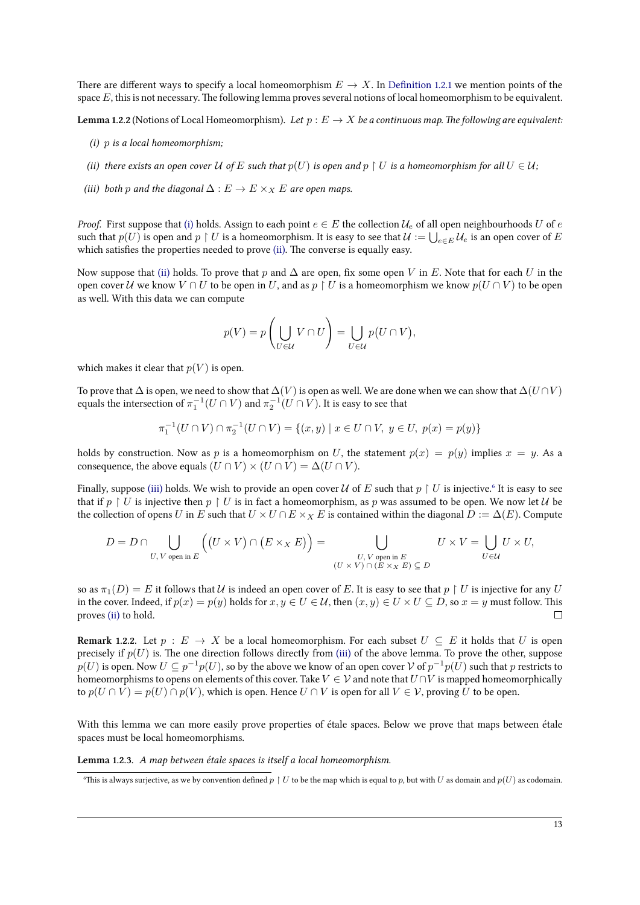There are different ways to specify a local homeomorphism $E \to X$. In Definition 1.2.1 we mention points of the space $E$, this is not necessary. The following lemma proves several notions of local homeomorphism to be equivalent.

**Lemma 1.2.2** (Notions of Local Homeomorphism). *Let $p : E \to X$ be a continuous map. The following are equivalent:*

*(i) $p$ is a local homeomorphism;*

*(ii) there exists an open cover $\mathcal{U}$ of $E$ such that $p(U)$ is open and $p \restriction U$ is a homeomorphism for all $U \in \mathcal{U}$;*

*(iii) both $p$ and the diagonal $\Delta : E \to E \times_X E$ are open maps.*

*Proof.* First suppose that (i) holds. Assign to each point $e \in E$ the collection $\mathcal{U}_e$ of all open neighbourhoods $U$ of $e$ such that $p(U)$ is open and $p \restriction U$ is a homeomorphism. It is easy to see that $\mathcal{U} := \bigcup_{e \in E} \mathcal{U}_e$ is an open cover of $E$ which satisfies the properties needed to prove (ii). The converse is equally easy.

Now suppose that (ii) holds. To prove that $p$ and $\Delta$ are open, fix some open $V$ in $E$. Note that for each $U$ in the open cover $\mathcal{U}$ we know $V \cap U$ to be open in $U$, and as $p \restriction U$ is a homeomorphism we know $p(U \cap V)$ to be open as well. With this data we can compute

$$p(V) = p\left(\bigcup_{U \in \mathcal{U}} V \cap U\right) = \bigcup_{U \in \mathcal{U}} p\big(U \cap V\big),$$

which makes it clear that $p(V)$ is open.

To prove that $\Delta$ is open, we need to show that $\Delta(V)$ is open as well. We are done when we can show that $\Delta(U \cap V)$ equals the intersection of $\pi_1^{-1}(U \cap V)$ and $\pi_2^{-1}(U \cap V)$. It is easy to see that

$$\pi_1^{-1}(U \cap V) \cap \pi_2^{-1}(U \cap V) = \{(x, y) \mid x \in U \cap V,\ y \in U,\ p(x) = p(y)\}$$

holds by construction. Now as $p$ is a homeomorphism on $U$, the statement $p(x) = p(y)$ implies $x = y$. As a consequence, the above equals $(U \cap V) \times (U \cap V) = \Delta(U \cap V)$.

Finally, suppose (iii) holds. We wish to provide an open cover $\mathcal{U}$ of $E$ such that $p \restriction U$ is injective.[6] It is easy to see that if $p \restriction U$ is injective then $p \restriction U$ is in fact a homeomorphism, as $p$ was assumed to be open. We now let $\mathcal{U}$ be the collection of opens $U$ in $E$ such that $U \times U \cap E \times_X E$ is contained within the diagonal $D := \Delta(E)$. Compute

$$D = D \cap \bigcup_{U,\,V \text{ open in } E} \Big(\big(U \times V\big) \cap \big(E \times_X E\big)\Big) = \bigcup_{\substack{U,\,V \text{ open in } E \\ (U \times V) \cap (E \times_X E) \subseteq D}} U \times V = \bigcup_{U \in \mathcal{U}} U \times U,$$

so as $\pi_1(D) = E$ it follows that $\mathcal{U}$ is indeed an open cover of $E$. It is easy to see that $p \restriction U$ is injective for any $U$ in the cover. Indeed, if $p(x) = p(y)$ holds for $x, y \in U \in \mathcal{U}$, then $(x, y) \in U \times U \subseteq D$, so $x = y$ must follow. This proves (ii) to hold. $\square$

**Remark 1.2.2.** Let $p : E \to X$ be a local homeomorphism. For each subset $U \subseteq E$ it holds that $U$ is open precisely if $p(U)$ is. The one direction follows directly from (iii) of the above lemma. To prove the other, suppose $p(U)$ is open. Now $U \subseteq p^{-1}p(U)$, so by the above we know of an open cover $\mathcal{V}$ of $p^{-1}p(U)$ such that $p$ restricts to homeomorphisms to opens on elements of this cover. Take $V \in \mathcal{V}$ and note that $U \cap V$ is mapped homeomorphically to $p(U \cap V) = p(U) \cap p(V)$, which is open. Hence $U \cap V$ is open for all $V \in \mathcal{V}$, proving $U$ to be open.

With this lemma we can more easily prove properties of étale spaces. Below we prove that maps between étale spaces must be local homeomorphisms.

**Lemma 1.2.3.** *A map between étale spaces is itself a local homeomorphism.*

[6] This is always surjective, as we by convention defined $p \restriction U$ to be the map which is equal to $p$, but with $U$ as domain and $p(U)$ as codomain.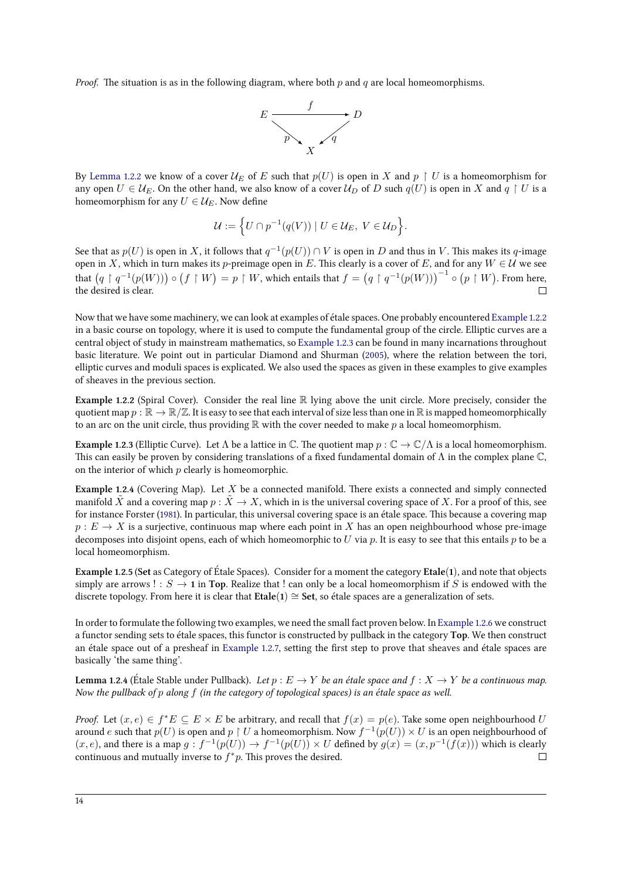*Proof.* The situation is as in the following diagram, where both $p$ and $q$ are local homeomorphisms.

$$\begin{array}{ccc} E & \xrightarrow{f} & D \\ & p \searrow \quad \swarrow q & \\ & X & \end{array}$$

By Lemma 1.2.2 we know of a cover $\mathcal{U}_E$ of $E$ such that $p(U)$ is open in $X$ and $p \restriction U$ is a homeomorphism for any open $U \in \mathcal{U}_E$. On the other hand, we also know of a cover $\mathcal{U}_D$ of $D$ such $q(U)$ is open in $X$ and $q \restriction U$ is a homeomorphism for any $U \in \mathcal{U}_E$. Now define

$$\mathcal{U} := \Big\{ U \cap p^{-1}(q(V)) \mid U \in \mathcal{U}_E,\ V \in \mathcal{U}_D \Big\}.$$

See that as $p(U)$ is open in $X$, it follows that $q^{-1}(p(U)) \cap V$ is open in $D$ and thus in $V$. This makes its $q$-image open in $X$, which in turn makes its $p$-preimage open in $E$. This clearly is a cover of $E$, and for any $W \in \mathcal{U}$ we see that $\big(q \restriction q^{-1}(p(W))\big) \circ \big(f \restriction W\big) = p \restriction W$, which entails that $f = \big(q \restriction q^{-1}(p(W))\big)^{-1} \circ \big(p \restriction W\big)$. From here, the desired is clear. □

Now that we have some machinery, we can look at examples of étale spaces. One probably encountered Example 1.2.2 in a basic course on topology, where it is used to compute the fundamental group of the circle. Elliptic curves are a central object of study in mainstream mathematics, so Example 1.2.3 can be found in many incarnations throughout basic literature. We point out in particular Diamond and Shurman (2005), where the relation between the tori, elliptic curves and moduli spaces is explicated. We also used the spaces as given in these examples to give examples of sheaves in the previous section.

**Example 1.2.2** (Spiral Cover). Consider the real line $\mathbb{R}$ lying above the unit circle. More precisely, consider the quotient map $p : \mathbb{R} \to \mathbb{R}/\mathbb{Z}$. It is easy to see that each interval of size less than one in $\mathbb{R}$ is mapped homeomorphically to an arc on the unit circle, thus providing $\mathbb{R}$ with the cover needed to make $p$ a local homeomorphism.

**Example 1.2.3** (Elliptic Curve). Let $\Lambda$ be a lattice in $\mathbb{C}$. The quotient map $p : \mathbb{C} \to \mathbb{C}/\Lambda$ is a local homeomorphism. This can easily be proven by considering translations of a fixed fundamental domain of $\Lambda$ in the complex plane $\mathbb{C}$, on the interior of which $p$ clearly is homeomorphic.

**Example 1.2.4** (Covering Map). Let $X$ be a connected manifold. There exists a connected and simply connected manifold $\tilde{X}$ and a covering map $p : \tilde{X} \to X$, which in is the universal covering space of $X$. For a proof of this, see for instance Forster (1981). In particular, this universal covering space is an étale space. This because a covering map $p : E \to X$ is a surjective, continuous map where each point in $X$ has an open neighbourhood whose pre-image decomposes into disjoint opens, each of which homeomorphic to $U$ via $p$. It is easy to see that this entails $p$ to be a local homeomorphism.

**Example 1.2.5** (**Set** as Category of Étale Spaces). Consider for a moment the category $\mathbf{Etale}(\mathbf{1})$, and note that objects simply are arrows $! : S \to \mathbf{1}$ in **Top**. Realize that $!$ can only be a local homeomorphism if $S$ is endowed with the discrete topology. From here it is clear that $\mathbf{Etale}(\mathbf{1}) \cong \mathbf{Set}$, so étale spaces are a generalization of sets.

In order to formulate the following two examples, we need the small fact proven below. In Example 1.2.6 we construct a functor sending sets to étale spaces, this functor is constructed by pullback in the category **Top**. We then construct an étale space out of a presheaf in Example 1.2.7, setting the first step to prove that sheaves and étale spaces are basically 'the same thing'.

**Lemma 1.2.4** (Étale Stable under Pullback). *Let $p : E \to Y$ be an étale space and $f : X \to Y$ be a continuous map. Now the pullback of $p$ along $f$ (in the category of topological spaces) is an étale space as well.*

*Proof.* Let $(x, e) \in f^*E \subseteq E \times E$ be arbitrary, and recall that $f(x) = p(e)$. Take some open neighbourhood $U$ around $e$ such that $p(U)$ is open and $p \restriction U$ a homeomorphism. Now $f^{-1}(p(U)) \times U$ is an open neighbourhood of $(x, e)$, and there is a map $g : f^{-1}(p(U)) \to f^{-1}(p(U)) \times U$ defined by $g(x) = (x, p^{-1}(f(x)))$ which is clearly continuous and mutually inverse to $f^*p$. This proves the desired. □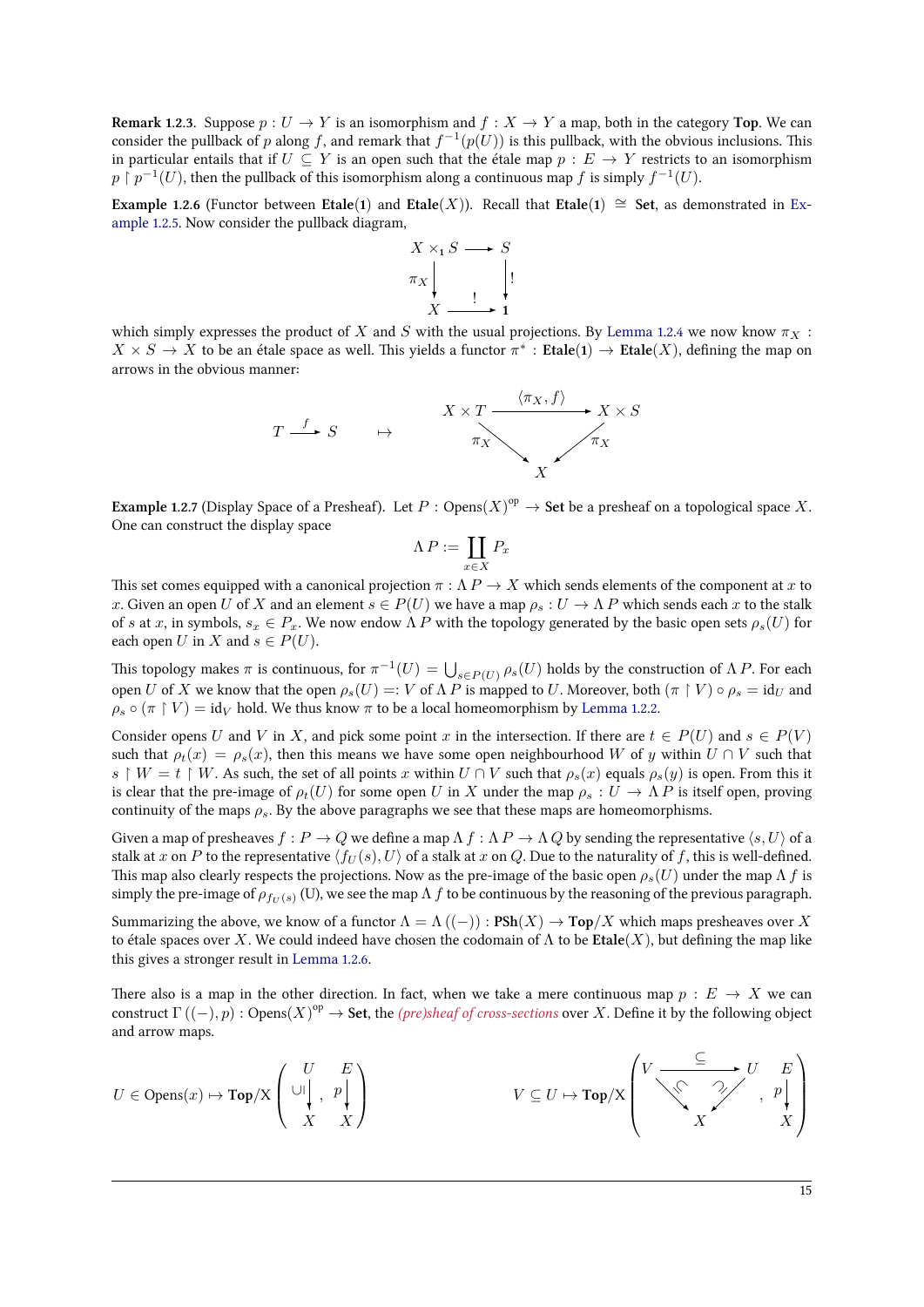**Remark 1.2.3.** Suppose $p : U \to Y$ is an isomorphism and $f : X \to Y$ a map, both in the category **Top**. We can consider the pullback of $p$ along $f$, and remark that $f^{-1}(p(U))$ is this pullback, with the obvious inclusions. This in particular entails that if $U \subseteq Y$ is an open such that the étale map $p : E \to Y$ restricts to an isomorphism $p \restriction p^{-1}(U)$, then the pullback of this isomorphism along a continuous map $f$ is simply $f^{-1}(U)$.

**Example 1.2.6** (Functor between **Etale**(**1**) and **Etale**($X$)). Recall that $\mathbf{Etale}(\mathbf{1}) \cong \mathbf{Set}$, as demonstrated in Example 1.2.5. Now consider the pullback diagram,

$$\begin{array}{ccc} X \times_{\mathbf{1}} S & \longrightarrow & S \\ {\scriptstyle \pi_X}\downarrow & & \downarrow{\scriptstyle !} \\ X & \xrightarrow{\;!\;} & \mathbf{1} \end{array}$$

which simply expresses the product of $X$ and $S$ with the usual projections. By Lemma 1.2.4 we now know $\pi_X : X \times S \to X$ to be an étale space as well. This yields a functor $\pi^* : \mathbf{Etale}(\mathbf{1}) \to \mathbf{Etale}(X)$, defining the map on arrows in the obvious manner:

$$T \xrightarrow{f} S \qquad \mapsto \qquad \begin{array}{ccc} X \times T & \xrightarrow{\langle \pi_X, f \rangle} & X \times S \\ & {\scriptstyle \pi_X}\searrow \quad \swarrow{\scriptstyle \pi_X} & \\ & X & \end{array}$$

**Example 1.2.7** (Display Space of a Presheaf). Let $P : \mathrm{Opens}(X)^{\mathrm{op}} \to \mathbf{Set}$ be a presheaf on a topological space $X$. One can construct the display space

$$\Lambda\, P := \coprod_{x \in X} P_x$$

This set comes equipped with a canonical projection $\pi : \Lambda\, P \to X$ which sends elements of the component at $x$ to $x$. Given an open $U$ of $X$ and an element $s \in P(U)$ we have a map $\rho_s : U \to \Lambda\, P$ which sends each $x$ to the stalk of $s$ at $x$, in symbols, $s_x \in P_x$. We now endow $\Lambda\, P$ with the topology generated by the basic open sets $\rho_s(U)$ for each open $U$ in $X$ and $s \in P(U)$.

This topology makes $\pi$ is continuous, for $\pi^{-1}(U) = \bigcup_{s \in P(U)} \rho_s(U)$ holds by the construction of $\Lambda\, P$. For each open $U$ of $X$ we know that the open $\rho_s(U) =: V$ of $\Lambda\, P$ is mapped to $U$. Moreover, both $(\pi \restriction V) \circ \rho_s = \mathrm{id}_U$ and $\rho_s \circ (\pi \restriction V) = \mathrm{id}_V$ hold. We thus know $\pi$ to be a local homeomorphism by Lemma 1.2.2.

Consider opens $U$ and $V$ in $X$, and pick some point $x$ in the intersection. If there are $t \in P(U)$ and $s \in P(V)$ such that $\rho_t(x) = \rho_s(x)$, then this means we have some open neighbourhood $W$ of $y$ within $U \cap V$ such that $s \restriction W = t \restriction W$. As such, the set of all points $x$ within $U \cap V$ such that $\rho_s(x)$ equals $\rho_s(y)$ is open. From this it is clear that the pre-image of $\rho_t(U)$ for some open $U$ in $X$ under the map $\rho_s : U \to \Lambda\, P$ is itself open, proving continuity of the maps $\rho_s$. By the above paragraphs we see that these maps are homeomorphisms.

Given a map of presheaves $f : P \to Q$ we define a map $\Lambda\, f : \Lambda\, P \to \Lambda\, Q$ by sending the representative $\langle s, U \rangle$ of a stalk at $x$ on $P$ to the representative $\langle f_U(s), U \rangle$ of a stalk at $x$ on $Q$. Due to the naturality of $f$, this is well-defined. This map also clearly respects the projections. Now as the pre-image of the basic open $\rho_s(U)$ under the map $\Lambda\, f$ is simply the pre-image of $\rho_{f_U(s)}$ (U), we see the map $\Lambda\, f$ to be continuous by the reasoning of the previous paragraph.

Summarizing the above, we know of a functor $\Lambda = \Lambda\,((-)) : \mathbf{PSh}(X) \to \mathbf{Top}/X$ which maps presheaves over $X$ to étale spaces over $X$. We could indeed have chosen the codomain of $\Lambda$ to be $\mathbf{Etale}(X)$, but defining the map like this gives a stronger result in Lemma 1.2.6.

There also is a map in the other direction. In fact, when we take a mere continuous map $p : E \to X$ we can construct $\Gamma\,((-), p) : \mathrm{Opens}(X)^{\mathrm{op}} \to \mathbf{Set}$, the *(pre)sheaf of cross-sections* over $X$. Define it by the following object and arrow maps.

$$U \in \mathrm{Opens}(x) \mapsto \mathbf{Top}/\mathrm{X}\left( \begin{array}{c} U \\ \cup\!\!\mid\downarrow \\ X \end{array}, \begin{array}{c} E \\ p\downarrow \\ X \end{array} \right) \qquad\qquad V \subseteq U \mapsto \mathbf{Top}/\mathrm{X}\left( \begin{array}{ccc} V & \xrightarrow{\subseteq} & U \\ & \searrow \quad \swarrow & \\ & X & \end{array}, \begin{array}{c} E \\ p\downarrow \\ X \end{array} \right)$$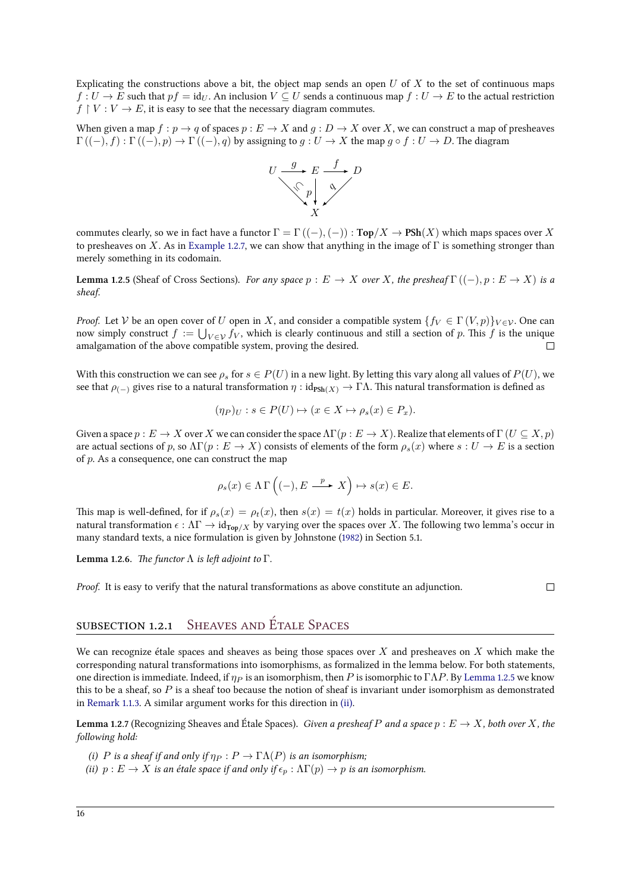Explicating the constructions above a bit, the object map sends an open $U$ of $X$ to the set of continuous maps $f : U \to E$ such that $pf = \mathrm{id}_U$. An inclusion $V \subseteq U$ sends a continuous map $f : U \to E$ to the actual restriction $f \upharpoonright V : V \to E$, it is easy to see that the necessary diagram commutes.

When given a map $f : p \to q$ of spaces $p : E \to X$ and $q : D \to X$ over $X$, we can construct a map of presheaves $\Gamma((-), f) : \Gamma((-), p) \to \Gamma((-), q)$ by assigning to $g : U \to X$ the map $g \circ f : U \to D$. The diagram

$$\begin{array}{ccccc} U & \xrightarrow{g} & E & \xrightarrow{f} & D \\ & \searrow^{\subseteq} & \downarrow p & \swarrow_{q} & \\ & & X & & \end{array}$$

commutes clearly, so we in fact have a functor $\Gamma = \Gamma((-), (-)) : \mathbf{Top}/X \to \mathbf{PSh}(X)$ which maps spaces over $X$ to presheaves on $X$. As in Example 1.2.7, we can show that anything in the image of $\Gamma$ is something stronger than merely something in its codomain.

**Lemma 1.2.5** (Sheaf of Cross Sections). *For any space $p : E \to X$ over $X$, the presheaf $\Gamma((-), p : E \to X)$ is a sheaf.*

*Proof.* Let $\mathcal{V}$ be an open cover of $U$ open in $X$, and consider a compatible system $\{f_V \in \Gamma(V, p)\}_{V \in \mathcal{V}}$. One can now simply construct $f := \bigcup_{V \in \mathcal{V}} f_V$, which is clearly continuous and still a section of $p$. This $f$ is the unique amalgamation of the above compatible system, proving the desired. $\square$

With this construction we can see $\rho_s$ for $s \in P(U)$ in a new light. By letting this vary along all values of $P(U)$, we see that $\rho_{(-)}$ gives rise to a natural transformation $\eta : \mathrm{id}_{\mathbf{PSh}(X)} \to \Gamma\Lambda$. This natural transformation is defined as

$$(\eta_P)_U : s \in P(U) \mapsto (x \in X \mapsto \rho_s(x) \in P_x).$$

Given a space $p : E \to X$ over $X$ we can consider the space $\Lambda\Gamma(p : E \to X)$. Realize that elements of $\Gamma(U \subseteq X, p)$ are actual sections of $p$, so $\Lambda\Gamma(p : E \to X)$ consists of elements of the form $\rho_s(x)$ where $s : U \to E$ is a section of $p$. As a consequence, one can construct the map

$$\rho_s(x) \in \Lambda\,\Gamma\left((-), E \xrightarrow{\ p\ } X\right) \mapsto s(x) \in E.$$

This map is well-defined, for if $\rho_s(x) = \rho_t(x)$, then $s(x) = t(x)$ holds in particular. Moreover, it gives rise to a natural transformation $\epsilon : \Lambda\Gamma \to \mathrm{id}_{\mathbf{Top}/X}$ by varying over the spaces over $X$. The following two lemma's occur in many standard texts, a nice formulation is given by Johnstone (1982) in Section 5.1.

**Lemma 1.2.6.** *The functor $\Lambda$ is left adjoint to $\Gamma$.*

*Proof.* It is easy to verify that the natural transformations as above constitute an adjunction. $\square$

### SUBSECTION 1.2.1 Sheaves and Étale Spaces

We can recognize étale spaces and sheaves as being those spaces over $X$ and presheaves on $X$ which make the corresponding natural transformations into isomorphisms, as formalized in the lemma below. For both statements, one direction is immediate. Indeed, if $\eta_P$ is an isomorphism, then $P$ is isomorphic to $\Gamma\Lambda P$. By Lemma 1.2.5 we know this to be a sheaf, so $P$ is a sheaf too because the notion of sheaf is invariant under isomorphism as demonstrated in Remark 1.1.3. A similar argument works for this direction in (ii).

**Lemma 1.2.7** (Recognizing Sheaves and Étale Spaces). *Given a presheaf $P$ and a space $p : E \to X$, both over $X$, the following hold:*

*(i) $P$ is a sheaf if and only if $\eta_P : P \to \Gamma\Lambda(P)$ is an isomorphism;*
*(ii) $p : E \to X$ is an étale space if and only if $\epsilon_p : \Lambda\Gamma(p) \to p$ is an isomorphism.*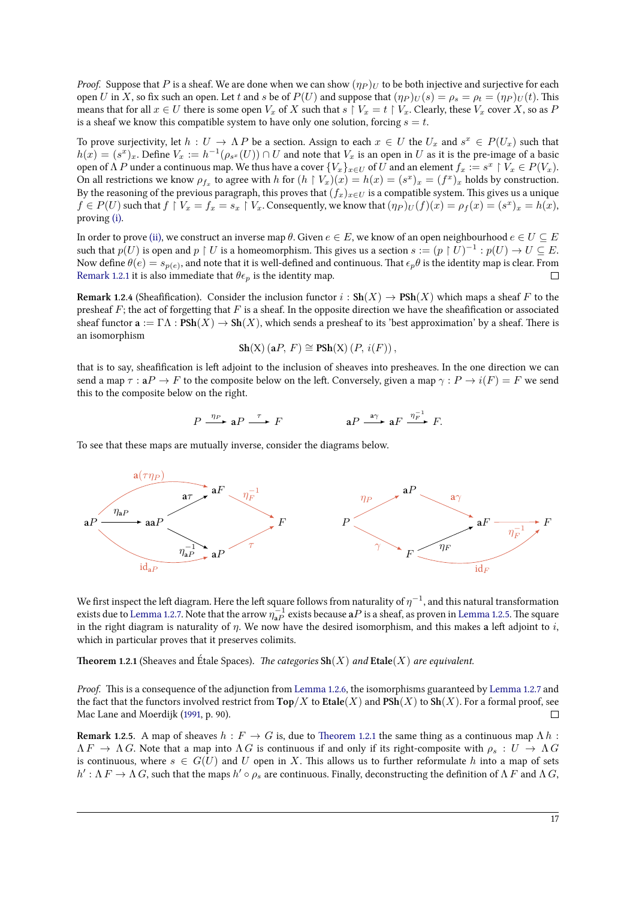*Proof.* Suppose that $P$ is a sheaf. We are done when we can show $(\eta_P)_U$ to be both injective and surjective for each open $U$ in $X$, so fix such an open. Let $t$ and $s$ be of $P(U)$ and suppose that $(\eta_P)_U(s) = \rho_s = \rho_t = (\eta_P)_U(t)$. This means that for all $x \in U$ there is some open $V_x$ of $X$ such that $s \upharpoonright V_x = t \upharpoonright V_x$. Clearly, these $V_x$ cover $X$, so as $P$ is a sheaf we know this compatible system to have only one solution, forcing $s = t$.

To prove surjectivity, let $h : U \to \Lambda\, P$ be a section. Assign to each $x \in U$ the $U_x$ and $s^x \in P(U_x)$ such that $h(x) = (s^x)_x$. Define $V_x := h^{-1}(\rho_{s^x}(U)) \cap U$ and note that $V_x$ is an open in $U$ as it is the pre-image of a basic open of $\Lambda\, P$ under a continuous map. We thus have a cover $\{V_x\}_{x \in U}$ of $U$ and an element $f_x := s^x \upharpoonright V_x \in P(V_x)$. On all restrictions we know $\rho_{f_x}$ to agree with $h$ for $(h \upharpoonright V_x)(x) = h(x) = (s^x)_x = (f^x)_x$ holds by construction. By the reasoning of the previous paragraph, this proves that $(f_x)_{x \in U}$ is a compatible system. This gives us a unique $f \in P(U)$ such that $f \upharpoonright V_x = f_x = s_x \upharpoonright V_x$. Consequently, we know that $(\eta_P)_U(f)(x) = \rho_f(x) = (s^x)_x = h(x)$, proving (i).

In order to prove (ii), we construct an inverse map $\theta$. Given $e \in E$, we know of an open neighbourhood $e \in U \subseteq E$ such that $p(U)$ is open and $p \upharpoonright U$ is a homeomorphism. This gives us a section $s := (p \upharpoonright U)^{-1} : p(U) \to U \subseteq E$. Now define $\theta(e) = s_{p(e)}$, and note that it is well-defined and continuous. That $\epsilon_p \theta$ is the identity map is clear. From Remark 1.2.1 it is also immediate that $\theta \epsilon_p$ is the identity map. ◻

**Remark 1.2.4** (Sheafification). Consider the inclusion functor $i : \mathbf{Sh}(X) \to \mathbf{PSh}(X)$ which maps a sheaf $F$ to the presheaf $F$; the act of forgetting that $F$ is a sheaf. In the opposite direction we have the sheafification or associated sheaf functor $\mathbf{a} := \Gamma\Lambda : \mathbf{PSh}(X) \to \mathbf{Sh}(X)$, which sends a presheaf to its 'best approximation' by a sheaf. There is an isomorphism

$$\mathbf{Sh}(X)\,(\mathbf{a}P,\, F) \cong \mathbf{PSh}(X)\,(P,\, i(F))\,,$$

that is to say, sheafification is left adjoint to the inclusion of sheaves into presheaves. In the one direction we can send a map $\tau : \mathbf{a}P \to F$ to the composite below on the left. Conversely, given a map $\gamma : P \to i(F) = F$ we send this to the composite below on the right.

$$P \xrightarrow{\eta_P} \mathbf{a}P \xrightarrow{\tau} F \qquad\qquad \mathbf{a}P \xrightarrow{\mathbf{a}\gamma} \mathbf{a}F \xrightarrow{\eta_F^{-1}} F.$$

To see that these maps are mutually inverse, consider the diagrams below.

a$(\tau\eta_P)$, $\eta_{\mathbf{a}P}$, a$\tau$, $\eta_{\mathbf{a}P}^{-1}$, $\eta_F^{-1}$, $\tau$, id$_{\mathbf{a}P}$, a$P$, aa$P$, a$F$, $F$

$\eta_P$, a$\gamma$, $\gamma$, $\eta_F$, $\eta_F^{-1}$, id$_F$, $P$, a$P$, a$F$, $F$

We first inspect the left diagram. Here the left square follows from naturality of $\eta^{-1}$, and this natural transformation exists due to Lemma 1.2.7. Note that the arrow $\eta_{\mathbf{a}P}^{-1}$ exists because $\mathbf{a}P$ is a sheaf, as proven in Lemma 1.2.5. The square in the right diagram is naturality of $\eta$. We now have the desired isomorphism, and this makes a left adjoint to $i$, which in particular proves that it preserves colimits.

**Theorem 1.2.1** (Sheaves and Étale Spaces). *The categories* $\mathbf{Sh}(X)$ *and* $\mathbf{Etale}(X)$ *are equivalent.*

*Proof.* This is a consequence of the adjunction from Lemma 1.2.6, the isomorphisms guaranteed by Lemma 1.2.7 and the fact that the functors involved restrict from $\mathbf{Top}/X$ to $\mathbf{Etale}(X)$ and $\mathbf{PSh}(X)$ to $\mathbf{Sh}(X)$. For a formal proof, see Mac Lane and Moerdijk (1991, p. 90). ◻

**Remark 1.2.5.** A map of sheaves $h : F \to G$ is, due to Theorem 1.2.1 the same thing as a continuous map $\Lambda\, h : \Lambda\, F \to \Lambda\, G$. Note that a map into $\Lambda\, G$ is continuous if and only if its right-composite with $\rho_s : U \to \Lambda\, G$ is continuous, where $s \in G(U)$ and $U$ open in $X$. This allows us to further reformulate $h$ into a map of sets $h' : \Lambda\, F \to \Lambda\, G$, such that the maps $h' \circ \rho_s$ are continuous. Finally, deconstructing the definition of $\Lambda\, F$ and $\Lambda\, G$,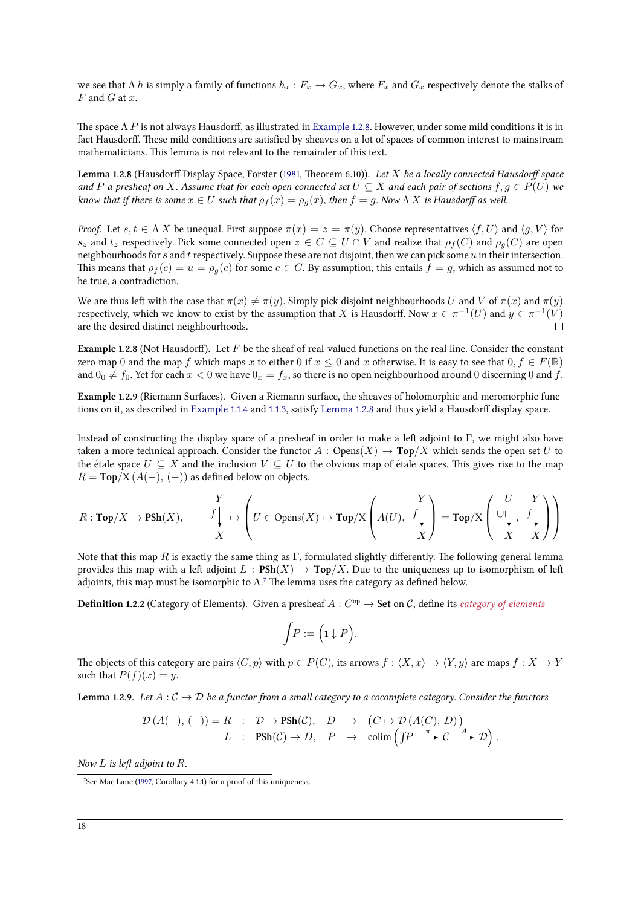we see that $\Lambda\, h$ is simply a family of functions $h_x : F_x \to G_x$, where $F_x$ and $G_x$ respectively denote the stalks of $F$ and $G$ at $x$.

The space $\Lambda\, P$ is not always Hausdorff, as illustrated in Example 1.2.8. However, under some mild conditions it is in fact Hausdorff. These mild conditions are satisfied by sheaves on a lot of spaces of common interest to mainstream mathematicians. This lemma is not relevant to the remainder of this text.

**Lemma 1.2.8** (Hausdorff Display Space, Forster (1981, Theorem 6.10)). *Let $X$ be a locally connected Hausdorff space and $P$ a presheaf on $X$. Assume that for each open connected set $U \subseteq X$ and each pair of sections $f, g \in P(U)$ we know that if there is some $x \in U$ such that $\rho_f(x) = \rho_g(x)$, then $f = g$. Now $\Lambda\, X$ is Hausdorff as well.*

*Proof.* Let $s, t \in \Lambda\, X$ be unequal. First suppose $\pi(x) = z = \pi(y)$. Choose representatives $\langle f, U\rangle$ and $\langle g, V\rangle$ for $s_z$ and $t_z$ respectively. Pick some connected open $z \in C \subseteq U \cap V$ and realize that $\rho_f(C)$ and $\rho_g(C)$ are open neighbourhoods for $s$ and $t$ respectively. Suppose these are not disjoint, then we can pick some $u$ in their intersection. This means that $\rho_f(c) = u = \rho_g(c)$ for some $c \in C$. By assumption, this entails $f = g$, which as assumed not to be true, a contradiction.

We are thus left with the case that $\pi(x) \neq \pi(y)$. Simply pick disjoint neighbourhoods $U$ and $V$ of $\pi(x)$ and $\pi(y)$ respectively, which we know to exist by the assumption that $X$ is Hausdorff. Now $x \in \pi^{-1}(U)$ and $y \in \pi^{-1}(V)$ are the desired distinct neighbourhoods. □

**Example 1.2.8** (Not Hausdorff). Let $F$ be the sheaf of real-valued functions on the real line. Consider the constant zero map $0$ and the map $f$ which maps $x$ to either $0$ if $x \leq 0$ and $x$ otherwise. It is easy to see that $0, f \in F(\mathbb{R})$ and $0_0 \neq f_0$. Yet for each $x < 0$ we have $0_x = f_x$, so there is no open neighbourhood around $0$ discerning $0$ and $f$.

**Example 1.2.9** (Riemann Surfaces). Given a Riemann surface, the sheaves of holomorphic and meromorphic functions on it, as described in Example 1.1.4 and 1.1.3, satisfy Lemma 1.2.8 and thus yield a Hausdorff display space.

Instead of constructing the display space of a presheaf in order to make a left adjoint to $\Gamma$, we might also have taken a more technical approach. Consider the functor $A : \mathrm{Opens}(X) \to \mathbf{Top}/X$ which sends the open set $U$ to the étale space $U \subseteq X$ and the inclusion $V \subseteq U$ to the obvious map of étale spaces. This gives rise to the map $R = \mathbf{Top}/\mathrm{X}\,(A(-),\,(-))$ as defined below on objects.

$$R : \mathbf{Top}/X \to \mathbf{PSh}(X), \qquad \left(Y \xrightarrow{f} X\right) \mapsto \left( U \in \mathrm{Opens}(X) \mapsto \mathbf{Top}/\mathrm{X}\left(A(U),\ Y \xrightarrow{f} X\right) = \mathbf{Top}/\mathrm{X}\left(U \xrightarrow{\cup\!\mid} X,\ Y \xrightarrow{f} X\right)\right)$$

Note that this map $R$ is exactly the same thing as $\Gamma$, formulated slightly differently. The following general lemma provides this map with a left adjoint $L : \mathbf{PSh}(X) \to \mathbf{Top}/X$. Due to the uniqueness up to isomorphism of left adjoints, this map must be isomorphic to $\Lambda$.[7] The lemma uses the category as defined below.

**Definition 1.2.2** (Category of Elements). Given a presheaf $A : C^{\mathrm{op}} \to \mathbf{Set}$ on $\mathcal{C}$, define its *category of elements*

$$\int P := \left(\mathbf{1} \downarrow P\right).$$

The objects of this category are pairs $\langle C, p\rangle$ with $p \in P(C)$, its arrows $f : \langle X, x\rangle \to \langle Y, y\rangle$ are maps $f : X \to Y$ such that $P(f)(x) = y$.

**Lemma 1.2.9.** *Let $A : \mathcal{C} \to \mathcal{D}$ be a functor from a small category to a cocomplete category. Consider the functors*

$$\begin{aligned} \mathcal{D}\,(A(-),\,(-)) = R \quad &: \quad \mathcal{D} \to \mathbf{PSh}(\mathcal{C}), \quad D \ \mapsto \ \left(C \mapsto \mathcal{D}\,(A(C),\ D)\right) \\ L \quad &: \quad \mathbf{PSh}(\mathcal{C}) \to D, \quad P \ \mapsto \ \operatorname{colim}\left(\textstyle\int P \xrightarrow{\ \pi\ } \mathcal{C} \xrightarrow{\ A\ } \mathcal{D}\right). \end{aligned}$$

*Now $L$ is left adjoint to $R$.*

[7] See Mac Lane (1997, Corollary 4.1.1) for a proof of this uniqueness.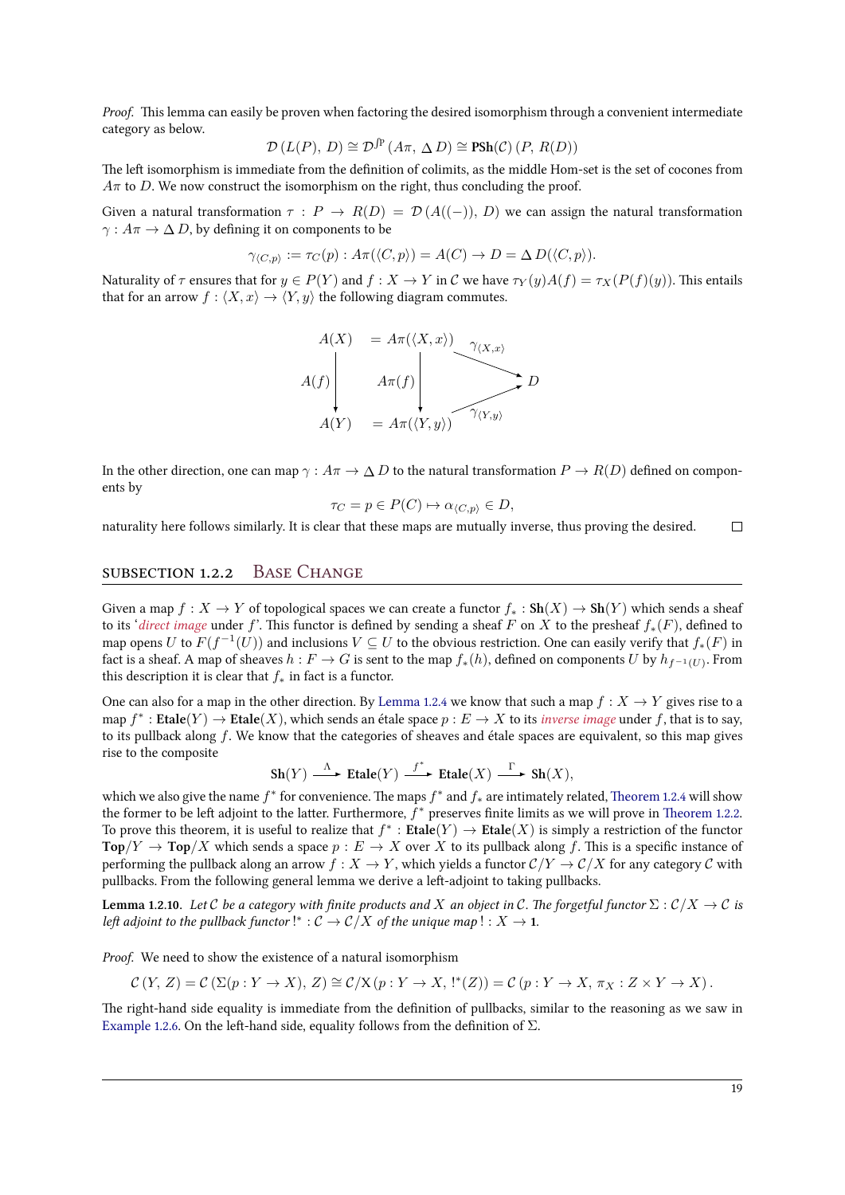*Proof.* This lemma can easily be proven when factoring the desired isomorphism through a convenient intermediate category as below.

$$\mathcal{D}\left(L(P),\, D\right) \cong \mathcal{D}^{\int P}\left(A\pi,\, \Delta\, D\right) \cong \mathbf{PSh}(\mathcal{C})\left(P,\, R(D)\right)$$

The left isomorphism is immediate from the definition of colimits, as the middle Hom-set is the set of cocones from $A\pi$ to $D$. We now construct the isomorphism on the right, thus concluding the proof.

Given a natural transformation $\tau : P \to R(D) = \mathcal{D}\left(A((-)),\, D\right)$ we can assign the natural transformation $\gamma : A\pi \to \Delta\, D$, by defining it on components to be

$$\gamma_{\langle C,p\rangle} := \tau_C(p) : A\pi(\langle C, p\rangle) = A(C) \to D = \Delta\, D(\langle C, p\rangle).$$

Naturality of $\tau$ ensures that for $y \in P(Y)$ and $f : X \to Y$ in $\mathcal{C}$ we have $\tau_Y(y)A(f) = \tau_X(P(f)(y))$. This entails that for an arrow $f : \langle X, x\rangle \to \langle Y, y\rangle$ the following diagram commutes.

$$\begin{array}{ccc} A(X) & = A\pi(\langle X, x\rangle) & \xrightarrow{\gamma_{\langle X,x\rangle}} D \\ \downarrow A(f) & \downarrow A\pi(f) & \\ A(Y) & = A\pi(\langle Y, y\rangle) & \xrightarrow{\gamma_{\langle Y,y\rangle}} D \end{array}$$

In the other direction, one can map $\gamma : A\pi \to \Delta\, D$ to the natural transformation $P \to R(D)$ defined on components by

$$\tau_C = p \in P(C) \mapsto \alpha_{\langle C,p\rangle} \in D,$$

naturality here follows similarly. It is clear that these maps are mutually inverse, thus proving the desired. □

### SUBSECTION 1.2.2 Base Change

Given a map $f : X \to Y$ of topological spaces we can create a functor $f_* : \mathbf{Sh}(X) \to \mathbf{Sh}(Y)$ which sends a sheaf to its '*direct image* under $f$'. This functor is defined by sending a sheaf $F$ on $X$ to the presheaf $f_*(F)$, defined to map opens $U$ to $F(f^{-1}(U))$ and inclusions $V \subseteq U$ to the obvious restriction. One can easily verify that $f_*(F)$ in fact is a sheaf. A map of sheaves $h : F \to G$ is sent to the map $f_*(h)$, defined on components $U$ by $h_{f^{-1}(U)}$. From this description it is clear that $f_*$ in fact is a functor.

One can also for a map in the other direction. By Lemma 1.2.4 we know that such a map $f : X \to Y$ gives rise to a map $f^* : \mathbf{Etale}(Y) \to \mathbf{Etale}(X)$, which sends an étale space $p : E \to X$ to its *inverse image* under $f$, that is to say, to its pullback along $f$. We know that the categories of sheaves and étale spaces are equivalent, so this map gives rise to the composite

$$\mathbf{Sh}(Y) \xrightarrow{\Lambda} \mathbf{Etale}(Y) \xrightarrow{f^*} \mathbf{Etale}(X) \xrightarrow{\Gamma} \mathbf{Sh}(X),$$

which we also give the name $f^*$ for convenience. The maps $f^*$ and $f_*$ are intimately related, Theorem 1.2.4 will show the former to be left adjoint to the latter. Furthermore, $f^*$ preserves finite limits as we will prove in Theorem 1.2.2. To prove this theorem, it is useful to realize that $f^* : \mathbf{Etale}(Y) \to \mathbf{Etale}(X)$ is simply a restriction of the functor $\mathbf{Top}/Y \to \mathbf{Top}/X$ which sends a space $p : E \to X$ over $X$ to its pullback along $f$. This is a specific instance of performing the pullback along an arrow $f : X \to Y$, which yields a functor $\mathcal{C}/Y \to \mathcal{C}/X$ for any category $\mathcal{C}$ with pullbacks. From the following general lemma we derive a left-adjoint to taking pullbacks.

**Lemma 1.2.10.** *Let $\mathcal{C}$ be a category with finite products and $X$ an object in $\mathcal{C}$. The forgetful functor $\Sigma : \mathcal{C}/X \to \mathcal{C}$ is left adjoint to the pullback functor $!^* : \mathcal{C} \to \mathcal{C}/X$ of the unique map $! : X \to \mathbf{1}$.*

*Proof.* We need to show the existence of a natural isomorphism

$$\mathcal{C}\left(Y,\, Z\right) = \mathcal{C}\left(\Sigma(p : Y \to X),\, Z\right) \cong \mathcal{C}/X\left(p : Y \to X,\, !^*(Z)\right) = \mathcal{C}\left(p : Y \to X,\, \pi_X : Z \times Y \to X\right).$$

The right-hand side equality is immediate from the definition of pullbacks, similar to the reasoning as we saw in Example 1.2.6. On the left-hand side, equality follows from the definition of $\Sigma$.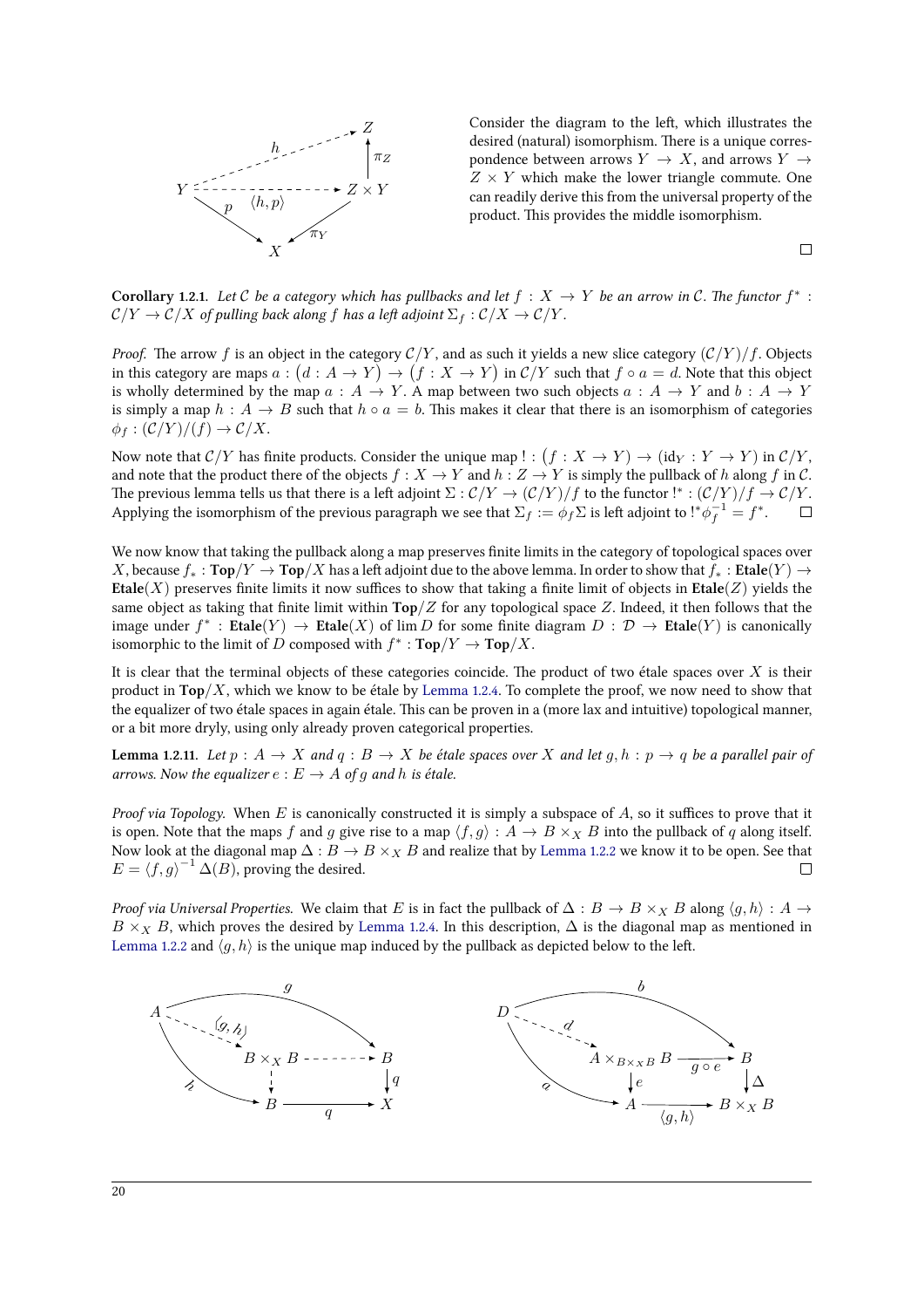Consider the diagram to the left, which illustrates the desired (natural) isomorphism. There is a unique correspondence between arrows $Y \to X$, and arrows $Y \to Z \times Y$ which make the lower triangle commute. One can readily derive this from the universal property of the product. This provides the middle isomorphism.

$$\begin{array}{ccc} & & Z \\ & \overset{h}{\nearrow} & \uparrow \pi_Z \\ Y & \overset{\langle h, p\rangle}{\dashrightarrow} & Z \times Y \\ & {}_{p}\searrow & \swarrow_{\pi_Y} \\ & X & \end{array}$$

□

**Corollary 1.2.1.** *Let $\mathcal{C}$ be a category which has pullbacks and let $f : X \to Y$ be an arrow in $\mathcal{C}$. The functor $f^* : \mathcal{C}/Y \to \mathcal{C}/X$ of pulling back along $f$ has a left adjoint $\Sigma_f : \mathcal{C}/X \to \mathcal{C}/Y$.*

*Proof.* The arrow $f$ is an object in the category $\mathcal{C}/Y$, and as such it yields a new slice category $(\mathcal{C}/Y)/f$. Objects in this category are maps $a : \big(d : A \to Y\big) \to \big(f : X \to Y\big)$ in $\mathcal{C}/Y$ such that $f \circ a = d$. Note that this object is wholly determined by the map $a : A \to Y$. A map between two such objects $a : A \to Y$ and $b : A \to Y$ is simply a map $h : A \to B$ such that $h \circ a = b$. This makes it clear that there is an isomorphism of categories $\phi_f : (\mathcal{C}/Y)/(f) \to \mathcal{C}/X$.

Now note that $\mathcal{C}/Y$ has finite products. Consider the unique map $! : \big(f : X \to Y\big) \to \big(\mathrm{id}_Y : Y \to Y\big)$ in $\mathcal{C}/Y$, and note that the product there of the objects $f : X \to Y$ and $h : Z \to Y$ is simply the pullback of $h$ along $f$ in $\mathcal{C}$. The previous lemma tells us that there is a left adjoint $\Sigma : \mathcal{C}/Y \to (\mathcal{C}/Y)/f$ to the functor $!^* : (\mathcal{C}/Y)/f \to \mathcal{C}/Y$. Applying the isomorphism of the previous paragraph we see that $\Sigma_f := \phi_f \Sigma$ is left adjoint to $!^* \phi_f^{-1} = f^*$. □

We now know that taking the pullback along a map preserves finite limits in the category of topological spaces over $X$, because $f_* : \mathbf{Top}/Y \to \mathbf{Top}/X$ has a left adjoint due to the above lemma. In order to show that $f_* : \mathbf{Etale}(Y) \to \mathbf{Etale}(X)$ preserves finite limits it now suffices to show that taking a finite limit of objects in $\mathbf{Etale}(Z)$ yields the same object as taking that finite limit within $\mathbf{Top}/Z$ for any topological space $Z$. Indeed, it then follows that the image under $f^* : \mathbf{Etale}(Y) \to \mathbf{Etale}(X)$ of $\lim D$ for some finite diagram $D : \mathcal{D} \to \mathbf{Etale}(Y)$ is canonically isomorphic to the limit of $D$ composed with $f^* : \mathbf{Top}/Y \to \mathbf{Top}/X$.

It is clear that the terminal objects of these categories coincide. The product of two étale spaces over $X$ is their product in $\mathbf{Top}/X$, which we know to be étale by Lemma 1.2.4. To complete the proof, we now need to show that the equalizer of two étale spaces in again étale. This can be proven in a (more lax and intuitive) topological manner, or a bit more dryly, using only already proven categorical properties.

**Lemma 1.2.11.** *Let $p : A \to X$ and $q : B \to X$ be étale spaces over $X$ and let $g, h : p \to q$ be a parallel pair of arrows. Now the equalizer $e : E \to A$ of $g$ and $h$ is étale.*

*Proof via Topology.* When $E$ is canonically constructed it is simply a subspace of $A$, so it suffices to prove that it is open. Note that the maps $f$ and $g$ give rise to a map $\langle f, g\rangle : A \to B \times_X B$ into the pullback of $q$ along itself. Now look at the diagonal map $\Delta : B \to B \times_X B$ and realize that by Lemma 1.2.2 we know it to be open. See that $E = \langle f, g\rangle^{-1} \Delta(B)$, proving the desired. □

*Proof via Universal Properties.* We claim that $E$ is in fact the pullback of $\Delta : B \to B \times_X B$ along $\langle g, h\rangle : A \to B \times_X B$, which proves the desired by Lemma 1.2.4. In this description, $\Delta$ is the diagonal map as mentioned in Lemma 1.2.2 and $\langle g, h\rangle$ is the unique map induced by the pullback as depicted below to the left.

$$\begin{array}{ccc} A & \overset{g}{\longrightarrow} & B \\ & \searrow^{\langle g,h\rangle} & \\ & B \times_X B & \dashrightarrow B \\ {}_{h}\searrow & \downarrow & \downarrow q \\ & B & \xrightarrow{q} X \end{array}
\qquad
\begin{array}{ccc} D & \overset{b}{\longrightarrow} & B \\ & \searrow^{d} & \\ & A \times_{B \times_X B} B & \xrightarrow{g \circ e} B \\ {}_{a}\searrow & \downarrow e & \downarrow \Delta \\ & A & \xrightarrow{\langle g, h\rangle} B \times_X B \end{array}$$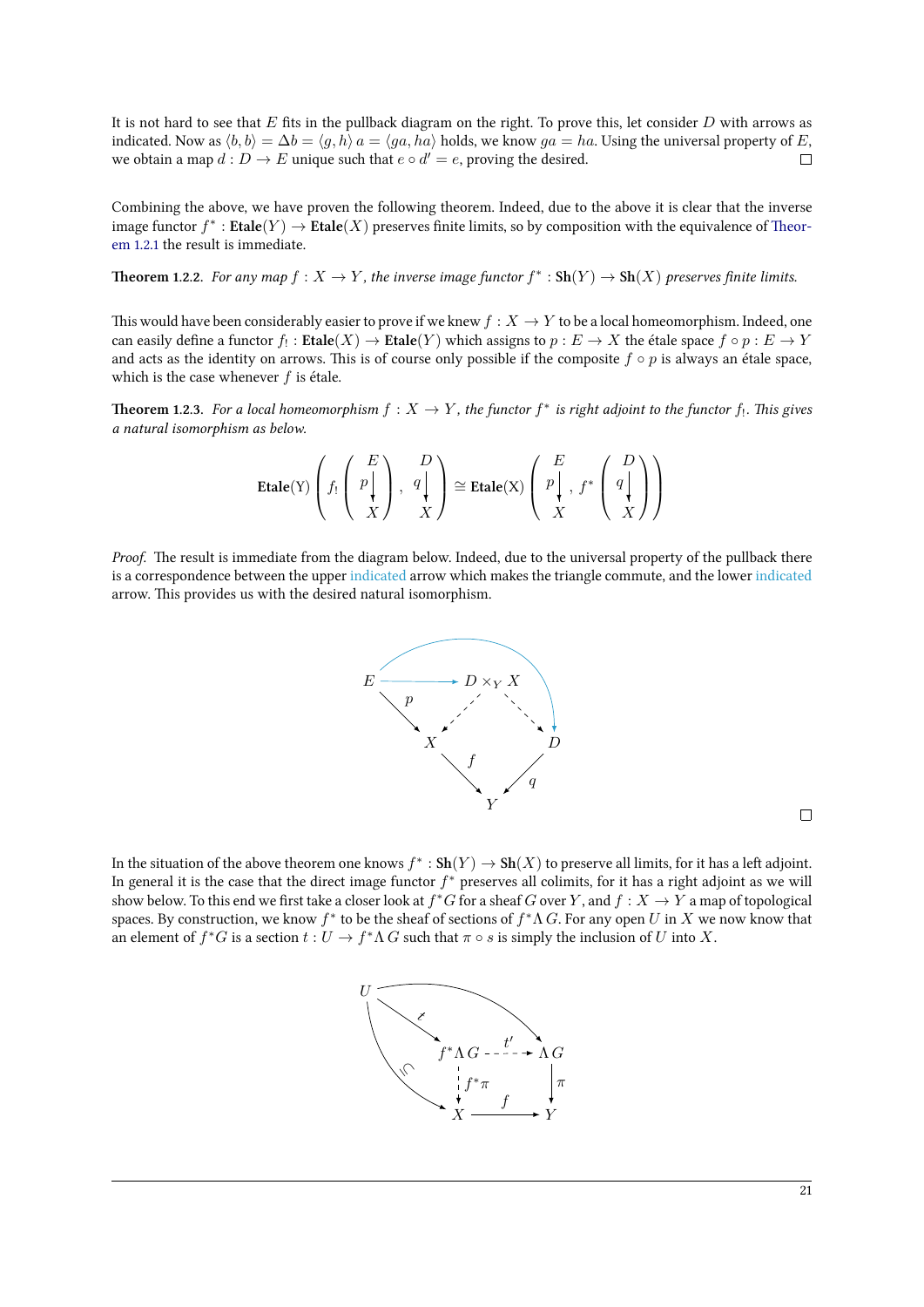It is not hard to see that $E$ fits in the pullback diagram on the right. To prove this, let consider $D$ with arrows as indicated. Now as $\langle b, b\rangle = \Delta b = \langle g, h\rangle\, a = \langle ga, ha\rangle$ holds, we know $ga = ha$. Using the universal property of $E$, we obtain a map $d : D \to E$ unique such that $e \circ d' = e$, proving the desired. □

Combining the above, we have proven the following theorem. Indeed, due to the above it is clear that the inverse image functor $f^* : \mathbf{Etale}(Y) \to \mathbf{Etale}(X)$ preserves finite limits, so by composition with the equivalence of Theorem 1.2.1 the result is immediate.

**Theorem 1.2.2.** *For any map $f : X \to Y$, the inverse image functor $f^* : \mathbf{Sh}(Y) \to \mathbf{Sh}(X)$ preserves finite limits.*

This would have been considerably easier to prove if we knew $f : X \to Y$ to be a local homeomorphism. Indeed, one can easily define a functor $f_! : \mathbf{Etale}(X) \to \mathbf{Etale}(Y)$ which assigns to $p : E \to X$ the étale space $f \circ p : E \to Y$ and acts as the identity on arrows. This is of course only possible if the composite $f \circ p$ is always an étale space, which is the case whenever $f$ is étale.

**Theorem 1.2.3.** *For a local homeomorphism $f : X \to Y$, the functor $f^*$ is right adjoint to the functor $f_!$. This gives a natural isomorphism as below.*

$$\mathbf{Etale}(Y)\left(f_!\left(\begin{array}{c} E \\ p\downarrow \\ X \end{array}\right), \begin{array}{c} D \\ q\downarrow \\ X \end{array}\right) \cong \mathbf{Etale}(X)\left(\begin{array}{c} E \\ p\downarrow \\ X \end{array}, f^*\left(\begin{array}{c} D \\ q\downarrow \\ X \end{array}\right)\right)$$

*Proof.* The result is immediate from the diagram below. Indeed, due to the universal property of the pullback there is a correspondence between the upper indicated arrow which makes the triangle commute, and the lower indicated arrow. This provides us with the desired natural isomorphism.

$$\begin{array}{ccccc} E & \longrightarrow & D \times_Y X & & \\ & p\searrow & \swarrow\quad\searrow & & \\ & X & & D & \\ & f\searrow & & \swarrow q & \\ & & Y & & \end{array}$$

□

In the situation of the above theorem one knows $f^* : \mathbf{Sh}(Y) \to \mathbf{Sh}(X)$ to preserve all limits, for it has a left adjoint. In general it is the case that the direct image functor $f^*$ preserves all colimits, for it has a right adjoint as we will show below. To this end we first take a closer look at $f^*G$ for a sheaf $G$ over $Y$, and $f : X \to Y$ a map of topological spaces. By construction, we know $f^*$ to be the sheaf of sections of $f^*\Lambda\, G$. For any open $U$ in $X$ we now know that an element of $f^*G$ is a section $t : U \to f^*\Lambda\, G$ such that $\pi \circ s$ is simply the inclusion of $U$ into $X$.

$$\begin{array}{ccc} U & & \\ & \searrow t & \\ & f^*\Lambda\, G & \xrightarrow{t'} \Lambda\, G \\ \subseteq & \downarrow f^*\pi & \downarrow \pi \\ & X & \xrightarrow{f} Y \end{array}$$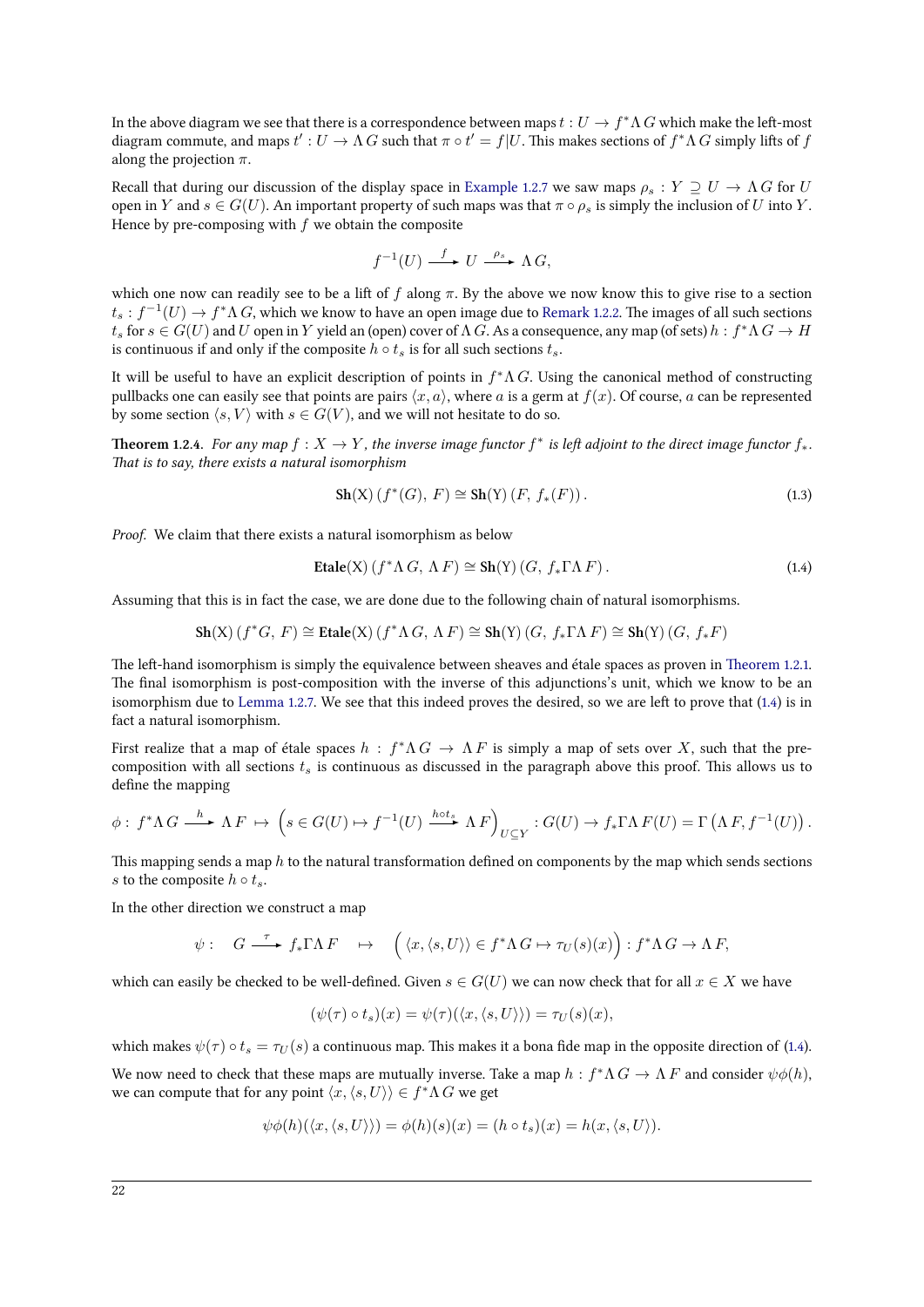In the above diagram we see that there is a correspondence between maps $t : U \to f^*\Lambda\, G$ which make the left-most diagram commute, and maps $t' : U \to \Lambda\, G$ such that $\pi \circ t' = f|U$. This makes sections of $f^*\Lambda\, G$ simply lifts of $f$ along the projection $\pi$.

Recall that during our discussion of the display space in Example 1.2.7 we saw maps $\rho_s : Y \supseteq U \to \Lambda\, G$ for $U$ open in $Y$ and $s \in G(U)$. An important property of such maps was that $\pi \circ \rho_s$ is simply the inclusion of $U$ into $Y$. Hence by pre-composing with $f$ we obtain the composite

$$f^{-1}(U) \xrightarrow{\ f\ } U \xrightarrow{\ \rho_s\ } \Lambda\, G,$$

which one now can readily see to be a lift of $f$ along $\pi$. By the above we now know this to give rise to a section $t_s : f^{-1}(U) \to f^*\Lambda\, G$, which we know to have an open image due to Remark 1.2.2. The images of all such sections $t_s$ for $s \in G(U)$ and $U$ open in $Y$ yield an (open) cover of $\Lambda\, G$. As a consequence, any map (of sets) $h : f^*\Lambda\, G \to H$ is continuous if and only if the composite $h \circ t_s$ is for all such sections $t_s$.

It will be useful to have an explicit description of points in $f^*\Lambda\, G$. Using the canonical method of constructing pullbacks one can easily see that points are pairs $\langle x, a \rangle$, where $a$ is a germ at $f(x)$. Of course, $a$ can be represented by some section $\langle s, V \rangle$ with $s \in G(V)$, and we will not hesitate to do so.

**Theorem 1.2.4.** *For any map $f : X \to Y$, the inverse image functor $f^*$ is left adjoint to the direct image functor $f_*$. That is to say, there exists a natural isomorphism*

$$\mathbf{Sh}(\mathrm{X})\left(f^*(G),\, F\right) \cong \mathbf{Sh}(\mathrm{Y})\left(F,\, f_*(F)\right). \tag{1.3}$$

*Proof.* We claim that there exists a natural isomorphism as below

$$\mathbf{Etale}(\mathrm{X})\left(f^*\Lambda\, G,\, \Lambda\, F\right) \cong \mathbf{Sh}(\mathrm{Y})\left(G,\, f_*\Gamma\Lambda\, F\right). \tag{1.4}$$

Assuming that this is in fact the case, we are done due to the following chain of natural isomorphisms.

$$\mathbf{Sh}(\mathrm{X})\left(f^*G,\, F\right) \cong \mathbf{Etale}(\mathrm{X})\left(f^*\Lambda\, G,\, \Lambda\, F\right) \cong \mathbf{Sh}(\mathrm{Y})\left(G,\, f_*\Gamma\Lambda\, F\right) \cong \mathbf{Sh}(\mathrm{Y})\left(G,\, f_*F\right)$$

The left-hand isomorphism is simply the equivalence between sheaves and étale spaces as proven in Theorem 1.2.1. The final isomorphism is post-composition with the inverse of this adjunctions's unit, which we know to be an isomorphism due to Lemma 1.2.7. We see that this indeed proves the desired, so we are left to prove that (1.4) is in fact a natural isomorphism.

First realize that a map of étale spaces $h : f^*\Lambda\, G \to \Lambda\, F$ is simply a map of sets over $X$, such that the pre-composition with all sections $t_s$ is continuous as discussed in the paragraph above this proof. This allows us to define the mapping

$$\phi :\ f^*\Lambda\, G \xrightarrow{\ h\ } \Lambda\, F \ \mapsto\ \left(s \in G(U) \mapsto f^{-1}(U) \xrightarrow{\ h\circ t_s\ } \Lambda\, F\right)_{U \subseteq Y} : G(U) \to f_*\Gamma\Lambda\, F(U) = \Gamma\left(\Lambda\, F, f^{-1}(U)\right).$$

This mapping sends a map $h$ to the natural transformation defined on components by the map which sends sections $s$ to the composite $h \circ t_s$.

In the other direction we construct a map

$$\psi :\quad G \xrightarrow{\ \tau\ } f_*\Gamma\Lambda\, F \quad \mapsto \quad \Big(\langle x, \langle s, U\rangle\rangle \in f^*\Lambda\, G \mapsto \tau_U(s)(x)\Big) : f^*\Lambda\, G \to \Lambda\, F,$$

which can easily be checked to be well-defined. Given $s \in G(U)$ we can now check that for all $x \in X$ we have

$$(\psi(\tau) \circ t_s)(x) = \psi(\tau)(\langle x, \langle s, U\rangle\rangle) = \tau_U(s)(x),$$

which makes $\psi(\tau) \circ t_s = \tau_U(s)$ a continuous map. This makes it a bona fide map in the opposite direction of (1.4).

We now need to check that these maps are mutually inverse. Take a map $h : f^*\Lambda\, G \to \Lambda\, F$ and consider $\psi\phi(h)$, we can compute that for any point $\langle x, \langle s, U\rangle\rangle \in f^*\Lambda\, G$ we get

$$\psi\phi(h)(\langle x, \langle s, U\rangle\rangle) = \phi(h)(s)(x) = (h \circ t_s)(x) = h(x, \langle s, U\rangle).$$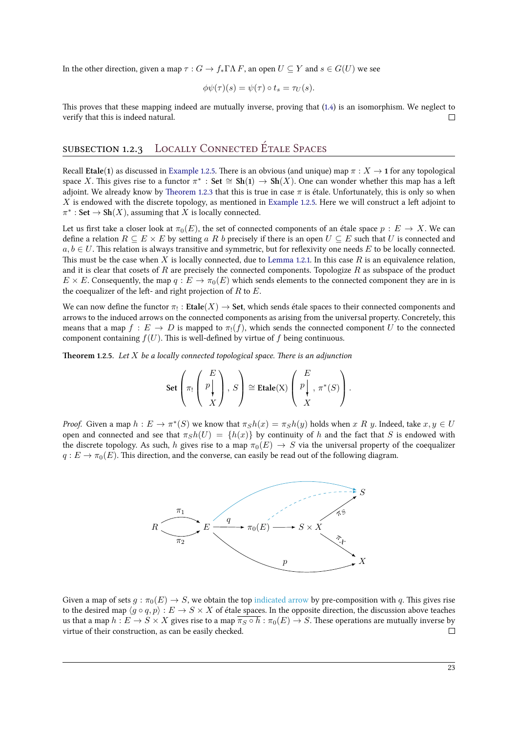In the other direction, given a map $\tau : G \to f_*\Gamma\Lambda F$, an open $U \subseteq Y$ and $s \in G(U)$ we see

$$\phi\psi(\tau)(s) = \psi(\tau) \circ t_s = \tau_U(s).$$

This proves that these mapping indeed are mutually inverse, proving that (1.4) is an isomorphism. We neglect to verify that this is indeed natural. □

### Subsection 1.2.3 Locally Connected Étale Spaces

Recall $\mathbf{Etale}(\mathbf{1})$ as discussed in Example 1.2.5. There is an obvious (and unique) map $\pi : X \to \mathbf{1}$ for any topological space $X$. This gives rise to a functor $\pi^* : \mathbf{Set} \cong \mathbf{Sh}(\mathbf{1}) \to \mathbf{Sh}(X)$. One can wonder whether this map has a left adjoint. We already know by Theorem 1.2.3 that this is true in case $\pi$ is étale. Unfortunately, this is only so when $X$ is endowed with the discrete topology, as mentioned in Example 1.2.5. Here we will construct a left adjoint to $\pi^* : \mathbf{Set} \to \mathbf{Sh}(X)$, assuming that $X$ is locally connected.

Let us first take a closer look at $\pi_0(E)$, the set of connected components of an étale space $p : E \to X$. We can define a relation $R \subseteq E \times E$ by setting $a\ R\ b$ precisely if there is an open $U \subseteq E$ such that $U$ is connected and $a, b \in U$. This relation is always transitive and symmetric, but for reflexivity one needs $E$ to be locally connected. This must be the case when $X$ is locally connected, due to Lemma 1.2.1. In this case $R$ is an equivalence relation, and it is clear that cosets of $R$ are precisely the connected components. Topologize $R$ as subspace of the product $E \times E$. Consequently, the map $q : E \to \pi_0(E)$ which sends elements to the connected component they are in is the coequalizer of the left- and right projection of $R$ to $E$.

We can now define the functor $\pi_! : \mathbf{Etale}(X) \to \mathbf{Set}$, which sends étale spaces to their connected components and arrows to the induced arrows on the connected components as arising from the universal property. Concretely, this means that a map $f : E \to D$ is mapped to $\pi_!(f)$, which sends the connected component $U$ to the connected component containing $f(U)$. This is well-defined by virtue of $f$ being continuous.

**Theorem 1.2.5.** *Let $X$ be a locally connected topological space. There is an adjunction*

$$\mathbf{Set}\left(\pi_!\left(\begin{array}{c} E \\ p\downarrow \\ X \end{array}\right), S\right) \cong \mathbf{Etale}(\mathrm{X})\left(\begin{array}{c} E \\ p\downarrow \\ X \end{array}, \pi^*(S)\right).$$

*Proof.* Given a map $h : E \to \pi^*(S)$ we know that $\pi_S h(x) = \pi_S h(y)$ holds when $x\ R\ y$. Indeed, take $x, y \in U$ open and connected and see that $\pi_S h(U) = \{h(x)\}$ by continuity of $h$ and the fact that $S$ is endowed with the discrete topology. As such, $h$ gives rise to a map $\pi_0(E) \to S$ via the universal property of the coequalizer $q : E \to \pi_0(E)$. This direction, and the converse, can easily be read out of the following diagram.

R ⇉ E (arrows $\pi_1$, $\pi_2$)
E → $\pi_0(E)$ (arrow $q$) → $S \times X$
$S \times X$ → S ($\pi_S$)
$S \times X$ → X ($\pi_X$)
E → S (curved arrow)
$\pi_0(E)$ ⇢ S (dashed arrow)
E → X (arrow $p$)

Given a map of sets $g : \pi_0(E) \to S$, we obtain the top indicated arrow by pre-composition with $q$. This gives rise to the desired map $\langle g \circ q, p\rangle : E \to S \times X$ of étale spaces. In the opposite direction, the discussion above teaches us that a map $h : E \to S \times X$ gives rise to a map $\overline{\pi_S \circ h} : \pi_0(E) \to S$. These operations are mutually inverse by virtue of their construction, as can be easily checked. □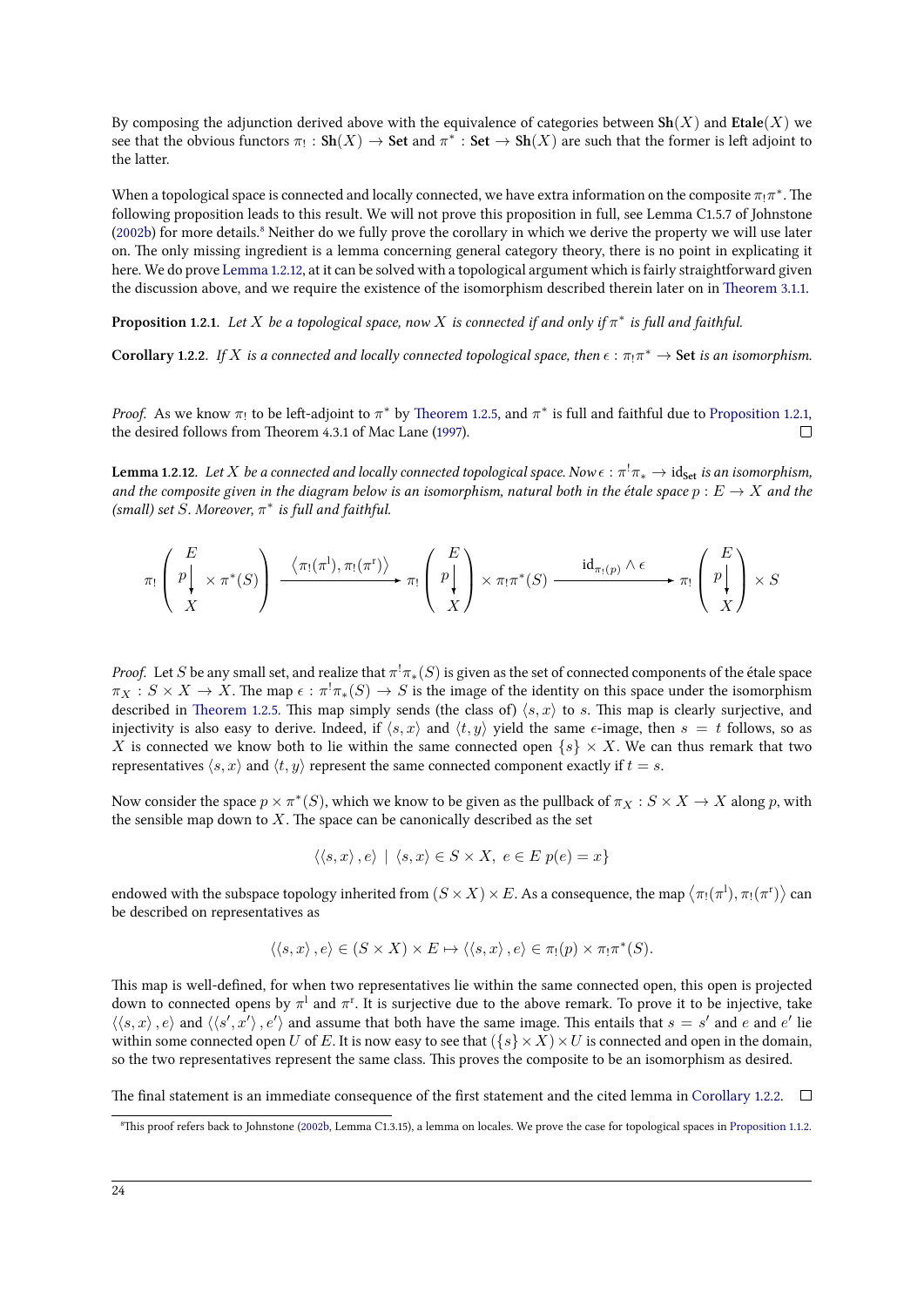By composing the adjunction derived above with the equivalence of categories between $\mathbf{Sh}(X)$ and $\mathbf{Etale}(X)$ we see that the obvious functors $\pi_! : \mathbf{Sh}(X) \to \mathbf{Set}$ and $\pi^* : \mathbf{Set} \to \mathbf{Sh}(X)$ are such that the former is left adjoint to the latter.

When a topological space is connected and locally connected, we have extra information on the composite $\pi_! \pi^*$. The following proposition leads to this result. We will not prove this proposition in full, see Lemma C1.5.7 of Johnstone (2002b) for more details.[8] Neither do we fully prove the corollary in which we derive the property we will use later on. The only missing ingredient is a lemma concerning general category theory, there is no point in explicating it here. We do prove Lemma 1.2.12, at it can be solved with a topological argument which is fairly straightforward given the discussion above, and we require the existence of the isomorphism described therein later on in Theorem 3.1.1.

**Proposition 1.2.1.** *Let $X$ be a topological space, now $X$ is connected if and only if $\pi^*$ is full and faithful.*

**Corollary 1.2.2.** *If $X$ is a connected and locally connected topological space, then $\epsilon : \pi_! \pi^* \to \mathbf{Set}$ is an isomorphism.*

*Proof.* As we know $\pi_!$ to be left-adjoint to $\pi^*$ by Theorem 1.2.5, and $\pi^*$ is full and faithful due to Proposition 1.2.1, the desired follows from Theorem 4.3.1 of Mac Lane (1997). □

**Lemma 1.2.12.** *Let $X$ be a connected and locally connected topological space. Now $\epsilon : \pi^! \pi_* \to \mathrm{id}_{\mathbf{Set}}$ is an isomorphism, and the composite given in the diagram below is an isomorphism, natural both in the étale space $p : E \to X$ and the (small) set $S$. Moreover, $\pi^*$ is full and faithful.*

$$\pi_! \left( \begin{array}{c} E \\ p \big\downarrow \\ X \end{array} \times \pi^*(S) \right) \xrightarrow{\langle \pi_!(\pi^{\mathrm{l}}), \pi_!(\pi^{\mathrm{r}}) \rangle} \pi_! \left( \begin{array}{c} E \\ p \big\downarrow \\ X \end{array} \right) \times \pi_! \pi^*(S) \xrightarrow{\mathrm{id}_{\pi_!(p)} \wedge \epsilon} \pi_! \left( \begin{array}{c} E \\ p \big\downarrow \\ X \end{array} \right) \times S$$

*Proof.* Let $S$ be any small set, and realize that $\pi^! \pi_*(S)$ is given as the set of connected components of the étale space $\pi_X : S \times X \to X$. The map $\epsilon : \pi^! \pi_*(S) \to S$ is the image of the identity on this space under the isomorphism described in Theorem 1.2.5. This map simply sends (the class of) $\langle s, x \rangle$ to $s$. This map is clearly surjective, and injectivity is also easy to derive. Indeed, if $\langle s, x \rangle$ and $\langle t, y \rangle$ yield the same $\epsilon$-image, then $s = t$ follows, so as $X$ is connected we know both to lie within the same connected open $\{s\} \times X$. We can thus remark that two representatives $\langle s, x \rangle$ and $\langle t, y \rangle$ represent the same connected component exactly if $t = s$.

Now consider the space $p \times \pi^*(S)$, which we know to be given as the pullback of $\pi_X : S \times X \to X$ along $p$, with the sensible map down to $X$. The space can be canonically described as the set

$$\langle \langle s, x \rangle, e \rangle \mid \langle s, x \rangle \in S \times X, \; e \in E \; p(e) = x \}$$

endowed with the subspace topology inherited from $(S \times X) \times E$. As a consequence, the map $\langle \pi_!(\pi^{\mathrm{l}}), \pi_!(\pi^{\mathrm{r}}) \rangle$ can be described on representatives as

$$\langle \langle s, x \rangle, e \rangle \in (S \times X) \times E \mapsto \langle \langle s, x \rangle, e \rangle \in \pi_!(p) \times \pi_! \pi^*(S).$$

This map is well-defined, for when two representatives lie within the same connected open, this open is projected down to connected opens by $\pi^{\mathrm{l}}$ and $\pi^{\mathrm{r}}$. It is surjective due to the above remark. To prove it to be injective, take $\langle \langle s, x \rangle, e \rangle$ and $\langle \langle s', x' \rangle, e' \rangle$ and assume that both have the same image. This entails that $s = s'$ and $e$ and $e'$ lie within some connected open $U$ of $E$. It is now easy to see that $(\{s\} \times X) \times U$ is connected and open in the domain, so the two representatives represent the same class. This proves the composite to be an isomorphism as desired.

The final statement is an immediate consequence of the first statement and the cited lemma in Corollary 1.2.2. □

[8] This proof refers back to Johnstone (2002b, Lemma C1.3.15), a lemma on locales. We prove the case for topological spaces in Proposition 1.1.2.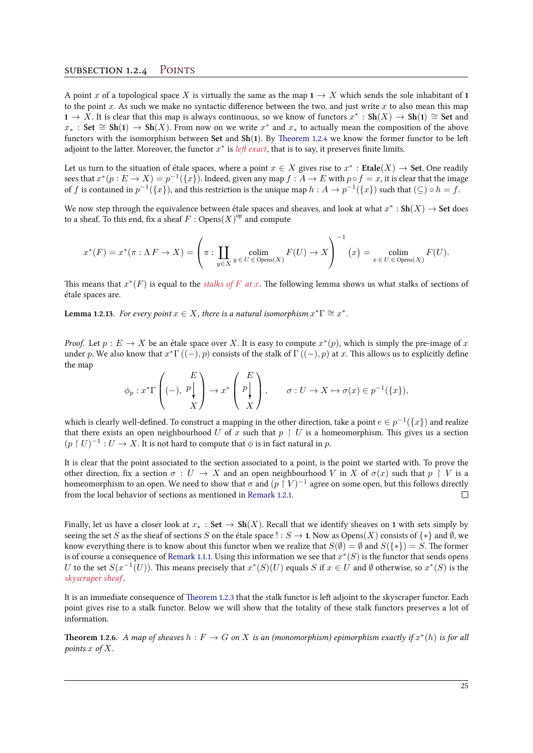### SUBSECTION 1.2.4 Points

A point $x$ of a topological space $X$ is virtually the same as the map $\mathbf{1} \to X$ which sends the sole inhabitant of $\mathbf{1}$ to the point $x$. As such we make no syntactic difference between the two, and just write $x$ to also mean this map $\mathbf{1} \to X$. It is clear that this map is always continuous, so we know of functors $x^* : \mathbf{Sh}(X) \to \mathbf{Sh}(\mathbf{1}) \cong \mathbf{Set}$ and $x_* : \mathbf{Set} \cong \mathbf{Sh}(\mathbf{1}) \to \mathbf{Sh}(X)$. From now on we write $x^*$ and $x_*$ to actually mean the composition of the above functors with the isomorphism between $\mathbf{Set}$ and $\mathbf{Sh}(\mathbf{1})$. By Theorem 1.2.4 we know the former functor to be left adjoint to the latter. Moreover, the functor $x^*$ is *left exact*, that is to say, it preserves finite limits.

Let us turn to the situation of étale spaces, where a point $x \in X$ gives rise to $x^* : \mathbf{Etale}(X) \to \mathbf{Set}$. One readily sees that $x^*(p : E \to X) = p^{-1}(\{x\})$. Indeed, given any map $f : A \to E$ with $p \circ f = x$, it is clear that the image of $f$ is contained in $p^{-1}(\{x\})$, and this restriction is the unique map $h : A \to p^{-1}(\{x\})$ such that $(\subseteq) \circ h = f$.

We now step through the equivalence between étale spaces and sheaves, and look at what $x^* : \mathbf{Sh}(X) \to \mathbf{Set}$ does to a sheaf. To this end, fix a sheaf $F : \mathrm{Opens}(X)^{\mathrm{op}}$ and compute

$$x^*(F) = x^*(\pi : \Lambda\, F \to X) = \left(\pi : \coprod_{y \in X} \operatorname*{colim}_{y \in U \in \mathrm{Opens}(X)} F(U) \to X\right)^{-1}(x) = \operatorname*{colim}_{x \in U \in \mathrm{Opens}(X)} F(U).$$

This means that $x^*(F)$ is equal to the *stalks of $F$ at $x$*. The following lemma shows us what stalks of sections of étale spaces are.

**Lemma 1.2.13.** *For every point $x \in X$, there is a natural isomorphism $x^*\Gamma \cong x^*$.*

*Proof.* Let $p : E \to X$ be an étale space over $X$. It is easy to compute $x^*(p)$, which is simply the pre-image of $x$ under $p$. We also know that $x^*\Gamma\,((-), p)$ consists of the stalk of $\Gamma\,((-), p)$ at $x$. This allows us to explicitly define the map

$$\phi_p : x^*\Gamma\left((-),\ \begin{array}{c} E \\ p\big\downarrow \\ X \end{array}\right) \to x^*\left(\begin{array}{c} E \\ p\big\downarrow \\ X \end{array}\right), \qquad \sigma : U \to X \mapsto \sigma(x) \in p^{-1}(\{x\}),$$

which is clearly well-defined. To construct a mapping in the other direction, take a point $e \in p^{-1}(\{x\})$ and realize that there exists an open neighbourhood $U$ of $x$ such that $p \restriction U$ is a homeomorphism. This gives us a section $(p \restriction U)^{-1} : U \to X$. It is not hard to compute that $\phi$ is in fact natural in $p$.

It is clear that the point associated to the section associated to a point, is the point we started with. To prove the other direction, fix a section $\sigma : U \to X$ and an open neighbourhood $V$ in $X$ of $\sigma(x)$ such that $p \restriction V$ is a homeomorphism to an open. We need to show that $\sigma$ and $(p \restriction V)^{-1}$ agree on some open, but this follows directly from the local behavior of sections as mentioned in Remark 1.2.1. □

Finally, let us have a closer look at $x_* : \mathbf{Set} \to \mathbf{Sh}(X)$. Recall that we identify sheaves on $\mathbf{1}$ with sets simply by seeing the set $S$ as the sheaf of sections $S$ on the étale space $! : S \to \mathbf{1}$. Now as $\mathrm{Opens}(X)$ consists of $\{*\}$ and $\emptyset$, we know everything there is to know about this functor when we realize that $S(\emptyset) = \emptyset$ and $S(\{*\}) = S$. The former is of course a consequence of Remark 1.1.1. Using this information we see that $x^*(S)$ is the functor that sends opens $U$ to the set $S(x^{-1}(U))$. This means precisely that $x^*(S)(U)$ equals $S$ if $x \in U$ and $\emptyset$ otherwise, so $x^*(S)$ is the *skyscraper sheaf*.

It is an immediate consequence of Theorem 1.2.3 that the stalk functor is left adjoint to the skyscraper functor. Each point gives rise to a stalk functor. Below we will show that the totality of these stalk functors preserves a lot of information.

**Theorem 1.2.6.** *A map of sheaves $h : F \to G$ on $X$ is an (monomorphism) epimorphism exactly if $x^*(h)$ is for all points $x$ of $X$.*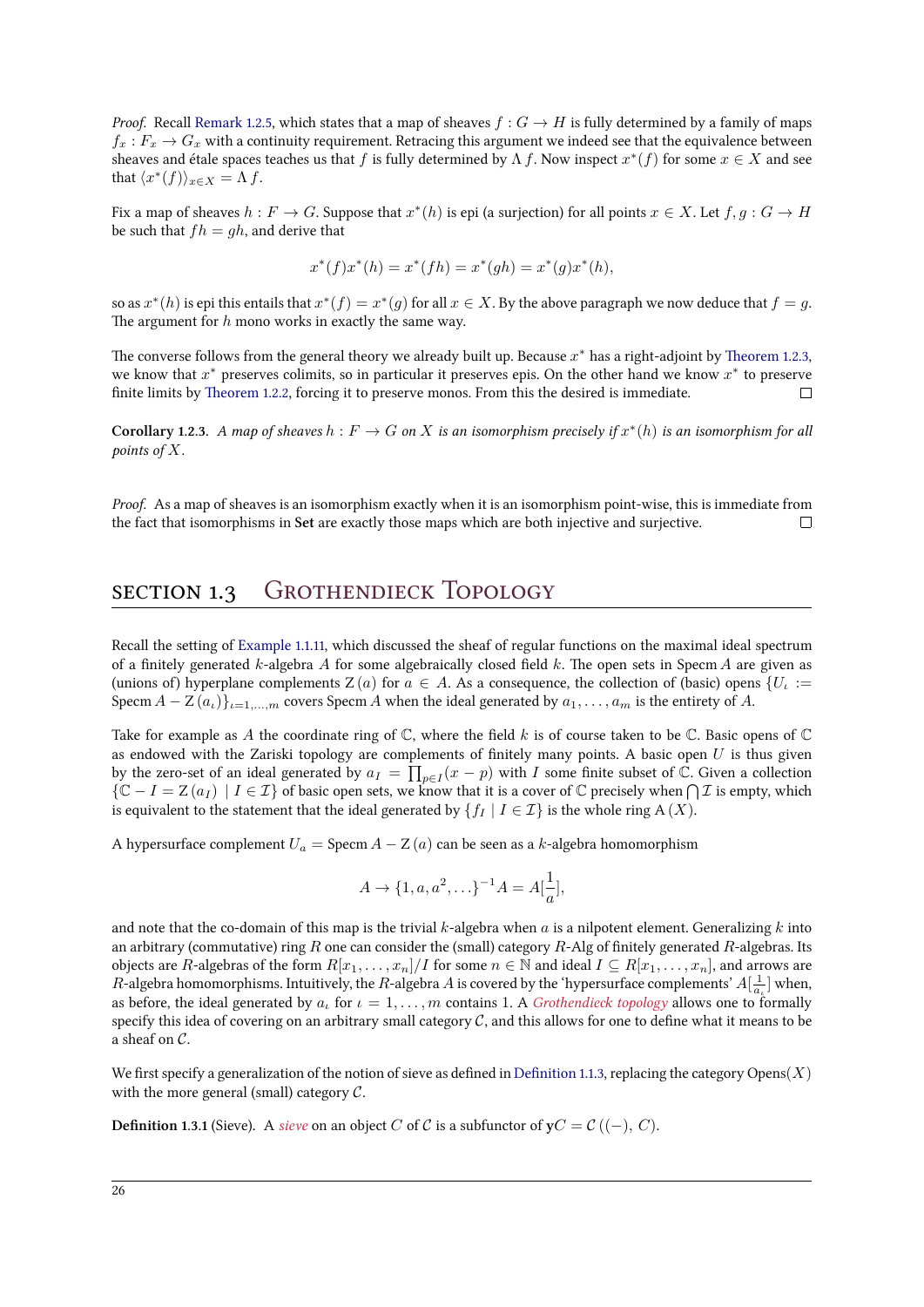*Proof.* Recall Remark 1.2.5, which states that a map of sheaves $f : G \to H$ is fully determined by a family of maps $f_x : F_x \to G_x$ with a continuity requirement. Retracing this argument we indeed see that the equivalence between sheaves and étale spaces teaches us that $f$ is fully determined by $\Lambda\, f$. Now inspect $x^*(f)$ for some $x \in X$ and see that $\langle x^*(f)\rangle_{x\in X} = \Lambda\, f$.

Fix a map of sheaves $h : F \to G$. Suppose that $x^*(h)$ is epi (a surjection) for all points $x \in X$. Let $f, g : G \to H$ be such that $fh = gh$, and derive that

$$x^*(f)x^*(h) = x^*(fh) = x^*(gh) = x^*(g)x^*(h),$$

so as $x^*(h)$ is epi this entails that $x^*(f) = x^*(g)$ for all $x \in X$. By the above paragraph we now deduce that $f = g$. The argument for $h$ mono works in exactly the same way.

The converse follows from the general theory we already built up. Because $x^*$ has a right-adjoint by Theorem 1.2.3, we know that $x^*$ preserves colimits, so in particular it preserves epis. On the other hand we know $x^*$ to preserve finite limits by Theorem 1.2.2, forcing it to preserve monos. From this the desired is immediate. □

**Corollary 1.2.3.** *A map of sheaves $h : F \to G$ on $X$ is an isomorphism precisely if $x^*(h)$ is an isomorphism for all points of $X$.*

*Proof.* As a map of sheaves is an isomorphism exactly when it is an isomorphism point-wise, this is immediate from the fact that isomorphisms in **Set** are exactly those maps which are both injective and surjective. □

## SECTION 1.3 Grothendieck Topology

Recall the setting of Example 1.1.11, which discussed the sheaf of regular functions on the maximal ideal spectrum of a finitely generated $k$-algebra $A$ for some algebraically closed field $k$. The open sets in Specm $A$ are given as (unions of) hyperplane complements $\mathrm{Z}(a)$ for $a \in A$. As a consequence, the collection of (basic) opens $\{U_\iota := \text{Specm } A - \mathrm{Z}(a_\iota)\}_{\iota=1,\dots,m}$ covers Specm $A$ when the ideal generated by $a_1, \dots, a_m$ is the entirety of $A$.

Take for example as $A$ the coordinate ring of $\mathbb{C}$, where the field $k$ is of course taken to be $\mathbb{C}$. Basic opens of $\mathbb{C}$ as endowed with the Zariski topology are complements of finitely many points. A basic open $U$ is thus given by the zero-set of an ideal generated by $a_I = \prod_{p\in I}(x-p)$ with $I$ some finite subset of $\mathbb{C}$. Given a collection $\{\mathbb{C} - I = \mathrm{Z}(a_I) \mid I \in \mathcal{I}\}$ of basic open sets, we know that it is a cover of $\mathbb{C}$ precisely when $\bigcap \mathcal{I}$ is empty, which is equivalent to the statement that the ideal generated by $\{f_I \mid I \in \mathcal{I}\}$ is the whole ring $\mathrm{A}(X)$.

A hypersurface complement $U_a = \text{Specm } A - \mathrm{Z}(a)$ can be seen as a $k$-algebra homomorphism

$$A \to \{1, a, a^2, \dots\}^{-1}A = A[\frac{1}{a}],$$

and note that the co-domain of this map is the trivial $k$-algebra when $a$ is a nilpotent element. Generalizing $k$ into an arbitrary (commutative) ring $R$ one can consider the (small) category $R$-Alg of finitely generated $R$-algebras. Its objects are $R$-algebras of the form $R[x_1, \dots, x_n]/I$ for some $n \in \mathbb{N}$ and ideal $I \subseteq R[x_1, \dots, x_n]$, and arrows are $R$-algebra homomorphisms. Intuitively, the $R$-algebra $A$ is covered by the 'hypersurface complements' $A[\frac{1}{a_\iota}]$ when, as before, the ideal generated by $a_\iota$ for $\iota = 1, \dots, m$ contains 1. A *Grothendieck topology* allows one to formally specify this idea of covering on an arbitrary small category $\mathcal{C}$, and this allows for one to define what it means to be a sheaf on $\mathcal{C}$.

We first specify a generalization of the notion of sieve as defined in Definition 1.1.3, replacing the category $\mathrm{Opens}(X)$ with the more general (small) category $\mathcal{C}$.

**Definition 1.3.1** (Sieve). A *sieve* on an object $C$ of $\mathcal{C}$ is a subfunctor of $\mathbf{y}C = \mathcal{C}((-), C)$.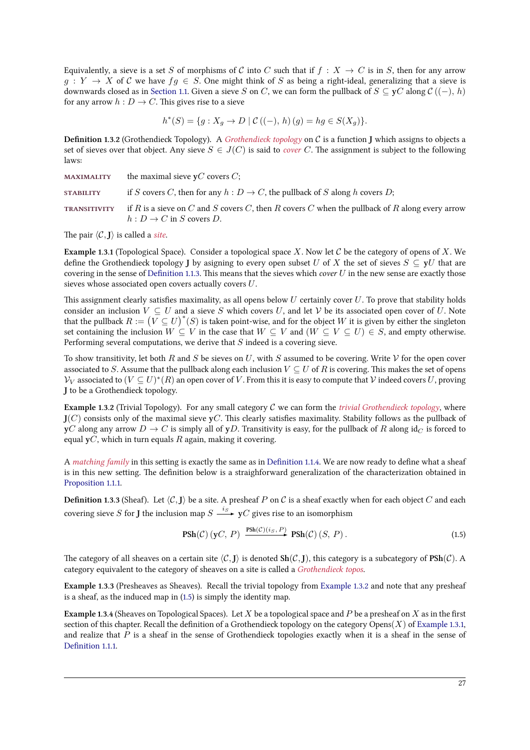Equivalently, a sieve is a set $S$ of morphisms of $\mathcal{C}$ into $C$ such that if $f : X \to C$ is in $S$, then for any arrow $g : Y \to X$ of $\mathcal{C}$ we have $fg \in S$. One might think of $S$ as being a right-ideal, generalizing that a sieve is downwards closed as in Section 1.1. Given a sieve $S$ on $C$, we can form the pullback of $S \subseteq \mathbf{y}C$ along $\mathcal{C}\left((-),\, h\right)$ for any arrow $h : D \to C$. This gives rise to a sieve

$$h^*(S) = \{g : X_g \to D \mid \mathcal{C}\left((-),\, h\right)(g) = hg \in S(X_g)\}.$$

**Definition 1.3.2** (Grothendieck Topology). A *Grothendieck topology* on $\mathcal{C}$ is a function $\mathbf{J}$ which assigns to objects a set of sieves over that object. Any sieve $S \in J(C)$ is said to *cover* $C$. The assignment is subject to the following laws:

**maximality** the maximal sieve $\mathbf{y}C$ covers $C$;

**stability** if $S$ covers $C$, then for any $h : D \to C$, the pullback of $S$ along $h$ covers $D$;

**transitivity** if $R$ is a sieve on $C$ and $S$ covers $C$, then $R$ covers $C$ when the pullback of $R$ along every arrow $h : D \to C$ in $S$ covers $D$.

The pair $\langle \mathcal{C}, \mathbf{J}\rangle$ is called a *site*.

**Example 1.3.1** (Topological Space). Consider a topological space $X$. Now let $\mathcal{C}$ be the category of opens of $X$. We define the Grothendieck topology $\mathbf{J}$ by asigning to every open subset $U$ of $X$ the set of sieves $S \subseteq \mathbf{y}U$ that are covering in the sense of Definition 1.1.3. This means that the sieves which *cover* $U$ in the new sense are exactly those sieves whose associated open covers actually covers $U$.

This assignment clearly satisfies maximality, as all opens below $U$ certainly cover $U$. To prove that stability holds consider an inclusion $V \subseteq U$ and a sieve $S$ which covers $U$, and let $\mathcal{V}$ be its associated open cover of $U$. Note that the pullback $R := \left(V \subseteq U\right)^*(S)$ is taken point-wise, and for the object $W$ it is given by either the singleton set containing the inclusion $W \subseteq V$ in the case that $W \subseteq V$ and $(W \subseteq V \subseteq U) \in S$, and empty otherwise. Performing several computations, we derive that $S$ indeed is a covering sieve.

To show transitivity, let both $R$ and $S$ be sieves on $U$, with $S$ assumed to be covering. Write $\mathcal{V}$ for the open cover associated to $S$. Assume that the pullback along each inclusion $V \subseteq U$ of $R$ is covering. This makes the set of opens $\mathcal{V}_V$ associated to $(V \subseteq U)^*(R)$ an open cover of $V$. From this it is easy to compute that $\mathcal{V}$ indeed covers $U$, proving $\mathbf{J}$ to be a Grothendieck topology.

**Example 1.3.2** (Trivial Topology). For any small category $\mathcal{C}$ we can form the *trivial Grothendieck topology*, where $\mathbf{J}(C)$ consists only of the maximal sieve $\mathbf{y}C$. This clearly satisfies maximality. Stability follows as the pullback of $\mathbf{y}C$ along any arrow $D \to C$ is simply all of $\mathbf{y}D$. Transitivity is easy, for the pullback of $R$ along $\mathrm{id}_C$ is forced to equal $\mathbf{y}C$, which in turn equals $R$ again, making it covering.

A *matching family* in this setting is exactly the same as in Definition 1.1.4. We are now ready to define what a sheaf is in this new setting. The definition below is a straightforward generalization of the characterization obtained in Proposition 1.1.1.

**Definition 1.3.3** (Sheaf). Let $\langle \mathcal{C}, \mathbf{J}\rangle$ be a site. A presheaf $P$ on $\mathcal{C}$ is a sheaf exactly when for each object $C$ and each covering sieve $S$ for $\mathbf{J}$ the inclusion map $S \xrightarrow{i_S} \mathbf{y}C$ gives rise to an isomorphism

$$\mathbf{PSh}(\mathcal{C})\left(\mathbf{y}C,\, P\right) \xrightarrow{\mathbf{PSh}(\mathcal{C})(i_S,\, P)} \mathbf{PSh}(\mathcal{C})\left(S,\, P\right). \tag{1.5}$$

The category of all sheaves on a certain site $\langle \mathcal{C}, \mathbf{J}\rangle$ is denoted $\mathbf{Sh}(\mathcal{C}, \mathbf{J})$, this category is a subcategory of $\mathbf{PSh}(\mathcal{C})$. A category equivalent to the category of sheaves on a site is called a *Grothendieck topos*.

**Example 1.3.3** (Presheaves as Sheaves). Recall the trivial topology from Example 1.3.2 and note that any presheaf is a sheaf, as the induced map in (1.5) is simply the identity map.

**Example 1.3.4** (Sheaves on Topological Spaces). Let $X$ be a topological space and $P$ be a presheaf on $X$ as in the first section of this chapter. Recall the definition of a Grothendieck topology on the category $\mathrm{Opens}(X)$ of Example 1.3.1, and realize that $P$ is a sheaf in the sense of Grothendieck topologies exactly when it is a sheaf in the sense of Definition 1.1.1.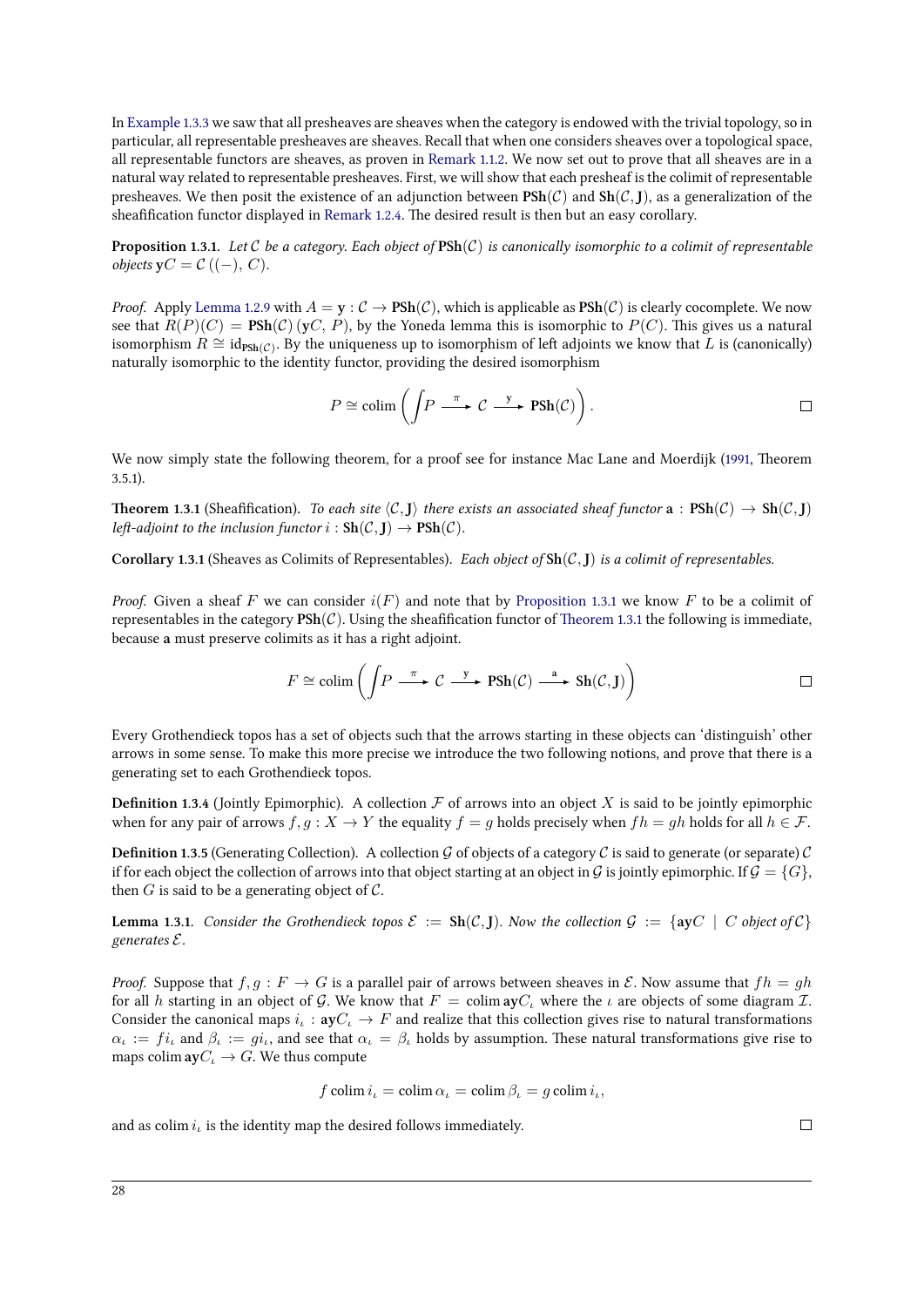In Example 1.3.3 we saw that all presheaves are sheaves when the category is endowed with the trivial topology, so in particular, all representable presheaves are sheaves. Recall that when one considers sheaves over a topological space, all representable functors are sheaves, as proven in Remark 1.1.2. We now set out to prove that all sheaves are in a natural way related to representable presheaves. First, we will show that each presheaf is the colimit of representable presheaves. We then posit the existence of an adjunction between $\mathbf{PSh}(\mathcal{C})$ and $\mathbf{Sh}(\mathcal{C}, \mathbf{J})$, as a generalization of the sheafification functor displayed in Remark 1.2.4. The desired result is then but an easy corollary.

**Proposition 1.3.1.** *Let $\mathcal{C}$ be a category. Each object of $\mathbf{PSh}(\mathcal{C})$ is canonically isomorphic to a colimit of representable objects $\mathbf{y}C = \mathcal{C}((-), C)$.*

*Proof.* Apply Lemma 1.2.9 with $A = \mathbf{y} : \mathcal{C} \to \mathbf{PSh}(\mathcal{C})$, which is applicable as $\mathbf{PSh}(\mathcal{C})$ is clearly cocomplete. We now see that $R(P)(C) = \mathbf{PSh}(\mathcal{C})(\mathbf{y}C, P)$, by the Yoneda lemma this is isomorphic to $P(C)$. This gives us a natural isomorphism $R \cong \mathrm{id}_{\mathbf{PSh}(\mathcal{C})}$. By the uniqueness up to isomorphism of left adjoints we know that $L$ is (canonically) naturally isomorphic to the identity functor, providing the desired isomorphism

$$P \cong \operatorname{colim}\left(\int P \xrightarrow{\pi} \mathcal{C} \xrightarrow{\mathbf{y}} \mathbf{PSh}(\mathcal{C})\right). \qquad \square$$

We now simply state the following theorem, for a proof see for instance Mac Lane and Moerdijk (1991, Theorem 3.5.1).

**Theorem 1.3.1** (Sheafification). *To each site $\langle \mathcal{C}, \mathbf{J} \rangle$ there exists an associated sheaf functor $\mathbf{a} : \mathbf{PSh}(\mathcal{C}) \to \mathbf{Sh}(\mathcal{C}, \mathbf{J})$ left-adjoint to the inclusion functor $i : \mathbf{Sh}(\mathcal{C}, \mathbf{J}) \to \mathbf{PSh}(\mathcal{C})$.*

**Corollary 1.3.1** (Sheaves as Colimits of Representables). *Each object of $\mathbf{Sh}(\mathcal{C}, \mathbf{J})$ is a colimit of representables.*

*Proof.* Given a sheaf $F$ we can consider $i(F)$ and note that by Proposition 1.3.1 we know $F$ to be a colimit of representables in the category $\mathbf{PSh}(\mathcal{C})$. Using the sheafification functor of Theorem 1.3.1 the following is immediate, because $\mathbf{a}$ must preserve colimits as it has a right adjoint.

$$F \cong \operatorname{colim}\left(\int P \xrightarrow{\pi} \mathcal{C} \xrightarrow{\mathbf{y}} \mathbf{PSh}(\mathcal{C}) \xrightarrow{\mathbf{a}} \mathbf{Sh}(\mathcal{C}, \mathbf{J})\right) \qquad \square$$

Every Grothendieck topos has a set of objects such that the arrows starting in these objects can 'distinguish' other arrows in some sense. To make this more precise we introduce the two following notions, and prove that there is a generating set to each Grothendieck topos.

**Definition 1.3.4** (Jointly Epimorphic). A collection $\mathcal{F}$ of arrows into an object $X$ is said to be jointly epimorphic when for any pair of arrows $f, g : X \to Y$ the equality $f = g$ holds precisely when $fh = gh$ holds for all $h \in \mathcal{F}$.

**Definition 1.3.5** (Generating Collection). A collection $\mathcal{G}$ of objects of a category $\mathcal{C}$ is said to generate (or separate) $\mathcal{C}$ if for each object the collection of arrows into that object starting at an object in $\mathcal{G}$ is jointly epimorphic. If $\mathcal{G} = \{G\}$, then $G$ is said to be a generating object of $\mathcal{C}$.

**Lemma 1.3.1.** *Consider the Grothendieck topos $\mathcal{E} := \mathbf{Sh}(\mathcal{C}, \mathbf{J})$. Now the collection $\mathcal{G} := \{\mathbf{ay}C \mid C \text{ object of } \mathcal{C}\}$ generates $\mathcal{E}$.*

*Proof.* Suppose that $f, g : F \to G$ is a parallel pair of arrows between sheaves in $\mathcal{E}$. Now assume that $fh = gh$ for all $h$ starting in an object of $\mathcal{G}$. We know that $F = \operatorname{colim} \mathbf{ay}C_\iota$ where the $\iota$ are objects of some diagram $\mathcal{I}$. Consider the canonical maps $i_\iota : \mathbf{ay}C_\iota \to F$ and realize that this collection gives rise to natural transformations $\alpha_\iota := fi_\iota$ and $\beta_\iota := gi_\iota$, and see that $\alpha_\iota = \beta_\iota$ holds by assumption. These natural transformations give rise to maps $\operatorname{colim} \mathbf{ay}C_\iota \to G$. We thus compute

$$f \operatorname{colim} i_\iota = \operatorname{colim} \alpha_\iota = \operatorname{colim} \beta_\iota = g \operatorname{colim} i_\iota,$$

and as $\operatorname{colim} i_\iota$ is the identity map the desired follows immediately. $\square$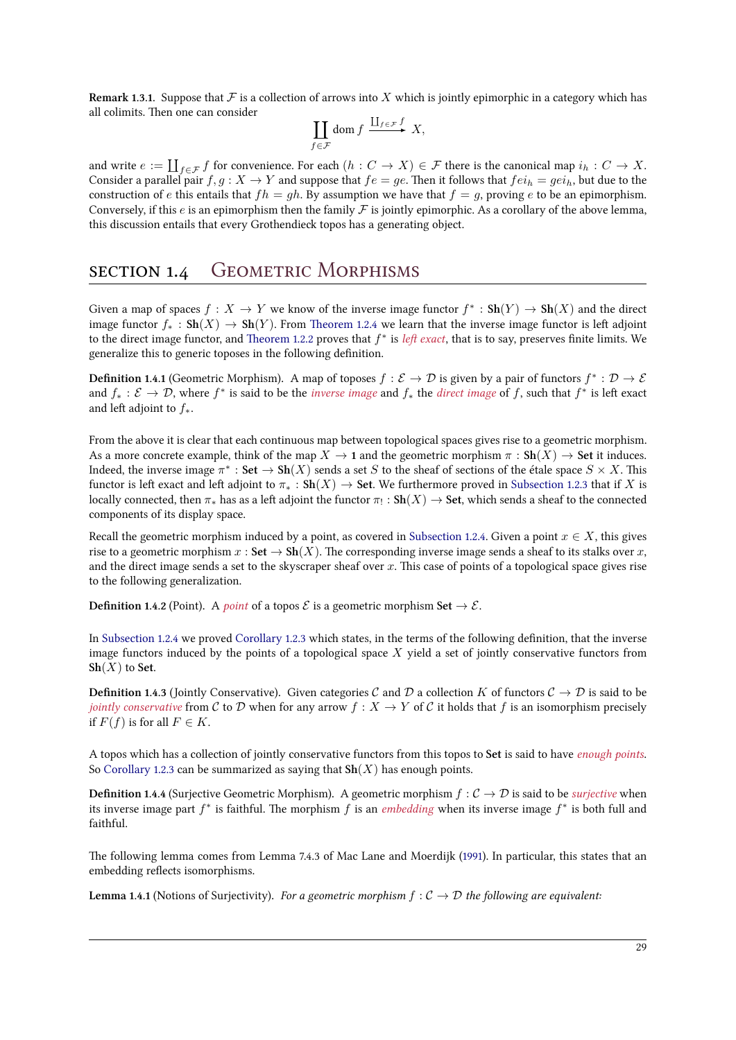**Remark 1.3.1.** Suppose that $\mathcal{F}$ is a collection of arrows into $X$ which is jointly epimorphic in a category which has all colimits. Then one can consider

$$\coprod_{f \in \mathcal{F}} \operatorname{dom} f \xrightarrow{\coprod_{f\in\mathcal{F}} f} X,$$

and write $e := \coprod_{f \in \mathcal{F}} f$ for convenience. For each $(h : C \to X) \in \mathcal{F}$ there is the canonical map $i_h : C \to X$. Consider a parallel pair $f, g : X \to Y$ and suppose that $fe = ge$. Then it follows that $fei_h = gei_h$, but due to the construction of $e$ this entails that $fh = gh$. By assumption we have that $f = g$, proving $e$ to be an epimorphism. Conversely, if this $e$ is an epimorphism then the family $\mathcal{F}$ is jointly epimorphic. As a corollary of the above lemma, this discussion entails that every Grothendieck topos has a generating object.

## Section 1.4 Geometric Morphisms

Given a map of spaces $f : X \to Y$ we know of the inverse image functor $f^* : \mathbf{Sh}(Y) \to \mathbf{Sh}(X)$ and the direct image functor $f_* : \mathbf{Sh}(X) \to \mathbf{Sh}(Y)$. From Theorem 1.2.4 we learn that the inverse image functor is left adjoint to the direct image functor, and Theorem 1.2.2 proves that $f^*$ is *left exact*, that is to say, preserves finite limits. We generalize this to generic toposes in the following definition.

**Definition 1.4.1** (Geometric Morphism). A map of toposes $f : \mathcal{E} \to \mathcal{D}$ is given by a pair of functors $f^* : \mathcal{D} \to \mathcal{E}$ and $f_* : \mathcal{E} \to \mathcal{D}$, where $f^*$ is said to be the *inverse image* and $f_*$ the *direct image* of $f$, such that $f^*$ is left exact and left adjoint to $f_*$.

From the above it is clear that each continuous map between topological spaces gives rise to a geometric morphism. As a more concrete example, think of the map $X \to \mathbf{1}$ and the geometric morphism $\pi : \mathbf{Sh}(X) \to \mathbf{Set}$ it induces. Indeed, the inverse image $\pi^* : \mathbf{Set} \to \mathbf{Sh}(X)$ sends a set $S$ to the sheaf of sections of the étale space $S \times X$. This functor is left exact and left adjoint to $\pi_* : \mathbf{Sh}(X) \to \mathbf{Set}$. We furthermore proved in Subsection 1.2.3 that if $X$ is locally connected, then $\pi_*$ has as a left adjoint the functor $\pi_! : \mathbf{Sh}(X) \to \mathbf{Set}$, which sends a sheaf to the connected components of its display space.

Recall the geometric morphism induced by a point, as covered in Subsection 1.2.4. Given a point $x \in X$, this gives rise to a geometric morphism $x : \mathbf{Set} \to \mathbf{Sh}(X)$. The corresponding inverse image sends a sheaf to its stalks over $x$, and the direct image sends a set to the skyscraper sheaf over $x$. This case of points of a topological space gives rise to the following generalization.

**Definition 1.4.2** (Point). A *point* of a topos $\mathcal{E}$ is a geometric morphism $\mathbf{Set} \to \mathcal{E}$.

In Subsection 1.2.4 we proved Corollary 1.2.3 which states, in the terms of the following definition, that the inverse image functors induced by the points of a topological space $X$ yield a set of jointly conservative functors from $\mathbf{Sh}(X)$ to $\mathbf{Set}$.

**Definition 1.4.3** (Jointly Conservative). Given categories $\mathcal{C}$ and $\mathcal{D}$ a collection $K$ of functors $\mathcal{C} \to \mathcal{D}$ is said to be *jointly conservative* from $\mathcal{C}$ to $\mathcal{D}$ when for any arrow $f : X \to Y$ of $\mathcal{C}$ it holds that $f$ is an isomorphism precisely if $F(f)$ is for all $F \in K$.

A topos which has a collection of jointly conservative functors from this topos to $\mathbf{Set}$ is said to have *enough points*. So Corollary 1.2.3 can be summarized as saying that $\mathbf{Sh}(X)$ has enough points.

**Definition 1.4.4** (Surjective Geometric Morphism). A geometric morphism $f : \mathcal{C} \to \mathcal{D}$ is said to be *surjective* when its inverse image part $f^*$ is faithful. The morphism $f$ is an *embedding* when its inverse image $f^*$ is both full and faithful.

The following lemma comes from Lemma 7.4.3 of Mac Lane and Moerdijk (1991). In particular, this states that an embedding reflects isomorphisms.

**Lemma 1.4.1** (Notions of Surjectivity). *For a geometric morphism $f : \mathcal{C} \to \mathcal{D}$ the following are equivalent:*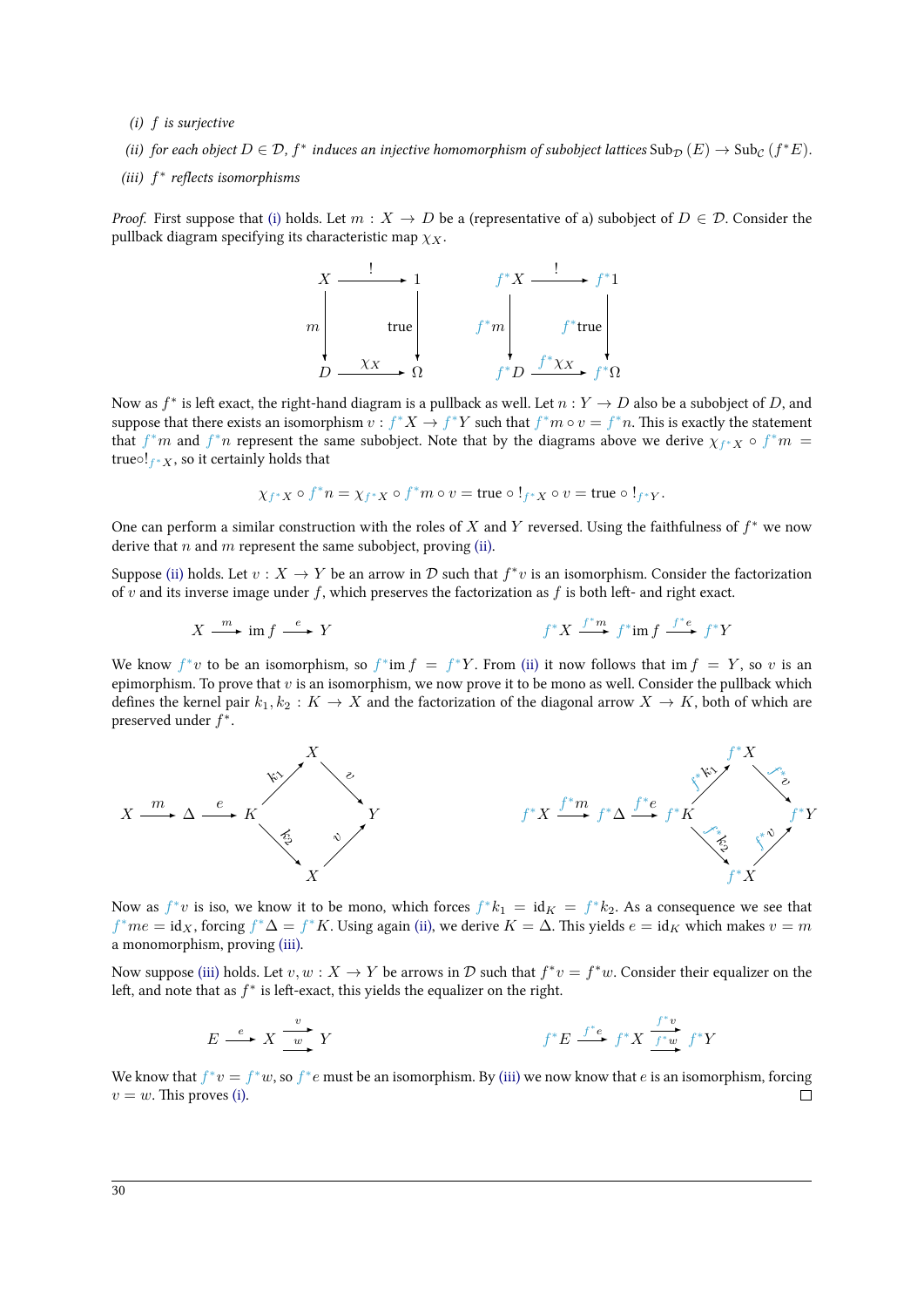*(i) $f$ is surjective*

*(ii) for each object $D \in \mathcal{D}$, $f^*$ induces an injective homomorphism of subobject lattices* $\text{Sub}_{\mathcal{D}}(E) \to \text{Sub}_{\mathcal{C}}(f^*E)$.

*(iii) $f^*$ reflects isomorphisms*

*Proof.* First suppose that (i) holds. Let $m : X \to D$ be a (representative of a) subobject of $D \in \mathcal{D}$. Consider the pullback diagram specifying its characteristic map $\chi_X$.

$$\begin{array}{ccc} X & \xrightarrow{!} & 1 \\ {\scriptstyle m}\downarrow & & \downarrow{\scriptstyle \text{true}} \\ D & \xrightarrow{\chi_X} & \Omega \end{array} \qquad \begin{array}{ccc} f^*X & \xrightarrow{!} & f^*1 \\ {\scriptstyle f^*m}\downarrow & & \downarrow{\scriptstyle f^*\text{true}} \\ f^*D & \xrightarrow{f^*\chi_X} & f^*\Omega \end{array}$$

Now as $f^*$ is left exact, the right-hand diagram is a pullback as well. Let $n : Y \to D$ also be a subobject of $D$, and suppose that there exists an isomorphism $v : f^*X \to f^*Y$ such that $f^*m \circ v = f^*n$. This is exactly the statement that $f^*m$ and $f^*n$ represent the same subobject. Note that by the diagrams above we derive $\chi_{f^*X} \circ f^*m = \text{true} \circ !_{f^*X}$, so it certainly holds that

$$\chi_{f^*X} \circ f^*n = \chi_{f^*X} \circ f^*m \circ v = \text{true} \circ !_{f^*X} \circ v = \text{true} \circ !_{f^*Y}.$$

One can perform a similar construction with the roles of $X$ and $Y$ reversed. Using the faithfulness of $f^*$ we now derive that $n$ and $m$ represent the same subobject, proving (ii).

Suppose (ii) holds. Let $v : X \to Y$ be an arrow in $\mathcal{D}$ such that $f^*v$ is an isomorphism. Consider the factorization of $v$ and its inverse image under $f$, which preserves the factorization as $f$ is both left- and right exact.

$$X \xrightarrow{m} \text{im } f \xrightarrow{e} Y \qquad\qquad f^*X \xrightarrow{f^*m} f^*\text{im } f \xrightarrow{f^*e} f^*Y$$

We know $f^*v$ to be an isomorphism, so $f^*\text{im } f = f^*Y$. From (ii) it now follows that $\text{im } f = Y$, so $v$ is an epimorphism. To prove that $v$ is an isomorphism, we now prove it to be mono as well. Consider the pullback which defines the kernel pair $k_1, k_2 : K \to X$ and the factorization of the diagonal arrow $X \to K$, both of which are preserved under $f^*$.

$$X \xrightarrow{m} \Delta \xrightarrow{e} K \rightrightarrows_{k_1,k_2} X \xrightarrow{v} Y \qquad\qquad f^*X \xrightarrow{f^*m} f^*\Delta \xrightarrow{f^*e} f^*K \rightrightarrows_{f^*k_1,f^*k_2} f^*X \xrightarrow{f^*v} f^*Y$$

Now as $f^*v$ is iso, we know it to be mono, which forces $f^*k_1 = \text{id}_K = f^*k_2$. As a consequence we see that $f^*me = \text{id}_X$, forcing $f^*\Delta = f^*K$. Using again (ii), we derive $K = \Delta$. This yields $e = \text{id}_K$ which makes $v = m$ a monomorphism, proving (iii).

Now suppose (iii) holds. Let $v, w : X \to Y$ be arrows in $\mathcal{D}$ such that $f^*v = f^*w$. Consider their equalizer on the left, and note that as $f^*$ is left-exact, this yields the equalizer on the right.

$$E \xrightarrow{e} X \underset{w}{\overset{v}{\rightrightarrows}} Y \qquad\qquad f^*E \xrightarrow{f^*e} f^*X \underset{f^*w}{\overset{f^*v}{\rightrightarrows}} f^*Y$$

We know that $f^*v = f^*w$, so $f^*e$ must be an isomorphism. By (iii) we now know that $e$ is an isomorphism, forcing $v = w$. This proves (i). ☐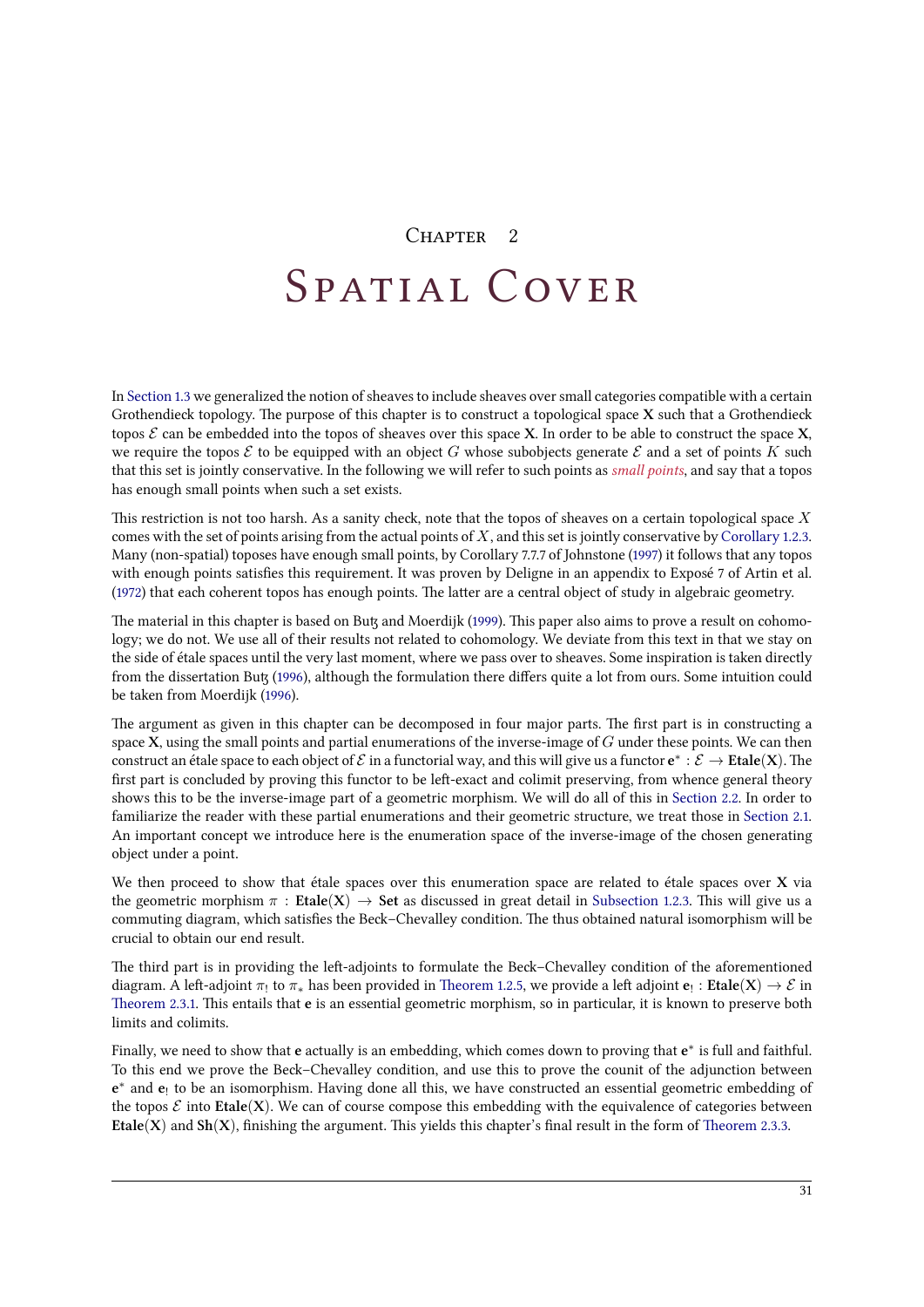# Chapter 2
# Spatial Cover

In Section 1.3 we generalized the notion of sheaves to include sheaves over small categories compatible with a certain Grothendieck topology. The purpose of this chapter is to construct a topological space $\mathbf{X}$ such that a Grothendieck topos $\mathcal{E}$ can be embedded into the topos of sheaves over this space $\mathbf{X}$. In order to be able to construct the space $\mathbf{X}$, we require the topos $\mathcal{E}$ to be equipped with an object $G$ whose subobjects generate $\mathcal{E}$ and a set of points $K$ such that this set is jointly conservative. In the following we will refer to such points as *small points*, and say that a topos has enough small points when such a set exists.

This restriction is not too harsh. As a sanity check, note that the topos of sheaves on a certain topological space $X$ comes with the set of points arising from the actual points of $X$, and this set is jointly conservative by Corollary 1.2.3. Many (non-spatial) toposes have enough small points, by Corollary 7.7.7 of Johnstone (1997) it follows that any topos with enough points satisfies this requirement. It was proven by Deligne in an appendix to Exposé 7 of Artin et al. (1972) that each coherent topos has enough points. The latter are a central object of study in algebraic geometry.

The material in this chapter is based on Butz and Moerdijk (1999). This paper also aims to prove a result on cohomology; we do not. We use all of their results not related to cohomology. We deviate from this text in that we stay on the side of étale spaces until the very last moment, where we pass over to sheaves. Some inspiration is taken directly from the dissertation Butz (1996), although the formulation there differs quite a lot from ours. Some intuition could be taken from Moerdijk (1996).

The argument as given in this chapter can be decomposed in four major parts. The first part is in constructing a space $\mathbf{X}$, using the small points and partial enumerations of the inverse-image of $G$ under these points. We can then construct an étale space to each object of $\mathcal{E}$ in a functorial way, and this will give us a functor $\mathbf{e}^* : \mathcal{E} \to \mathbf{Etale}(\mathbf{X})$. The first part is concluded by proving this functor to be left-exact and colimit preserving, from whence general theory shows this to be the inverse-image part of a geometric morphism. We will do all of this in Section 2.2. In order to familiarize the reader with these partial enumerations and their geometric structure, we treat those in Section 2.1. An important concept we introduce here is the enumeration space of the inverse-image of the chosen generating object under a point.

We then proceed to show that étale spaces over this enumeration space are related to étale spaces over $\mathbf{X}$ via the geometric morphism $\pi : \mathbf{Etale}(\mathbf{X}) \to \mathbf{Set}$ as discussed in great detail in Subsection 1.2.3. This will give us a commuting diagram, which satisfies the Beck–Chevalley condition. The thus obtained natural isomorphism will be crucial to obtain our end result.

The third part is in providing the left-adjoints to formulate the Beck–Chevalley condition of the aforementioned diagram. A left-adjoint $\pi_!$ to $\pi_*$ has been provided in Theorem 1.2.5, we provide a left adjoint $\mathbf{e}_! : \mathbf{Etale}(\mathbf{X}) \to \mathcal{E}$ in Theorem 2.3.1. This entails that $\mathbf{e}$ is an essential geometric morphism, so in particular, it is known to preserve both limits and colimits.

Finally, we need to show that $\mathbf{e}$ actually is an embedding, which comes down to proving that $\mathbf{e}^*$ is full and faithful. To this end we prove the Beck–Chevalley condition, and use this to prove the counit of the adjunction between $\mathbf{e}^*$ and $\mathbf{e}_!$ to be an isomorphism. Having done all this, we have constructed an essential geometric embedding of the topos $\mathcal{E}$ into $\mathbf{Etale}(\mathbf{X})$. We can of course compose this embedding with the equivalence of categories between $\mathbf{Etale}(\mathbf{X})$ and $\mathbf{Sh}(\mathbf{X})$, finishing the argument. This yields this chapter's final result in the form of Theorem 2.3.3.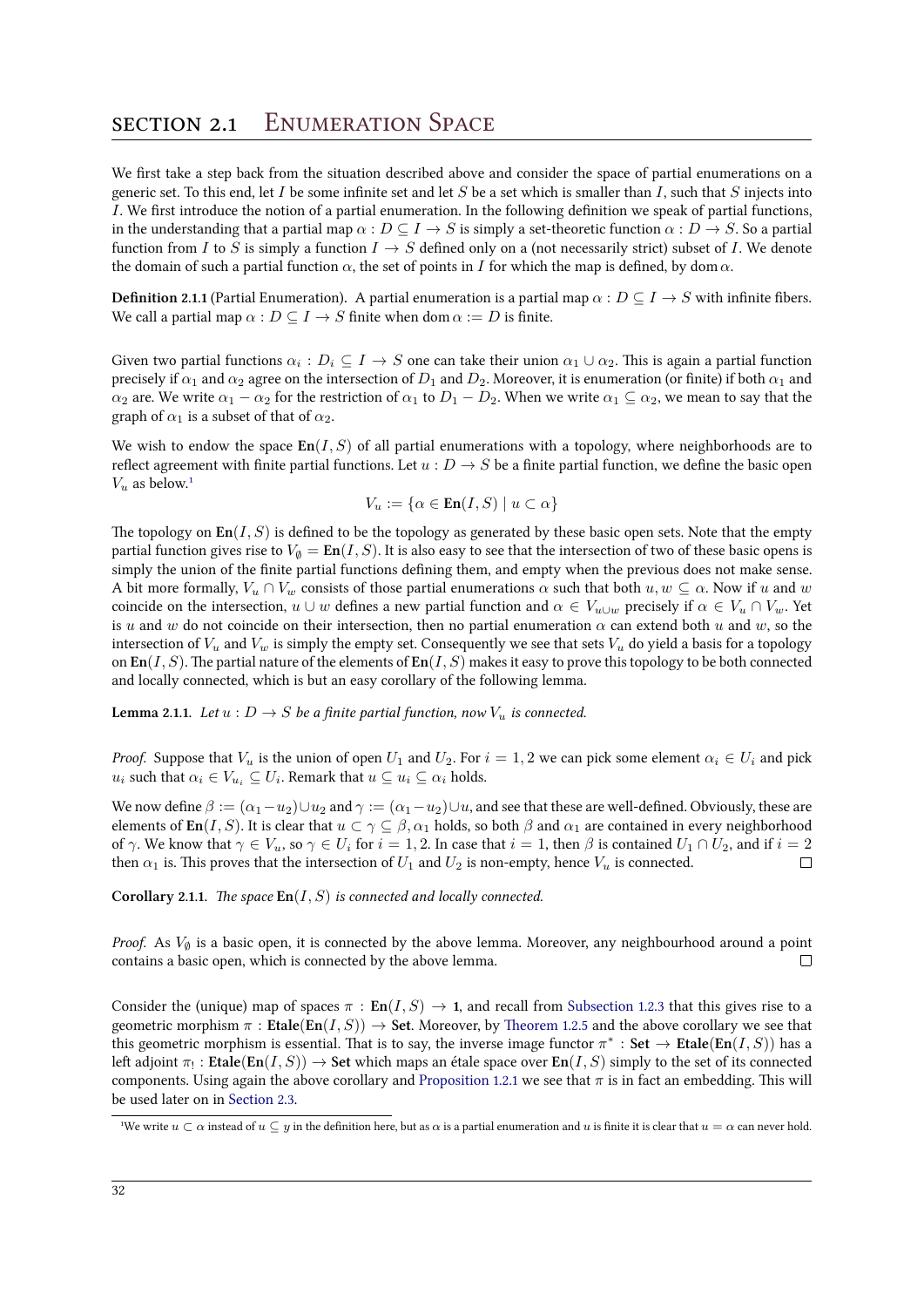## SECTION 2.1 Enumeration Space

We first take a step back from the situation described above and consider the space of partial enumerations on a generic set. To this end, let $I$ be some infinite set and let $S$ be a set which is smaller than $I$, such that $S$ injects into $I$. We first introduce the notion of a partial enumeration. In the following definition we speak of partial functions, in the understanding that a partial map $\alpha : D \subseteq I \to S$ is simply a set-theoretic function $\alpha : D \to S$. So a partial function from $I$ to $S$ is simply a function $I \to S$ defined only on a (not necessarily strict) subset of $I$. We denote the domain of such a partial function $\alpha$, the set of points in $I$ for which the map is defined, by $\operatorname{dom} \alpha$.

**Definition 2.1.1** (Partial Enumeration). A partial enumeration is a partial map $\alpha : D \subseteq I \to S$ with infinite fibers. We call a partial map $\alpha : D \subseteq I \to S$ finite when $\operatorname{dom} \alpha := D$ is finite.

Given two partial functions $\alpha_i : D_i \subseteq I \to S$ one can take their union $\alpha_1 \cup \alpha_2$. This is again a partial function precisely if $\alpha_1$ and $\alpha_2$ agree on the intersection of $D_1$ and $D_2$. Moreover, it is enumeration (or finite) if both $\alpha_1$ and $\alpha_2$ are. We write $\alpha_1 - \alpha_2$ for the restriction of $\alpha_1$ to $D_1 - D_2$. When we write $\alpha_1 \subseteq \alpha_2$, we mean to say that the graph of $\alpha_1$ is a subset of that of $\alpha_2$.

We wish to endow the space $\mathbf{En}(I, S)$ of all partial enumerations with a topology, where neighborhoods are to reflect agreement with finite partial functions. Let $u : D \to S$ be a finite partial function, we define the basic open $V_u$ as below.[1]

$$V_u := \{\alpha \in \mathbf{En}(I, S) \mid u \subset \alpha\}$$

The topology on $\mathbf{En}(I, S)$ is defined to be the topology as generated by these basic open sets. Note that the empty partial function gives rise to $V_\emptyset = \mathbf{En}(I, S)$. It is also easy to see that the intersection of two of these basic opens is simply the union of the finite partial functions defining them, and empty when the previous does not make sense. A bit more formally, $V_u \cap V_w$ consists of those partial enumerations $\alpha$ such that both $u, w \subseteq \alpha$. Now if $u$ and $w$ coincide on the intersection, $u \cup w$ defines a new partial function and $\alpha \in V_{u \cup w}$ precisely if $\alpha \in V_u \cap V_w$. Yet is $u$ and $w$ do not coincide on their intersection, then no partial enumeration $\alpha$ can extend both $u$ and $w$, so the intersection of $V_u$ and $V_w$ is simply the empty set. Consequently we see that sets $V_u$ do yield a basis for a topology on $\mathbf{En}(I, S)$. The partial nature of the elements of $\mathbf{En}(I, S)$ makes it easy to prove this topology to be both connected and locally connected, which is but an easy corollary of the following lemma.

**Lemma 2.1.1.** *Let $u : D \to S$ be a finite partial function, now $V_u$ is connected.*

*Proof.* Suppose that $V_u$ is the union of open $U_1$ and $U_2$. For $i = 1, 2$ we can pick some element $\alpha_i \in U_i$ and pick $u_i$ such that $\alpha_i \in V_{u_i} \subseteq U_i$. Remark that $u \subseteq u_i \subseteq \alpha_i$ holds.

We now define $\beta := (\alpha_1 - u_2) \cup u_2$ and $\gamma := (\alpha_1 - u_2) \cup u$, and see that these are well-defined. Obviously, these are elements of $\mathbf{En}(I, S)$. It is clear that $u \subset \gamma \subseteq \beta, \alpha_1$ holds, so both $\beta$ and $\alpha_1$ are contained in every neighborhood of $\gamma$. We know that $\gamma \in V_u$, so $\gamma \in U_i$ for $i = 1, 2$. In case that $i = 1$, then $\beta$ is contained $U_1 \cap U_2$, and if $i = 2$ then $\alpha_1$ is. This proves that the intersection of $U_1$ and $U_2$ is non-empty, hence $V_u$ is connected. □

**Corollary 2.1.1.** *The space $\mathbf{En}(I, S)$ is connected and locally connected.*

*Proof.* As $V_\emptyset$ is a basic open, it is connected by the above lemma. Moreover, any neighbourhood around a point contains a basic open, which is connected by the above lemma. □

Consider the (unique) map of spaces $\pi : \mathbf{En}(I, S) \to \mathbf{1}$, and recall from Subsection 1.2.3 that this gives rise to a geometric morphism $\pi : \mathbf{Etale}(\mathbf{En}(I, S)) \to \mathbf{Set}$. Moreover, by Theorem 1.2.5 and the above corollary we see that this geometric morphism is essential. That is to say, the inverse image functor $\pi^* : \mathbf{Set} \to \mathbf{Etale}(\mathbf{En}(I, S))$ has a left adjoint $\pi_! : \mathbf{Etale}(\mathbf{En}(I, S)) \to \mathbf{Set}$ which maps an étale space over $\mathbf{En}(I, S)$ simply to the set of its connected components. Using again the above corollary and Proposition 1.2.1 we see that $\pi$ is in fact an embedding. This will be used later on in Section 2.3.

[1] We write $u \subset \alpha$ instead of $u \subseteq y$ in the definition here, but as $\alpha$ is a partial enumeration and $u$ is finite it is clear that $u = \alpha$ can never hold.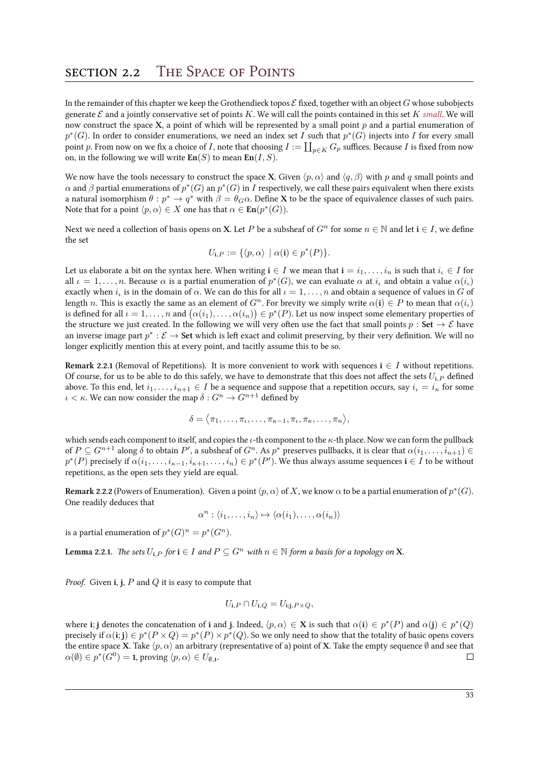## SECTION 2.2 The Space of Points

In the remainder of this chapter we keep the Grothendieck topos $\mathcal{E}$ fixed, together with an object $G$ whose subobjects generate $\mathcal{E}$ and a jointly conservative set of points $K$. We will call the points contained in this set $K$ *small*. We will now construct the space **X**, a point of which will be represented by a small point $p$ and a partial enumeration of $p^*(G)$. In order to consider enumerations, we need an index set $I$ such that $p^*(G)$ injects into $I$ for every small point $p$. From now on we fix a choice of $I$, note that choosing $I := \coprod_{p \in K} G_p$ suffices. Because $I$ is fixed from now on, in the following we will write $\mathbf{En}(S)$ to mean $\mathbf{En}(I, S)$.

We now have the tools necessary to construct the space **X**. Given $\langle p, \alpha \rangle$ and $\langle q, \beta \rangle$ with $p$ and $q$ small points and $\alpha$ and $\beta$ partial enumerations of $p^*(G)$ an $p^*(G)$ in $I$ respectively, we call these pairs equivalent when there exists a natural isomorphism $\theta : p^* \to q^*$ with $\beta = \theta_G \alpha$. Define **X** to be the space of equivalence classes of such pairs. Note that for a point $\langle p, \alpha \rangle \in X$ one has that $\alpha \in \mathbf{En}(p^*(G))$.

Next we need a collection of basis opens on **X**. Let $P$ be a subsheaf of $G^n$ for some $n \in \mathbb{N}$ and let $\mathbf{i} \in I$, we define the set

$$U_{\mathbf{i},P} := \{\langle p, \alpha \rangle \mid \alpha(\mathbf{i}) \in p^*(P)\}.$$

Let us elaborate a bit on the syntax here. When writing $\mathbf{i} \in I$ we mean that $\mathbf{i} = i_1, \dots, i_n$ is such that $i_\iota \in I$ for all $\iota = 1, \dots, n$. Because $\alpha$ is a partial enumeration of $p^*(G)$, we can evaluate $\alpha$ at $i_\iota$ and obtain a value $\alpha(i_\iota)$ exactly when $i_\iota$ is in the domain of $\alpha$. We can do this for all $\iota = 1, \dots, n$ and obtain a sequence of values in $G$ of length $n$. This is exactly the same as an element of $G^n$. For brevity we simply write $\alpha(\mathbf{i}) \in P$ to mean that $\alpha(i_\iota)$ is defined for all $\iota = 1, \dots, n$ and $\big(\alpha(i_1), \dots, \alpha(i_n)\big) \in p^*(P)$. Let us now inspect some elementary properties of the structure we just created. In the following we will very often use the fact that small points $p : \mathbf{Set} \to \mathcal{E}$ have an inverse image part $p^* : \mathcal{E} \to \mathbf{Set}$ which is left exact and colimit preserving, by their very definition. We will no longer explicitly mention this at every point, and tacitly assume this to be so.

**Remark 2.2.1** (Removal of Repetitions). It is more convenient to work with sequences $\mathbf{i} \in I$ without repetitions. Of course, for us to be able to do this safely, we have to demonstrate that this does not affect the sets $U_{\mathbf{i},P}$ defined above. To this end, let $i_1, \dots, i_{n+1} \in I$ be a sequence and suppose that a repetition occurs, say $i_\iota = i_\kappa$ for some $\iota < \kappa$. We can now consider the map $\delta : G^n \to G^{n+1}$ defined by

$$\delta = \big\langle \pi_1, \dots, \pi_\iota, \dots, \pi_{\kappa-1}, \pi_\iota, \pi_\kappa, \dots, \pi_n \big\rangle,$$

which sends each component to itself, and copies the $\iota$-th component to the $\kappa$-th place. Now we can form the pullback of $P \subseteq G^{n+1}$ along $\delta$ to obtain $P'$, a subsheaf of $G^n$. As $p^*$ preserves pullbacks, it is clear that $\alpha(i_1, \dots, i_{n+1}) \in p^*(P)$ precisely if $\alpha(i_1, \dots, i_{\kappa-1}, i_{\kappa+1}, \dots, i_n) \in p^*(P')$. We thus always assume sequences $\mathbf{i} \in I$ to be without repetitions, as the open sets they yield are equal.

**Remark 2.2.2** (Powers of Enumeration). Given a point $\langle p, \alpha \rangle$ of $X$, we know $\alpha$ to be a partial enumeration of $p^*(G)$. One readily deduces that

$$\alpha^n : \langle i_1, \dots, i_n \rangle \mapsto \langle \alpha(i_1), \dots, \alpha(i_n) \rangle$$

is a partial enumeration of $p^*(G)^n = p^*(G^n)$.

**Lemma 2.2.1.** *The sets $U_{\mathbf{i},P}$ for $\mathbf{i} \in I$ and $P \subseteq G^n$ with $n \in \mathbb{N}$ form a basis for a topology on* **X**.

*Proof.* Given **i**, **j**, $P$ and $Q$ it is easy to compute that

$$U_{\mathbf{i},P} \cap U_{\mathbf{i},Q} = U_{\mathbf{i};\mathbf{j},P \times Q},$$

where $\mathbf{i};\mathbf{j}$ denotes the concatenation of **i** and **j**. Indeed, $\langle p, \alpha \rangle \in \mathbf{X}$ is such that $\alpha(\mathbf{i}) \in p^*(P)$ and $\alpha(\mathbf{j}) \in p^*(Q)$ precisely if $\alpha(\mathbf{i};\mathbf{j}) \in p^*(P \times Q) = p^*(P) \times p^*(Q)$. So we only need to show that the totality of basic opens covers the entire space **X**. Take $\langle p, \alpha \rangle$ an arbitrary (representative of a) point of **X**. Take the empty sequence $\emptyset$ and see that $\alpha(\emptyset) \in p^*(G^0) = \mathbf{1}$, proving $\langle p, \alpha \rangle \in U_{\emptyset,\mathbf{1}}$. ∎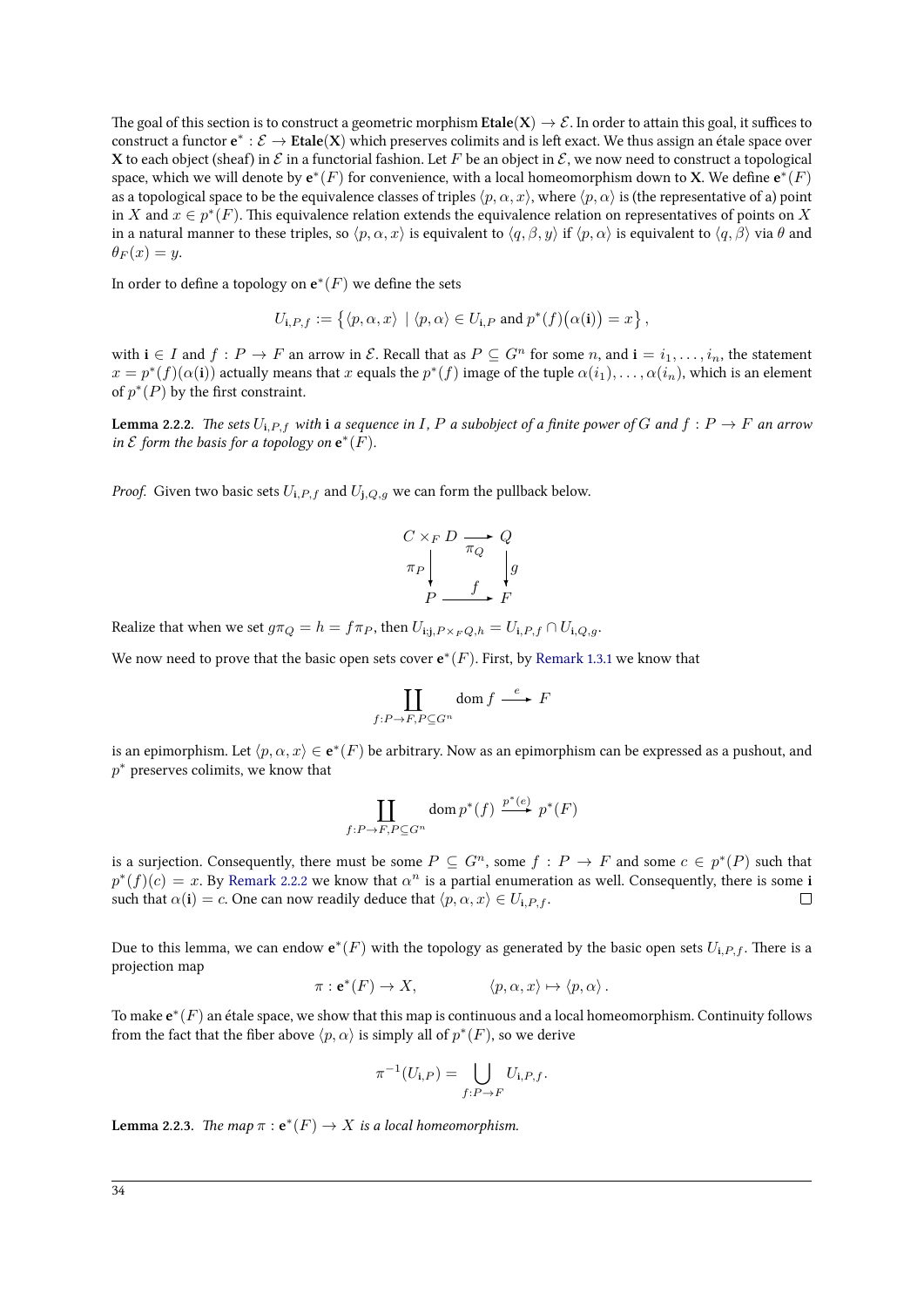The goal of this section is to construct a geometric morphism $\mathbf{Etale}(\mathbf{X}) \to \mathcal{E}$. In order to attain this goal, it suffices to construct a functor $\mathbf{e}^* : \mathcal{E} \to \mathbf{Etale}(\mathbf{X})$ which preserves colimits and is left exact. We thus assign an étale space over $\mathbf{X}$ to each object (sheaf) in $\mathcal{E}$ in a functorial fashion. Let $F$ be an object in $\mathcal{E}$, we now need to construct a topological space, which we will denote by $\mathbf{e}^*(F)$ for convenience, with a local homeomorphism down to $\mathbf{X}$. We define $\mathbf{e}^*(F)$ as a topological space to be the equivalence classes of triples $\langle p, \alpha, x\rangle$, where $\langle p, \alpha\rangle$ is (the representative of a) point in $X$ and $x \in p^*(F)$. This equivalence relation extends the equivalence relation on representatives of points on $X$ in a natural manner to these triples, so $\langle p, \alpha, x\rangle$ is equivalent to $\langle q, \beta, y\rangle$ if $\langle p, \alpha\rangle$ is equivalent to $\langle q, \beta\rangle$ via $\theta$ and $\theta_F(x) = y$.

In order to define a topology on $\mathbf{e}^*(F)$ we define the sets

$$U_{\mathbf{i},P,f} := \left\{ \langle p, \alpha, x\rangle \mid \langle p, \alpha\rangle \in U_{\mathbf{i},P} \text{ and } p^*(f)\big(\alpha(\mathbf{i})\big) = x \right\},$$

with $\mathbf{i} \in I$ and $f : P \to F$ an arrow in $\mathcal{E}$. Recall that as $P \subseteq G^n$ for some $n$, and $\mathbf{i} = i_1, \ldots, i_n$, the statement $x = p^*(f)(\alpha(\mathbf{i}))$ actually means that $x$ equals the $p^*(f)$ image of the tuple $\alpha(i_1), \ldots, \alpha(i_n)$, which is an element of $p^*(P)$ by the first constraint.

**Lemma 2.2.2.** *The sets $U_{\mathbf{i},P,f}$ with $\mathbf{i}$ a sequence in $I$, $P$ a subobject of a finite power of $G$ and $f : P \to F$ an arrow in $\mathcal{E}$ form the basis for a topology on $\mathbf{e}^*(F)$.*

*Proof.* Given two basic sets $U_{\mathbf{i},P,f}$ and $U_{\mathbf{j},Q,g}$ we can form the pullback below.

$$\begin{array}{ccc} C \times_F D & \xrightarrow{\pi_Q} & Q \\ \downarrow{\scriptstyle \pi_P} & & \downarrow{\scriptstyle g} \\ P & \xrightarrow{f} & F \end{array}$$

Realize that when we set $g\pi_Q = h = f\pi_P$, then $U_{\mathbf{i};\mathbf{j},P\times_F Q,h} = U_{\mathbf{i},P,f} \cap U_{\mathbf{i},Q,g}$.

We now need to prove that the basic open sets cover $\mathbf{e}^*(F)$. First, by Remark 1.3.1 we know that

$$\coprod_{f:P\to F, P\subseteq G^n} \operatorname{dom} f \xrightarrow{\ e\ } F$$

is an epimorphism. Let $\langle p, \alpha, x\rangle \in \mathbf{e}^*(F)$ be arbitrary. Now as an epimorphism can be expressed as a pushout, and $p^*$ preserves colimits, we know that

$$\coprod_{f:P\to F, P\subseteq G^n} \operatorname{dom} p^*(f) \xrightarrow{p^*(e)} p^*(F)$$

is a surjection. Consequently, there must be some $P \subseteq G^n$, some $f : P \to F$ and some $c \in p^*(P)$ such that $p^*(f)(c) = x$. By Remark 2.2.2 we know that $\alpha^n$ is a partial enumeration as well. Consequently, there is some $\mathbf{i}$ such that $\alpha(\mathbf{i}) = c$. One can now readily deduce that $\langle p, \alpha, x\rangle \in U_{\mathbf{i},P,f}$. $\square$

Due to this lemma, we can endow $\mathbf{e}^*(F)$ with the topology as generated by the basic open sets $U_{\mathbf{i},P,f}$. There is a projection map

$$\pi : \mathbf{e}^*(F) \to X, \qquad \langle p, \alpha, x\rangle \mapsto \langle p, \alpha\rangle.$$

To make $\mathbf{e}^*(F)$ an étale space, we show that this map is continuous and a local homeomorphism. Continuity follows from the fact that the fiber above $\langle p, \alpha\rangle$ is simply all of $p^*(F)$, so we derive

$$\pi^{-1}(U_{\mathbf{i},P}) = \bigcup_{f:P\to F} U_{\mathbf{i},P,f}.$$

**Lemma 2.2.3.** *The map $\pi : \mathbf{e}^*(F) \to X$ is a local homeomorphism.*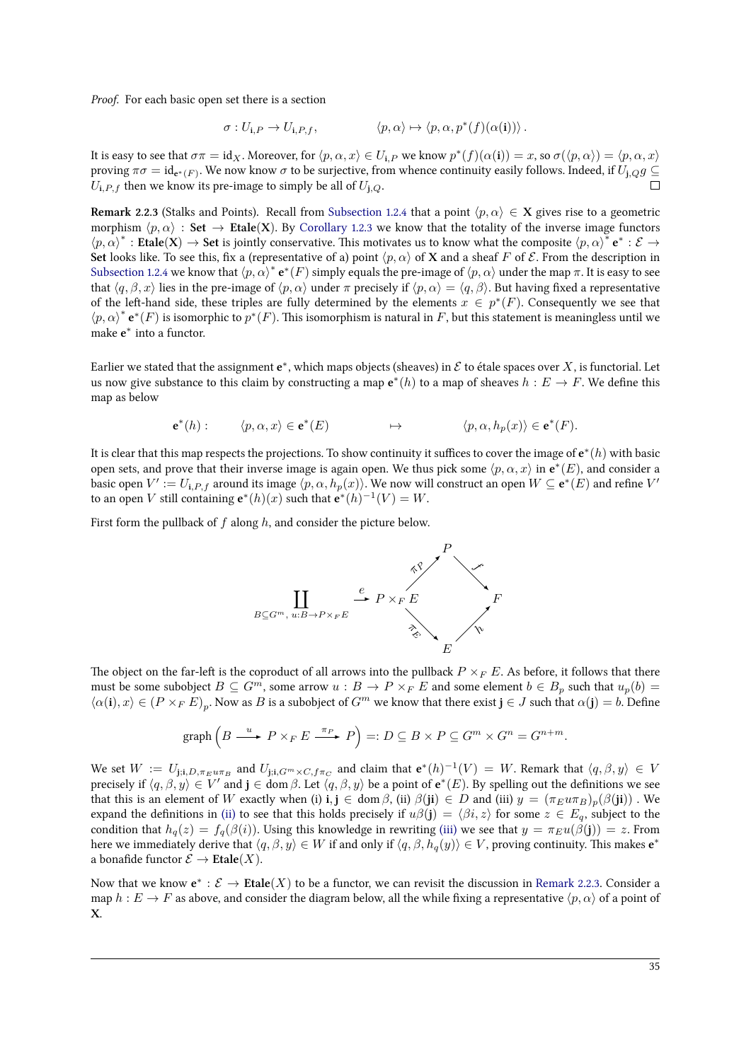*Proof.* For each basic open set there is a section

$$\sigma : U_{\mathbf{i},P} \to U_{\mathbf{i},P,f}, \qquad\qquad \langle p, \alpha \rangle \mapsto \langle p, \alpha, p^*(f)(\alpha(\mathbf{i})) \rangle .$$

It is easy to see that $\sigma\pi = \mathrm{id}_X$. Moreover, for $\langle p, \alpha, x \rangle \in U_{\mathbf{i},P}$ we know $p^*(f)(\alpha(\mathbf{i})) = x$, so $\sigma(\langle p, \alpha \rangle) = \langle p, \alpha, x \rangle$ proving $\pi\sigma = \mathrm{id}_{\mathbf{e}^*(F)}$. We now know $\sigma$ to be surjective, from whence continuity easily follows. Indeed, if $U_{\mathbf{j},Q}g \subseteq U_{\mathbf{i},P,f}$ then we know its pre-image to simply be all of $U_{\mathbf{j},Q}$. □

**Remark 2.2.3** (Stalks and Points). Recall from Subsection 1.2.4 that a point $\langle p, \alpha \rangle \in \mathbf{X}$ gives rise to a geometric morphism $\langle p, \alpha \rangle : \mathbf{Set} \to \mathbf{Etale}(\mathbf{X})$. By Corollary 1.2.3 we know that the totality of the inverse image functors $\langle p, \alpha \rangle^* : \mathbf{Etale}(\mathbf{X}) \to \mathbf{Set}$ is jointly conservative. This motivates us to know what the composite $\langle p, \alpha \rangle^* \mathbf{e}^* : \mathcal{E} \to \mathbf{Set}$ looks like. To see this, fix a (representative of a) point $\langle p, \alpha \rangle$ of $\mathbf{X}$ and a sheaf $F$ of $\mathcal{E}$. From the description in Subsection 1.2.4 we know that $\langle p, \alpha \rangle^* \mathbf{e}^*(F)$ simply equals the pre-image of $\langle p, \alpha \rangle$ under the map $\pi$. It is easy to see that $\langle q, \beta, x \rangle$ lies in the pre-image of $\langle p, \alpha \rangle$ under $\pi$ precisely if $\langle p, \alpha \rangle = \langle q, \beta \rangle$. But having fixed a representative of the left-hand side, these triples are fully determined by the elements $x \in p^*(F)$. Consequently we see that $\langle p, \alpha \rangle^* \mathbf{e}^*(F)$ is isomorphic to $p^*(F)$. This isomorphism is natural in $F$, but this statement is meaningless until we make $\mathbf{e}^*$ into a functor.

Earlier we stated that the assignment $\mathbf{e}^*$, which maps objects (sheaves) in $\mathcal{E}$ to étale spaces over $X$, is functorial. Let us now give substance to this claim by constructing a map $\mathbf{e}^*(h)$ to a map of sheaves $h : E \to F$. We define this map as below

$$\mathbf{e}^*(h) : \qquad \langle p, \alpha, x \rangle \in \mathbf{e}^*(E) \qquad\qquad \mapsto \qquad\qquad \langle p, \alpha, h_p(x) \rangle \in \mathbf{e}^*(F).$$

It is clear that this map respects the projections. To show continuity it suffices to cover the image of $\mathbf{e}^*(h)$ with basic open sets, and prove that their inverse image is again open. We thus pick some $\langle p, \alpha, x \rangle$ in $\mathbf{e}^*(E)$, and consider a basic open $V' := U_{\mathbf{i},P,f}$ around its image $\langle p, \alpha, h_p(x) \rangle$. We now will construct an open $W \subseteq \mathbf{e}^*(E)$ and refine $V'$ to an open $V$ still containing $\mathbf{e}^*(h)(x)$ such that $\mathbf{e}^*(h)^{-1}(V) = W$.

First form the pullback of $f$ along $h$, and consider the picture below.

$$\coprod_{B \subseteq G^m,\ u : B \to P \times_F E} \xrightarrow{\ e\ } P \times_F E, \qquad \pi_P : P \times_F E \to P, \quad \pi_E : P \times_F E \to E, \quad f : P \to F, \quad h : E \to F$$

The object on the far-left is the coproduct of all arrows into the pullback $P \times_F E$. As before, it follows that there must be some subobject $B \subseteq G^m$, some arrow $u : B \to P \times_F E$ and some element $b \in B_p$ such that $u_p(b) = \langle \alpha(\mathbf{i}), x \rangle \in (P \times_F E)_p$. Now as $B$ is a subobject of $G^m$ we know that there exist $\mathbf{j} \in J$ such that $\alpha(\mathbf{j}) = b$. Define

$$\mathrm{graph}\left( B \xrightarrow{\ u\ } P \times_F E \xrightarrow{\ \pi_P\ } P \right) =: D \subseteq B \times P \subseteq G^m \times G^n = G^{n+m}.$$

We set $W := U_{\mathbf{j};\mathbf{i},D,\pi_E u \pi_B}$ and $U_{\mathbf{j};\mathbf{i},G^m \times C, f\pi_C}$ and claim that $\mathbf{e}^*(h)^{-1}(V) = W$. Remark that $\langle q, \beta, y \rangle \in V$ precisely if $\langle q, \beta, y \rangle \in V'$ and $\mathbf{j} \in \mathrm{dom}\,\beta$. Let $\langle q, \beta, y \rangle$ be a point of $\mathbf{e}^*(E)$. By spelling out the definitions we see that this is an element of $W$ exactly when (i) $\mathbf{i}, \mathbf{j} \in \mathrm{dom}\,\beta$, (ii) $\beta(\mathbf{ji}) \in D$ and (iii) $y = (\pi_E u \pi_B)_p(\beta(\mathbf{ji}))$ . We expand the definitions in (ii) to see that this holds precisely if $u\beta(\mathbf{j}) = \langle \beta i, z \rangle$ for some $z \in E_q$, subject to the condition that $h_q(z) = f_q(\beta(i))$. Using this knowledge in rewriting (iii) we see that $y = \pi_E u(\beta(\mathbf{j})) = z$. From here we immediately derive that $\langle q, \beta, y \rangle \in W$ if and only if $\langle q, \beta, h_q(y) \rangle \in V$, proving continuity. This makes $\mathbf{e}^*$ a bonafide functor $\mathcal{E} \to \mathbf{Etale}(X)$.

Now that we know $\mathbf{e}^* : \mathcal{E} \to \mathbf{Etale}(X)$ to be a functor, we can revisit the discussion in Remark 2.2.3. Consider a map $h : E \to F$ as above, and consider the diagram below, all the while fixing a representative $\langle p, \alpha \rangle$ of a point of $\mathbf{X}$.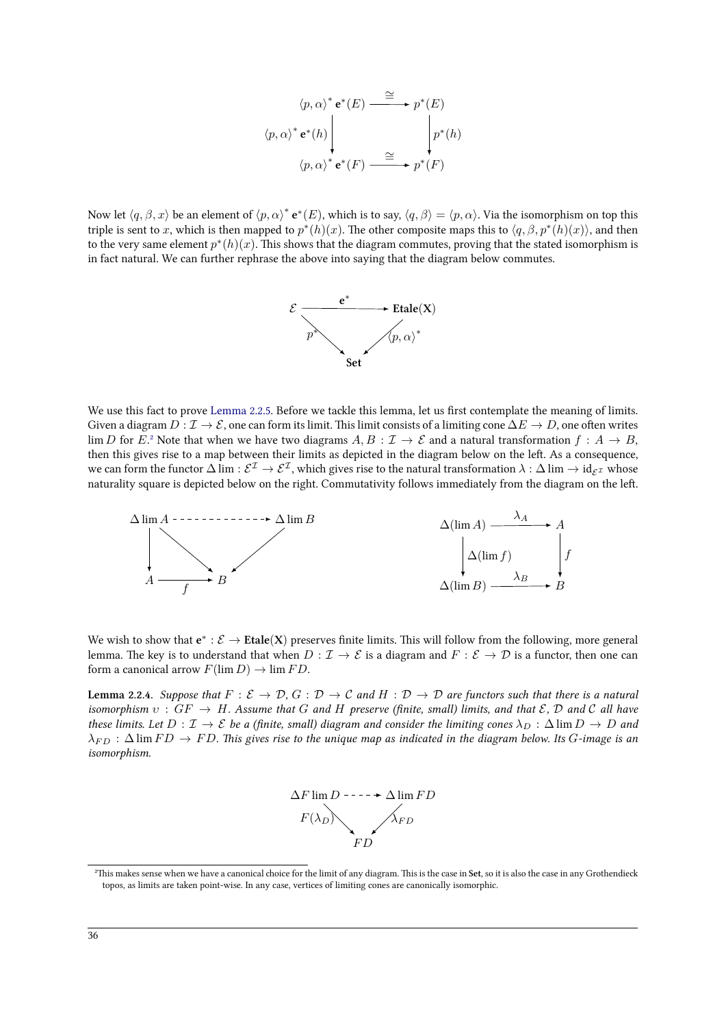$$\begin{array}{ccc} \langle p,\alpha\rangle^* \mathbf{e}^*(E) & \xrightarrow{\cong} & p^*(E) \\ {\scriptstyle \langle p,\alpha\rangle^* \mathbf{e}^*(h)} \downarrow & & \downarrow {\scriptstyle p^*(h)} \\ \langle p,\alpha\rangle^* \mathbf{e}^*(F) & \xrightarrow{\cong} & p^*(F) \end{array}$$

Now let $\langle q, \beta, x\rangle$ be an element of $\langle p, \alpha\rangle^* \mathbf{e}^*(E)$, which is to say, $\langle q, \beta\rangle = \langle p, \alpha\rangle$. Via the isomorphism on top this triple is sent to $x$, which is then mapped to $p^*(h)(x)$. The other composite maps this to $\langle q, \beta, p^*(h)(x)\rangle$, and then to the very same element $p^*(h)(x)$. This shows that the diagram commutes, proving that the stated isomorphism is in fact natural. We can further rephrase the above into saying that the diagram below commutes.

$$\begin{array}{ccc} \mathcal{E} & \xrightarrow{\mathbf{e}^*} & \mathbf{Etale}(\mathbf{X}) \\ & {\scriptstyle p^*} \searrow \quad \swarrow {\scriptstyle \langle p,\alpha\rangle^*} & \\ & \mathbf{Set} & \end{array}$$

We use this fact to prove Lemma 2.2.5. Before we tackle this lemma, let us first contemplate the meaning of limits. Given a diagram $D : \mathcal{I} \to \mathcal{E}$, one can form its limit. This limit consists of a limiting cone $\Delta E \to D$, one often writes $\lim D$ for $E$.[2] Note that when we have two diagrams $A, B : \mathcal{I} \to \mathcal{E}$ and a natural transformation $f : A \to B$, then this gives rise to a map between their limits as depicted in the diagram below on the left. As a consequence, we can form the functor $\Delta \lim : \mathcal{E}^\mathcal{I} \to \mathcal{E}^\mathcal{I}$, which gives rise to the natural transformation $\lambda : \Delta \lim \to \mathrm{id}_{\mathcal{E}^\mathcal{I}}$ whose naturality square is depicted below on the right. Commutativity follows immediately from the diagram on the left.

$$\begin{array}{ccc} \Delta \lim A & \dashrightarrow & \Delta \lim B \\ \downarrow & \searrow \quad \swarrow & \\ A & \xrightarrow{f} & B \end{array} \qquad\qquad \begin{array}{ccc} \Delta(\lim A) & \xrightarrow{\lambda_A} & A \\ {\scriptstyle \Delta(\lim f)} \downarrow & & \downarrow {\scriptstyle f} \\ \Delta(\lim B) & \xrightarrow{\lambda_B} & B \end{array}$$

We wish to show that $\mathbf{e}^* : \mathcal{E} \to \mathbf{Etale}(\mathbf{X})$ preserves finite limits. This will follow from the following, more general lemma. The key is to understand that when $D : \mathcal{I} \to \mathcal{E}$ is a diagram and $F : \mathcal{E} \to \mathcal{D}$ is a functor, then one can form a canonical arrow $F(\lim D) \to \lim FD$.

**Lemma 2.2.4.** *Suppose that $F : \mathcal{E} \to \mathcal{D}$, $G : \mathcal{D} \to \mathcal{C}$ and $H : \mathcal{D} \to \mathcal{D}$ are functors such that there is a natural isomorphism $\upsilon : GF \to H$. Assume that $G$ and $H$ preserve (finite, small) limits, and that $\mathcal{E}$, $\mathcal{D}$ and $\mathcal{C}$ all have these limits. Let $D : \mathcal{I} \to \mathcal{E}$ be a (finite, small) diagram and consider the limiting cones $\lambda_D : \Delta \lim D \to D$ and $\lambda_{FD} : \Delta \lim FD \to FD$. This gives rise to the unique map as indicated in the diagram below. Its $G$-image is an isomorphism.*

$$\begin{array}{ccc} \Delta F \lim D & \dashrightarrow & \Delta \lim FD \\ & {\scriptstyle F(\lambda_D)} \searrow \quad \swarrow {\scriptstyle \lambda_{FD}} & \\ & FD & \end{array}$$

[2] This makes sense when we have a canonical choice for the limit of any diagram. This is the case in **Set**, so it is also the case in any Grothendieck topos, as limits are taken point-wise. In any case, vertices of limiting cones are canonically isomorphic.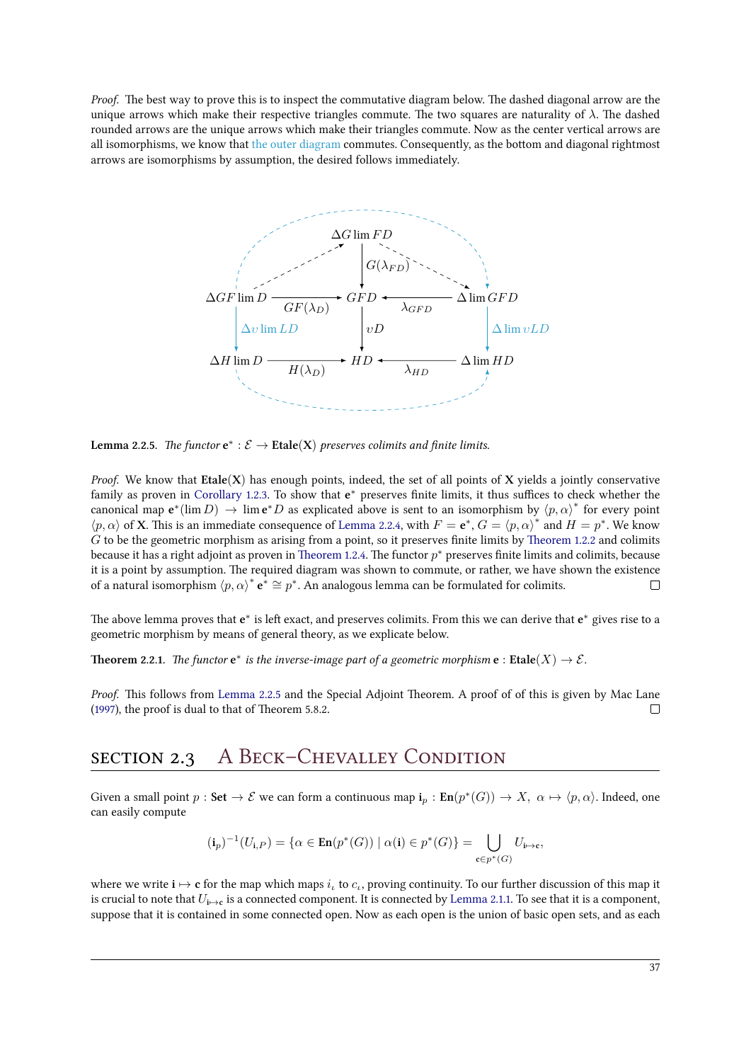*Proof.* The best way to prove this is to inspect the commutative diagram below. The dashed diagonal arrow are the unique arrows which make their respective triangles commute. The two squares are naturality of $\lambda$. The dashed rounded arrows are the unique arrows which make their triangles commute. Now as the center vertical arrows are all isomorphisms, we know that the outer diagram commutes. Consequently, as the bottom and diagonal rightmost arrows are isomorphisms by assumption, the desired follows immediately.

$\Delta G \lim FD$

$G(\lambda_{FD})$

$\Delta GF \lim D$ $\quad GF(\lambda_D)$ $\quad GFD$ $\quad \lambda_{GFD}$ $\quad \Delta \lim GFD$

$\Delta v \lim LD$ $\quad vD$ $\quad \Delta \lim vLD$

$\Delta H \lim D$ $\quad H(\lambda_D)$ $\quad HD$ $\quad \lambda_{HD}$ $\quad \Delta \lim HD$

**Lemma 2.2.5.** *The functor* $\mathbf{e}^* : \mathcal{E} \to \mathbf{Etale}(\mathbf{X})$ *preserves colimits and finite limits.*

*Proof.* We know that $\mathbf{Etale}(\mathbf{X})$ has enough points, indeed, the set of all points of $\mathbf{X}$ yields a jointly conservative family as proven in Corollary 1.2.3. To show that $\mathbf{e}^*$ preserves finite limits, it thus suffices to check whether the canonical map $\mathbf{e}^*(\lim D) \to \lim \mathbf{e}^* D$ as explicated above is sent to an isomorphism by $\langle p, \alpha \rangle^*$ for every point $\langle p, \alpha \rangle$ of $\mathbf{X}$. This is an immediate consequence of Lemma 2.2.4, with $F = \mathbf{e}^*$, $G = \langle p, \alpha \rangle^*$ and $H = p^*$. We know $G$ to be the geometric morphism as arising from a point, so it preserves finite limits by Theorem 1.2.2 and colimits because it has a right adjoint as proven in Theorem 1.2.4. The functor $p^*$ preserves finite limits and colimits, because it is a point by assumption. The required diagram was shown to commute, or rather, we have shown the existence of a natural isomorphism $\langle p, \alpha \rangle^* \mathbf{e}^* \cong p^*$. An analogous lemma can be formulated for colimits. $\square$

The above lemma proves that $\mathbf{e}^*$ is left exact, and preserves colimits. From this we can derive that $\mathbf{e}^*$ gives rise to a geometric morphism by means of general theory, as we explicate below.

**Theorem 2.2.1.** *The functor* $\mathbf{e}^*$ *is the inverse-image part of a geometric morphism* $\mathbf{e} : \mathbf{Etale}(X) \to \mathcal{E}$.

*Proof.* This follows from Lemma 2.2.5 and the Special Adjoint Theorem. A proof of of this is given by Mac Lane (1997), the proof is dual to that of Theorem 5.8.2. $\square$

## SECTION 2.3 A Beck–Chevalley Condition

Given a small point $p : \mathbf{Set} \to \mathcal{E}$ we can form a continuous map $\mathbf{i}_p : \mathbf{En}(p^*(G)) \to X$, $\alpha \mapsto \langle p, \alpha \rangle$. Indeed, one can easily compute

$$(\mathbf{i}_p)^{-1}(U_{\mathbf{i},P}) = \{\alpha \in \mathbf{En}(p^*(G)) \mid \alpha(\mathbf{i}) \in p^*(G)\} = \bigcup_{\mathbf{c} \in p^*(G)} U_{\mathbf{i} \mapsto \mathbf{c}},$$

where we write $\mathbf{i} \mapsto \mathbf{c}$ for the map which maps $i_\iota$ to $c_\iota$, proving continuity. To our further discussion of this map it is crucial to note that $U_{\mathbf{i} \mapsto \mathbf{c}}$ is a connected component. It is connected by Lemma 2.1.1. To see that it is a component, suppose that it is contained in some connected open. Now as each open is the union of basic open sets, and as each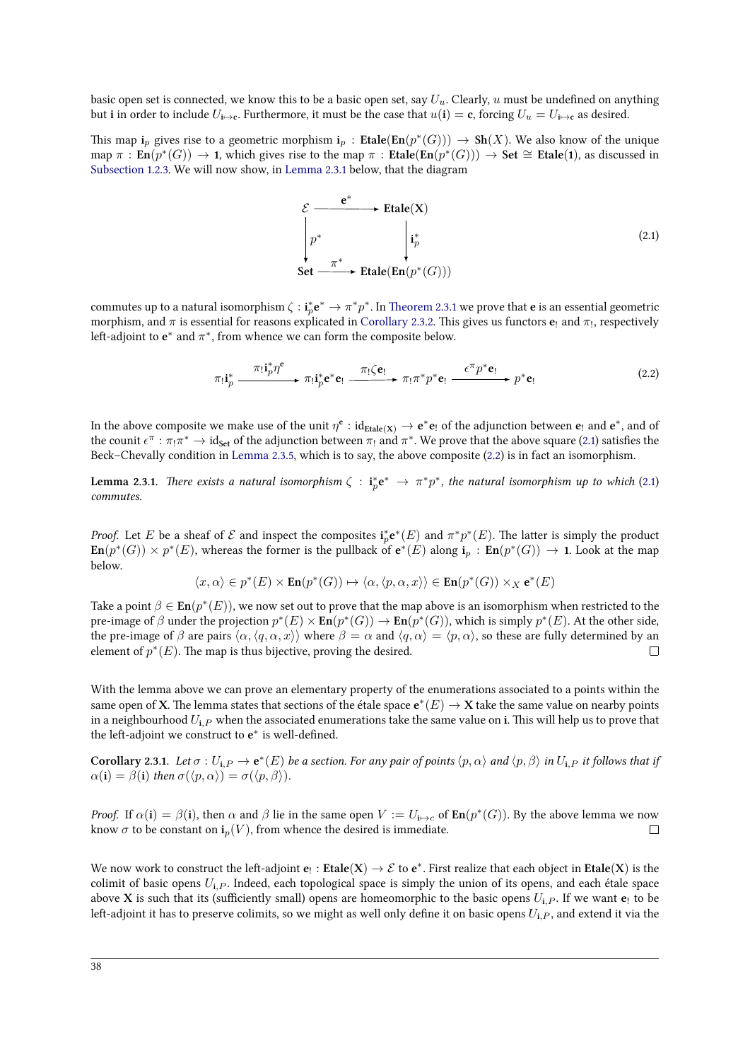basic open set is connected, we know this to be a basic open set, say $U_u$. Clearly, $u$ must be undefined on anything but $\mathbf{i}$ in order to include $U_{\mathbf{i}\mapsto\mathbf{c}}$. Furthermore, it must be the case that $u(\mathbf{i}) = \mathbf{c}$, forcing $U_u = U_{\mathbf{i}\mapsto\mathbf{c}}$ as desired.

This map $\mathbf{i}_p$ gives rise to a geometric morphism $\mathbf{i}_p : \mathbf{Etale}(\mathbf{En}(p^*(G))) \to \mathbf{Sh}(X)$. We also know of the unique map $\pi : \mathbf{En}(p^*(G)) \to \mathbf{1}$, which gives rise to the map $\pi : \mathbf{Etale}(\mathbf{En}(p^*(G))) \to \mathbf{Set} \cong \mathbf{Etale}(\mathbf{1})$, as discussed in Subsection 1.2.3. We will now show, in Lemma 2.3.1 below, that the diagram

$$
\begin{array}{ccc}
\mathcal{E} & \xrightarrow{\mathbf{e}^*} & \mathbf{Etale}(\mathbf{X}) \\
\Big\downarrow p^* & & \Big\downarrow \mathbf{i}_p^* \\
\mathbf{Set} & \xrightarrow{\pi^*} & \mathbf{Etale}(\mathbf{En}(p^*(G)))
\end{array}
\tag{2.1}
$$

commutes up to a natural isomorphism $\zeta : \mathbf{i}_p^*\mathbf{e}^* \to \pi^* p^*$. In Theorem 2.3.1 we prove that $\mathbf{e}$ is an essential geometric morphism, and $\pi$ is essential for reasons explicated in Corollary 2.3.2. This gives us functors $\mathbf{e}_!$ and $\pi_!$, respectively left-adjoint to $\mathbf{e}^*$ and $\pi^*$, from whence we can form the composite below.

$$
\pi_!\mathbf{i}_p^* \xrightarrow{\pi_!\mathbf{i}_p^*\eta^{\mathbf{e}}} \pi_!\mathbf{i}_p^*\mathbf{e}^*\mathbf{e}_! \xrightarrow{\pi_!\zeta\mathbf{e}_!} \pi_!\pi^*p^*\mathbf{e}_! \xrightarrow{\epsilon^\pi p^*\mathbf{e}_!} p^*\mathbf{e}_!
\tag{2.2}
$$

In the above composite we make use of the unit $\eta^{\mathbf{e}} : \mathrm{id}_{\mathbf{Etale}(\mathbf{X})} \to \mathbf{e}^*\mathbf{e}_!$ of the adjunction between $\mathbf{e}_!$ and $\mathbf{e}^*$, and of the counit $\epsilon^\pi : \pi_!\pi^* \to \mathrm{id}_{\mathbf{Set}}$ of the adjunction between $\pi_!$ and $\pi^*$. We prove that the above square (2.1) satisfies the Beck–Chevally condition in Lemma 2.3.5, which is to say, the above composite (2.2) is in fact an isomorphism.

**Lemma 2.3.1.** *There exists a natural isomorphism $\zeta : \mathbf{i}_p^*\mathbf{e}^* \to \pi^* p^*$, the natural isomorphism up to which (2.1) commutes.*

*Proof.* Let $E$ be a sheaf of $\mathcal{E}$ and inspect the composites $\mathbf{i}_p^*\mathbf{e}^*(E)$ and $\pi^*p^*(E)$. The latter is simply the product $\mathbf{En}(p^*(G)) \times p^*(E)$, whereas the former is the pullback of $\mathbf{e}^*(E)$ along $\mathbf{i}_p : \mathbf{En}(p^*(G)) \to \mathbf{1}$. Look at the map below.

$$
\langle x, \alpha \rangle \in p^*(E) \times \mathbf{En}(p^*(G)) \mapsto \langle \alpha, \langle p, \alpha, x \rangle \rangle \in \mathbf{En}(p^*(G)) \times_X \mathbf{e}^*(E)
$$

Take a point $\beta \in \mathbf{En}(p^*(E))$, we now set out to prove that the map above is an isomorphism when restricted to the pre-image of $\beta$ under the projection $p^*(E) \times \mathbf{En}(p^*(G)) \to \mathbf{En}(p^*(G))$, which is simply $p^*(E)$. At the other side, the pre-image of $\beta$ are pairs $\langle \alpha, \langle q, \alpha, x \rangle \rangle$ where $\beta = \alpha$ and $\langle q, \alpha \rangle = \langle p, \alpha \rangle$, so these are fully determined by an element of $p^*(E)$. The map is thus bijective, proving the desired. ◻

With the lemma above we can prove an elementary property of the enumerations associated to a points within the same open of $\mathbf{X}$. The lemma states that sections of the étale space $\mathbf{e}^*(E) \to \mathbf{X}$ take the same value on nearby points in a neighbourhood $U_{\mathbf{i},P}$ when the associated enumerations take the same value on $\mathbf{i}$. This will help us to prove that the left-adjoint we construct to $\mathbf{e}^*$ is well-defined.

**Corollary 2.3.1.** *Let $\sigma : U_{\mathbf{i},P} \to \mathbf{e}^*(E)$ be a section. For any pair of points $\langle p, \alpha \rangle$ and $\langle p, \beta \rangle$ in $U_{\mathbf{i},P}$ it follows that if $\alpha(\mathbf{i}) = \beta(\mathbf{i})$ then $\sigma(\langle p, \alpha \rangle) = \sigma(\langle p, \beta \rangle)$.*

*Proof.* If $\alpha(\mathbf{i}) = \beta(\mathbf{i})$, then $\alpha$ and $\beta$ lie in the same open $V := U_{\mathbf{i}\mapsto c}$ of $\mathbf{En}(p^*(G))$. By the above lemma we now know $\sigma$ to be constant on $\mathbf{i}_p(V)$, from whence the desired is immediate. ◻

We now work to construct the left-adjoint $\mathbf{e}_! : \mathbf{Etale}(\mathbf{X}) \to \mathcal{E}$ to $\mathbf{e}^*$. First realize that each object in $\mathbf{Etale}(\mathbf{X})$ is the colimit of basic opens $U_{\mathbf{i},P}$. Indeed, each topological space is simply the union of its opens, and each étale space above $\mathbf{X}$ is such that its (sufficiently small) opens are homeomorphic to the basic opens $U_{\mathbf{i},P}$. If we want $\mathbf{e}_!$ to be left-adjoint it has to preserve colimits, so we might as well only define it on basic opens $U_{\mathbf{i},P}$, and extend it via the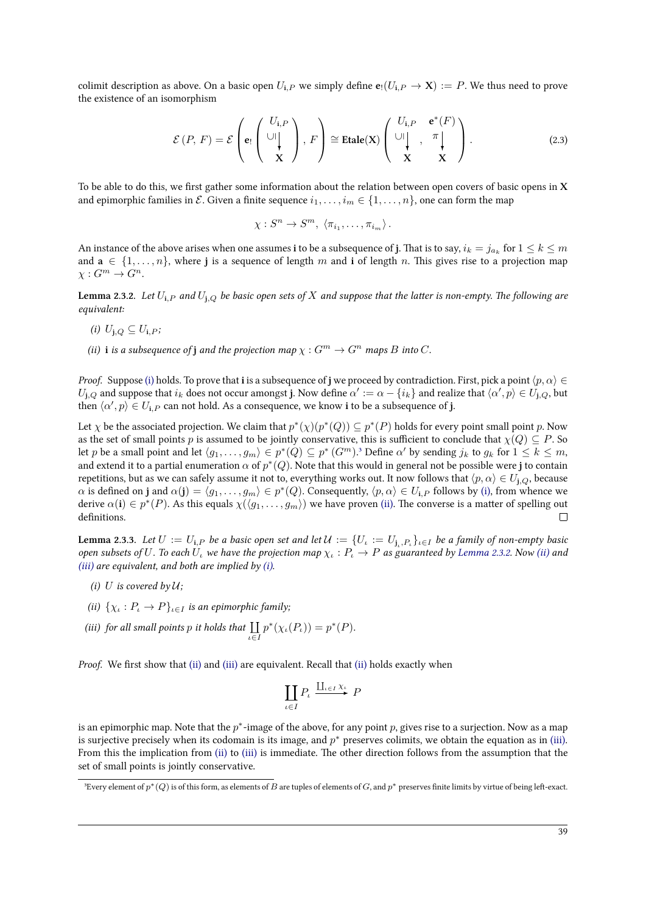colimit description as above. On a basic open $U_{\mathbf{i},P}$ we simply define $\mathbf{e}_!(U_{\mathbf{i},P} \to \mathbf{X}) := P$. We thus need to prove the existence of an isomorphism

$$\mathcal{E}\,(P,\,F) = \mathcal{E}\left(\mathbf{e}_!\left(\begin{array}{c} U_{\mathbf{i},P} \\ \cup\!\!\!\downarrow \\ \mathbf{X}\end{array}\right),\,F\right) \cong \mathbf{Etale}(\mathbf{X})\left(\begin{array}{c} U_{\mathbf{i},P} \\ \cup\!\!\!\downarrow \\ \mathbf{X}\end{array},\ \begin{array}{c}\mathbf{e}^*(F) \\ \pi\downarrow \\ \mathbf{X}\end{array}\right). \tag{2.3}$$

To be able to do this, we first gather some information about the relation between open covers of basic opens in $\mathbf{X}$ and epimorphic families in $\mathcal{E}$. Given a finite sequence $i_1, \ldots, i_m \in \{1, \ldots, n\}$, one can form the map

$$\chi : S^n \to S^m,\ \langle \pi_{i_1}, \ldots, \pi_{i_m} \rangle\,.$$

An instance of the above arises when one assumes $\mathbf{i}$ to be a subsequence of $\mathbf{j}$. That is to say, $i_k = j_{a_k}$ for $1 \le k \le m$ and $\mathbf{a} \in \{1, \ldots, n\}$, where $\mathbf{j}$ is a sequence of length $m$ and $\mathbf{i}$ of length $n$. This gives rise to a projection map $\chi : G^m \to G^n$.

**Lemma 2.3.2.** *Let $U_{\mathbf{i},P}$ and $U_{\mathbf{j},Q}$ be basic open sets of $X$ and suppose that the latter is non-empty. The following are equivalent:*

*(i) $U_{\mathbf{j},Q} \subseteq U_{\mathbf{i},P}$;*

*(ii) $\mathbf{i}$ is a subsequence of $\mathbf{j}$ and the projection map $\chi : G^m \to G^n$ maps $B$ into $C$.*

*Proof.* Suppose (i) holds. To prove that $\mathbf{i}$ is a subsequence of $\mathbf{j}$ we proceed by contradiction. First, pick a point $\langle p, \alpha \rangle \in U_{\mathbf{j},Q}$ and suppose that $i_k$ does not occur amongst $\mathbf{j}$. Now define $\alpha' := \alpha - \{i_k\}$ and realize that $\langle \alpha', p \rangle \in U_{\mathbf{j},Q}$, but then $\langle \alpha', p \rangle \in U_{\mathbf{i},P}$ can not hold. As a consequence, we know $\mathbf{i}$ to be a subsequence of $\mathbf{j}$.

Let $\chi$ be the associated projection. We claim that $p^*(\chi)(p^*(Q)) \subseteq p^*(P)$ holds for every point small point $p$. Now as the set of small points $p$ is assumed to be jointly conservative, this is sufficient to conclude that $\chi(Q) \subseteq P$. So let $p$ be a small point and let $\langle g_1, \ldots, g_m \rangle \in p^*(Q) \subseteq p^*(G^m)$.[3] Define $\alpha'$ by sending $j_k$ to $g_k$ for $1 \le k \le m$, and extend it to a partial enumeration $\alpha$ of $p^*(Q)$. Note that this would in general not be possible were $\mathbf{j}$ to contain repetitions, but as we can safely assume it not to, everything works out. It now follows that $\langle p, \alpha \rangle \in U_{\mathbf{j},Q}$, because $\alpha$ is defined on $\mathbf{j}$ and $\alpha(\mathbf{j}) = \langle g_1, \ldots, g_m \rangle \in p^*(Q)$. Consequently, $\langle p, \alpha \rangle \in U_{\mathbf{i},P}$ follows by (i), from whence we derive $\alpha(\mathbf{i}) \in p^*(P)$. As this equals $\chi(\langle g_1, \ldots, g_m \rangle)$ we have proven (ii). The converse is a matter of spelling out definitions. ☐

**Lemma 2.3.3.** *Let $U := U_{\mathbf{i},P}$ be a basic open set and let $\mathcal{U} := \{U_\iota := U_{\mathbf{j}_\iota, P_\iota}\}_{\iota \in I}$ be a family of non-empty basic open subsets of $U$. To each $U_\iota$ we have the projection map $\chi_\iota : P_\iota \to P$ as guaranteed by Lemma 2.3.2. Now (ii) and (iii) are equivalent, and both are implied by (i).*

*(i) $U$ is covered by $\mathcal{U}$;*

*(ii) $\{\chi_\iota : P_\iota \to P\}_{\iota \in I}$ is an epimorphic family;*

*(iii) for all small points $p$ it holds that $\coprod_{\iota \in I} p^*(\chi_\iota(P_\iota)) = p^*(P)$.*

*Proof.* We first show that (ii) and (iii) are equivalent. Recall that (ii) holds exactly when

$$\coprod_{\iota \in I} P_\iota \xrightarrow{\coprod_{\iota \in I} \chi_\iota} P$$

is an epimorphic map. Note that the $p^*$-image of the above, for any point $p$, gives rise to a surjection. Now as a map is surjective precisely when its codomain is its image, and $p^*$ preserves colimits, we obtain the equation as in (iii). From this the implication from (ii) to (iii) is immediate. The other direction follows from the assumption that the set of small points is jointly conservative.

[3] Every element of $p^*(Q)$ is of this form, as elements of $B$ are tuples of elements of $G$, and $p^*$ preserves finite limits by virtue of being left-exact.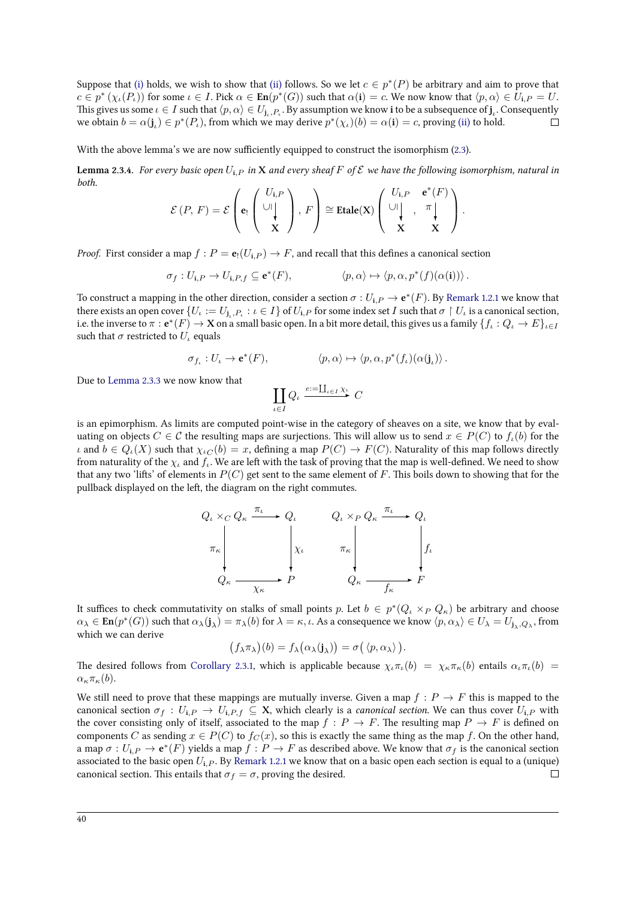Suppose that (i) holds, we wish to show that (ii) follows. So we let $c \in p^*(P)$ be arbitrary and aim to prove that $c \in p^*(\chi_\iota(P_\iota))$ for some $\iota \in I$. Pick $\alpha \in \mathbf{En}(p^*(G))$ such that $\alpha(\mathbf{i}) = c$. We now know that $\langle p, \alpha\rangle \in U_{\mathbf{i},P} = U$. This gives us some $\iota \in I$ such that $\langle p, \alpha\rangle \in U_{\mathbf{j}_\iota, P_\iota}$. By assumption we know $\mathbf{i}$ to be a subsequence of $\mathbf{j}_\iota$. Consequently we obtain $b = \alpha(\mathbf{j}_\iota) \in p^*(P_\iota)$, from which we may derive $p^*(\chi_\iota)(b) = \alpha(\mathbf{i}) = c$, proving (ii) to hold. □

With the above lemma's we are now sufficiently equipped to construct the isomorphism (2.3).

**Lemma 2.3.4.** *For every basic open $U_{\mathbf{i},P}$ in $\mathbf{X}$ and every sheaf $F$ of $\mathcal{E}$ we have the following isomorphism, natural in both.*

$$\mathcal{E}(P, F) = \mathcal{E}\left(\mathbf{e}_!\left(\begin{array}{c} U_{\mathbf{i},P} \\ \cup\!\!\mid \;\big\downarrow \\ \mathbf{X}\end{array}\right), F\right) \cong \mathbf{Etale}(\mathbf{X})\left(\begin{array}{cc} U_{\mathbf{i},P} & \mathbf{e}^*(F) \\ \cup\!\!\mid\;\big\downarrow\;, & \pi\big\downarrow \\ \mathbf{X} & \mathbf{X}\end{array}\right).$$

*Proof.* First consider a map $f : P = \mathbf{e}_!(U_{\mathbf{i},P}) \to F$, and recall that this defines a canonical section

$$\sigma_f : U_{\mathbf{i},P} \to U_{\mathbf{i},P,f} \subseteq \mathbf{e}^*(F), \qquad\qquad \langle p, \alpha\rangle \mapsto \langle p, \alpha, p^*(f)(\alpha(\mathbf{i}))\rangle.$$

To construct a mapping in the other direction, consider a section $\sigma : U_{\mathbf{i},P} \to \mathbf{e}^*(F)$. By Remark 1.2.1 we know that there exists an open cover $\{U_\iota := U_{\mathbf{j}_\iota, P_\iota} : \iota \in I\}$ of $U_{\mathbf{i},P}$ for some index set $I$ such that $\sigma \restriction U_\iota$ is a canonical section, i.e. the inverse to $\pi : \mathbf{e}^*(F) \to \mathbf{X}$ on a small basic open. In a bit more detail, this gives us a family $\{f_\iota : Q_\iota \to E\}_{\iota \in I}$ such that $\sigma$ restricted to $U_\iota$ equals

$$\sigma_{f_\iota} : U_\iota \to \mathbf{e}^*(F), \qquad\qquad \langle p, \alpha\rangle \mapsto \langle p, \alpha, p^*(f_\iota)(\alpha(\mathbf{j}_\iota))\rangle.$$

Due to Lemma 2.3.3 we now know that

$$\coprod_{\iota \in I} Q_\iota \xrightarrow{e := \coprod_{\iota\in I}\chi_\iota} C$$

is an epimorphism. As limits are computed point-wise in the category of sheaves on a site, we know that by evaluating on objects $C \in \mathcal{C}$ the resulting maps are surjections. This will allow us to send $x \in P(C)$ to $f_\iota(b)$ for the $\iota$ and $b \in Q_\iota(X)$ such that $\chi_{\iota C}(b) = x$, defining a map $P(C) \to F(C)$. Naturality of this map follows directly from naturality of the $\chi_\iota$ and $f_\iota$. We are left with the task of proving that the map is well-defined. We need to show that any two 'lifts' of elements in $P(C)$ get sent to the same element of $F$. This boils down to showing that for the pullback displayed on the left, the diagram on the right commutes.

$$\begin{array}{ccc} Q_\iota \times_C Q_\kappa & \xrightarrow{\pi_\iota} & Q_\iota \\ \pi_\kappa\big\downarrow & & \big\downarrow\chi_\iota \\ Q_\kappa & \xrightarrow[\chi_\kappa]{} & P \end{array} \qquad\qquad \begin{array}{ccc} Q_\iota \times_P Q_\kappa & \xrightarrow{\pi_\iota} & Q_\iota \\ \pi_\kappa\big\downarrow & & \big\downarrow f_\iota \\ Q_\kappa & \xrightarrow[f_\kappa]{} & F \end{array}$$

It suffices to check commutativity on stalks of small points $p$. Let $b \in p^*(Q_\iota \times_P Q_\kappa)$ be arbitrary and choose $\alpha_\lambda \in \mathbf{En}(p^*(G))$ such that $\alpha_\lambda(\mathbf{j}_\lambda) = \pi_\lambda(b)$ for $\lambda = \kappa, \iota$. As a consequence we know $\langle p, \alpha_\lambda\rangle \in U_\lambda = U_{\mathbf{j}_\lambda, Q_\lambda}$, from which we can derive

$$\big(f_\lambda\pi_\lambda\big)(b) = f_\lambda\big(\alpha_\lambda(\mathbf{j}_\lambda)\big) = \sigma\big(\langle p, \alpha_\lambda\rangle\big).$$

The desired follows from Corollary 2.3.1, which is applicable because $\chi_\iota\pi_\iota(b) = \chi_\kappa\pi_\kappa(b)$ entails $\alpha_\iota\pi_\iota(b) = \alpha_\kappa\pi_\kappa(b)$.

We still need to prove that these mappings are mutually inverse. Given a map $f : P \to F$ this is mapped to the canonical section $\sigma_f : U_{\mathbf{i},P} \to U_{\mathbf{i},P,f} \subseteq \mathbf{X}$, which clearly is a *canonical section*. We can thus cover $U_{\mathbf{i},P}$ with the cover consisting only of itself, associated to the map $f : P \to F$. The resulting map $P \to F$ is defined on components $C$ as sending $x \in P(C)$ to $f_C(x)$, so this is exactly the same thing as the map $f$. On the other hand, a map $\sigma : U_{\mathbf{i},P} \to \mathbf{e}^*(F)$ yields a map $f : P \to F$ as described above. We know that $\sigma_f$ is the canonical section associated to the basic open $U_{\mathbf{i},P}$. By Remark 1.2.1 we know that on a basic open each section is equal to a (unique) canonical section. This entails that $\sigma_f = \sigma$, proving the desired. □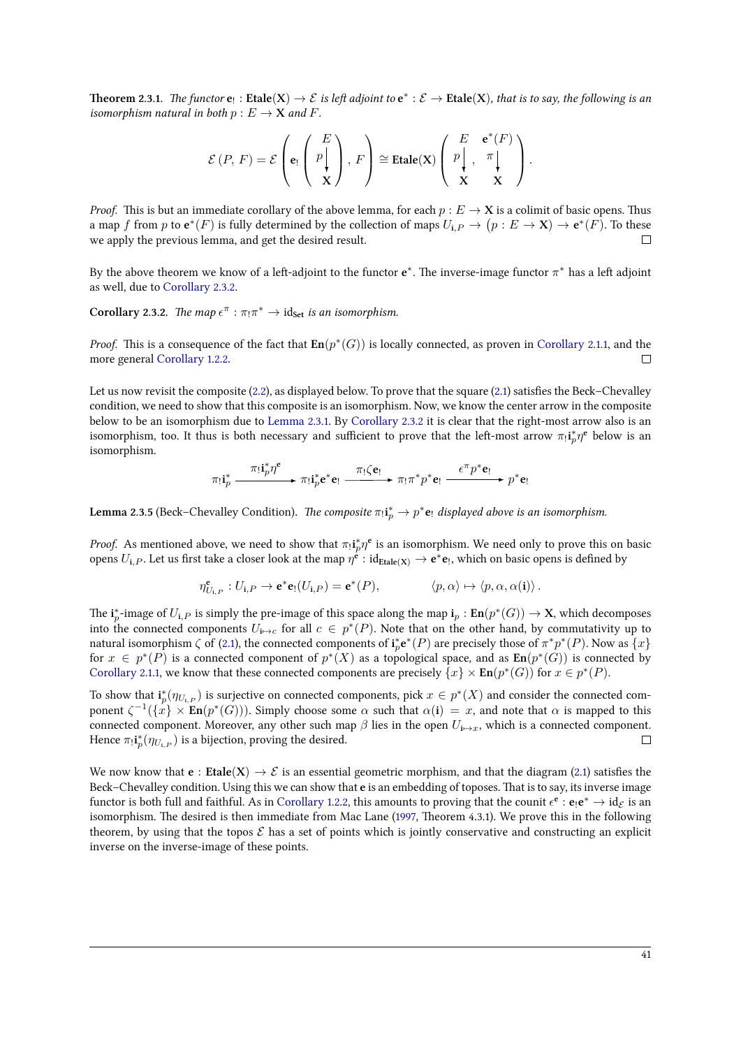**Theorem 2.3.1.** *The functor* $\mathbf{e}_! : \mathbf{Etale}(\mathbf{X}) \to \mathcal{E}$ *is left adjoint to* $\mathbf{e}^* : \mathcal{E} \to \mathbf{Etale}(\mathbf{X})$*, that is to say, the following is an isomorphism natural in both* $p : E \to \mathbf{X}$ *and* $F$.

$$\mathcal{E}\left(P,\, F\right) = \mathcal{E}\left(\mathbf{e}_!\left(\begin{array}{c} E \\ p\big\downarrow \\ \mathbf{X}\end{array}\right),\, F\right) \cong \mathbf{Etale}(\mathbf{X})\left(\begin{array}{c} E \\ p\big\downarrow \\ \mathbf{X}\end{array},\ \begin{array}{c} \mathbf{e}^*(F) \\ \pi\big\downarrow \\ \mathbf{X}\end{array}\right).$$

*Proof.* This is but an immediate corollary of the above lemma, for each $p : E \to \mathbf{X}$ is a colimit of basic opens. Thus a map $f$ from $p$ to $\mathbf{e}^*(F)$ is fully determined by the collection of maps $U_{\mathfrak{i},P} \to \big(p : E \to \mathbf{X}\big) \to \mathbf{e}^*(F)$. To these we apply the previous lemma, and get the desired result. □

By the above theorem we know of a left-adjoint to the functor $\mathbf{e}^*$. The inverse-image functor $\pi^*$ has a left adjoint as well, due to Corollary 2.3.2.

**Corollary 2.3.2.** *The map* $\epsilon^\pi : \pi_!\pi^* \to \mathrm{id}_{\mathbf{Set}}$ *is an isomorphism.*

*Proof.* This is a consequence of the fact that $\mathbf{En}(p^*(G))$ is locally connected, as proven in Corollary 2.1.1, and the more general Corollary 1.2.2. □

Let us now revisit the composite (2.2), as displayed below. To prove that the square (2.1) satisfies the Beck–Chevalley condition, we need to show that this composite is an isomorphism. Now, we know the center arrow in the composite below to be an isomorphism due to Lemma 2.3.1. By Corollary 2.3.2 it is clear that the right-most arrow also is an isomorphism, too. It thus is both necessary and sufficient to prove that the left-most arrow $\pi_!\mathbf{i}_p^*\eta^{\mathbf{e}}$ below is an isomorphism.

$$\pi_!\mathbf{i}_p^* \xrightarrow{\ \pi_!\mathbf{i}_p^*\eta^{\mathbf{e}}\ } \pi_!\mathbf{i}_p^*\mathbf{e}^*\mathbf{e}_! \xrightarrow{\ \pi_!\zeta\mathbf{e}_!\ } \pi_!\pi^*p^*\mathbf{e}_! \xrightarrow{\ \epsilon^\pi p^*\mathbf{e}_!\ } p^*\mathbf{e}_!$$

**Lemma 2.3.5** (Beck–Chevalley Condition). *The composite* $\pi_!\mathbf{i}_p^* \to p^*\mathbf{e}_!$ *displayed above is an isomorphism.*

*Proof.* As mentioned above, we need to show that $\pi_!\mathbf{i}_p^*\eta^{\mathbf{e}}$ is an isomorphism. We need only to prove this on basic opens $U_{\mathfrak{i},P}$. Let us first take a closer look at the map $\eta^{\mathbf{e}} : \mathrm{id}_{\mathbf{Etale}(\mathbf{X})} \to \mathbf{e}^*\mathbf{e}_!$, which on basic opens is defined by

$$\eta^{\mathbf{e}}_{U_{\mathfrak{i},P}} : U_{\mathfrak{i},P} \to \mathbf{e}^*\mathbf{e}_!(U_{\mathfrak{i},P}) = \mathbf{e}^*(P), \qquad\qquad \langle p, \alpha\rangle \mapsto \langle p, \alpha, \alpha(\mathfrak{i})\rangle\,.$$

The $\mathbf{i}_p^*$-image of $U_{\mathfrak{i},P}$ is simply the pre-image of this space along the map $\mathbf{i}_p : \mathbf{En}(p^*(G)) \to \mathbf{X}$, which decomposes into the connected components $U_{\mathfrak{i}\mapsto c}$ for all $c \in p^*(P)$. Note that on the other hand, by commutativity up to natural isomorphism $\zeta$ of (2.1), the connected components of $\mathbf{i}_p^*\mathbf{e}^*(P)$ are precisely those of $\pi^*p^*(P)$. Now as $\{x\}$ for $x \in p^*(P)$ is a connected component of $p^*(X)$ as a topological space, and as $\mathbf{En}(p^*(G))$ is connected by Corollary 2.1.1, we know that these connected components are precisely $\{x\} \times \mathbf{En}(p^*(G))$ for $x \in p^*(P)$.

To show that $\mathbf{i}_p^*(\eta_{U_{\mathfrak{i},P}})$ is surjective on connected components, pick $x \in p^*(X)$ and consider the connected component $\zeta^{-1}(\{x\} \times \mathbf{En}(p^*(G)))$. Simply choose some $\alpha$ such that $\alpha(\mathfrak{i}) = x$, and note that $\alpha$ is mapped to this connected component. Moreover, any other such map $\beta$ lies in the open $U_{\mathfrak{i}\mapsto x}$, which is a connected component. Hence $\pi_!\mathbf{i}_p^*(\eta_{U_{\mathfrak{i},P}})$ is a bijection, proving the desired. □

We now know that $\mathbf{e} : \mathbf{Etale}(\mathbf{X}) \to \mathcal{E}$ is an essential geometric morphism, and that the diagram (2.1) satisfies the Beck–Chevalley condition. Using this we can show that $\mathbf{e}$ is an embedding of toposes. That is to say, its inverse image functor is both full and faithful. As in Corollary 1.2.2, this amounts to proving that the counit $\epsilon^{\mathbf{e}} : \mathbf{e}_!\mathbf{e}^* \to \mathrm{id}_{\mathcal{E}}$ is an isomorphism. The desired is then immediate from Mac Lane (1997, Theorem 4.3.1). We prove this in the following theorem, by using that the topos $\mathcal{E}$ has a set of points which is jointly conservative and constructing an explicit inverse on the inverse-image of these points.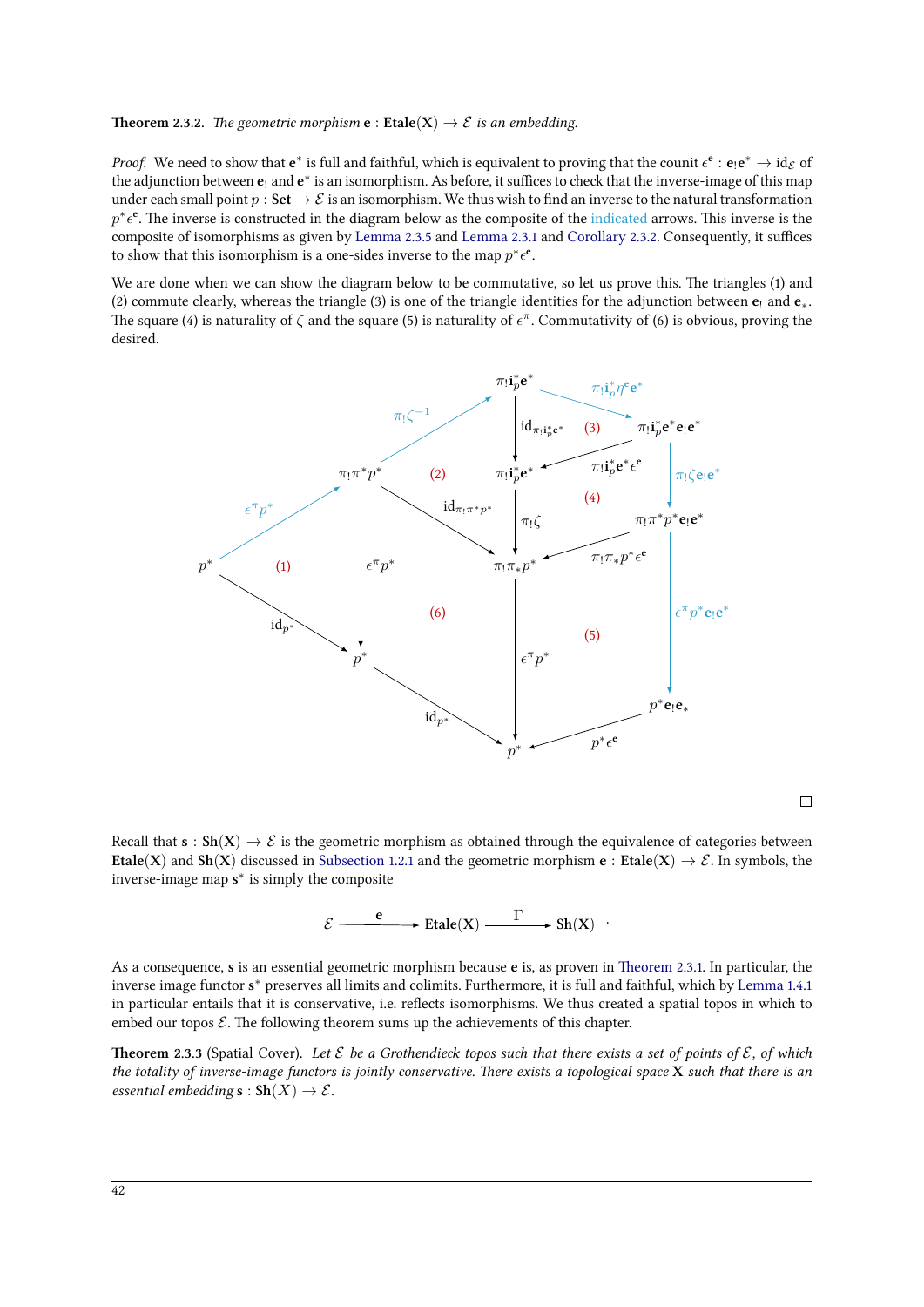**Theorem 2.3.2.** *The geometric morphism $\mathbf{e} : \mathbf{Etale}(\mathbf{X}) \to \mathcal{E}$ is an embedding.*

*Proof.* We need to show that $\mathbf{e}^*$ is full and faithful, which is equivalent to proving that the counit $\epsilon^{\mathbf{e}} : \mathbf{e}_!\mathbf{e}^* \to \mathrm{id}_{\mathcal{E}}$ of the adjunction between $\mathbf{e}_!$ and $\mathbf{e}^*$ is an isomorphism. As before, it suffices to check that the inverse-image of this map under each small point $p : \mathbf{Set} \to \mathcal{E}$ is an isomorphism. We thus wish to find an inverse to the natural transformation $p^*\epsilon^{\mathbf{e}}$. The inverse is constructed in the diagram below as the composite of the indicated arrows. This inverse is the composite of isomorphisms as given by Lemma 2.3.5 and Lemma 2.3.1 and Corollary 2.3.2. Consequently, it suffices to show that this isomorphism is a one-sides inverse to the map $p^*\epsilon^{\mathbf{e}}$.

We are done when we can show the diagram below to be commutative, so let us prove this. The triangles (1) and (2) commute clearly, whereas the triangle (3) is one of the triangle identities for the adjunction between $\mathbf{e}_!$ and $\mathbf{e}_*$. The square (4) is naturality of $\zeta$ and the square (5) is naturality of $\epsilon^\pi$. Commutativity of (6) is obvious, proving the desired.

$$
\begin{array}{l}
p^* \xrightarrow{\epsilon^\pi p^*} \pi_!\pi^*p^* \xrightarrow{\pi_!\zeta^{-1}} \pi_!\mathbf{i}_p^*\mathbf{e}^* \xrightarrow{\pi_!\mathbf{i}_p^*\eta^{\mathbf{e}}\mathbf{e}^*} \pi_!\mathbf{i}_p^*\mathbf{e}^*\mathbf{e}_!\mathbf{e}^* \xrightarrow{\pi_!\zeta\mathbf{e}_!\mathbf{e}^*} \pi_!\pi^*p^*\mathbf{e}_!\mathbf{e}^* \xrightarrow{\epsilon^\pi p^*\mathbf{e}_!\mathbf{e}^*} p^*\mathbf{e}_!\mathbf{e}_* \xrightarrow{p^*\epsilon^{\mathbf{e}}} p^* \\
p^* \xrightarrow{\mathrm{id}_{p^*}} p^* \xrightarrow{\mathrm{id}_{p^*}} p^*, \quad \pi_!\pi^*p^* \xrightarrow{\epsilon^\pi p^*} p^*, \quad \pi_!\pi^*p^* \xrightarrow{\mathrm{id}_{\pi_!\pi^*p^*}} \pi_!\pi_*p^* \xrightarrow{\epsilon^\pi p^*} p^* \\
\pi_!\mathbf{i}_p^*\mathbf{e}^* \xrightarrow{\mathrm{id}_{\pi_!\mathbf{i}_p^*\mathbf{e}^*}} \pi_!\mathbf{i}_p^*\mathbf{e}^* \xrightarrow{\pi_!\zeta} \pi_!\pi_*p^*, \quad \pi_!\mathbf{i}_p^*\mathbf{e}^*\mathbf{e}_!\mathbf{e}^* \xrightarrow{\pi_!\mathbf{i}_p^*\mathbf{e}^*\epsilon^{\mathbf{e}}} \pi_!\mathbf{i}_p^*\mathbf{e}^*, \quad \pi_!\pi^*p^*\mathbf{e}_!\mathbf{e}^* \xrightarrow{\pi_!\pi_*p^*\epsilon^{\mathbf{e}}} \pi_!\pi_*p^*
\end{array}
$$

(regions labelled (1)–(6))

$\square$

Recall that $\mathbf{s} : \mathbf{Sh}(\mathbf{X}) \to \mathcal{E}$ is the geometric morphism as obtained through the equivalence of categories between $\mathbf{Etale}(\mathbf{X})$ and $\mathbf{Sh}(\mathbf{X})$ discussed in Subsection 1.2.1 and the geometric morphism $\mathbf{e} : \mathbf{Etale}(\mathbf{X}) \to \mathcal{E}$. In symbols, the inverse-image map $\mathbf{s}^*$ is simply the composite

$$
\mathcal{E} \xrightarrow{\ \mathbf{e}\ } \mathbf{Etale}(\mathbf{X}) \xrightarrow{\ \Gamma\ } \mathbf{Sh}(\mathbf{X}) \quad .
$$

As a consequence, $\mathbf{s}$ is an essential geometric morphism because $\mathbf{e}$ is, as proven in Theorem 2.3.1. In particular, the inverse image functor $\mathbf{s}^*$ preserves all limits and colimits. Furthermore, it is full and faithful, which by Lemma 1.4.1 in particular entails that it is conservative, i.e. reflects isomorphisms. We thus created a spatial topos in which to embed our topos $\mathcal{E}$. The following theorem sums up the achievements of this chapter.

**Theorem 2.3.3** (Spatial Cover). *Let $\mathcal{E}$ be a Grothendieck topos such that there exists a set of points of $\mathcal{E}$, of which the totality of inverse-image functors is jointly conservative. There exists a topological space $\mathbf{X}$ such that there is an essential embedding $\mathbf{s} : \mathbf{Sh}(X) \to \mathcal{E}$.*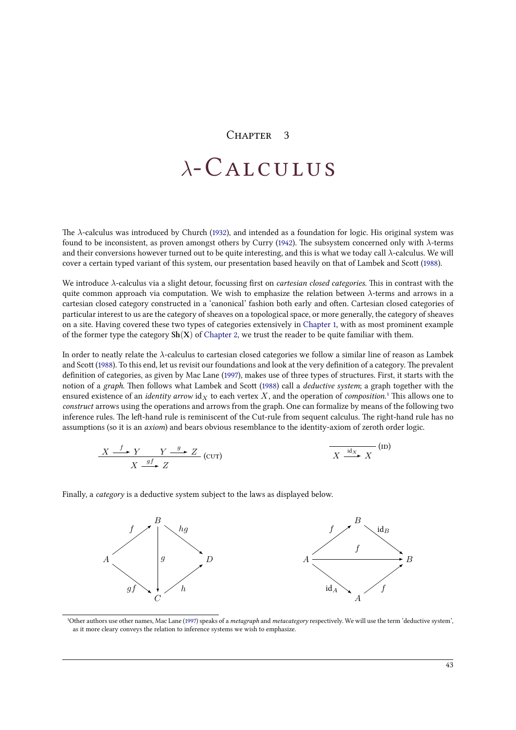# Chapter 3

# $\lambda$-Calculus

The $\lambda$-calculus was introduced by Church (1932), and intended as a foundation for logic. His original system was found to be inconsistent, as proven amongst others by Curry (1942). The subsystem concerned only with $\lambda$-terms and their conversions however turned out to be quite interesting, and this is what we today call $\lambda$-calculus. We will cover a certain typed variant of this system, our presentation based heavily on that of Lambek and Scott (1988).

We introduce $\lambda$-calculus via a slight detour, focussing first on *cartesian closed categories*. This in contrast with the quite common approach via computation. We wish to emphasize the relation between $\lambda$-terms and arrows in a cartesian closed category constructed in a 'canonical' fashion both early and often. Cartesian closed categories of particular interest to us are the category of sheaves on a topological space, or more generally, the category of sheaves on a site. Having covered these two types of categories extensively in Chapter 1, with as most prominent example of the former type the category $\mathbf{Sh}(\mathbf{X})$ of Chapter 2, we trust the reader to be quite familiar with them.

In order to neatly relate the $\lambda$-calculus to cartesian closed categories we follow a similar line of reason as Lambek and Scott (1988). To this end, let us revisit our foundations and look at the very definition of a category. The prevalent definition of categories, as given by Mac Lane (1997), makes use of three types of structures. First, it starts with the notion of a *graph*. Then follows what Lambek and Scott (1988) call a *deductive system*; a graph together with the ensured existence of an *identity arrow* $\mathrm{id}_X$ to each vertex $X$, and the operation of *composition*.[1] This allows one to *construct* arrows using the operations and arrows from the graph. One can formalize by means of the following two inference rules. The left-hand rule is reminiscent of the Cut-rule from sequent calculus. The right-hand rule has no assumptions (so it is an *axiom*) and bears obvious resemblance to the identity-axiom of zeroth order logic.

$$\frac{X \xrightarrow{f} Y \qquad Y \xrightarrow{g} Z}{X \xrightarrow{gf} Z}\ (\textsc{cut}) \qquad\qquad \frac{}{X \xrightarrow{\mathrm{id}_X} X}\ (\textsc{id})$$

Finally, a *category* is a deductive system subject to the laws as displayed below.

$$\begin{array}{ccc} A \xrightarrow{f} B,\ B \xrightarrow{hg} D,\ B \xrightarrow{g} C,\ A \xrightarrow{gf} C,\ C \xrightarrow{h} D & \qquad & A \xrightarrow{f} B,\ B \xrightarrow{\mathrm{id}_B} B,\ A \xrightarrow{f} B,\ A \xrightarrow{\mathrm{id}_A} A,\ A \xrightarrow{f} B \end{array}$$

[1] Other authors use other names, Mac Lane (1997) speaks of a *metagraph* and *metacategory* respectively. We will use the term 'deductive system', as it more cleary conveys the relation to inference systems we wish to emphasize.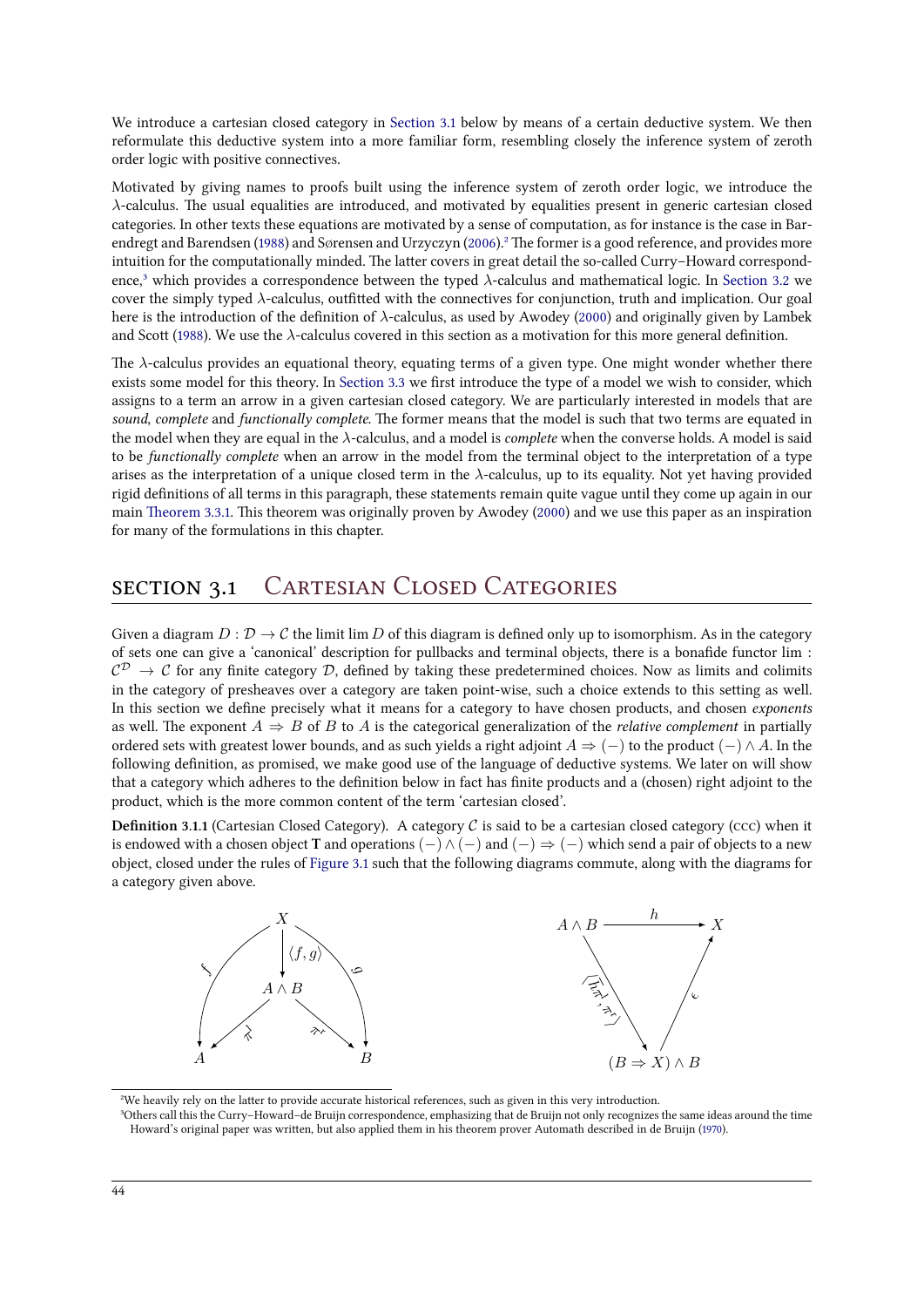We introduce a cartesian closed category in Section 3.1 below by means of a certain deductive system. We then reformulate this deductive system into a more familiar form, resembling closely the inference system of zeroth order logic with positive connectives.

Motivated by giving names to proofs built using the inference system of zeroth order logic, we introduce the $\lambda$-calculus. The usual equalities are introduced, and motivated by equalities present in generic cartesian closed categories. In other texts these equations are motivated by a sense of computation, as for instance is the case in Barendregt and Barendsen (1988) and Sørensen and Urzyczyn (2006).[2] The former is a good reference, and provides more intuition for the computationally minded. The latter covers in great detail the so-called Curry–Howard correspondence,[3] which provides a correspondence between the typed $\lambda$-calculus and mathematical logic. In Section 3.2 we cover the simply typed $\lambda$-calculus, outfitted with the connectives for conjunction, truth and implication. Our goal here is the introduction of the definition of $\lambda$-calculus, as used by Awodey (2000) and originally given by Lambek and Scott (1988). We use the $\lambda$-calculus covered in this section as a motivation for this more general definition.

The $\lambda$-calculus provides an equational theory, equating terms of a given type. One might wonder whether there exists some model for this theory. In Section 3.3 we first introduce the type of a model we wish to consider, which assigns to a term an arrow in a given cartesian closed category. We are particularly interested in models that are *sound*, *complete* and *functionally complete*. The former means that the model is such that two terms are equated in the model when they are equal in the $\lambda$-calculus, and a model is *complete* when the converse holds. A model is said to be *functionally complete* when an arrow in the model from the terminal object to the interpretation of a type arises as the interpretation of a unique closed term in the $\lambda$-calculus, up to its equality. Not yet having provided rigid definitions of all terms in this paragraph, these statements remain quite vague until they come up again in our main Theorem 3.3.1. This theorem was originally proven by Awodey (2000) and we use this paper as an inspiration for many of the formulations in this chapter.

## SECTION 3.1 Cartesian Closed Categories

Given a diagram $D : \mathcal{D} \to \mathcal{C}$ the limit $\lim D$ of this diagram is defined only up to isomorphism. As in the category of sets one can give a 'canonical' description for pullbacks and terminal objects, there is a bonafide functor $\lim : \mathcal{C}^{\mathcal{D}} \to \mathcal{C}$ for any finite category $\mathcal{D}$, defined by taking these predetermined choices. Now as limits and colimits in the category of presheaves over a category are taken point-wise, such a choice extends to this setting as well. In this section we define precisely what it means for a category to have chosen products, and chosen *exponents* as well. The exponent $A \Rightarrow B$ of $B$ to $A$ is the categorical generalization of the *relative complement* in partially ordered sets with greatest lower bounds, and as such yields a right adjoint $A \Rightarrow (-)$ to the product $(-) \wedge A$. In the following definition, as promised, we make good use of the language of deductive systems. We later on will show that a category which adheres to the definition below in fact has finite products and a (chosen) right adjoint to the product, which is the more common content of the term 'cartesian closed'.

**Definition 3.1.1** (Cartesian Closed Category). A category $\mathcal{C}$ is said to be a cartesian closed category (CCC) when it is endowed with a chosen object $\mathbf{T}$ and operations $(-) \wedge (-)$ and $(-) \Rightarrow (-)$ which send a pair of objects to a new object, closed under the rules of Figure 3.1 such that the following diagrams commute, along with the diagrams for a category given above.

$$\begin{array}{c} X \xrightarrow{\langle f, g\rangle} A \wedge B,\quad \pi_l \circ \langle f,g\rangle = f : X \to A,\quad \pi_r \circ \langle f,g\rangle = g : X \to B \end{array}$$

$$A \wedge B \xrightarrow{h} X, \quad \varepsilon \circ \langle \overline{h} \pi_l, \pi_r \rangle = h, \quad \langle \overline{h} \pi_l, \pi_r \rangle : A \wedge B \to (B \Rightarrow X) \wedge B, \quad \varepsilon : (B \Rightarrow X) \wedge B \to X$$

[2] We heavily rely on the latter to provide accurate historical references, such as given in this very introduction.

[3] Others call this the Curry–Howard–de Bruijn correspondence, emphasizing that de Bruijn not only recognizes the same ideas around the time Howard's original paper was written, but also applied them in his theorem prover Automath described in de Bruijn (1970).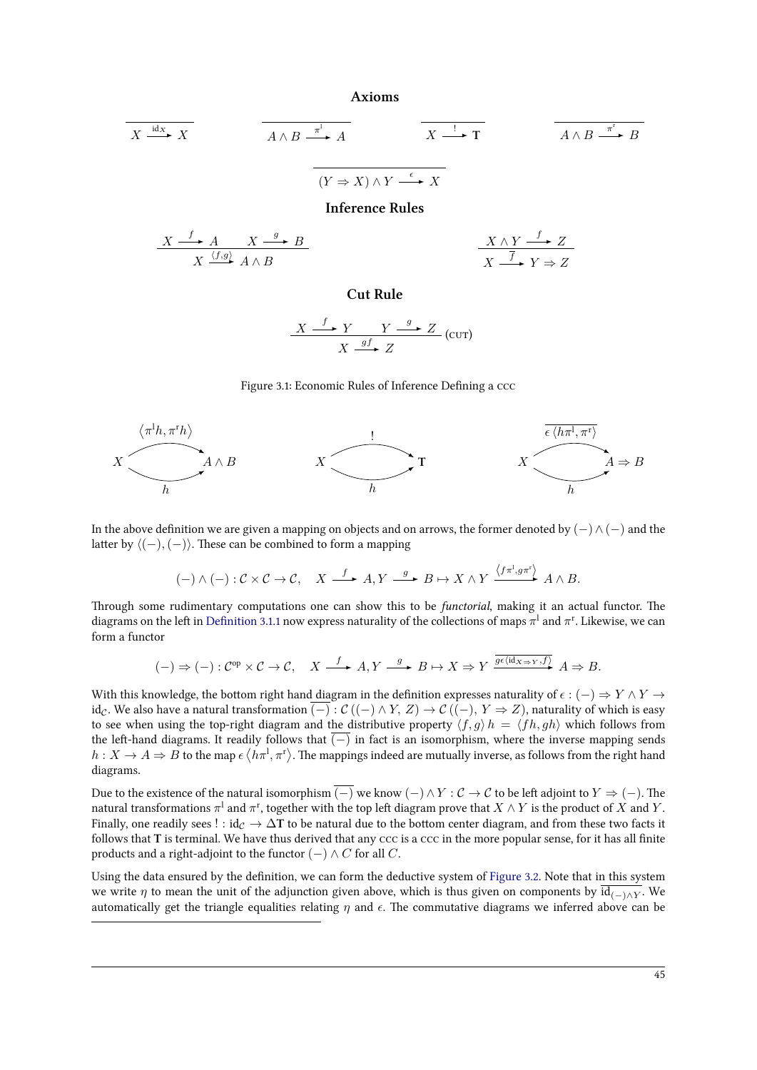### Axioms

$$\frac{}{X \xrightarrow{\mathrm{id}_X} X} \qquad \frac{}{A \wedge B \xrightarrow{\pi^{\mathrm{l}}} A} \qquad \frac{}{X \xrightarrow{!} \mathbf{T}} \qquad \frac{}{A \wedge B \xrightarrow{\pi^{\mathrm{r}}} B}$$

$$\frac{}{(Y \Rightarrow X) \wedge Y \xrightarrow{\epsilon} X}$$

### Inference Rules

$$\frac{X \xrightarrow{f} A \qquad X \xrightarrow{g} B}{X \xrightarrow{\langle f,g \rangle} A \wedge B} \qquad \frac{X \wedge Y \xrightarrow{f} Z}{X \xrightarrow{\overline{f}} Y \Rightarrow Z}$$

### Cut Rule

$$\frac{X \xrightarrow{f} Y \qquad Y \xrightarrow{g} Z}{X \xrightarrow{gf} Z} \text{(CUT)}$$

Figure 3.1: Economic Rules of Inference Defining a CCC

$X \rightrightarrows A \wedge B$ with arrows $\langle \pi^{\mathrm{l}} h, \pi^{\mathrm{r}} h \rangle$ and $h$; $X \rightrightarrows \mathbf{T}$ with arrows $!$ and $h$; $X \rightrightarrows A \Rightarrow B$ with arrows $\overline{\epsilon \langle h\pi^{\mathrm{l}}, \pi^{\mathrm{r}} \rangle}$ and $h$.

In the above definition we are given a mapping on objects and on arrows, the former denoted by $(-) \wedge (-)$ and the latter by $\langle (-), (-) \rangle$. These can be combined to form a mapping

$$(-) \wedge (-) : \mathcal{C} \times \mathcal{C} \to \mathcal{C}, \quad X \xrightarrow{f} A, Y \xrightarrow{g} B \mapsto X \wedge Y \xrightarrow{\langle f\pi^{\mathrm{l}}, g\pi^{\mathrm{r}} \rangle} A \wedge B.$$

Through some rudimentary computations one can show this to be *functorial*, making it an actual functor. The diagrams on the left in Definition 3.1.1 now express naturality of the collections of maps $\pi^{\mathrm{l}}$ and $\pi^{\mathrm{r}}$. Likewise, we can form a functor

$$(-) \Rightarrow (-) : \mathcal{C}^{\mathrm{op}} \times \mathcal{C} \to \mathcal{C}, \quad X \xrightarrow{f} A, Y \xrightarrow{g} B \mapsto X \Rightarrow Y \xrightarrow{\overline{g\epsilon \langle \mathrm{id}_{X \Rightarrow Y}, f \rangle}} A \Rightarrow B.$$

With this knowledge, the bottom right hand diagram in the definition expresses naturality of $\epsilon : (-) \Rightarrow Y \wedge Y \to \mathrm{id}_{\mathcal{C}}$. We also have a natural transformation $\overline{(-)} : \mathcal{C}((-) \wedge Y, Z) \to \mathcal{C}((-), Y \Rightarrow Z)$, naturality of which is easy to see when using the top-right diagram and the distributive property $\langle f, g \rangle h = \langle fh, gh \rangle$ which follows from the left-hand diagrams. It readily follows that $\overline{(-)}$ in fact is an isomorphism, where the inverse mapping sends $h : X \to A \Rightarrow B$ to the map $\epsilon \langle h\pi^{\mathrm{l}}, \pi^{\mathrm{r}} \rangle$. The mappings indeed are mutually inverse, as follows from the right hand diagrams.

Due to the existence of the natural isomorphism $\overline{(-)}$ we know $(-) \wedge Y : \mathcal{C} \to \mathcal{C}$ to be left adjoint to $Y \Rightarrow (-)$. The natural transformations $\pi^{\mathrm{l}}$ and $\pi^{\mathrm{r}}$, together with the top left diagram prove that $X \wedge Y$ is the product of $X$ and $Y$. Finally, one readily sees $! : \mathrm{id}_{\mathcal{C}} \to \Delta\mathbf{T}$ to be natural due to the bottom center diagram, and from these two facts it follows that $\mathbf{T}$ is terminal. We have thus derived that any CCC is a CCC in the more popular sense, for it has all finite products and a right-adjoint to the functor $(-) \wedge C$ for all $C$.

Using the data ensured by the definition, we can form the deductive system of Figure 3.2. Note that in this system we write $\eta$ to mean the unit of the adjunction given above, which is thus given on components by $\overline{\mathrm{id}_{(-) \wedge Y}}$. We automatically get the triangle equalities relating $\eta$ and $\epsilon$. The commutative diagrams we inferred above can be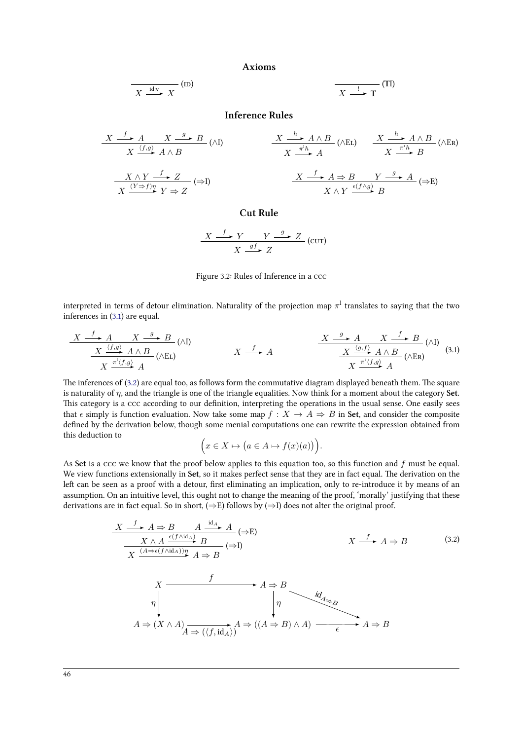### Axioms

$$\frac{}{X \xrightarrow{\mathrm{id}_X} X}\ (\textsc{id}) \qquad\qquad \frac{}{X \xrightarrow{!} \mathbf{T}}\ (\mathbf{T}\mathrm{I})$$

### Inference Rules

$$\frac{X \xrightarrow{f} A \qquad X \xrightarrow{g} B}{X \xrightarrow{\langle f,g\rangle} A \wedge B}\ (\wedge\mathrm{I}) \qquad \frac{X \xrightarrow{h} A \wedge B}{X \xrightarrow{\pi^{\mathrm{l}} h} A}\ (\wedge\mathrm{E}\textsc{l}) \qquad \frac{X \xrightarrow{h} A \wedge B}{X \xrightarrow{\pi^{\mathrm{r}} h} B}\ (\wedge\mathrm{E}\textsc{r})$$

$$\frac{X \wedge Y \xrightarrow{f} Z}{X \xrightarrow{(Y \Rightarrow f)\eta} Y \Rightarrow Z}\ (\Rightarrow\mathrm{I}) \qquad \frac{X \xrightarrow{f} A \Rightarrow B \qquad Y \xrightarrow{g} A}{X \wedge Y \xrightarrow{\epsilon(f \wedge g)} B}\ (\Rightarrow\mathrm{E})$$

### Cut Rule

$$\frac{X \xrightarrow{f} Y \qquad Y \xrightarrow{g} Z}{X \xrightarrow{gf} Z}\ (\textsc{cut})$$

Figure 3.2: Rules of Inference in a ccc

interpreted in terms of detour elimination. Naturality of the projection map $\pi^{\mathrm{l}}$ translates to saying that the two inferences in (3.1) are equal.

$$\frac{\dfrac{X \xrightarrow{f} A \qquad X \xrightarrow{g} B}{X \xrightarrow{\langle f,g\rangle} A \wedge B}\ (\wedge\mathrm{I})}{X \xrightarrow{\pi^{\mathrm{l}}\langle f,g\rangle} A}\ (\wedge\mathrm{E}\textsc{l}) \qquad X \xrightarrow{f} A \qquad \frac{\dfrac{X \xrightarrow{g} A \qquad X \xrightarrow{f} B}{X \xrightarrow{\langle g,f\rangle} A \wedge B}\ (\wedge\mathrm{I})}{X \xrightarrow{\pi^{\mathrm{r}}\langle f,g\rangle} A}\ (\wedge\mathrm{E}\textsc{r}) \tag{3.1}$$

The inferences of (3.2) are equal too, as follows form the commutative diagram displayed beneath them. The square is naturality of $\eta$, and the triangle is one of the triangle equalities. Now think for a moment about the category **Set**. This category is a ccc according to our definition, interpreting the operations in the usual sense. One easily sees that $\epsilon$ simply is function evaluation. Now take some map $f : X \to A \Rightarrow B$ in **Set**, and consider the composite defined by the derivation below, though some menial computations one can rewrite the expression obtained from this deduction to

$$\Big(x \in X \mapsto \big(a \in A \mapsto f(x)(a)\big)\Big).$$

As **Set** is a ccc we know that the proof below applies to this equation too, so this function and $f$ must be equal. We view functions extensionally in **Set**, so it makes perfect sense that they are in fact equal. The derivation on the left can be seen as a proof with a detour, first eliminating an implication, only to re-introduce it by means of an assumption. On an intuitive level, this ought not to change the meaning of the proof, 'morally' justifying that these derivations are in fact equal. So in short, ($\Rightarrow$E) follows by ($\Rightarrow$I) does not alter the original proof.

$$\frac{\dfrac{X \xrightarrow{f} A \Rightarrow B \qquad A \xrightarrow{\mathrm{id}_A} A}{X \wedge A \xrightarrow{\epsilon(f \wedge \mathrm{id}_A)} B}\ (\Rightarrow\mathrm{E})}{X \xrightarrow{(A \Rightarrow \epsilon(f \wedge \mathrm{id}_A))\eta} A \Rightarrow B}\ (\Rightarrow\mathrm{I}) \qquad X \xrightarrow{f} A \Rightarrow B \tag{3.2}$$

$$\begin{array}{ccccc}
X & \xrightarrow{\quad f \quad} & A \Rightarrow B & & \\
\downarrow \eta & & \downarrow \eta & \searrow^{id_{A \Rightarrow B}} & \\
A \Rightarrow (X \wedge A) & \xrightarrow[A \Rightarrow (\langle f, \mathrm{id}_A \rangle)]{} & A \Rightarrow ((A \Rightarrow B) \wedge A) & \xrightarrow[\epsilon]{} & A \Rightarrow B
\end{array}$$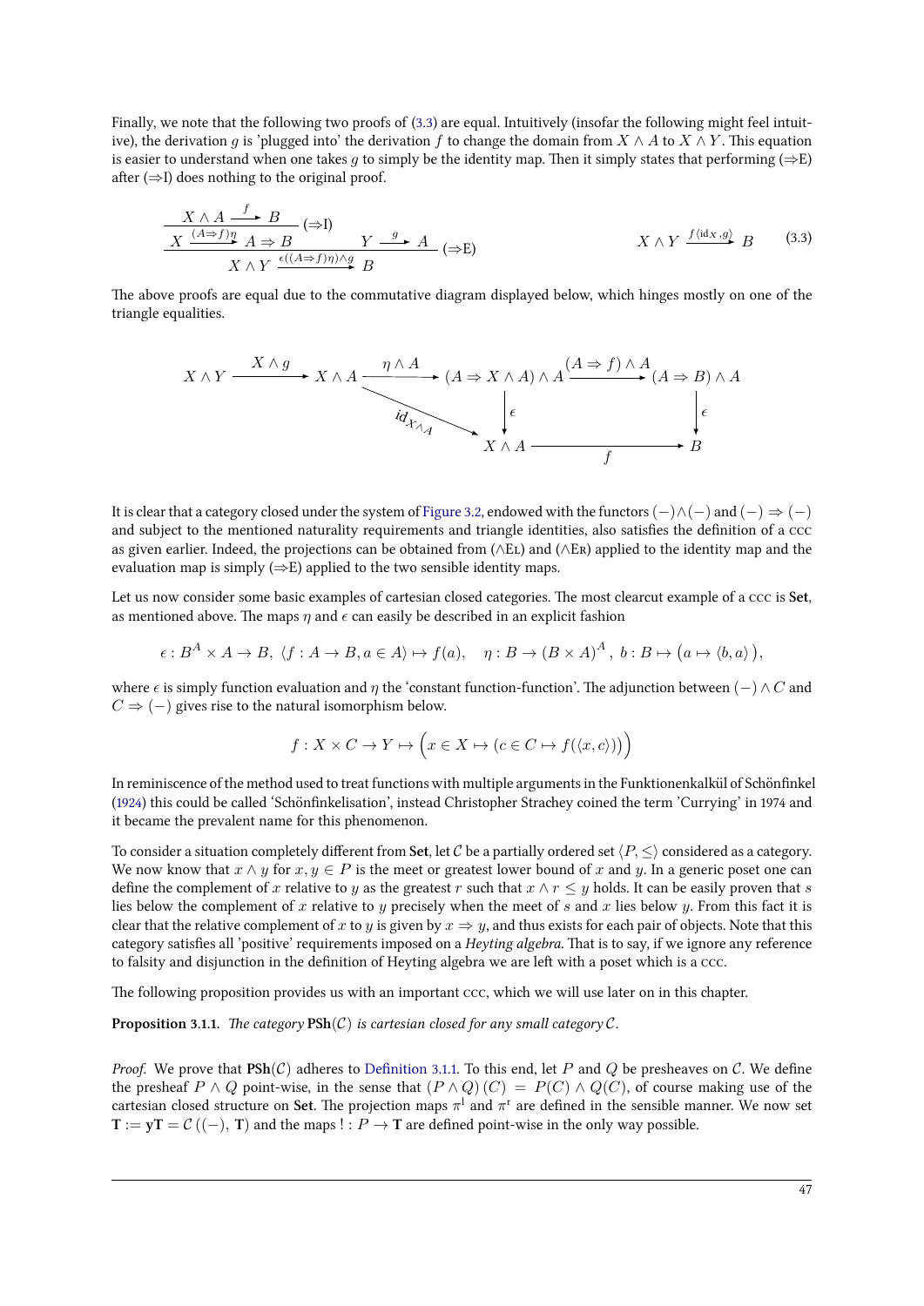Finally, we note that the following two proofs of (3.3) are equal. Intuitively (insofar the following might feel intuitive), the derivation $g$ is 'plugged into' the derivation $f$ to change the domain from $X \wedge A$ to $X \wedge Y$. This equation is easier to understand when one takes $g$ to simply be the identity map. Then it simply states that performing ($\Rightarrow$E) after ($\Rightarrow$I) does nothing to the original proof.

$$\dfrac{\dfrac{X \wedge A \xrightarrow{f} B}{X \xrightarrow{(A \Rightarrow f)\eta} A \Rightarrow B}\,(\Rightarrow\text{I}) \qquad Y \xrightarrow{g} A}{X \wedge Y \xrightarrow{\epsilon((A\Rightarrow f)\eta)\wedge g} B}\,(\Rightarrow\text{E}) \qquad\qquad X \wedge Y \xrightarrow{f\langle \mathrm{id}_X, g\rangle} B \tag{3.3}$$

The above proofs are equal due to the commutative diagram displayed below, which hinges mostly on one of the triangle equalities.

$$\begin{array}{ccccccc}
X \wedge Y & \xrightarrow{X \wedge g} & X \wedge A & \xrightarrow{\eta \wedge A} & (A \Rightarrow X \wedge A) \wedge A & \xrightarrow{(A \Rightarrow f) \wedge A} & (A \Rightarrow B) \wedge A \\
& & & \searrow^{id_{X \wedge A}} & \downarrow \epsilon & & \downarrow \epsilon \\
& & & & X \wedge A & \xrightarrow{\quad f \quad} & B
\end{array}$$

It is clear that a category closed under the system of Figure 3.2, endowed with the functors $(-) \wedge (-)$ and $(-) \Rightarrow (-)$ and subject to the mentioned naturality requirements and triangle identities, also satisfies the definition of a CCC as given earlier. Indeed, the projections can be obtained from ($\wedge$EL) and ($\wedge$ER) applied to the identity map and the evaluation map is simply ($\Rightarrow$E) applied to the two sensible identity maps.

Let us now consider some basic examples of cartesian closed categories. The most clearcut example of a CCC is **Set**, as mentioned above. The maps $\eta$ and $\epsilon$ can easily be described in an explicit fashion

$$\epsilon : B^A \times A \to B,\ \langle f : A \to B, a \in A\rangle \mapsto f(a), \quad \eta : B \to (B \times A)^A,\ b : B \mapsto \big(a \mapsto \langle b, a\rangle\big),$$

where $\epsilon$ is simply function evaluation and $\eta$ the 'constant function-function'. The adjunction between $(-) \wedge C$ and $C \Rightarrow (-)$ gives rise to the natural isomorphism below.

$$f : X \times C \to Y \mapsto \Big(x \in X \mapsto (c \in C \mapsto f(\langle x, c\rangle))\Big)$$

In reminiscence of the method used to treat functions with multiple arguments in the Funktionenkalkül of Schönfinkel (1924) this could be called 'Schönfinkelisation', instead Christopher Strachey coined the term 'Currying' in 1974 and it became the prevalent name for this phenomenon.

To consider a situation completely different from **Set**, let $\mathcal{C}$ be a partially ordered set $\langle P, \leq\rangle$ considered as a category. We now know that $x \wedge y$ for $x, y \in P$ is the meet or greatest lower bound of $x$ and $y$. In a generic poset one can define the complement of $x$ relative to $y$ as the greatest $r$ such that $x \wedge r \leq y$ holds. It can be easily proven that $s$ lies below the complement of $x$ relative to $y$ precisely when the meet of $s$ and $x$ lies below $y$. From this fact it is clear that the relative complement of $x$ to $y$ is given by $x \Rightarrow y$, and thus exists for each pair of objects. Note that this category satisfies all 'positive' requirements imposed on a *Heyting algebra*. That is to say, if we ignore any reference to falsity and disjunction in the definition of Heyting algebra we are left with a poset which is a CCC.

The following proposition provides us with an important CCC, which we will use later on in this chapter.

**Proposition 3.1.1.** *The category* $\mathbf{PSh}(\mathcal{C})$ *is cartesian closed for any small category* $\mathcal{C}$.

*Proof.* We prove that $\mathbf{PSh}(\mathcal{C})$ adheres to Definition 3.1.1. To this end, let $P$ and $Q$ be presheaves on $\mathcal{C}$. We define the presheaf $P \wedge Q$ point-wise, in the sense that $(P \wedge Q)(C) = P(C) \wedge Q(C)$, of course making use of the cartesian closed structure on **Set**. The projection maps $\pi^{\mathrm{l}}$ and $\pi^{\mathrm{r}}$ are defined in the sensible manner. We now set $\mathbf{T} := \mathbf{yT} = \mathcal{C}((-), \mathbf{T})$ and the maps $! : P \to \mathbf{T}$ are defined point-wise in the only way possible.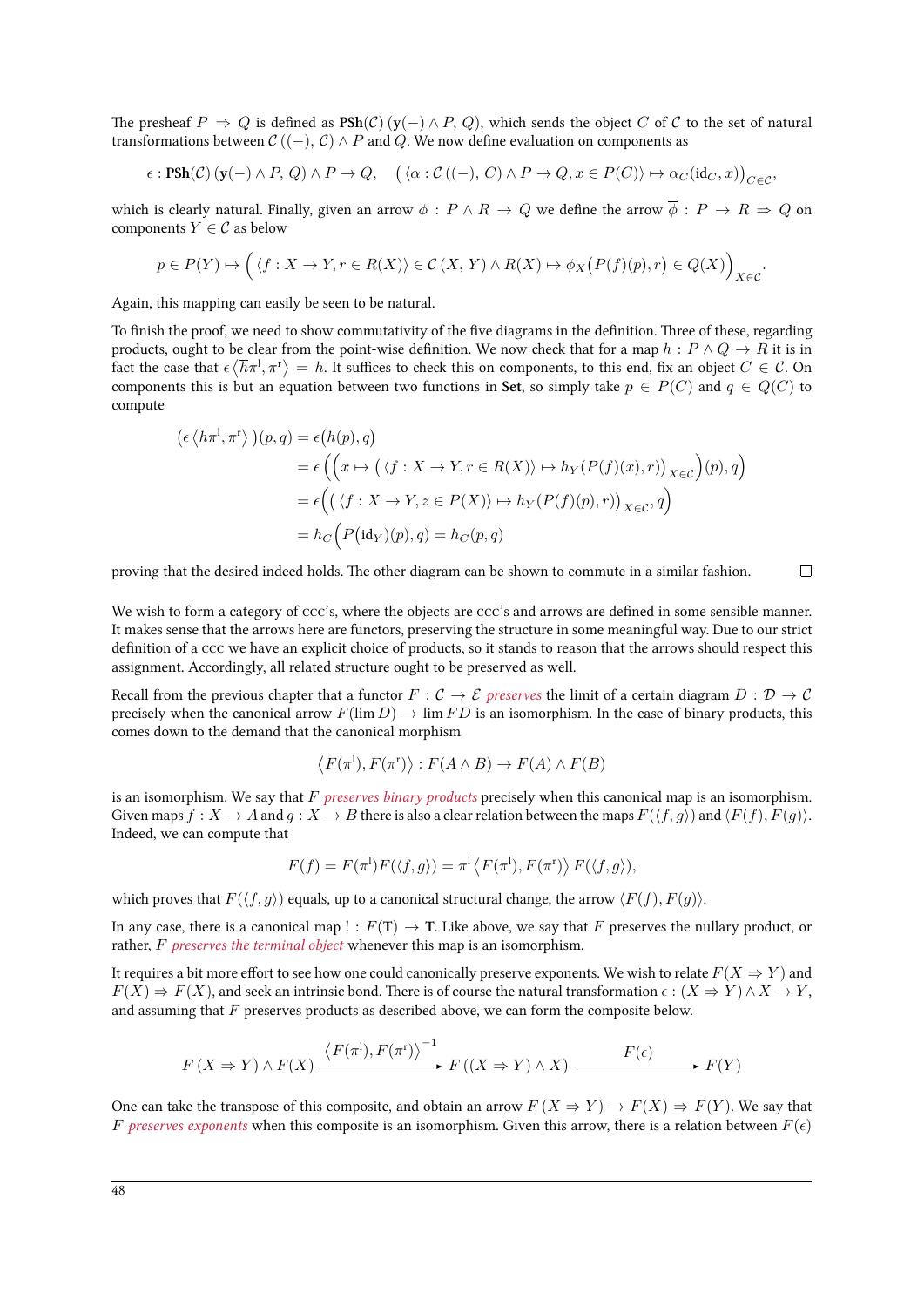The presheaf $P \Rightarrow Q$ is defined as $\mathbf{PSh}(\mathcal{C})\,(\mathbf{y}(-) \wedge P,\, Q)$, which sends the object $C$ of $\mathcal{C}$ to the set of natural transformations between $\mathcal{C}\,((-),\, \mathcal{C}) \wedge P$ and $Q$. We now define evaluation on components as

$$\epsilon : \mathbf{PSh}(\mathcal{C})\,(\mathbf{y}(-) \wedge P,\, Q) \wedge P \to Q, \quad \big(\langle \alpha : \mathcal{C}\,((-),\, C) \wedge P \to Q, x \in P(C)\rangle \mapsto \alpha_C(\mathrm{id}_C, x)\big)_{C \in \mathcal{C}},$$

which is clearly natural. Finally, given an arrow $\phi : P \wedge R \to Q$ we define the arrow $\overline{\phi} : P \to R \Rightarrow Q$ on components $Y \in \mathcal{C}$ as below

$$p \in P(Y) \mapsto \Big( \langle f : X \to Y, r \in R(X)\rangle \in \mathcal{C}\,(X,\, Y) \wedge R(X) \mapsto \phi_X\big(P(f)(p), r\big) \in Q(X) \Big)_{X \in \mathcal{C}}.$$

Again, this mapping can easily be seen to be natural.

To finish the proof, we need to show commutativity of the five diagrams in the definition. Three of these, regarding products, ought to be clear from the point-wise definition. We now check that for a map $h : P \wedge Q \to R$ it is in fact the case that $\epsilon \left\langle \overline{h}\pi^{\mathrm{l}}, \pi^{\mathrm{r}} \right\rangle = h$. It suffices to check this on components, to this end, fix an object $C \in \mathcal{C}$. On components this is but an equation between two functions in **Set**, so simply take $p \in P(C)$ and $q \in Q(C)$ to compute

$$\begin{aligned}
\big(\epsilon \left\langle \overline{h}\pi^{\mathrm{l}}, \pi^{\mathrm{r}} \right\rangle\big)(p, q) &= \epsilon\big(\overline{h}(p), q\big) \\
&= \epsilon\left(\left(x \mapsto \big(\langle f : X \to Y, r \in R(X)\rangle \mapsto h_Y(P(f)(x), r)\big)_{X \in \mathcal{C}}\right)(p), q\right) \\
&= \epsilon\Big(\big(\langle f : X \to Y, z \in P(X)\rangle \mapsto h_Y(P(f)(p), r)\big)_{X \in \mathcal{C}}, q\Big) \\
&= h_C\Big(P\big(\mathrm{id}_Y\big)(p), q\Big) = h_C(p, q)
\end{aligned}$$

proving that the desired indeed holds. The other diagram can be shown to commute in a similar fashion. □

We wish to form a category of CCC's, where the objects are CCC's and arrows are defined in some sensible manner. It makes sense that the arrows here are functors, preserving the structure in some meaningful way. Due to our strict definition of a CCC we have an explicit choice of products, so it stands to reason that the arrows should respect this assignment. Accordingly, all related structure ought to be preserved as well.

Recall from the previous chapter that a functor $F : \mathcal{C} \to \mathcal{E}$ *preserves* the limit of a certain diagram $D : \mathcal{D} \to \mathcal{C}$ precisely when the canonical arrow $F(\lim D) \to \lim FD$ is an isomorphism. In the case of binary products, this comes down to the demand that the canonical morphism

$$\left\langle F(\pi^{\mathrm{l}}), F(\pi^{\mathrm{r}}) \right\rangle : F(A \wedge B) \to F(A) \wedge F(B)$$

is an isomorphism. We say that $F$ *preserves binary products* precisely when this canonical map is an isomorphism. Given maps $f : X \to A$ and $g : X \to B$ there is also a clear relation between the maps $F(\langle f, g\rangle)$ and $\langle F(f), F(g)\rangle$. Indeed, we can compute that

$$F(f) = F(\pi^{\mathrm{l}})F(\langle f, g\rangle) = \pi^{\mathrm{l}} \left\langle F(\pi^{\mathrm{l}}), F(\pi^{\mathrm{r}}) \right\rangle F(\langle f, g\rangle),$$

which proves that $F(\langle f, g\rangle)$ equals, up to a canonical structural change, the arrow $\langle F(f), F(g)\rangle$.

In any case, there is a canonical map $! : F(\mathbf{T}) \to \mathbf{T}$. Like above, we say that $F$ preserves the nullary product, or rather, $F$ *preserves the terminal object* whenever this map is an isomorphism.

It requires a bit more effort to see how one could canonically preserve exponents. We wish to relate $F(X \Rightarrow Y)$ and $F(X) \Rightarrow F(X)$, and seek an intrinsic bond. There is of course the natural transformation $\epsilon : (X \Rightarrow Y) \wedge X \to Y$, and assuming that $F$ preserves products as described above, we can form the composite below.

$$F\,(X \Rightarrow Y) \wedge F(X) \xrightarrow{\left\langle F(\pi^{\mathrm{l}}), F(\pi^{\mathrm{r}}) \right\rangle^{-1}} F\,((X \Rightarrow Y) \wedge X) \xrightarrow{\quad F(\epsilon) \quad} F(Y)$$

One can take the transpose of this composite, and obtain an arrow $F\,(X \Rightarrow Y) \to F(X) \Rightarrow F(Y)$. We say that $F$ *preserves exponents* when this composite is an isomorphism. Given this arrow, there is a relation between $F(\epsilon)$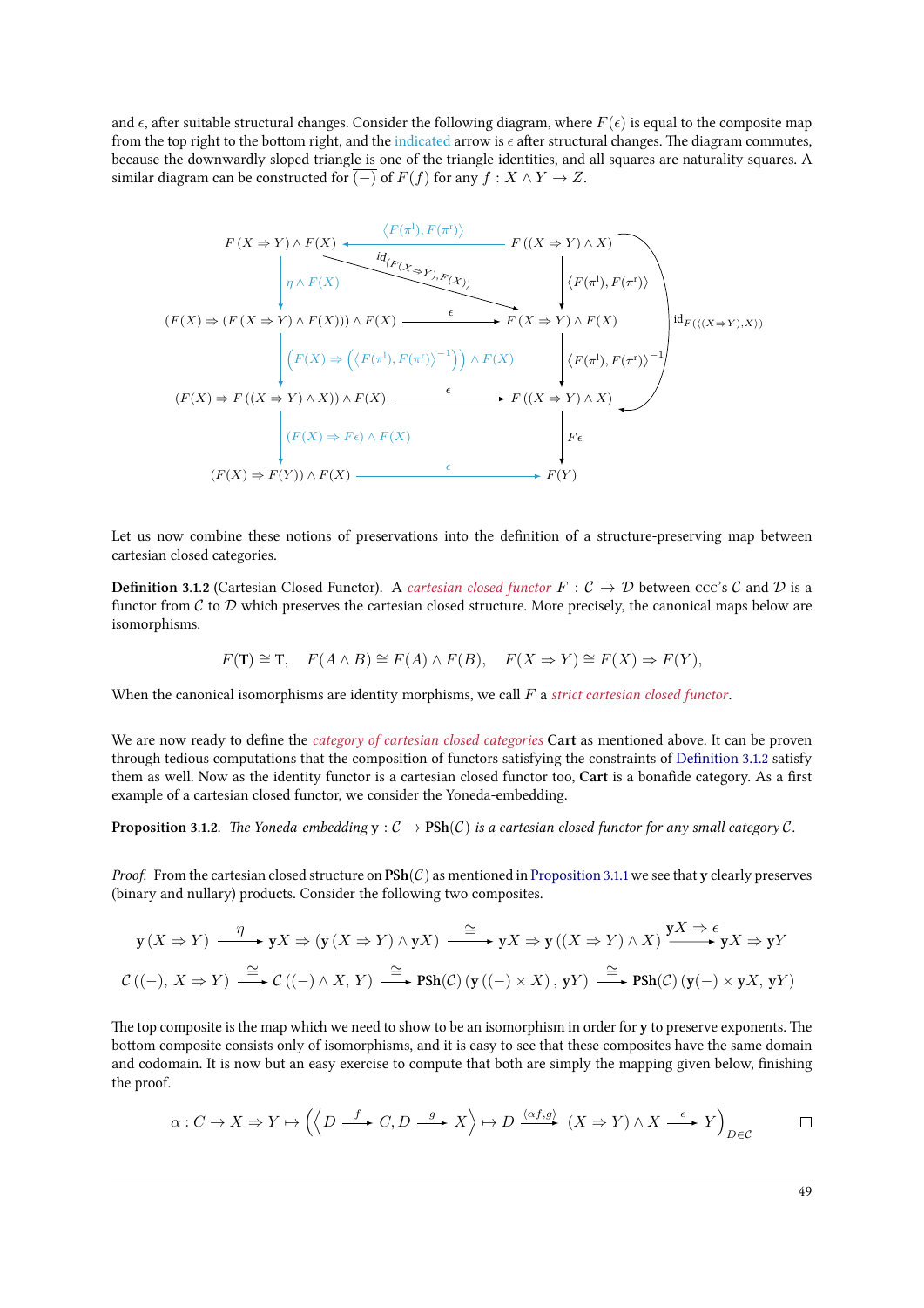and $\epsilon$, after suitable structural changes. Consider the following diagram, where $F(\epsilon)$ is equal to the composite map from the top right to the bottom right, and the indicated arrow is $\epsilon$ after structural changes. The diagram commutes, because the downwardly sloped triangle is one of the triangle identities, and all squares are naturality squares. A similar diagram can be constructed for $\overline{(-)}$ of $F(f)$ for any $f : X \wedge Y \to Z$.

$$
\begin{array}{ccc}
F(X \Rightarrow Y) \wedge F(X) & \xleftarrow{\langle F(\pi^l), F(\pi^r)\rangle} & F((X \Rightarrow Y) \wedge X) \\
\downarrow{\scriptstyle \eta \wedge F(X)} & \searrow^{\mathrm{id}_{(F(X\Rightarrow Y), F(X))}} & \downarrow{\scriptstyle \langle F(\pi^l), F(\pi^r)\rangle} \\
(F(X) \Rightarrow (F(X \Rightarrow Y) \wedge F(X))) \wedge F(X) & \xrightarrow{\epsilon} & F(X \Rightarrow Y) \wedge F(X) \\
\downarrow{\scriptstyle \left(F(X) \Rightarrow \left(\langle F(\pi^l), F(\pi^r)\rangle^{-1}\right)\right) \wedge F(X)} & & \downarrow{\scriptstyle \langle F(\pi^l), F(\pi^r)\rangle^{-1}} \\
(F(X) \Rightarrow F((X \Rightarrow Y) \wedge X)) \wedge F(X) & \xrightarrow{\epsilon} & F((X \Rightarrow Y) \wedge X) \\
\downarrow{\scriptstyle (F(X) \Rightarrow F\epsilon) \wedge F(X)} & & \downarrow{\scriptstyle F\epsilon} \\
(F(X) \Rightarrow F(Y)) \wedge F(X) & \xrightarrow{\epsilon} & F(Y)
\end{array}
$$

(with an additional arrow $\mathrm{id}_{F(\langle (X\Rightarrow Y), X\rangle)}$ from the top right $F((X \Rightarrow Y) \wedge X)$ to the third-row right $F((X \Rightarrow Y) \wedge X)$)

Let us now combine these notions of preservations into the definition of a structure-preserving map between cartesian closed categories.

**Definition 3.1.2** (Cartesian Closed Functor). A *cartesian closed functor* $F : \mathcal{C} \to \mathcal{D}$ between CCC's $\mathcal{C}$ and $\mathcal{D}$ is a functor from $\mathcal{C}$ to $\mathcal{D}$ which preserves the cartesian closed structure. More precisely, the canonical maps below are isomorphisms.

$$F(\mathbf{T}) \cong \mathbf{T}, \quad F(A \wedge B) \cong F(A) \wedge F(B), \quad F(X \Rightarrow Y) \cong F(X) \Rightarrow F(Y),$$

When the canonical isomorphisms are identity morphisms, we call $F$ a *strict cartesian closed functor*.

We are now ready to define the *category of cartesian closed categories* **Cart** as mentioned above. It can be proven through tedious computations that the composition of functors satisfying the constraints of Definition 3.1.2 satisfy them as well. Now as the identity functor is a cartesian closed functor too, **Cart** is a bonafide category. As a first example of a cartesian closed functor, we consider the Yoneda-embedding.

**Proposition 3.1.2.** *The Yoneda-embedding* $\mathbf{y} : \mathcal{C} \to \mathbf{PSh}(\mathcal{C})$ *is a cartesian closed functor for any small category* $\mathcal{C}$.

*Proof.* From the cartesian closed structure on $\mathbf{PSh}(\mathcal{C})$ as mentioned in Proposition 3.1.1 we see that $\mathbf{y}$ clearly preserves (binary and nullary) products. Consider the following two composites.

$$\mathbf{y}(X \Rightarrow Y) \xrightarrow{\eta} \mathbf{y}X \Rightarrow (\mathbf{y}(X \Rightarrow Y) \wedge \mathbf{y}X) \xrightarrow{\cong} \mathbf{y}X \Rightarrow \mathbf{y}((X \Rightarrow Y) \wedge X) \xrightarrow{\mathbf{y}X \Rightarrow \epsilon} \mathbf{y}X \Rightarrow \mathbf{y}Y$$

$$\mathcal{C}((-), X \Rightarrow Y) \xrightarrow{\cong} \mathcal{C}((-) \wedge X, Y) \xrightarrow{\cong} \mathbf{PSh}(\mathcal{C})(\mathbf{y}((-) \times X), \mathbf{y}Y) \xrightarrow{\cong} \mathbf{PSh}(\mathcal{C})(\mathbf{y}(-) \times \mathbf{y}X, \mathbf{y}Y)$$

The top composite is the map which we need to show to be an isomorphism in order for $\mathbf{y}$ to preserve exponents. The bottom composite consists only of isomorphisms, and it is easy to see that these composites have the same domain and codomain. It is now but an easy exercise to compute that both are simply the mapping given below, finishing the proof.

$$\alpha : C \to X \Rightarrow Y \mapsto \left(\left\langle D \xrightarrow{f} C, D \xrightarrow{g} X\right\rangle \mapsto D \xrightarrow{\langle \alpha f, g\rangle} (X \Rightarrow Y) \wedge X \xrightarrow{\epsilon} Y\right)_{D \in \mathcal{C}}$$

$\square$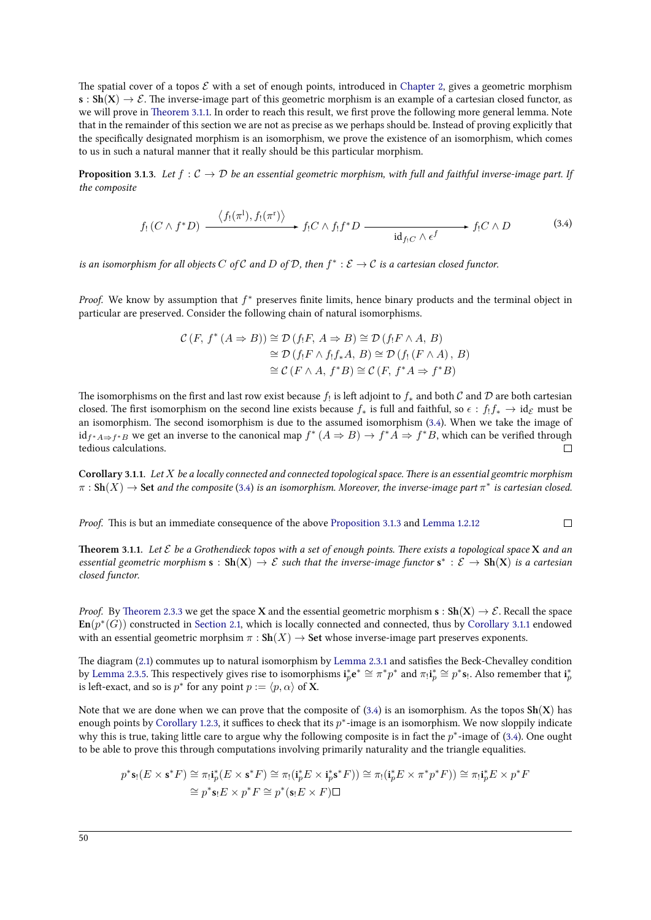The spatial cover of a topos $\mathcal{E}$ with a set of enough points, introduced in Chapter 2, gives a geometric morphism $\mathbf{s} : \mathbf{Sh}(\mathbf{X}) \to \mathcal{E}$. The inverse-image part of this geometric morphism is an example of a cartesian closed functor, as we will prove in Theorem 3.1.1. In order to reach this result, we first prove the following more general lemma. Note that in the remainder of this section we are not as precise as we perhaps should be. Instead of proving explicitly that the specifically designated morphism is an isomorphism, we prove the existence of an isomorphism, which comes to us in such a natural manner that it really should be this particular morphism.

**Proposition 3.1.3.** *Let $f : \mathcal{C} \to \mathcal{D}$ be an essential geometric morphism, with full and faithful inverse-image part. If the composite*

$$f_!\left(C \wedge f^*D\right) \xrightarrow{\left\langle f_!(\pi^{\mathrm{l}}),\, f_!(\pi^{\mathrm{r}})\right\rangle} f_!C \wedge f_!f^*D \xrightarrow[\mathrm{id}_{f_!C} \wedge \epsilon^f]{} f_!C \wedge D \tag{3.4}$$

*is an isomorphism for all objects $C$ of $\mathcal{C}$ and $D$ of $\mathcal{D}$, then $f^* : \mathcal{E} \to \mathcal{C}$ is a cartesian closed functor.*

*Proof.* We know by assumption that $f^*$ preserves finite limits, hence binary products and the terminal object in particular are preserved. Consider the following chain of natural isomorphisms.

$$\begin{aligned}
\mathcal{C}\left(F,\, f^*\left(A \Rightarrow B\right)\right) &\cong \mathcal{D}\left(f_!F,\, A \Rightarrow B\right) \cong \mathcal{D}\left(f_!F \wedge A,\, B\right) \\
&\cong \mathcal{D}\left(f_!F \wedge f_!f_*A,\, B\right) \cong \mathcal{D}\left(f_!\left(F \wedge A\right),\, B\right) \\
&\cong \mathcal{C}\left(F \wedge A,\, f^*B\right) \cong \mathcal{C}\left(F,\, f^*A \Rightarrow f^*B\right)
\end{aligned}$$

The isomorphisms on the first and last row exist because $f_!$ is left adjoint to $f_*$ and both $\mathcal{C}$ and $\mathcal{D}$ are both cartesian closed. The first isomorphism on the second line exists because $f_*$ is full and faithful, so $\epsilon : f_!f_* \to \mathrm{id}_{\mathcal{E}}$ must be an isomorphism. The second isomorphism is due to the assumed isomorphism (3.4). When we take the image of $\mathrm{id}_{f^*A \Rightarrow f^*B}$ we get an inverse to the canonical map $f^*\left(A \Rightarrow B\right) \to f^*A \Rightarrow f^*B$, which can be verified through tedious calculations. $\square$

**Corollary 3.1.1.** *Let $X$ be a locally connected and connected topological space. There is an essential geomtric morphism $\pi : \mathbf{Sh}(X) \to \mathbf{Set}$ and the composite (3.4) is an isomorphism. Moreover, the inverse-image part $\pi^*$ is cartesian closed.*

*Proof.* This is but an immediate consequence of the above Proposition 3.1.3 and Lemma 1.2.12 $\square$

**Theorem 3.1.1.** *Let $\mathcal{E}$ be a Grothendieck topos with a set of enough points. There exists a topological space $\mathbf{X}$ and an essential geometric morphism $\mathbf{s} : \mathbf{Sh}(\mathbf{X}) \to \mathcal{E}$ such that the inverse-image functor $\mathbf{s}^* : \mathcal{E} \to \mathbf{Sh}(\mathbf{X})$ is a cartesian closed functor.*

*Proof.* By Theorem 2.3.3 we get the space $\mathbf{X}$ and the essential geometric morphism $\mathbf{s} : \mathbf{Sh}(\mathbf{X}) \to \mathcal{E}$. Recall the space $\mathbf{En}(p^*(G))$ constructed in Section 2.1, which is locally connected and connected, thus by Corollary 3.1.1 endowed with an essential geometric morphsim $\pi : \mathbf{Sh}(X) \to \mathbf{Set}$ whose inverse-image part preserves exponents.

The diagram (2.1) commutes up to natural isomorphism by Lemma 2.3.1 and satisfies the Beck-Chevalley condition by Lemma 2.3.5. This respectively gives rise to isomorphisms $\mathbf{i}_p^*\mathbf{e}^* \cong \pi^*p^*$ and $\pi_!\mathbf{i}_p^* \cong p^*\mathbf{s}_!$. Also remember that $\mathbf{i}_p^*$ is left-exact, and so is $p^*$ for any point $p := \langle p, \alpha \rangle$ of $\mathbf{X}$.

Note that we are done when we can prove that the composite of (3.4) is an isomorphism. As the topos $\mathbf{Sh}(\mathbf{X})$ has enough points by Corollary 1.2.3, it suffices to check that its $p^*$-image is an isomorphism. We now sloppily indicate why this is true, taking little care to argue why the following composite is in fact the $p^*$-image of (3.4). One ought to be able to prove this through computations involving primarily naturality and the triangle equalities.

$$\begin{aligned}
p^*\mathbf{s}_!(E \times \mathbf{s}^*F) &\cong \pi_!\mathbf{i}_p^*(E \times \mathbf{s}^*F) \cong \pi_!(\mathbf{i}_p^*E \times \mathbf{i}_p^*\mathbf{s}^*F)) \cong \pi_!(\mathbf{i}_p^*E \times \pi^*p^*F)) \cong \pi_!\mathbf{i}_p^*E \times p^*F \\
&\cong p^*\mathbf{s}_!E \times p^*F \cong p^*(\mathbf{s}_!E \times F) \square
\end{aligned}$$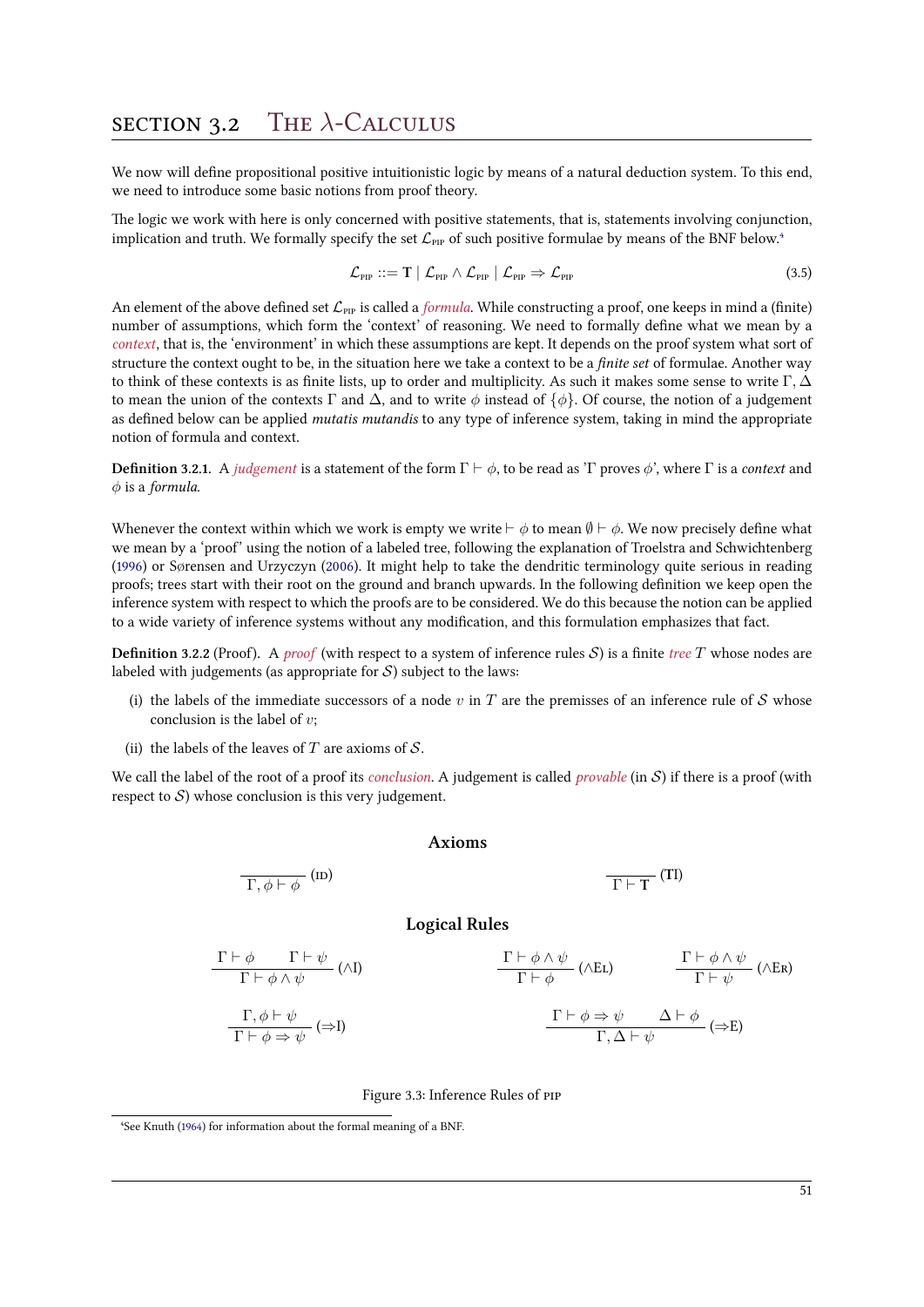## SECTION 3.2 The $\lambda$-Calculus

We now will define propositional positive intuitionistic logic by means of a natural deduction system. To this end, we need to introduce some basic notions from proof theory.

The logic we work with here is only concerned with positive statements, that is, statements involving conjunction, implication and truth. We formally specify the set $\mathcal{L}_{\text{PIP}}$ of such positive formulae by means of the BNF below.[4]

$$\mathcal{L}_{\text{PIP}} ::= \mathbf{T} \mid \mathcal{L}_{\text{PIP}} \wedge \mathcal{L}_{\text{PIP}} \mid \mathcal{L}_{\text{PIP}} \Rightarrow \mathcal{L}_{\text{PIP}} \tag{3.5}$$

An element of the above defined set $\mathcal{L}_{\text{PIP}}$ is called a *formula*. While constructing a proof, one keeps in mind a (finite) number of assumptions, which form the 'context' of reasoning. We need to formally define what we mean by a *context*, that is, the 'environment' in which these assumptions are kept. It depends on the proof system what sort of structure the context ought to be, in the situation here we take a context to be a *finite set* of formulae. Another way to think of these contexts is as finite lists, up to order and multiplicity. As such it makes some sense to write $\Gamma, \Delta$ to mean the union of the contexts $\Gamma$ and $\Delta$, and to write $\phi$ instead of $\{\phi\}$. Of course, the notion of a judgement as defined below can be applied *mutatis mutandis* to any type of inference system, taking in mind the appropriate notion of formula and context.

**Definition 3.2.1.** A *judgement* is a statement of the form $\Gamma \vdash \phi$, to be read as '$\Gamma$ proves $\phi$', where $\Gamma$ is a *context* and $\phi$ is a *formula*.

Whenever the context within which we work is empty we write $\vdash \phi$ to mean $\emptyset \vdash \phi$. We now precisely define what we mean by a 'proof' using the notion of a labeled tree, following the explanation of Troelstra and Schwichtenberg (1996) or Sørensen and Urzyczyn (2006). It might help to take the dendritic terminology quite serious in reading proofs; trees start with their root on the ground and branch upwards. In the following definition we keep open the inference system with respect to which the proofs are to be considered. We do this because the notion can be applied to a wide variety of inference systems without any modification, and this formulation emphasizes that fact.

**Definition 3.2.2** (Proof). A *proof* (with respect to a system of inference rules $\mathcal{S}$) is a finite *tree* $T$ whose nodes are labeled with judgements (as appropriate for $\mathcal{S}$) subject to the laws:

(i) the labels of the immediate successors of a node $v$ in $T$ are the premisses of an inference rule of $\mathcal{S}$ whose conclusion is the label of $v$;

(ii) the labels of the leaves of $T$ are axioms of $\mathcal{S}$.

We call the label of the root of a proof its *conclusion*. A judgement is called *provable* (in $\mathcal{S}$) if there is a proof (with respect to $\mathcal{S}$) whose conclusion is this very judgement.

**Axioms**

$$\frac{}{\Gamma, \phi \vdash \phi}\ (\text{ID}) \qquad\qquad \frac{}{\Gamma \vdash \mathbf{T}}\ (\text{TI})$$

**Logical Rules**

$$\frac{\Gamma \vdash \phi \qquad \Gamma \vdash \psi}{\Gamma \vdash \phi \wedge \psi}\ (\wedge\text{I}) \qquad \frac{\Gamma \vdash \phi \wedge \psi}{\Gamma \vdash \phi}\ (\wedge\text{EL}) \qquad \frac{\Gamma \vdash \phi \wedge \psi}{\Gamma \vdash \psi}\ (\wedge\text{ER})$$

$$\frac{\Gamma, \phi \vdash \psi}{\Gamma \vdash \phi \Rightarrow \psi}\ (\Rightarrow\text{I}) \qquad \frac{\Gamma \vdash \phi \Rightarrow \psi \qquad \Delta \vdash \phi}{\Gamma, \Delta \vdash \psi}\ (\Rightarrow\text{E})$$

Figure 3.3: Inference Rules of PIP

[4] See Knuth (1964) for information about the formal meaning of a BNF.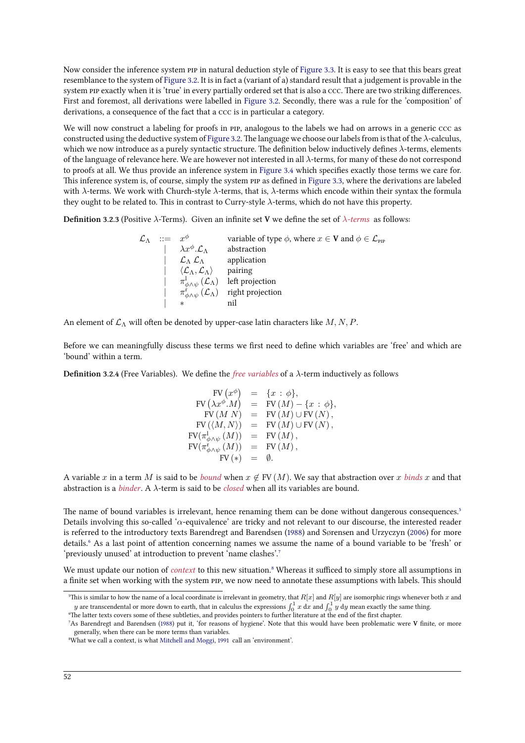Now consider the inference system PIP in natural deduction style of Figure 3.3. It is easy to see that this bears great resemblance to the system of Figure 3.2. It is in fact a (variant of a) standard result that a judgement is provable in the system PIP exactly when it is 'true' in every partially ordered set that is also a CCC. There are two striking differences. First and foremost, all derivations were labelled in Figure 3.2. Secondly, there was a rule for the 'composition' of derivations, a consequence of the fact that a CCC is in particular a category.

We will now construct a labeling for proofs in PIP, analogous to the labels we had on arrows in a generic CCC as constructed using the deductive system of Figure 3.2. The language we choose our labels from is that of the $\lambda$-calculus, which we now introduce as a purely syntactic structure. The definition below inductively defines $\lambda$-terms, elements of the language of relevance here. We are however not interested in all $\lambda$-terms, for many of these do not correspond to proofs at all. We thus provide an inference system in Figure 3.4 which specifies exactly those terms we care for. This inference system is, of course, simply the system PIP as defined in Figure 3.3, where the derivations are labeled with $\lambda$-terms. We work with Church-style $\lambda$-terms, that is, $\lambda$-terms which encode within their syntax the formula they ought to be related to. This in contrast to Curry-style $\lambda$-terms, which do not have this property.

**Definition 3.2.3** (Positive $\lambda$-Terms). Given an infinite set **V** we define the set of *$\lambda$-terms* as follows:

$$
\begin{array}{rcll}
\mathcal{L}_\Lambda & ::= & x^\phi & \text{variable of type } \phi\text{, where } x \in \mathbf{V} \text{ and } \phi \in \mathcal{L}_{\text{PIP}} \\
& | & \lambda x^\phi.\mathcal{L}_\Lambda & \text{abstraction} \\
& | & \mathcal{L}_\Lambda\ \mathcal{L}_\Lambda & \text{application} \\
& | & \langle \mathcal{L}_\Lambda, \mathcal{L}_\Lambda \rangle & \text{pairing} \\
& | & \pi^{\mathrm{l}}_{\phi\wedge\psi}(\mathcal{L}_\Lambda) & \text{left projection} \\
& | & \pi^{\mathrm{r}}_{\phi\wedge\psi}(\mathcal{L}_\Lambda) & \text{right projection} \\
& | & * & \text{nil}
\end{array}
$$

An element of $\mathcal{L}_\Lambda$ will often be denoted by upper-case latin characters like $M, N, P$.

Before we can meaningfully discuss these terms we first need to define which variables are 'free' and which are 'bound' within a term.

**Definition 3.2.4** (Free Variables). We define the *free variables* of a $\lambda$-term inductively as follows

$$
\begin{array}{rcl}
\mathrm{FV}\left(x^\phi\right) & = & \{x : \phi\}, \\
\mathrm{FV}\left(\lambda x^\phi.M\right) & = & \mathrm{FV}(M) - \{x : \phi\}, \\
\mathrm{FV}(M\ N) & = & \mathrm{FV}(M) \cup \mathrm{FV}(N), \\
\mathrm{FV}(\langle M, N\rangle) & = & \mathrm{FV}(M) \cup \mathrm{FV}(N), \\
\mathrm{FV}(\pi^{\mathrm{l}}_{\phi\wedge\psi}(M)) & = & \mathrm{FV}(M), \\
\mathrm{FV}(\pi^{\mathrm{r}}_{\phi\wedge\psi}(M)) & = & \mathrm{FV}(M), \\
\mathrm{FV}(*) & = & \emptyset.
\end{array}
$$

A variable $x$ in a term $M$ is said to be *bound* when $x \notin \mathrm{FV}(M)$. We say that abstraction over $x$ *binds* $x$ and that abstraction is a *binder*. A $\lambda$-term is said to be *closed* when all its variables are bound.

The name of bound variables is irrelevant, hence renaming them can be done without dangerous consequences.[5] Details involving this so-called '$\alpha$-equivalence' are tricky and not relevant to our discourse, the interested reader is referred to the introductory texts Barendregt and Barendsen (1988) and Sørensen and Urzyczyn (2006) for more details.[6] As a last point of attention concerning names we assume the name of a bound variable to be 'fresh' or 'previously unused' at introduction to prevent 'name clashes'.[7]

We must update our notion of *context* to this new situation.[8] Whereas it sufficed to simply store all assumptions in a finite set when working with the system PIP, we now need to annotate these assumptions with labels. This should

[5] This is similar to how the name of a local coordinate is irrelevant in geometry, that $R[x]$ and $R[y]$ are isomorphic rings whenever both $x$ and $y$ are transcendental or more down to earth, that in calculus the expressions $\int_0^1 x\,\mathrm{d}x$ and $\int_0^1 y\,\mathrm{d}y$ mean exactly the same thing.

[6] The latter texts covers some of these subtleties, and provides pointers to further literature at the end of the first chapter.

[7] As Barendregt and Barendsen (1988) put it, 'for reasons of hygiene'. Note that this would have been problematic were **V** finite, or more generally, when there can be more terms than variables.

[8] What we call a context, is what Mitchell and Moggi, 1991 call an 'environment'.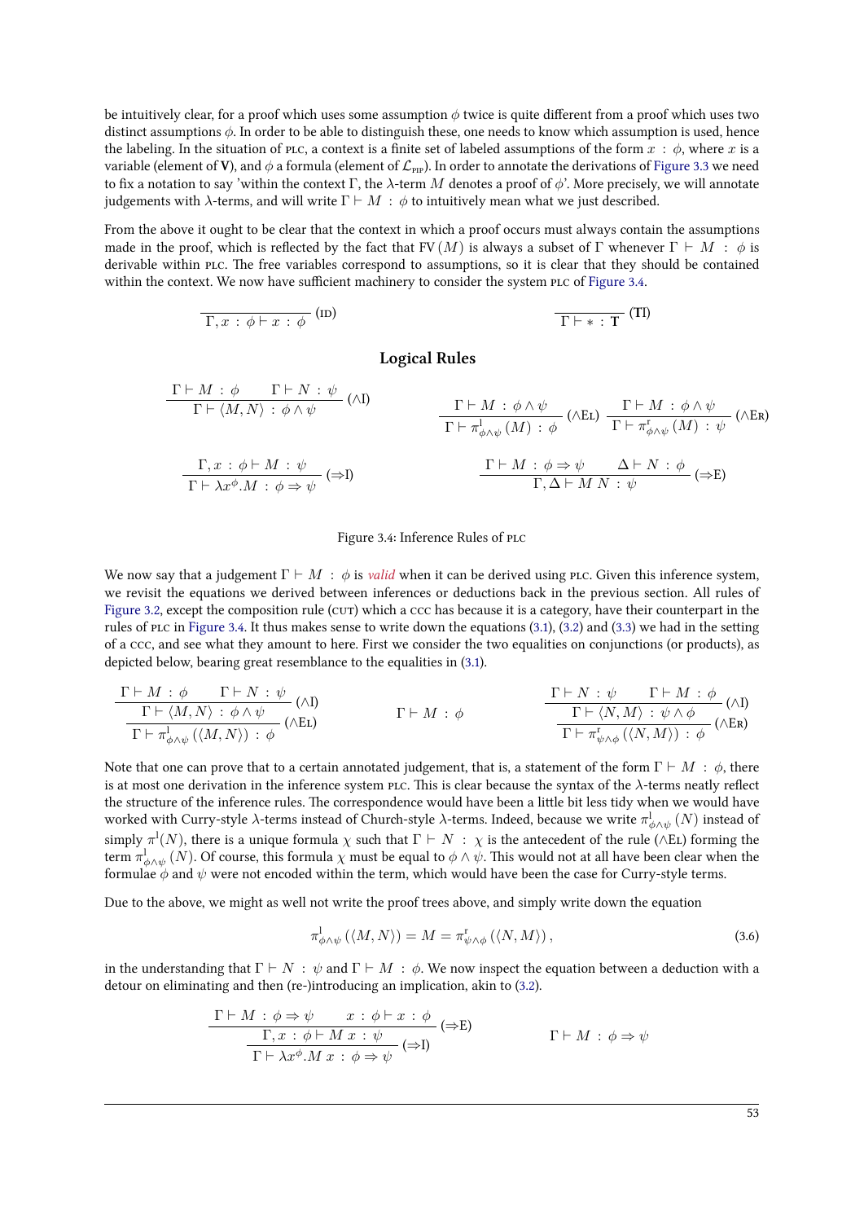be intuitively clear, for a proof which uses some assumption $\phi$ twice is quite different from a proof which uses two distinct assumptions $\phi$. In order to be able to distinguish these, one needs to know which assumption is used, hence the labeling. In the situation of PLC, a context is a finite set of labeled assumptions of the form $x : \phi$, where $x$ is a variable (element of **V**), and $\phi$ a formula (element of $\mathcal{L}_{\text{PIP}}$). In order to annotate the derivations of Figure 3.3 we need to fix a notation to say 'within the context $\Gamma$, the $\lambda$-term $M$ denotes a proof of $\phi$'. More precisely, we will annotate judgements with $\lambda$-terms, and will write $\Gamma \vdash M : \phi$ to intuitively mean what we just described.

From the above it ought to be clear that the context in which a proof occurs must always contain the assumptions made in the proof, which is reflected by the fact that $\text{FV}(M)$ is always a subset of $\Gamma$ whenever $\Gamma \vdash M : \phi$ is derivable within PLC. The free variables correspond to assumptions, so it is clear that they should be contained within the context. We now have sufficient machinery to consider the system PLC of Figure 3.4.

$$\frac{}{\Gamma, x : \phi \vdash x : \phi} \text{(ID)} \qquad\qquad \frac{}{\Gamma \vdash * : \mathbf{T}} \text{(TI)}$$

**Logical Rules**

$$\frac{\Gamma \vdash M : \phi \qquad \Gamma \vdash N : \psi}{\Gamma \vdash \langle M, N\rangle : \phi \wedge \psi} (\wedge\text{I}) \qquad \frac{\Gamma \vdash M : \phi \wedge \psi}{\Gamma \vdash \pi^{\text{l}}_{\phi\wedge\psi}(M) : \phi} (\wedge\text{El}) \quad \frac{\Gamma \vdash M : \phi \wedge \psi}{\Gamma \vdash \pi^{\text{r}}_{\phi\wedge\psi}(M) : \psi} (\wedge\text{Er})$$

$$\frac{\Gamma, x : \phi \vdash M : \psi}{\Gamma \vdash \lambda x^{\phi}.M : \phi \Rightarrow \psi} (\Rightarrow\text{I}) \qquad\qquad \frac{\Gamma \vdash M : \phi \Rightarrow \psi \qquad \Delta \vdash N : \phi}{\Gamma, \Delta \vdash M\ N : \psi} (\Rightarrow\text{E})$$

Figure 3.4: Inference Rules of PLC

We now say that a judgement $\Gamma \vdash M : \phi$ is *valid* when it can be derived using PLC. Given this inference system, we revisit the equations we derived between inferences or deductions back in the previous section. All rules of Figure 3.2, except the composition rule (CUT) which a CCC has because it is a category, have their counterpart in the rules of PLC in Figure 3.4. It thus makes sense to write down the equations (3.1), (3.2) and (3.3) we had in the setting of a CCC, and see what they amount to here. First we consider the two equalities on conjunctions (or products), as depicted below, bearing great resemblance to the equalities in (3.1).

$$\frac{\dfrac{\Gamma \vdash M : \phi \qquad \Gamma \vdash N : \psi}{\Gamma \vdash \langle M, N\rangle : \phi \wedge \psi} (\wedge\text{I})}{\Gamma \vdash \pi^{\text{l}}_{\phi\wedge\psi}(\langle M, N\rangle) : \phi} (\wedge\text{El}) \qquad\qquad \Gamma \vdash M : \phi \qquad\qquad \frac{\dfrac{\Gamma \vdash N : \psi \qquad \Gamma \vdash M : \phi}{\Gamma \vdash \langle N, M\rangle : \psi \wedge \phi} (\wedge\text{I})}{\Gamma \vdash \pi^{\text{r}}_{\psi\wedge\phi}(\langle N, M\rangle) : \phi} (\wedge\text{Er})$$

Note that one can prove that to a certain annotated judgement, that is, a statement of the form $\Gamma \vdash M : \phi$, there is at most one derivation in the inference system PLC. This is clear because the syntax of the $\lambda$-terms neatly reflect the structure of the inference rules. The correspondence would have been a little bit less tidy when we would have worked with Curry-style $\lambda$-terms instead of Church-style $\lambda$-terms. Indeed, because we write $\pi^{\text{l}}_{\phi\wedge\psi}(N)$ instead of simply $\pi^{\text{l}}(N)$, there is a unique formula $\chi$ such that $\Gamma \vdash N : \chi$ is the antecedent of the rule ($\wedge$El) forming the term $\pi^{\text{l}}_{\phi\wedge\psi}(N)$. Of course, this formula $\chi$ must be equal to $\phi \wedge \psi$. This would not at all have been clear when the formulae $\phi$ and $\psi$ were not encoded within the term, which would have been the case for Curry-style terms.

Due to the above, we might as well not write the proof trees above, and simply write down the equation

$$\pi^{\text{l}}_{\phi\wedge\psi}(\langle M, N\rangle) = M = \pi^{\text{r}}_{\psi\wedge\phi}(\langle N, M\rangle), \tag{3.6}$$

in the understanding that $\Gamma \vdash N : \psi$ and $\Gamma \vdash M : \phi$. We now inspect the equation between a deduction with a detour on eliminating and then (re-)introducing an implication, akin to (3.2).

$$\frac{\dfrac{\Gamma \vdash M : \phi \Rightarrow \psi \qquad x : \phi \vdash x : \phi}{\Gamma, x : \phi \vdash M\ x : \psi} (\Rightarrow\text{E})}{\Gamma \vdash \lambda x^{\phi}.M\ x : \phi \Rightarrow \psi} (\Rightarrow\text{I}) \qquad\qquad \Gamma \vdash M : \phi \Rightarrow \psi$$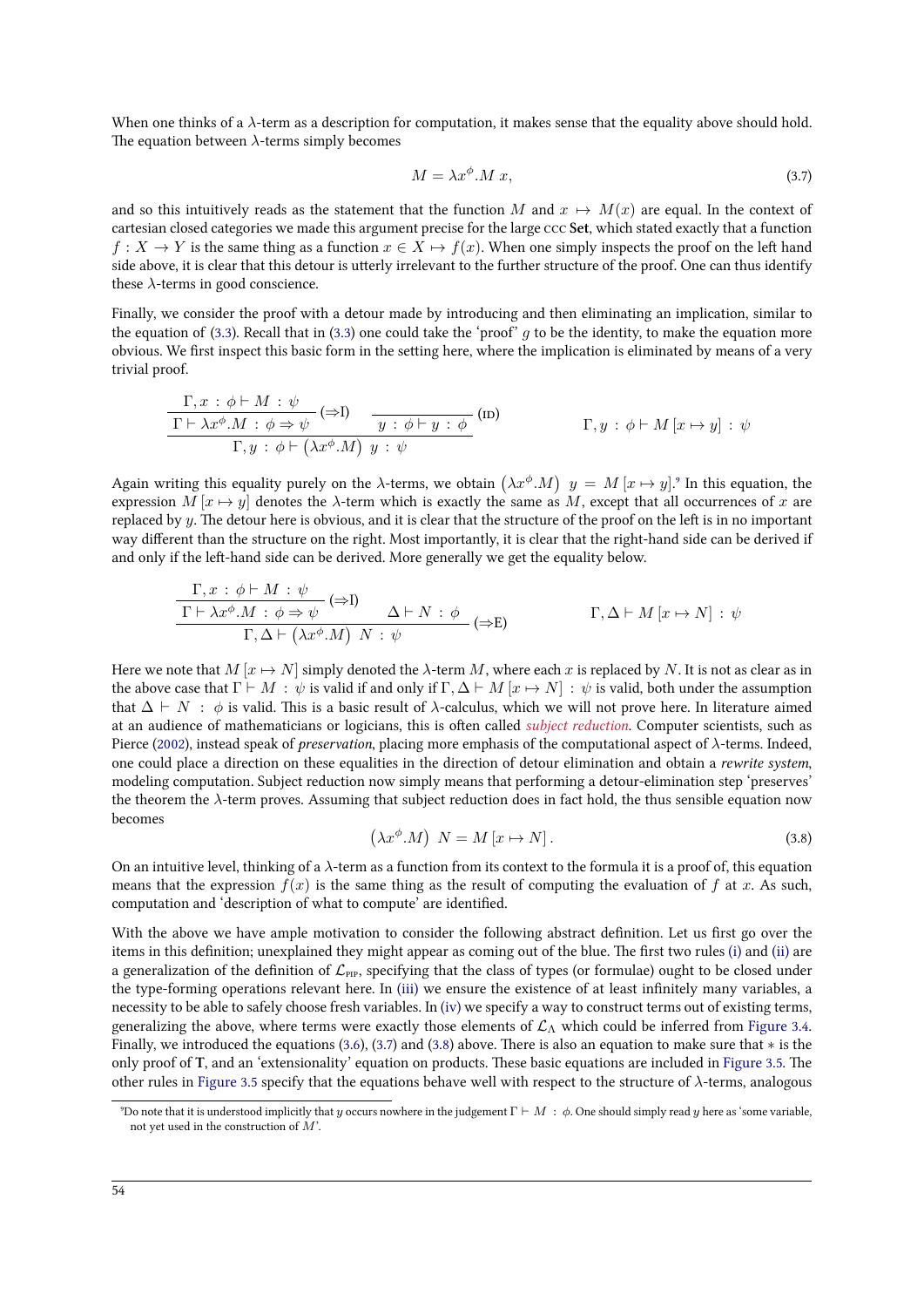When one thinks of a $\lambda$-term as a description for computation, it makes sense that the equality above should hold. The equation between $\lambda$-terms simply becomes

$$M = \lambda x^{\phi}.M\ x, \tag{3.7}$$

and so this intuitively reads as the statement that the function $M$ and $x \mapsto M(x)$ are equal. In the context of cartesian closed categories we made this argument precise for the large CCC **Set**, which stated exactly that a function $f : X \to Y$ is the same thing as a function $x \in X \mapsto f(x)$. When one simply inspects the proof on the left hand side above, it is clear that this detour is utterly irrelevant to the further structure of the proof. One can thus identify these $\lambda$-terms in good conscience.

Finally, we consider the proof with a detour made by introducing and then eliminating an implication, similar to the equation of (3.3). Recall that in (3.3) one could take the 'proof' $g$ to be the identity, to make the equation more obvious. We first inspect this basic form in the setting here, where the implication is eliminated by means of a very trivial proof.

$$\dfrac{\dfrac{\Gamma, x : \phi \vdash M : \psi}{\Gamma \vdash \lambda x^{\phi}.M : \phi \Rightarrow \psi}\,(\Rightarrow\text{I}) \qquad \dfrac{}{y : \phi \vdash y : \phi}\,(\text{ID})}{\Gamma, y : \phi \vdash \left(\lambda x^{\phi}.M\right)\ y : \psi} \qquad\qquad \Gamma, y : \phi \vdash M\left[x \mapsto y\right] : \psi$$

Again writing this equality purely on the $\lambda$-terms, we obtain $\left(\lambda x^{\phi}.M\right)\ y = M\left[x \mapsto y\right]$.[9] In this equation, the expression $M\left[x \mapsto y\right]$ denotes the $\lambda$-term which is exactly the same as $M$, except that all occurrences of $x$ are replaced by $y$. The detour here is obvious, and it is clear that the structure of the proof on the left is in no important way different than the structure on the right. Most importantly, it is clear that the right-hand side can be derived if and only if the left-hand side can be derived. More generally we get the equality below.

$$\dfrac{\dfrac{\Gamma, x : \phi \vdash M : \psi}{\Gamma \vdash \lambda x^{\phi}.M : \phi \Rightarrow \psi}\,(\Rightarrow\text{I}) \qquad \Delta \vdash N : \phi}{\Gamma, \Delta \vdash \left(\lambda x^{\phi}.M\right)\ N : \psi}\,(\Rightarrow\text{E}) \qquad\qquad \Gamma, \Delta \vdash M\left[x \mapsto N\right] : \psi$$

Here we note that $M\left[x \mapsto N\right]$ simply denoted the $\lambda$-term $M$, where each $x$ is replaced by $N$. It is not as clear as in the above case that $\Gamma \vdash M : \psi$ is valid if and only if $\Gamma, \Delta \vdash M\left[x \mapsto N\right] : \psi$ is valid, both under the assumption that $\Delta \vdash N : \phi$ is valid. This is a basic result of $\lambda$-calculus, which we will not prove here. In literature aimed at an audience of mathematicians or logicians, this is often called *subject reduction*. Computer scientists, such as Pierce (2002), instead speak of *preservation*, placing more emphasis of the computational aspect of $\lambda$-terms. Indeed, one could place a direction on these equalities in the direction of detour elimination and obtain a *rewrite system*, modeling computation. Subject reduction now simply means that performing a detour-elimination step 'preserves' the theorem the $\lambda$-term proves. Assuming that subject reduction does in fact hold, the thus sensible equation now becomes

$$\left(\lambda x^{\phi}.M\right)\ N = M\left[x \mapsto N\right]. \tag{3.8}$$

On an intuitive level, thinking of a $\lambda$-term as a function from its context to the formula it is a proof of, this equation means that the expression $f(x)$ is the same thing as the result of computing the evaluation of $f$ at $x$. As such, computation and 'description of what to compute' are identified.

With the above we have ample motivation to consider the following abstract definition. Let us first go over the items in this definition; unexplained they might appear as coming out of the blue. The first two rules (i) and (ii) are a generalization of the definition of $\mathcal{L}_{\text{PIP}}$, specifying that the class of types (or formulae) ought to be closed under the type-forming operations relevant here. In (iii) we ensure the existence of at least infinitely many variables, a necessity to be able to safely choose fresh variables. In (iv) we specify a way to construct terms out of existing terms, generalizing the above, where terms were exactly those elements of $\mathcal{L}_{\Lambda}$ which could be inferred from Figure 3.4. Finally, we introduced the equations (3.6), (3.7) and (3.8) above. There is also an equation to make sure that $*$ is the only proof of $\mathbf{T}$, and an 'extensionality' equation on products. These basic equations are included in Figure 3.5. The other rules in Figure 3.5 specify that the equations behave well with respect to the structure of $\lambda$-terms, analogous

[9] Do note that it is understood implicitly that $y$ occurs nowhere in the judgement $\Gamma \vdash M : \phi$. One should simply read $y$ here as 'some variable, not yet used in the construction of $M$'.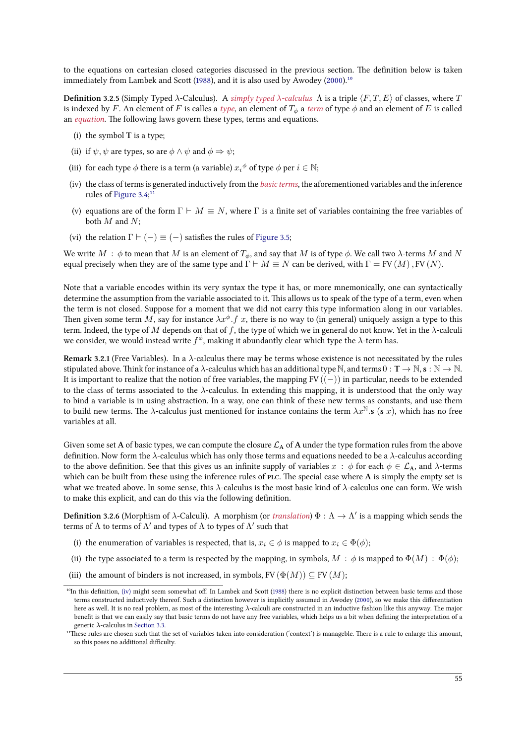to the equations on cartesian closed categories discussed in the previous section. The definition below is taken immediately from Lambek and Scott (1988), and it is also used by Awodey (2000).[10]

**Definition 3.2.5** (Simply Typed $\lambda$-Calculus). A *simply typed $\lambda$-calculus* $\Lambda$ is a triple $\langle F, T, E\rangle$ of classes, where $T$ is indexed by $F$. An element of $F$ is calles a *type*, an element of $T_\phi$ a *term* of type $\phi$ and an element of $E$ is called an *equation*. The following laws govern these types, terms and equations.

(i) the symbol $\mathbf{T}$ is a type;

(ii) if $\psi, \psi$ are types, so are $\phi \wedge \psi$ and $\phi \Rightarrow \psi$;

(iii) for each type $\phi$ there is a term (a variable) ${x_i}^\phi$ of type $\phi$ per $i \in \mathbb{N}$;

(iv) the class of terms is generated inductively from the *basic terms*, the aforementioned variables and the inference rules of Figure 3.4;[11]

(v) equations are of the form $\Gamma \vdash M \equiv N$, where $\Gamma$ is a finite set of variables containing the free variables of both $M$ and $N$;

(vi) the relation $\Gamma \vdash (-) \equiv (-)$ satisfies the rules of Figure 3.5;

We write $M : \phi$ to mean that $M$ is an element of $T_\phi$, and say that $M$ is of type $\phi$. We call two $\lambda$-terms $M$ and $N$ equal precisely when they are of the same type and $\Gamma \vdash M \equiv N$ can be derived, with $\Gamma = \mathrm{FV}(M), \mathrm{FV}(N)$.

Note that a variable encodes within its very syntax the type it has, or more mnemonically, one can syntactically determine the assumption from the variable associated to it. This allows us to speak of the type of a term, even when the term is not closed. Suppose for a moment that we did not carry this type information along in our variables. Then given some term $M$, say for instance $\lambda x^\phi. f\ x$, there is no way to (in general) uniquely assign a type to this term. Indeed, the type of $M$ depends on that of $f$, the type of which we in general do not know. Yet in the $\lambda$-calculi we consider, we would instead write $f^\phi$, making it abundantly clear which type the $\lambda$-term has.

**Remark 3.2.1** (Free Variables). In a $\lambda$-calculus there may be terms whose existence is not necessitated by the rules stipulated above. Think for instance of a $\lambda$-calculus which has an additional type $\mathbb{N}$, and terms $0 : \mathbf{T} \to \mathbb{N}$, $\mathbf{s} : \mathbb{N} \to \mathbb{N}$. It is important to realize that the notion of free variables, the mapping $\mathrm{FV}((-))$ in particular, needs to be extended to the class of terms associated to the $\lambda$-calculus. In extending this mapping, it is understood that the only way to bind a variable is in using abstraction. In a way, one can think of these new terms as constants, and use them to build new terms. The $\lambda$-calculus just mentioned for instance contains the term $\lambda x^{\mathbb{N}}.\mathbf{s}\ (\mathbf{s}\ x)$, which has no free variables at all.

Given some set $\mathbf{A}$ of basic types, we can compute the closure $\mathcal{L}_\mathbf{A}$ of $\mathbf{A}$ under the type formation rules from the above definition. Now form the $\lambda$-calculus which has only those terms and equations needed to be a $\lambda$-calculus according to the above definition. See that this gives us an infinite supply of variables $x : \phi$ for each $\phi \in \mathcal{L}_\mathbf{A}$, and $\lambda$-terms which can be built from these using the inference rules of PLC. The special case where $\mathbf{A}$ is simply the empty set is what we treated above. In some sense, this $\lambda$-calculus is the most basic kind of $\lambda$-calculus one can form. We wish to make this explicit, and can do this via the following definition.

**Definition 3.2.6** (Morphism of $\lambda$-Calculi). A morphism (or *translation*) $\Phi : \Lambda \to \Lambda'$ is a mapping which sends the terms of $\Lambda$ to terms of $\Lambda'$ and types of $\Lambda$ to types of $\Lambda'$ such that

(i) the enumeration of variables is respected, that is, $x_i \in \phi$ is mapped to $x_i \in \Phi(\phi)$;

(ii) the type associated to a term is respected by the mapping, in symbols, $M : \phi$ is mapped to $\Phi(M) : \Phi(\phi)$;

(iii) the amount of binders is not increased, in symbols, $\mathrm{FV}(\Phi(M)) \subseteq \mathrm{FV}(M)$;

[10] In this definition, (iv) might seem somewhat off. In Lambek and Scott (1988) there is no explicit distinction between basic terms and those terms constructed inductively thereof. Such a distinction however is implicitly assumed in Awodey (2000), so we make this differentiation here as well. It is no real problem, as most of the interesting $\lambda$-calculi are constructed in an inductive fashion like this anyway. The major benefit is that we can easily say that basic terms do not have any free variables, which helps us a bit when defining the interpretation of a generic $\lambda$-calculus in Section 3.3.

[11] These rules are chosen such that the set of variables taken into consideration ('context') is managable. There is a rule to enlarge this amount, so this poses no additional difficulty.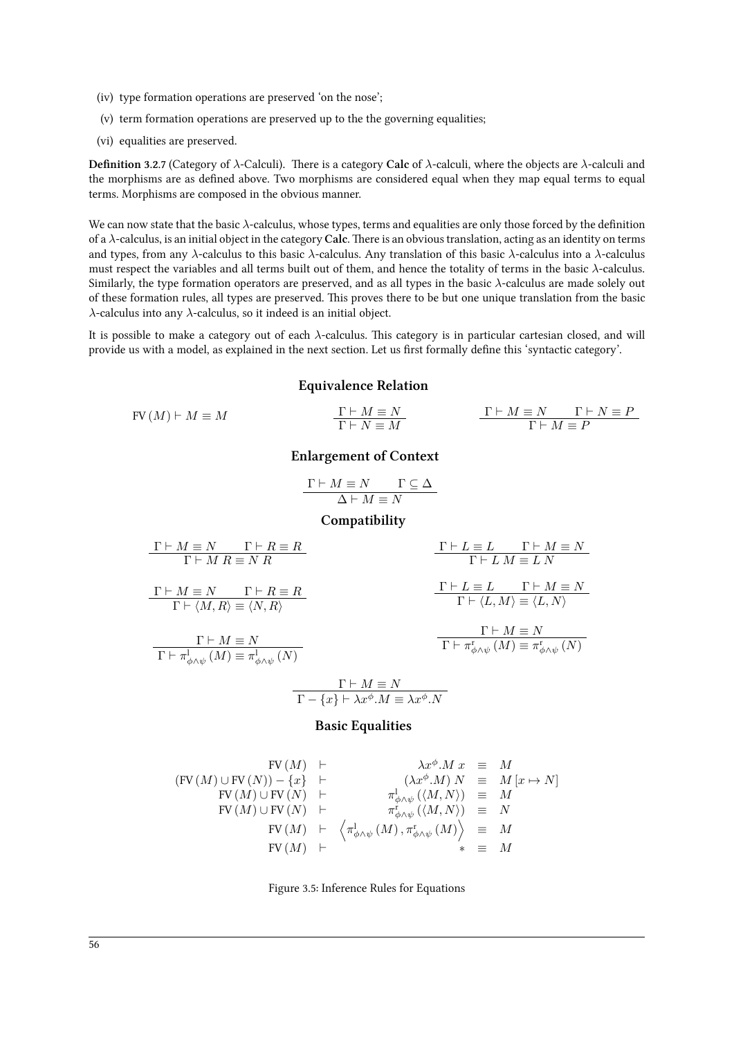(iv) type formation operations are preserved 'on the nose';

(v) term formation operations are preserved up to the the governing equalities;

(vi) equalities are preserved.

**Definition 3.2.7** (Category of $\lambda$-Calculi). There is a category **Calc** of $\lambda$-calculi, where the objects are $\lambda$-calculi and the morphisms are as defined above. Two morphisms are considered equal when they map equal terms to equal terms. Morphisms are composed in the obvious manner.

We can now state that the basic $\lambda$-calculus, whose types, terms and equalities are only those forced by the definition of a $\lambda$-calculus, is an initial object in the category **Calc**. There is an obvious translation, acting as an identity on terms and types, from any $\lambda$-calculus to this basic $\lambda$-calculus. Any translation of this basic $\lambda$-calculus into a $\lambda$-calculus must respect the variables and all terms built out of them, and hence the totality of terms in the basic $\lambda$-calculus. Similarly, the type formation operators are preserved, and as all types in the basic $\lambda$-calculus are made solely out of these formation rules, all types are preserved. This proves there to be but one unique translation from the basic $\lambda$-calculus into any $\lambda$-calculus, so it indeed is an initial object.

It is possible to make a category out of each $\lambda$-calculus. This category is in particular cartesian closed, and will provide us with a model, as explained in the next section. Let us first formally define this 'syntactic category'.

**Equivalence Relation**

$$\mathrm{FV}(M) \vdash M \equiv M \qquad \frac{\Gamma \vdash M \equiv N}{\Gamma \vdash N \equiv M} \qquad \frac{\Gamma \vdash M \equiv N \qquad \Gamma \vdash N \equiv P}{\Gamma \vdash M \equiv P}$$

**Enlargement of Context**

$$\frac{\Gamma \vdash M \equiv N \qquad \Gamma \subseteq \Delta}{\Delta \vdash M \equiv N}$$

**Compatibility**

$$\frac{\Gamma \vdash M \equiv N \qquad \Gamma \vdash R \equiv R}{\Gamma \vdash M\ R \equiv N\ R} \qquad \frac{\Gamma \vdash L \equiv L \qquad \Gamma \vdash M \equiv N}{\Gamma \vdash L\ M \equiv L\ N}$$

$$\frac{\Gamma \vdash M \equiv N \qquad \Gamma \vdash R \equiv R}{\Gamma \vdash \langle M, R\rangle \equiv \langle N, R\rangle} \qquad \frac{\Gamma \vdash L \equiv L \qquad \Gamma \vdash M \equiv N}{\Gamma \vdash \langle L, M\rangle \equiv \langle L, N\rangle}$$

$$\frac{\Gamma \vdash M \equiv N}{\Gamma \vdash \pi^{\mathrm{l}}_{\phi\wedge\psi}(M) \equiv \pi^{\mathrm{l}}_{\phi\wedge\psi}(N)} \qquad \frac{\Gamma \vdash M \equiv N}{\Gamma \vdash \pi^{\mathrm{r}}_{\phi\wedge\psi}(M) \equiv \pi^{\mathrm{r}}_{\phi\wedge\psi}(N)}$$

$$\frac{\Gamma \vdash M \equiv N}{\Gamma - \{x\} \vdash \lambda x^{\phi}.M \equiv \lambda x^{\phi}.N}$$

**Basic Equalities**

$$\begin{array}{rcrcl}
\mathrm{FV}(M) & \vdash & \lambda x^{\phi}.M\ x & \equiv & M \\
(\mathrm{FV}(M) \cup \mathrm{FV}(N)) - \{x\} & \vdash & (\lambda x^{\phi}.M)\ N & \equiv & M\,[x \mapsto N] \\
\mathrm{FV}(M) \cup \mathrm{FV}(N) & \vdash & \pi^{\mathrm{l}}_{\phi\wedge\psi}(\langle M, N\rangle) & \equiv & M \\
\mathrm{FV}(M) \cup \mathrm{FV}(N) & \vdash & \pi^{\mathrm{r}}_{\phi\wedge\psi}(\langle M, N\rangle) & \equiv & N \\
\mathrm{FV}(M) & \vdash & \left\langle \pi^{\mathrm{l}}_{\phi\wedge\psi}(M), \pi^{\mathrm{r}}_{\phi\wedge\psi}(M)\right\rangle & \equiv & M \\
\mathrm{FV}(M) & \vdash & * & \equiv & M
\end{array}$$

Figure 3.5: Inference Rules for Equations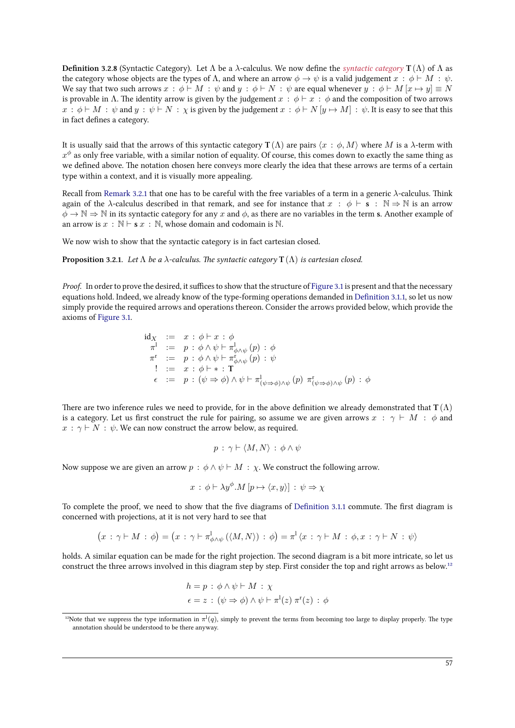**Definition 3.2.8** (Syntactic Category). Let $\Lambda$ be a $\lambda$-calculus. We now define the *syntactic category* $\mathbf{T}(\Lambda)$ of $\Lambda$ as the category whose objects are the types of $\Lambda$, and where an arrow $\phi \to \psi$ is a valid judgement $x : \phi \vdash M : \psi$. We say that two such arrows $x : \phi \vdash M : \psi$ and $y : \phi \vdash N : \psi$ are equal whenever $y : \phi \vdash M[x \mapsto y] \equiv N$ is provable in $\Lambda$. The identity arrow is given by the judgement $x : \phi \vdash x : \phi$ and the composition of two arrows $x : \phi \vdash M : \psi$ and $y : \psi \vdash N : \chi$ is given by the judgement $x : \phi \vdash N[y \mapsto M] : \psi$. It is easy to see that this in fact defines a category.

It is usually said that the arrows of this syntactic category $\mathbf{T}(\Lambda)$ are pairs $\langle x : \phi, M \rangle$ where $M$ is a $\lambda$-term with $x^{\phi}$ as only free variable, with a similar notion of equality. Of course, this comes down to exactly the same thing as we defined above. The notation chosen here conveys more clearly the idea that these arrows are terms of a certain type within a context, and it is visually more appealing.

Recall from Remark 3.2.1 that one has to be careful with the free variables of a term in a generic $\lambda$-calculus. Think again of the $\lambda$-calculus described in that remark, and see for instance that $x : \phi \vdash \mathbf{s} : \mathbb{N} \Rightarrow \mathbb{N}$ is an arrow $\phi \to \mathbb{N} \Rightarrow \mathbb{N}$ in its syntactic category for any $x$ and $\phi$, as there are no variables in the term $\mathbf{s}$. Another example of an arrow is $x : \mathbb{N} \vdash \mathbf{s}\, x : \mathbb{N}$, whose domain and codomain is $\mathbb{N}$.

We now wish to show that the syntactic category is in fact cartesian closed.

**Proposition 3.2.1.** *Let $\Lambda$ be a $\lambda$-calculus. The syntactic category $\mathbf{T}(\Lambda)$ is cartesian closed.*

*Proof.* In order to prove the desired, it suffices to show that the structure of Figure 3.1 is present and that the necessary equations hold. Indeed, we already know of the type-forming operations demanded in Definition 3.1.1, so let us now simply provide the required arrows and operations thereon. Consider the arrows provided below, which provide the axioms of Figure 3.1.

$$
\begin{aligned}
\mathrm{id}_X &:= x : \phi \vdash x : \phi \\
\pi^{\mathrm{l}} &:= p : \phi \wedge \psi \vdash \pi^{\mathrm{l}}_{\phi \wedge \psi}(p) : \phi \\
\pi^{\mathrm{r}} &:= p : \phi \wedge \psi \vdash \pi^{\mathrm{r}}_{\phi \wedge \psi}(p) : \psi \\
! &:= x : \phi \vdash * : \mathbf{T} \\
\epsilon &:= p : (\psi \Rightarrow \phi) \wedge \psi \vdash \pi^{\mathrm{l}}_{(\psi \Rightarrow \phi)\wedge\psi}(p)\ \pi^{\mathrm{r}}_{(\psi \Rightarrow \phi)\wedge\psi}(p) : \phi
\end{aligned}
$$

There are two inference rules we need to provide, for in the above definition we already demonstrated that $\mathbf{T}(\Lambda)$ is a category. Let us first construct the rule for pairing, so assume we are given arrows $x : \gamma \vdash M : \phi$ and $x : \gamma \vdash N : \psi$. We can now construct the arrow below, as required.

$$
p : \gamma \vdash \langle M, N \rangle : \phi \wedge \psi
$$

Now suppose we are given an arrow $p : \phi \wedge \psi \vdash M : \chi$. We construct the following arrow.

$$
x : \phi \vdash \lambda y^{\phi}.M[p \mapsto \langle x, y \rangle] : \psi \Rightarrow \chi
$$

To complete the proof, we need to show that the five diagrams of Definition 3.1.1 commute. The first diagram is concerned with projections, at it is not very hard to see that

$$
\big(x : \gamma \vdash M : \phi\big) = \big(x : \gamma \vdash \pi^{\mathrm{l}}_{\phi \wedge \psi}(\langle M, N \rangle) : \phi\big) = \pi^{\mathrm{l}} \langle x : \gamma \vdash M : \phi, x : \gamma \vdash N : \psi \rangle
$$

holds. A similar equation can be made for the right projection. The second diagram is a bit more intricate, so let us construct the three arrows involved in this diagram step by step. First consider the top and right arrows as below.[12]

$$
\begin{aligned}
h &= p : \phi \wedge \psi \vdash M : \chi \\
\epsilon &= z : (\psi \Rightarrow \phi) \wedge \psi \vdash \pi^{\mathrm{l}}(z)\ \pi^{\mathrm{r}}(z) : \phi
\end{aligned}
$$

[12] Note that we suppress the type information in $\pi^{\mathrm{l}}(q)$, simply to prevent the terms from becoming too large to display properly. The type annotation should be understood to be there anyway.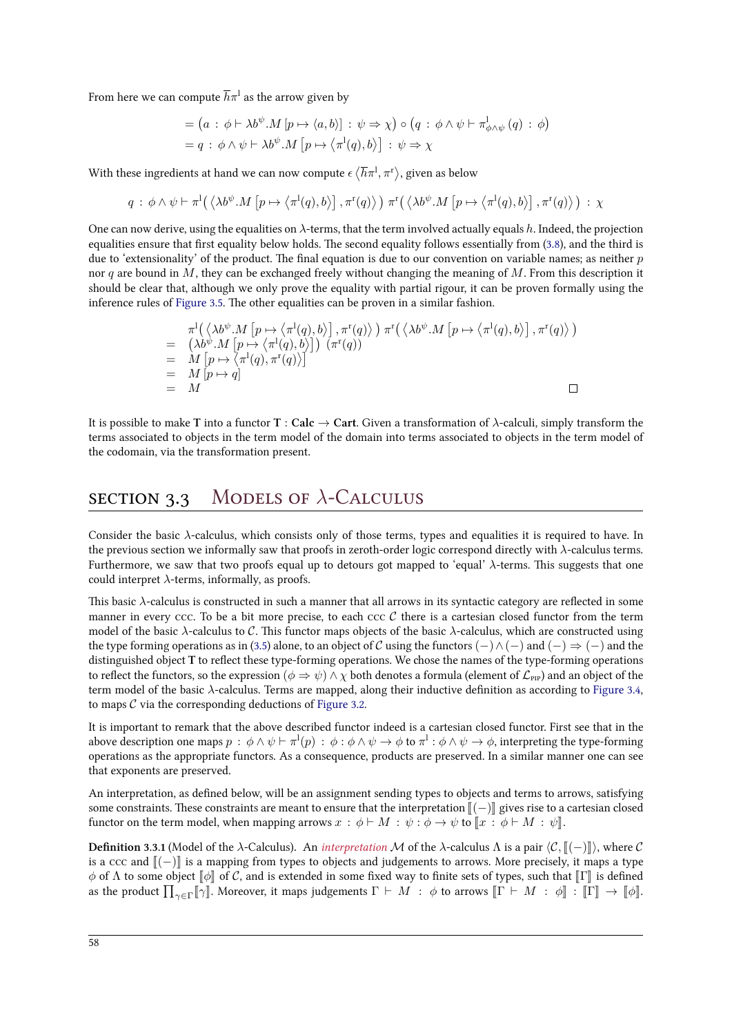From here we can compute $\overline{h}\pi^{\mathrm{l}}$ as the arrow given by

$$
\begin{aligned}
&= \left(a \,:\, \phi \vdash \lambda b^{\psi}.M\left[p \mapsto \langle a, b\rangle\right] \,:\, \psi \Rightarrow \chi\right) \circ \left(q \,:\, \phi \wedge \psi \vdash \pi^{\mathrm{l}}_{\phi\wedge\psi}\left(q\right) \,:\, \phi\right) \\
&= q \,:\, \phi \wedge \psi \vdash \lambda b^{\psi}.M\left[p \mapsto \left\langle \pi^{\mathrm{l}}(q), b\right\rangle\right] \,:\, \psi \Rightarrow \chi
\end{aligned}
$$

With these ingredients at hand we can now compute $\epsilon\left\langle \overline{h}\pi^{\mathrm{l}}, \pi^{\mathrm{r}}\right\rangle$, given as below

$$
q \,:\, \phi \wedge \psi \vdash \pi^{\mathrm{l}}\big(\left\langle \lambda b^{\psi}.M\left[p \mapsto \left\langle \pi^{\mathrm{l}}(q), b\right\rangle\right], \pi^{\mathrm{r}}(q)\right\rangle\big)\ \pi^{\mathrm{r}}\big(\left\langle \lambda b^{\psi}.M\left[p \mapsto \left\langle \pi^{\mathrm{l}}(q), b\right\rangle\right], \pi^{\mathrm{r}}(q)\right\rangle\big) \,:\, \chi
$$

One can now derive, using the equalities on $\lambda$-terms, that the term involved actually equals $h$. Indeed, the projection equalities ensure that first equality below holds. The second equality follows essentially from (3.8), and the third is due to 'extensionality' of the product. The final equation is due to our convention on variable names; as neither $p$ nor $q$ are bound in $M$, they can be exchanged freely without changing the meaning of $M$. From this description it should be clear that, although we only prove the equality with partial rigour, it can be proven formally using the inference rules of Figure 3.5. The other equalities can be proven in a similar fashion.

$$
\begin{aligned}
& \pi^{\mathrm{l}}\big(\left\langle \lambda b^{\psi}.M\left[p \mapsto \left\langle \pi^{\mathrm{l}}(q), b\right\rangle\right], \pi^{\mathrm{r}}(q)\right\rangle\big)\ \pi^{\mathrm{r}}\big(\left\langle \lambda b^{\psi}.M\left[p \mapsto \left\langle \pi^{\mathrm{l}}(q), b\right\rangle\right], \pi^{\mathrm{r}}(q)\right\rangle\big) \\
= \;& \left(\lambda b^{\psi}.M\left[p \mapsto \left\langle \pi^{\mathrm{l}}(q), b\right\rangle\right]\right)\ \left(\pi^{\mathrm{r}}(q)\right) \\
= \;& M\left[p \mapsto \left\langle \pi^{\mathrm{l}}(q), \pi^{\mathrm{r}}(q)\right\rangle\right] \\
= \;& M\left[p \mapsto q\right] \\
= \;& M
\end{aligned}
$$

□

It is possible to make **T** into a functor **T** : **Calc** → **Cart**. Given a transformation of $\lambda$-calculi, simply transform the terms associated to objects in the term model of the domain into terms associated to objects in the term model of the codomain, via the transformation present.

## SECTION 3.3 Models of $\lambda$-Calculus

Consider the basic $\lambda$-calculus, which consists only of those terms, types and equalities it is required to have. In the previous section we informally saw that proofs in zeroth-order logic correspond directly with $\lambda$-calculus terms. Furthermore, we saw that two proofs equal up to detours got mapped to 'equal' $\lambda$-terms. This suggests that one could interpret $\lambda$-terms, informally, as proofs.

This basic $\lambda$-calculus is constructed in such a manner that all arrows in its syntactic category are reflected in some manner in every CCC. To be a bit more precise, to each CCC $\mathcal{C}$ there is a cartesian closed functor from the term model of the basic $\lambda$-calculus to $\mathcal{C}$. This functor maps objects of the basic $\lambda$-calculus, which are constructed using the type forming operations as in (3.5) alone, to an object of $\mathcal{C}$ using the functors $(-) \wedge (-)$ and $(-) \Rightarrow (-)$ and the distinguished object **T** to reflect these type-forming operations. We chose the names of the type-forming operations to reflect the functors, so the expression $(\phi \Rightarrow \psi) \wedge \chi$ both denotes a formula (element of $\mathcal{L}_{\text{PIP}}$) and an object of the term model of the basic $\lambda$-calculus. Terms are mapped, along their inductive definition as according to Figure 3.4, to maps $\mathcal{C}$ via the corresponding deductions of Figure 3.2.

It is important to remark that the above described functor indeed is a cartesian closed functor. First see that in the above description one maps $p \,:\, \phi \wedge \psi \vdash \pi^{\mathrm{l}}(p) \,:\, \phi : \phi \wedge \psi \to \phi$ to $\pi^{\mathrm{l}} : \phi \wedge \psi \to \phi$, interpreting the type-forming operations as the appropriate functors. As a consequence, products are preserved. In a similar manner one can see that exponents are preserved.

An interpretation, as defined below, will be an assignment sending types to objects and terms to arrows, satisfying some constraints. These constraints are meant to ensure that the interpretation $[\![(-)]\!]$ gives rise to a cartesian closed functor on the term model, when mapping arrows $x \,:\, \phi \vdash M \,:\, \psi : \phi \to \psi$ to $[\![x \,:\, \phi \vdash M \,:\, \psi]\!]$.

**Definition 3.3.1** (Model of the $\lambda$-Calculus). An *interpretation* $\mathcal{M}$ of the $\lambda$-calculus $\Lambda$ is a pair $\langle \mathcal{C}, [\![(-)]\!]\rangle$, where $\mathcal{C}$ is a CCC and $[\![(-)]\!]$ is a mapping from types to objects and judgements to arrows. More precisely, it maps a type $\phi$ of $\Lambda$ to some object $[\![\phi]\!]$ of $\mathcal{C}$, and is extended in some fixed way to finite sets of types, such that $[\![\Gamma]\!]$ is defined as the product $\prod_{\gamma\in\Gamma}[\![\gamma]\!]$. Moreover, it maps judgements $\Gamma \vdash M \,:\, \phi$ to arrows $[\![\Gamma \vdash M \,:\, \phi]\!] : [\![\Gamma]\!] \to [\![\phi]\!]$.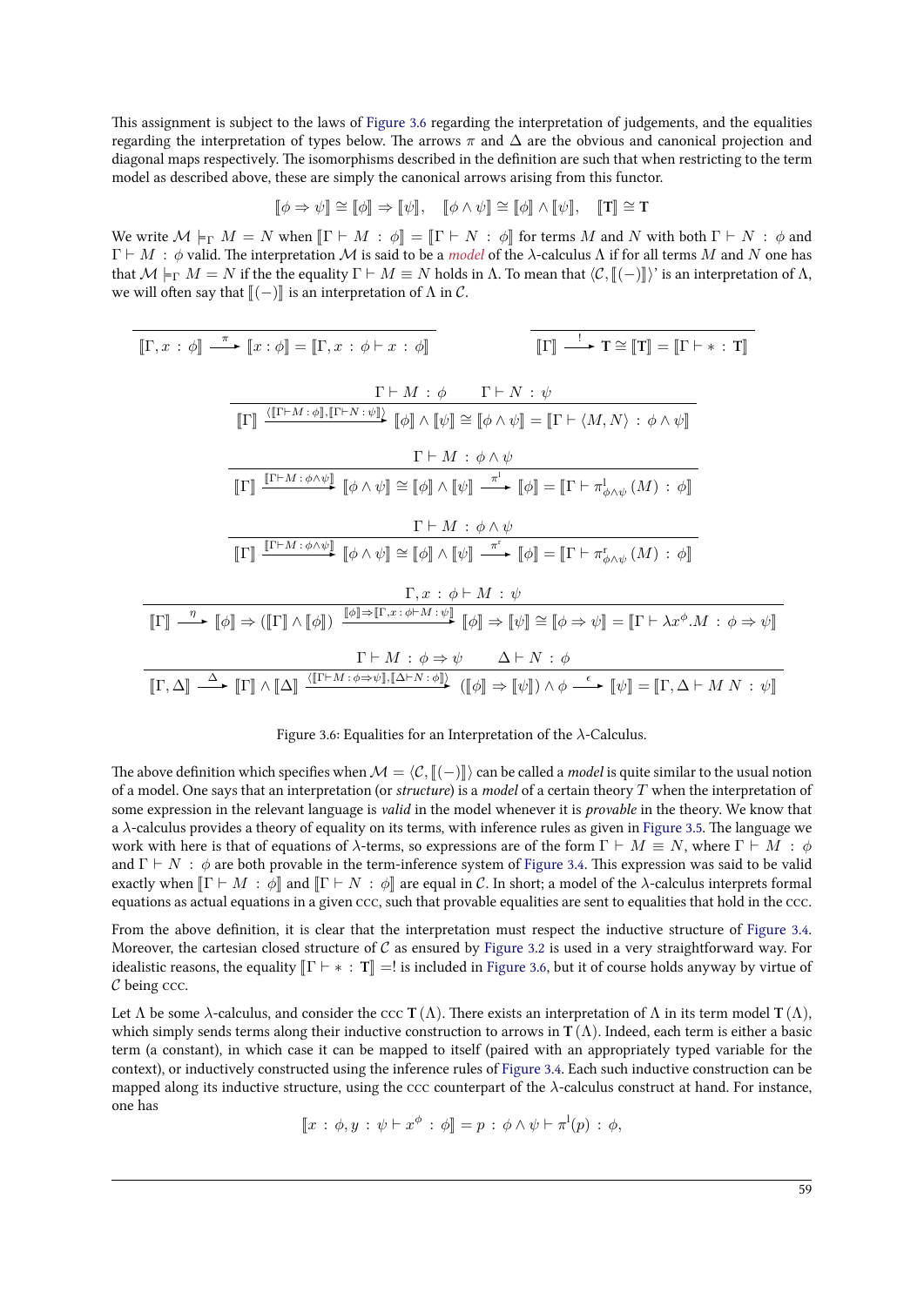This assignment is subject to the laws of Figure 3.6 regarding the interpretation of judgements, and the equalities regarding the interpretation of types below. The arrows $\pi$ and $\Delta$ are the obvious and canonical projection and diagonal maps respectively. The isomorphisms described in the definition are such that when restricting to the term model as described above, these are simply the canonical arrows arising from this functor.

$$[\![\phi \Rightarrow \psi]\!] \cong [\![\phi]\!] \Rightarrow [\![\psi]\!], \quad [\![\phi \wedge \psi]\!] \cong [\![\phi]\!] \wedge [\![\psi]\!], \quad [\![\mathbf{T}]\!] \cong \mathbf{T}$$

We write $\mathcal{M} \models_\Gamma M = N$ when $[\![\Gamma \vdash M : \phi]\!] = [\![\Gamma \vdash N : \phi]\!]$ for terms $M$ and $N$ with both $\Gamma \vdash N : \phi$ and $\Gamma \vdash M : \phi$ valid. The interpretation $\mathcal{M}$ is said to be a *model* of the $\lambda$-calculus $\Lambda$ if for all terms $M$ and $N$ one has that $\mathcal{M} \models_\Gamma M = N$ if the the equality $\Gamma \vdash M \equiv N$ holds in $\Lambda$. To mean that $\langle \mathcal{C}, [\![(-)]\!] \rangle$' is an interpretation of $\Lambda$, we will often say that $[\![(-)]\!]$ is an interpretation of $\Lambda$ in $\mathcal{C}$.

$$\frac{}{[\![\Gamma, x : \phi]\!] \xrightarrow{\pi} [\![x : \phi]\!] = [\![\Gamma, x : \phi \vdash x : \phi]\!]} \qquad \frac{}{[\![\Gamma]\!] \xrightarrow{!} \mathbf{T} \cong [\![\mathbf{T}]\!] = [\![\Gamma \vdash * : \mathbf{T}]\!]}$$

$$\frac{\Gamma \vdash M : \phi \qquad \Gamma \vdash N : \psi}{[\![\Gamma]\!] \xrightarrow{\langle [\![\Gamma \vdash M : \phi]\!], [\![\Gamma \vdash N : \psi]\!] \rangle} [\![\phi]\!] \wedge [\![\psi]\!] \cong [\![\phi \wedge \psi]\!] = [\![\Gamma \vdash \langle M, N \rangle : \phi \wedge \psi]\!]}$$

$$\frac{\Gamma \vdash M : \phi \wedge \psi}{[\![\Gamma]\!] \xrightarrow{[\![\Gamma \vdash M : \phi \wedge \psi]\!]} [\![\phi \wedge \psi]\!] \cong [\![\phi]\!] \wedge [\![\psi]\!] \xrightarrow{\pi^{\mathrm{l}}} [\![\phi]\!] = [\![\Gamma \vdash \pi^{\mathrm{l}}_{\phi \wedge \psi}(M) : \phi]\!]}$$

$$\frac{\Gamma \vdash M : \phi \wedge \psi}{[\![\Gamma]\!] \xrightarrow{[\![\Gamma \vdash M : \phi \wedge \psi]\!]} [\![\phi \wedge \psi]\!] \cong [\![\phi]\!] \wedge [\![\psi]\!] \xrightarrow{\pi^{\mathrm{r}}} [\![\phi]\!] = [\![\Gamma \vdash \pi^{\mathrm{r}}_{\phi \wedge \psi}(M) : \phi]\!]}$$

$$\frac{\Gamma, x : \phi \vdash M : \psi}{[\![\Gamma]\!] \xrightarrow{\eta} [\![\phi]\!] \Rightarrow ([\![\Gamma]\!] \wedge [\![\phi]\!]) \xrightarrow{[\![\phi]\!] \Rightarrow [\![\Gamma, x : \phi \vdash M : \psi]\!]} [\![\phi]\!] \Rightarrow [\![\psi]\!] \cong [\![\phi \Rightarrow \psi]\!] = [\![\Gamma \vdash \lambda x^\phi . M : \phi \Rightarrow \psi]\!]}$$

$$\frac{\Gamma \vdash M : \phi \Rightarrow \psi \qquad \Delta \vdash N : \phi}{[\![\Gamma, \Delta]\!] \xrightarrow{\Delta} [\![\Gamma]\!] \wedge [\![\Delta]\!] \xrightarrow{\langle [\![\Gamma \vdash M : \phi \Rightarrow \psi]\!], [\![\Delta \vdash N : \phi]\!] \rangle} ([\![\phi]\!] \Rightarrow [\![\psi]\!]) \wedge \phi \xrightarrow{\epsilon} [\![\psi]\!] = [\![\Gamma, \Delta \vdash M\ N : \psi]\!]}$$

Figure 3.6: Equalities for an Interpretation of the $\lambda$-Calculus.

The above definition which specifies when $\mathcal{M} = \langle \mathcal{C}, [\![(-)]\!] \rangle$ can be called a *model* is quite similar to the usual notion of a model. One says that an interpretation (or *structure*) is a *model* of a certain theory $T$ when the interpretation of some expression in the relevant language is *valid* in the model whenever it is *provable* in the theory. We know that a $\lambda$-calculus provides a theory of equality on its terms, with inference rules as given in Figure 3.5. The language we work with here is that of equations of $\lambda$-terms, so expressions are of the form $\Gamma \vdash M \equiv N$, where $\Gamma \vdash M : \phi$ and $\Gamma \vdash N : \phi$ are both provable in the term-inference system of Figure 3.4. This expression was said to be valid exactly when $[\![\Gamma \vdash M : \phi]\!]$ and $[\![\Gamma \vdash N : \phi]\!]$ are equal in $\mathcal{C}$. In short; a model of the $\lambda$-calculus interprets formal equations as actual equations in a given CCC, such that provable equalities are sent to equalities that hold in the CCC.

From the above definition, it is clear that the interpretation must respect the inductive structure of Figure 3.4. Moreover, the cartesian closed structure of $\mathcal{C}$ as ensured by Figure 3.2 is used in a very straightforward way. For idealistic reasons, the equality $[\![\Gamma \vdash * : \mathbf{T}]\!] = !$ is included in Figure 3.6, but it of course holds anyway by virtue of $\mathcal{C}$ being CCC.

Let $\Lambda$ be some $\lambda$-calculus, and consider the CCC $\mathbf{T}(\Lambda)$. There exists an interpretation of $\Lambda$ in its term model $\mathbf{T}(\Lambda)$, which simply sends terms along their inductive construction to arrows in $\mathbf{T}(\Lambda)$. Indeed, each term is either a basic term (a constant), in which case it can be mapped to itself (paired with an appropriately typed variable for the context), or inductively constructed using the inference rules of Figure 3.4. Each such inductive construction can be mapped along its inductive structure, using the CCC counterpart of the $\lambda$-calculus construct at hand. For instance, one has

$$[\![x : \phi, y : \psi \vdash x^\phi : \phi]\!] = p : \phi \wedge \psi \vdash \pi^{\mathrm{l}}(p) : \phi,$$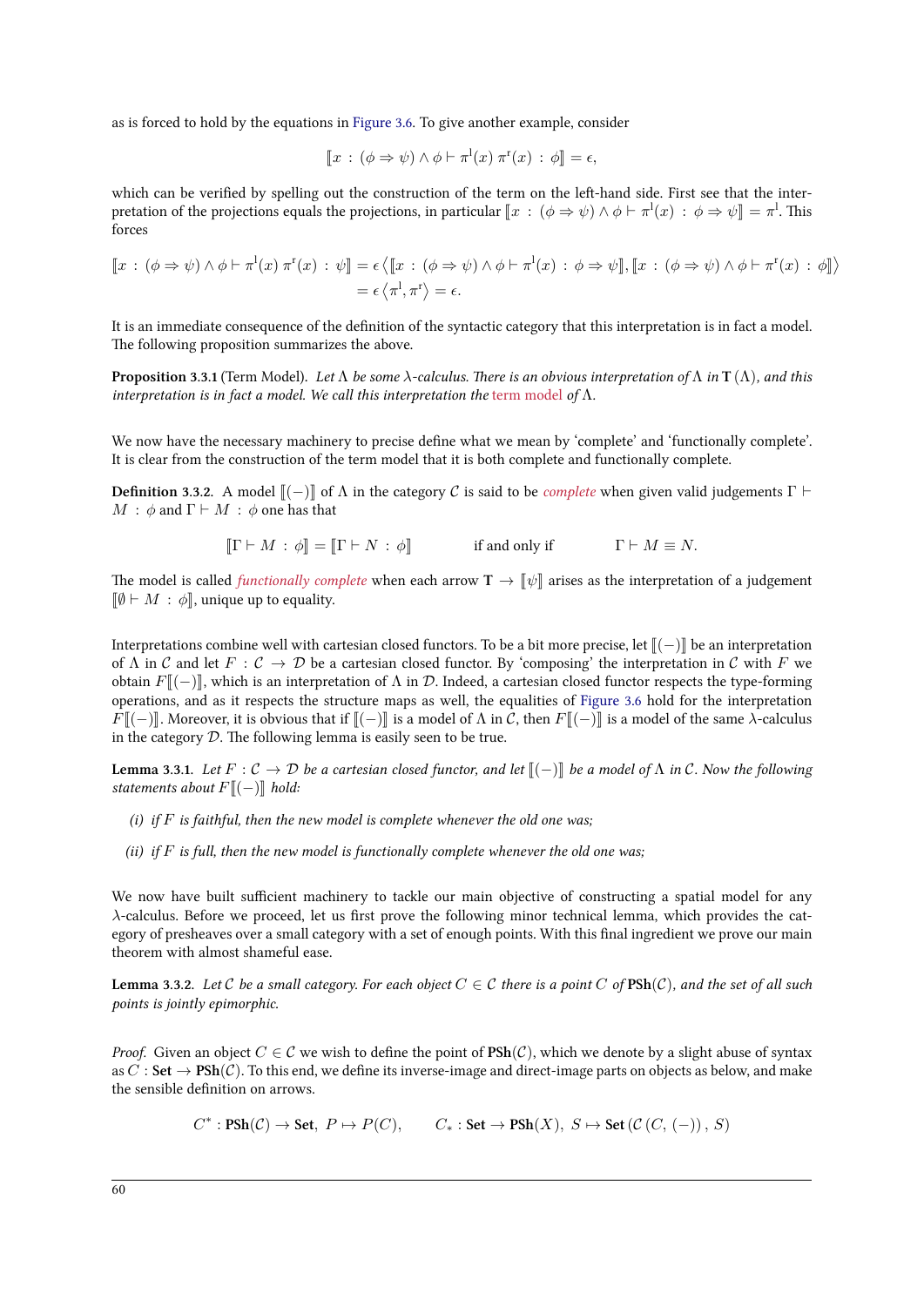as is forced to hold by the equations in Figure 3.6. To give another example, consider

$$[\![x : (\phi \Rightarrow \psi) \wedge \phi \vdash \pi^{\mathrm{l}}(x)\, \pi^{\mathrm{r}}(x) : \phi]\!] = \epsilon,$$

which can be verified by spelling out the construction of the term on the left-hand side. First see that the interpretation of the projections equals the projections, in particular $[\![x : (\phi \Rightarrow \psi) \wedge \phi \vdash \pi^{\mathrm{l}}(x) : \phi \Rightarrow \psi]\!] = \pi^{\mathrm{l}}$. This forces

$$\begin{aligned}[\![x : (\phi \Rightarrow \psi) \wedge \phi \vdash \pi^{\mathrm{l}}(x)\, \pi^{\mathrm{r}}(x) : \psi]\!] &= \epsilon \left\langle [\![x : (\phi \Rightarrow \psi) \wedge \phi \vdash \pi^{\mathrm{l}}(x) : \phi \Rightarrow \psi]\!], [\![x : (\phi \Rightarrow \psi) \wedge \phi \vdash \pi^{\mathrm{r}}(x) : \phi]\!] \right\rangle \\ &= \epsilon \left\langle \pi^{\mathrm{l}}, \pi^{\mathrm{r}} \right\rangle = \epsilon.\end{aligned}$$

It is an immediate consequence of the definition of the syntactic category that this interpretation is in fact a model. The following proposition summarizes the above.

**Proposition 3.3.1** (Term Model). *Let $\Lambda$ be some $\lambda$-calculus. There is an obvious interpretation of $\Lambda$ in $\mathbf{T}(\Lambda)$, and this interpretation is in fact a model. We call this interpretation the term model of $\Lambda$.*

We now have the necessary machinery to precise define what we mean by 'complete' and 'functionally complete'. It is clear from the construction of the term model that it is both complete and functionally complete.

**Definition 3.3.2.** A model $[\![(-)]\!]$ of $\Lambda$ in the category $\mathcal{C}$ is said to be *complete* when given valid judgements $\Gamma \vdash M : \phi$ and $\Gamma \vdash M : \phi$ one has that

$$[\![\Gamma \vdash M : \phi]\!] = [\![\Gamma \vdash N : \phi]\!] \qquad \text{if and only if} \qquad \Gamma \vdash M \equiv N.$$

The model is called *functionally complete* when each arrow $\mathbf{T} \to [\![\psi]\!]$ arises as the interpretation of a judgement $[\![\emptyset \vdash M : \phi]\!]$, unique up to equality.

Interpretations combine well with cartesian closed functors. To be a bit more precise, let $[\![(-)]\!]$ be an interpretation of $\Lambda$ in $\mathcal{C}$ and let $F : \mathcal{C} \to \mathcal{D}$ be a cartesian closed functor. By 'composing' the interpretation in $\mathcal{C}$ with $F$ we obtain $F[\![(-)]\!]$, which is an interpretation of $\Lambda$ in $\mathcal{D}$. Indeed, a cartesian closed functor respects the type-forming operations, and as it respects the structure maps as well, the equalities of Figure 3.6 hold for the interpretation $F[\![(-)]\!]$. Moreover, it is obvious that if $[\![(-)]\!]$ is a model of $\Lambda$ in $\mathcal{C}$, then $F[\![(-)]\!]$ is a model of the same $\lambda$-calculus in the category $\mathcal{D}$. The following lemma is easily seen to be true.

**Lemma 3.3.1.** *Let $F : \mathcal{C} \to \mathcal{D}$ be a cartesian closed functor, and let $[\![(-)]\!]$ be a model of $\Lambda$ in $\mathcal{C}$. Now the following statements about $F[\![(-)]\!]$ hold:*

*(i) if $F$ is faithful, then the new model is complete whenever the old one was;*

*(ii) if $F$ is full, then the new model is functionally complete whenever the old one was;*

We now have built sufficient machinery to tackle our main objective of constructing a spatial model for any $\lambda$-calculus. Before we proceed, let us first prove the following minor technical lemma, which provides the category of presheaves over a small category with a set of enough points. With this final ingredient we prove our main theorem with almost shameful ease.

**Lemma 3.3.2.** *Let $\mathcal{C}$ be a small category. For each object $C \in \mathcal{C}$ there is a point $C$ of $\mathbf{PSh}(\mathcal{C})$, and the set of all such points is jointly epimorphic.*

*Proof.* Given an object $C \in \mathcal{C}$ we wish to define the point of $\mathbf{PSh}(\mathcal{C})$, which we denote by a slight abuse of syntax as $C : \mathbf{Set} \to \mathbf{PSh}(\mathcal{C})$. To this end, we define its inverse-image and direct-image parts on objects as below, and make the sensible definition on arrows.

$$C^* : \mathbf{PSh}(\mathcal{C}) \to \mathbf{Set},\ P \mapsto P(C), \qquad C_* : \mathbf{Set} \to \mathbf{PSh}(X),\ S \mapsto \mathbf{Set}\left(\mathcal{C}\left(C, (-)\right), S\right)$$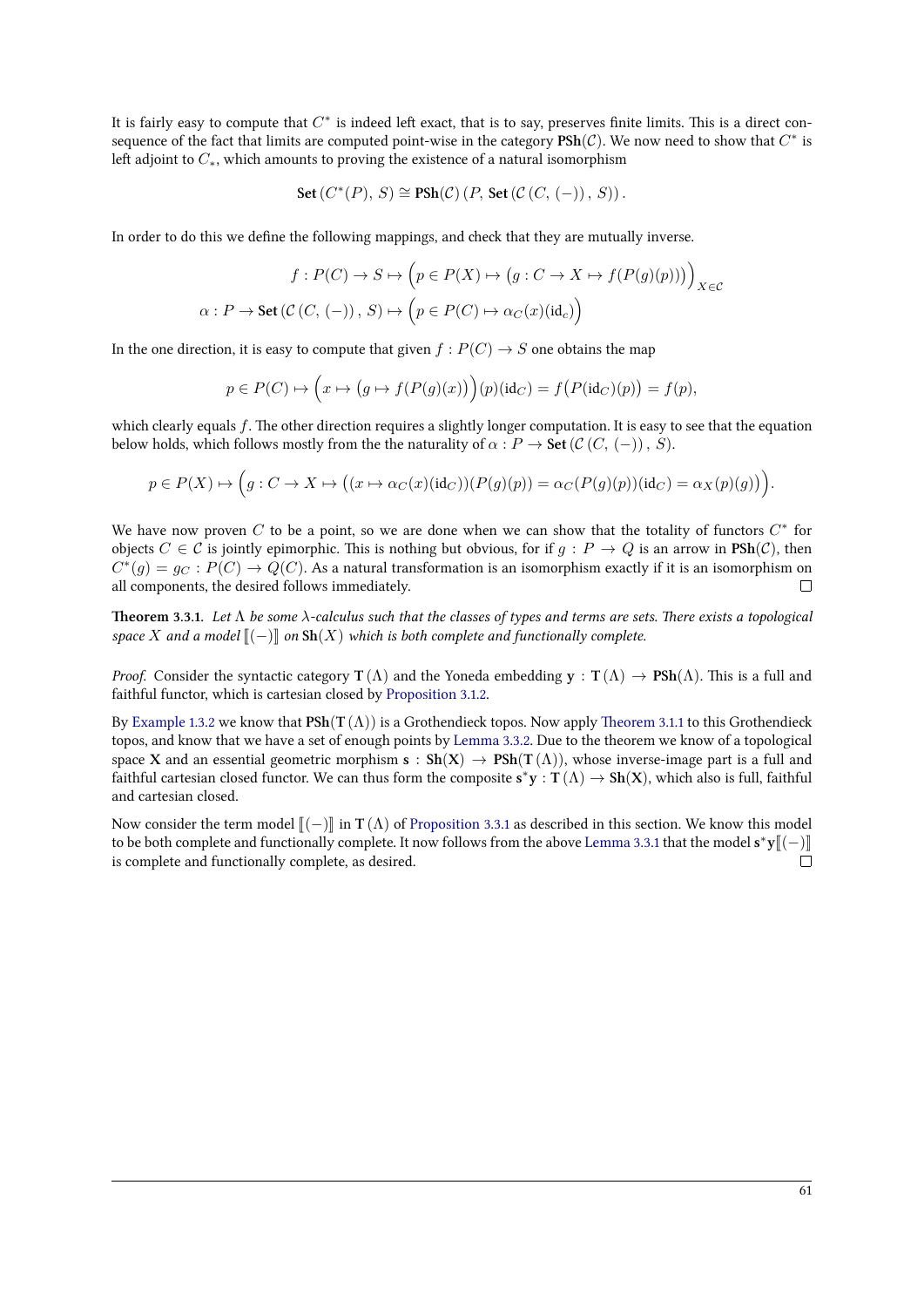It is fairly easy to compute that $C^*$ is indeed left exact, that is to say, preserves finite limits. This is a direct consequence of the fact that limits are computed point-wise in the category $\mathbf{PSh}(\mathcal{C})$. We now need to show that $C^*$ is left adjoint to $C_*$, which amounts to proving the existence of a natural isomorphism

$$\mathbf{Set}\left(C^*(P),\, S\right) \cong \mathbf{PSh}(\mathcal{C})\left(P,\, \mathbf{Set}\left(\mathcal{C}\left(C,\, (-)\right),\, S\right)\right).$$

In order to do this we define the following mappings, and check that they are mutually inverse.

$$f : P(C) \to S \mapsto \Big(p \in P(X) \mapsto \big(g : C \to X \mapsto f(P(g)(p))\big)\Big)_{X \in \mathcal{C}}$$

$$\alpha : P \to \mathbf{Set}\left(\mathcal{C}\left(C,\, (-)\right),\, S\right) \mapsto \Big(p \in P(C) \mapsto \alpha_C(x)(\mathrm{id}_c)\Big)$$

In the one direction, it is easy to compute that given $f : P(C) \to S$ one obtains the map

$$p \in P(C) \mapsto \Big(x \mapsto \big(g \mapsto f(P(g)(x))\big)\Big)(p)(\mathrm{id}_C) = f\big(P(\mathrm{id}_C)(p)\big) = f(p),$$

which clearly equals $f$. The other direction requires a slightly longer computation. It is easy to see that the equation below holds, which follows mostly from the the naturality of $\alpha : P \to \mathbf{Set}\left(\mathcal{C}\left(C,\, (-)\right),\, S\right)$.

$$p \in P(X) \mapsto \Big(g : C \to X \mapsto \big((x \mapsto \alpha_C(x)(\mathrm{id}_C))(P(g)(p)) = \alpha_C(P(g)(p))(\mathrm{id}_C) = \alpha_X(p)(g)\big)\Big).$$

We have now proven $C$ to be a point, so we are done when we can show that the totality of functors $C^*$ for objects $C \in \mathcal{C}$ is jointly epimorphic. This is nothing but obvious, for if $g : P \to Q$ is an arrow in $\mathbf{PSh}(\mathcal{C})$, then $C^*(g) = g_C : P(C) \to Q(C)$. As a natural transformation is an isomorphism exactly if it is an isomorphism on all components, the desired follows immediately. □

**Theorem 3.3.1.** *Let $\Lambda$ be some $\lambda$-calculus such that the classes of types and terms are sets. There exists a topological space $X$ and a model $[\![(-)]\!]$ on $\mathbf{Sh}(X)$ which is both complete and functionally complete.*

*Proof.* Consider the syntactic category $\mathbf{T}\left(\Lambda\right)$ and the Yoneda embedding $\mathbf{y} : \mathbf{T}\left(\Lambda\right) \to \mathbf{PSh}(\Lambda)$. This is a full and faithful functor, which is cartesian closed by Proposition 3.1.2.

By Example 1.3.2 we know that $\mathbf{PSh}(\mathbf{T}\left(\Lambda\right))$ is a Grothendieck topos. Now apply Theorem 3.1.1 to this Grothendieck topos, and know that we have a set of enough points by Lemma 3.3.2. Due to the theorem we know of a topological space $\mathbf{X}$ and an essential geometric morphism $\mathbf{s} : \mathbf{Sh}(\mathbf{X}) \to \mathbf{PSh}(\mathbf{T}\left(\Lambda\right))$, whose inverse-image part is a full and faithful cartesian closed functor. We can thus form the composite $\mathbf{s}^*\mathbf{y} : \mathbf{T}\left(\Lambda\right) \to \mathbf{Sh}(\mathbf{X})$, which also is full, faithful and cartesian closed.

Now consider the term model $[\![(-)]\!]$ in $\mathbf{T}\left(\Lambda\right)$ of Proposition 3.3.1 as described in this section. We know this model to be both complete and functionally complete. It now follows from the above Lemma 3.3.1 that the model $\mathbf{s}^*\mathbf{y}[\![(-)]\!]$ is complete and functionally complete, as desired. □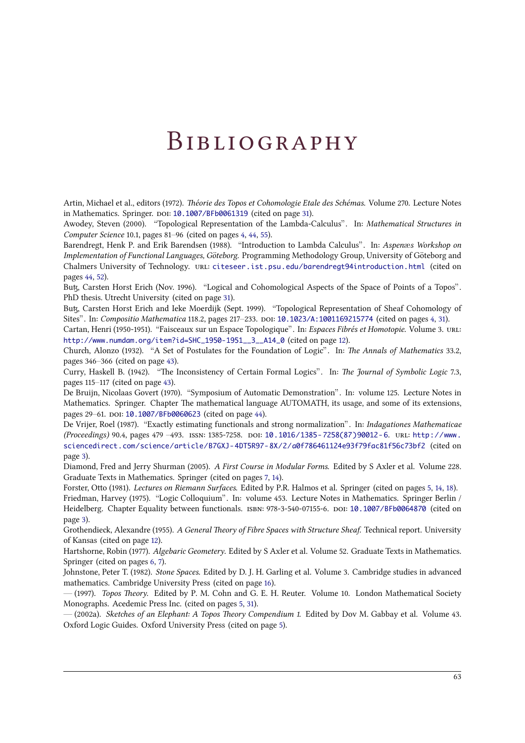# Bibliography

Artin, Michael et al., editors (1972). *Théorie des Topos et Cohomologie Etale des Schémas*. Volume 270. Lecture Notes in Mathematics. Springer. DOI: 10.1007/BFb0061319 (cited on page 31).

Awodey, Steven (2000). "Topological Representation of the Lambda-Calculus". In: *Mathematical Structures in Computer Science* 10.1, pages 81–96 (cited on pages 4, 44, 55).

Barendregt, Henk P. and Erik Barendsen (1988). "Introduction to Lambda Calculus". In: *Aspenæs Workshop on Implementation of Functional Languages, Göteborg*. Programming Methodology Group, University of Göteborg and Chalmers University of Technology. URL: citeseer.ist.psu.edu/barendregt94introduction.html (cited on pages 44, 52).

Butz, Carsten Horst Erich (Nov. 1996). "Logical and Cohomological Aspects of the Space of Points of a Topos". PhD thesis. Utrecht University (cited on page 31).

Butz, Carsten Horst Erich and Ieke Moerdijk (Sept. 1999). "Topological Representation of Sheaf Cohomology of Sites". In: *Compositio Mathematica* 118.2, pages 217–233. DOI: 10.1023/A:1001169215774 (cited on pages 4, 31).

Cartan, Henri (1950-1951). "Faisceaux sur un Espace Topologique". In: *Espaces Fibrés et Homotopie*. Volume 3. URL: http://www.numdam.org/item?id=SHC_1950-1951__3__A14_0 (cited on page 12).

Church, Alonzo (1932). "A Set of Postulates for the Foundation of Logic". In: *The Annals of Mathematics* 33.2, pages 346–366 (cited on page 43).

Curry, Haskell B. (1942). "The Inconsistency of Certain Formal Logics". In: *The Journal of Symbolic Logic* 7.3, pages 115–117 (cited on page 43).

De Bruijn, Nicolaas Govert (1970). "Symposium of Automatic Demonstration". In: volume 125. Lecture Notes in Mathematics. Springer. Chapter The mathematical language AUTOMATH, its usage, and some of its extensions, pages 29–61. DOI: 10.1007/BFb0060623 (cited on page 44).

De Vrijer, Roel (1987). "Exactly estimating functionals and strong normalization". In: *Indagationes Mathematicae (Proceedings)* 90.4, pages 479 –493. ISSN: 1385-7258. DOI: 10.1016/1385-7258(87)90012-6. URL: http://www.sciencedirect.com/science/article/B7GXJ-4DT5R97-8X/2/a0f786461124e93f79fac81f56c73bf2 (cited on page 3).

Diamond, Fred and Jerry Shurman (2005). *A First Course in Modular Forms*. Edited by S Axler et al. Volume 228. Graduate Texts in Mathematics. Springer (cited on pages 7, 14).

Forster, Otto (1981). *Lectures on Riemann Surfaces*. Edited by P.R. Halmos et al. Springer (cited on pages 5, 14, 18).

Friedman, Harvey (1975). "Logic Colloquium". In: volume 453. Lecture Notes in Mathematics. Springer Berlin / Heidelberg. Chapter Equality between functionals. ISBN: 978-3-540-07155-6. DOI: 10.1007/BFb0064870 (cited on page 3).

Grothendieck, Alexandre (1955). *A General Theory of Fibre Spaces with Structure Sheaf*. Technical report. University of Kansas (cited on page 12).

Hartshorne, Robin (1977). *Algebraic Geometery*. Edited by S Axler et al. Volume 52. Graduate Texts in Mathematics. Springer (cited on pages 6, 7).

Johnstone, Peter T. (1982). *Stone Spaces*. Edited by D. J. H. Garling et al. Volume 3. Cambridge studies in advanced mathematics. Cambridge University Press (cited on page 16).

— (1997). *Topos Theory*. Edited by P. M. Cohn and G. E. H. Reuter. Volume 10. London Mathematical Society Monographs. Acedemic Press Inc. (cited on pages 5, 31).

— (2002a). *Sketches of an Elephant: A Topos Theory Compendium 1*. Edited by Dov M. Gabbay et al. Volume 43. Oxford Logic Guides. Oxford University Press (cited on page 5).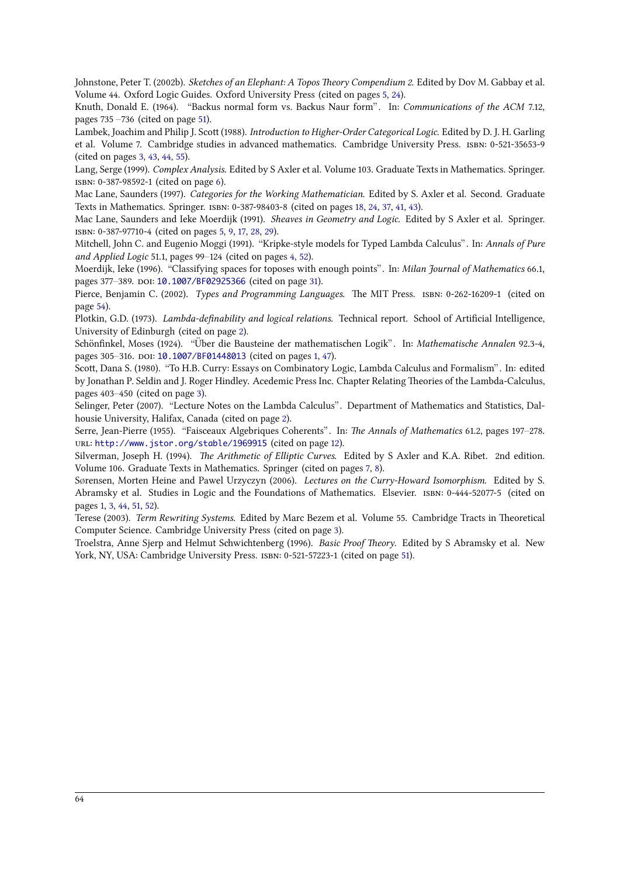Johnstone, Peter T. (2002b). *Sketches of an Elephant: A Topos Theory Compendium 2*. Edited by Dov M. Gabbay et al. Volume 44. Oxford Logic Guides. Oxford University Press (cited on pages 5, 24).

Knuth, Donald E. (1964). "Backus normal form vs. Backus Naur form". In: *Communications of the ACM* 7.12, pages 735 –736 (cited on page 51).

Lambek, Joachim and Philip J. Scott (1988). *Introduction to Higher-Order Categorical Logic*. Edited by D. J. H. Garling et al. Volume 7. Cambridge studies in advanced mathematics. Cambridge University Press. ISBN: 0-521-35653-9 (cited on pages 3, 43, 44, 55).

Lang, Serge (1999). *Complex Analysis*. Edited by S Axler et al. Volume 103. Graduate Texts in Mathematics. Springer. ISBN: 0-387-98592-1 (cited on page 6).

Mac Lane, Saunders (1997). *Categories for the Working Mathematician*. Edited by S. Axler et al. Second. Graduate Texts in Mathematics. Springer. ISBN: 0-387-98403-8 (cited on pages 18, 24, 37, 41, 43).

Mac Lane, Saunders and Ieke Moerdijk (1991). *Sheaves in Geometry and Logic*. Edited by S Axler et al. Springer. ISBN: 0-387-97710-4 (cited on pages 5, 9, 17, 28, 29).

Mitchell, John C. and Eugenio Moggi (1991). "Kripke-style models for Typed Lambda Calculus". In: *Annals of Pure and Applied Logic* 51.1, pages 99–124 (cited on pages 4, 52).

Moerdijk, Ieke (1996). "Classifying spaces for toposes with enough points". In: *Milan Journal of Mathematics* 66.1, pages 377–389. DOI: 10.1007/BF02925366 (cited on page 31).

Pierce, Benjamin C. (2002). *Types and Programming Languages*. The MIT Press. ISBN: 0-262-16209-1 (cited on page 54).

Plotkin, G.D. (1973). *Lambda-definability and logical relations*. Technical report. School of Artificial Intelligence, University of Edinburgh (cited on page 2).

Schönfinkel, Moses (1924). "Über die Bausteine der mathematischen Logik". In: *Mathematische Annalen* 92.3-4, pages 305–316. DOI: 10.1007/BF01448013 (cited on pages 1, 47).

Scott, Dana S. (1980). "To H.B. Curry: Essays on Combinatory Logic, Lambda Calculus and Formalism". In: edited by Jonathan P. Seldin and J. Roger Hindley. Acedemic Press Inc. Chapter Relating Theories of the Lambda-Calculus, pages 403–450 (cited on page 3).

Selinger, Peter (2007). "Lecture Notes on the Lambda Calculus". Department of Mathematics and Statistics, Dalhousie University, Halifax, Canada (cited on page 2).

Serre, Jean-Pierre (1955). "Faisceaux Algebriques Coherents". In: *The Annals of Mathematics* 61.2, pages 197–278. URL: http://www.jstor.org/stable/1969915 (cited on page 12).

Silverman, Joseph H. (1994). *The Arithmetic of Elliptic Curves*. Edited by S Axler and K.A. Ribet. 2nd edition. Volume 106. Graduate Texts in Mathematics. Springer (cited on pages 7, 8).

Sørensen, Morten Heine and Pawel Urzyczyn (2006). *Lectures on the Curry-Howard Isomorphism*. Edited by S. Abramsky et al. Studies in Logic and the Foundations of Mathematics. Elsevier. ISBN: 0-444-52077-5 (cited on pages 1, 3, 44, 51, 52).

Terese (2003). *Term Rewriting Systems*. Edited by Marc Bezem et al. Volume 55. Cambridge Tracts in Theoretical Computer Science. Cambridge University Press (cited on page 3).

Troelstra, Anne Sjerp and Helmut Schwichtenberg (1996). *Basic Proof Theory*. Edited by S Abramsky et al. New York, NY, USA: Cambridge University Press. ISBN: 0-521-57223-1 (cited on page 51).